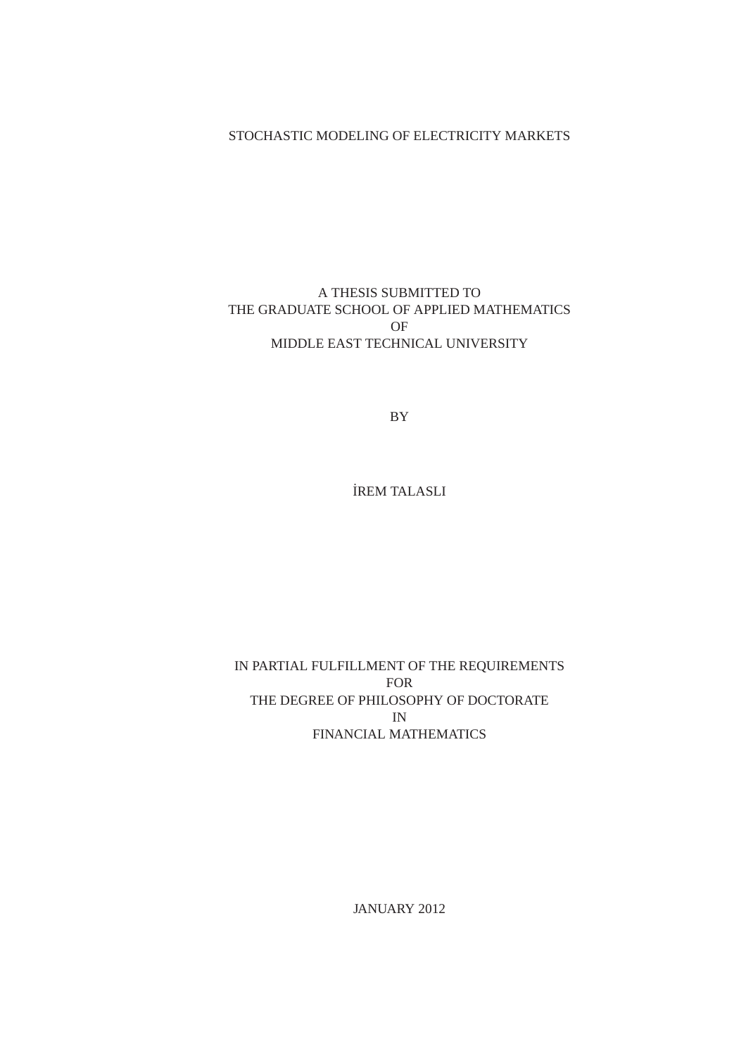STOCHASTIC MODELING OF ELECTRICITY MARKETS

A THESIS SUBMITTED TO
THE GRADUATE SCHOOL OF APPLIED MATHEMATICS
OF
MIDDLE EAST TECHNICAL UNIVERSITY

BY

İREM TALASLI

IN PARTIAL FULFILLMENT OF THE REQUIREMENTS
FOR
THE DEGREE OF PHILOSOPHY OF DOCTORATE
IN
FINANCIAL MATHEMATICS

JANUARY 2012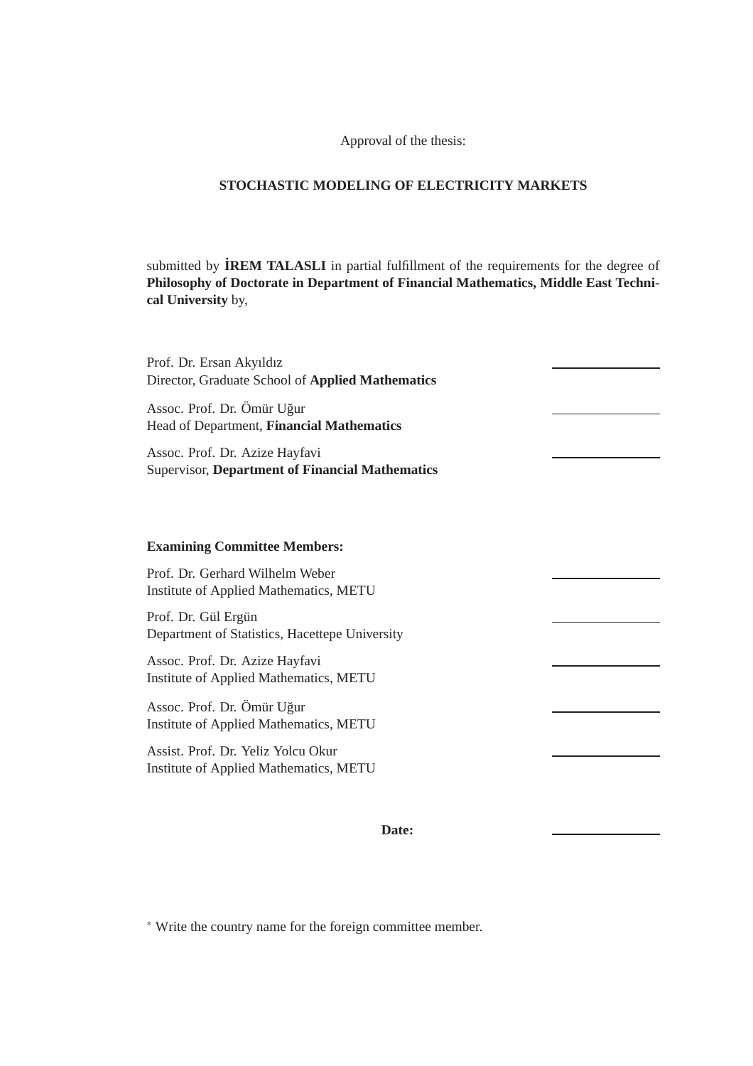Approval of the thesis:

**STOCHASTIC MODELING OF ELECTRICITY MARKETS**

submitted by **İREM TALASLI** in partial fulfillment of the requirements for the degree of **Philosophy of Doctorate in Department of Financial Mathematics, Middle East Technical University** by,

Prof. Dr. Ersan Akyıldız
Director, Graduate School of **Applied Mathematics** \_\_\_\_\_\_\_\_\_\_\_\_\_\_

Assoc. Prof. Dr. Ömür Uğur
Head of Department, **Financial Mathematics** \_\_\_\_\_\_\_\_\_\_\_\_\_\_

Assoc. Prof. Dr. Azize Hayfavi
Supervisor, **Department of Financial Mathematics** \_\_\_\_\_\_\_\_\_\_\_\_\_\_

**Examining Committee Members:**

Prof. Dr. Gerhard Wilhelm Weber
Institute of Applied Mathematics, METU \_\_\_\_\_\_\_\_\_\_\_\_\_\_

Prof. Dr. Gül Ergün
Department of Statistics, Hacettepe University \_\_\_\_\_\_\_\_\_\_\_\_\_\_

Assoc. Prof. Dr. Azize Hayfavi
Institute of Applied Mathematics, METU \_\_\_\_\_\_\_\_\_\_\_\_\_\_

Assoc. Prof. Dr. Ömür Uğur
Institute of Applied Mathematics, METU \_\_\_\_\_\_\_\_\_\_\_\_\_\_

Assist. Prof. Dr. Yeliz Yolcu Okur
Institute of Applied Mathematics, METU \_\_\_\_\_\_\_\_\_\_\_\_\_\_

**Date:** \_\_\_\_\_\_\_\_\_\_\_\_\_\_

* Write the country name for the foreign committee member.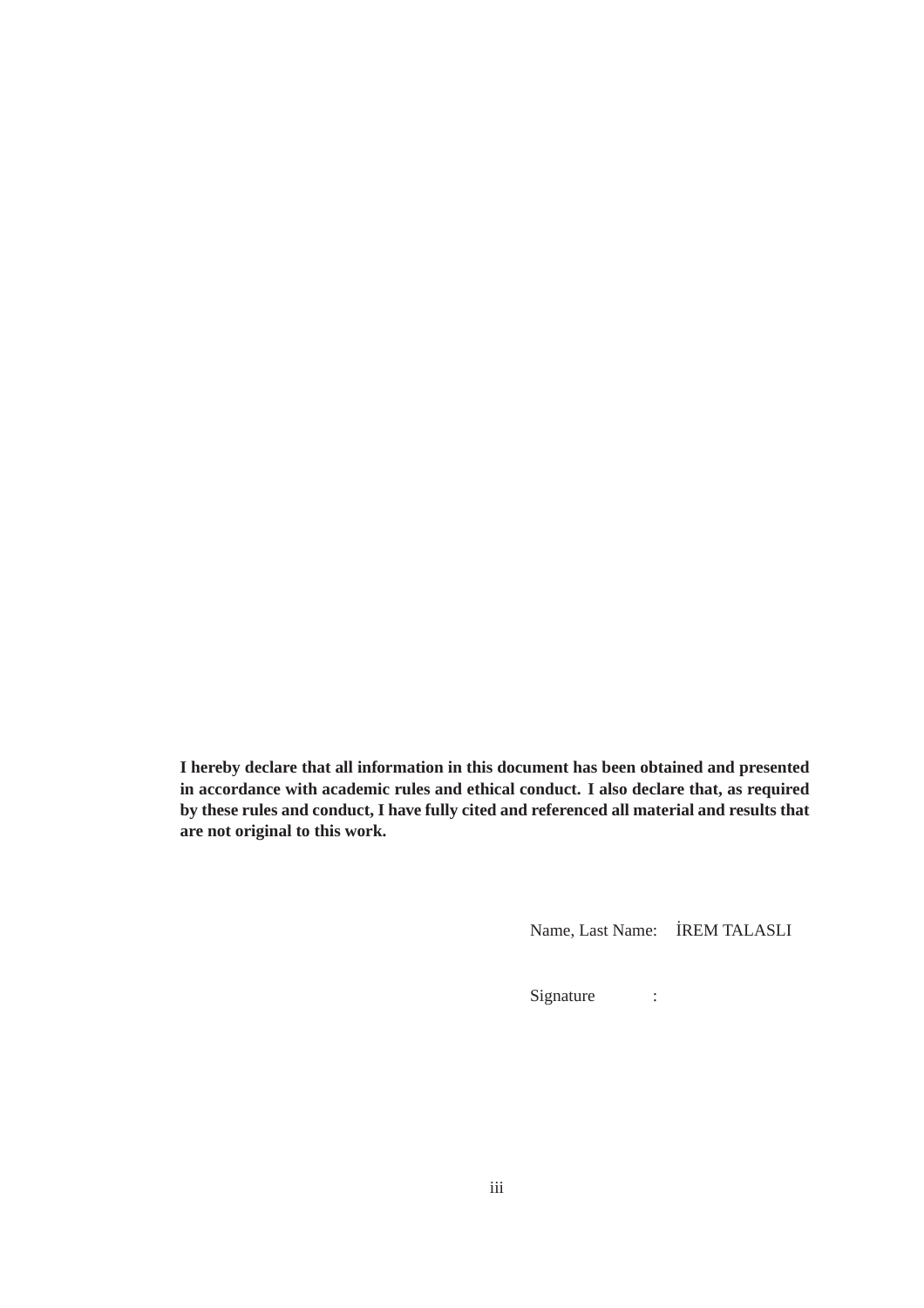**I hereby declare that all information in this document has been obtained and presented in accordance with academic rules and ethical conduct. I also declare that, as required by these rules and conduct, I have fully cited and referenced all material and results that are not original to this work.**

Name, Last Name: İREM TALASLI

Signature :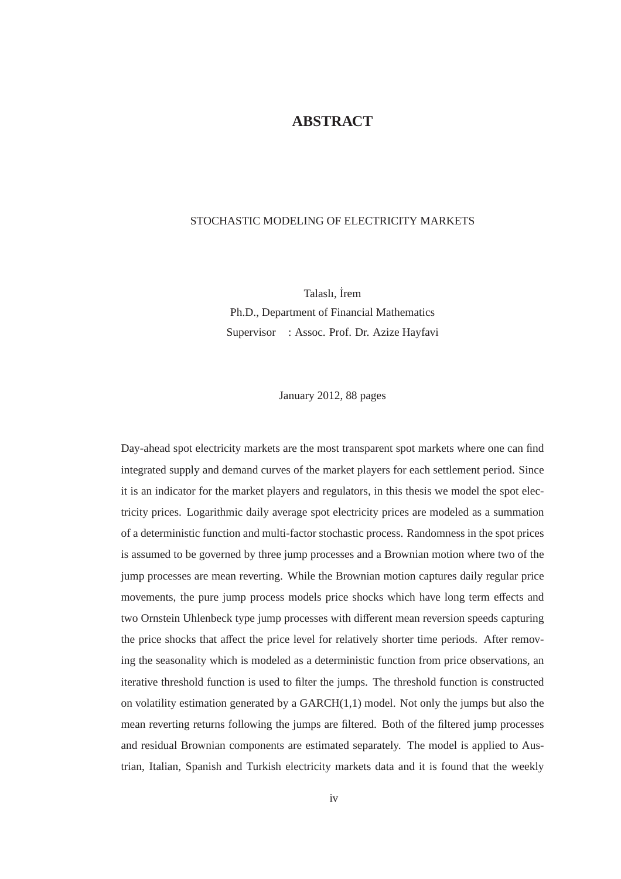# ABSTRACT

STOCHASTIC MODELING OF ELECTRICITY MARKETS

Talaslı, İrem
Ph.D., Department of Financial Mathematics
Supervisor : Assoc. Prof. Dr. Azize Hayfavi

January 2012, 88 pages

Day-ahead spot electricity markets are the most transparent spot markets where one can find integrated supply and demand curves of the market players for each settlement period. Since it is an indicator for the market players and regulators, in this thesis we model the spot electricity prices. Logarithmic daily average spot electricity prices are modeled as a summation of a deterministic function and multi-factor stochastic process. Randomness in the spot prices is assumed to be governed by three jump processes and a Brownian motion where two of the jump processes are mean reverting. While the Brownian motion captures daily regular price movements, the pure jump process models price shocks which have long term effects and two Ornstein Uhlenbeck type jump processes with different mean reversion speeds capturing the price shocks that affect the price level for relatively shorter time periods. After removing the seasonality which is modeled as a deterministic function from price observations, an iterative threshold function is used to filter the jumps. The threshold function is constructed on volatility estimation generated by a GARCH(1,1) model. Not only the jumps but also the mean reverting returns following the jumps are filtered. Both of the filtered jump processes and residual Brownian components are estimated separately. The model is applied to Austrian, Italian, Spanish and Turkish electricity markets data and it is found that the weekly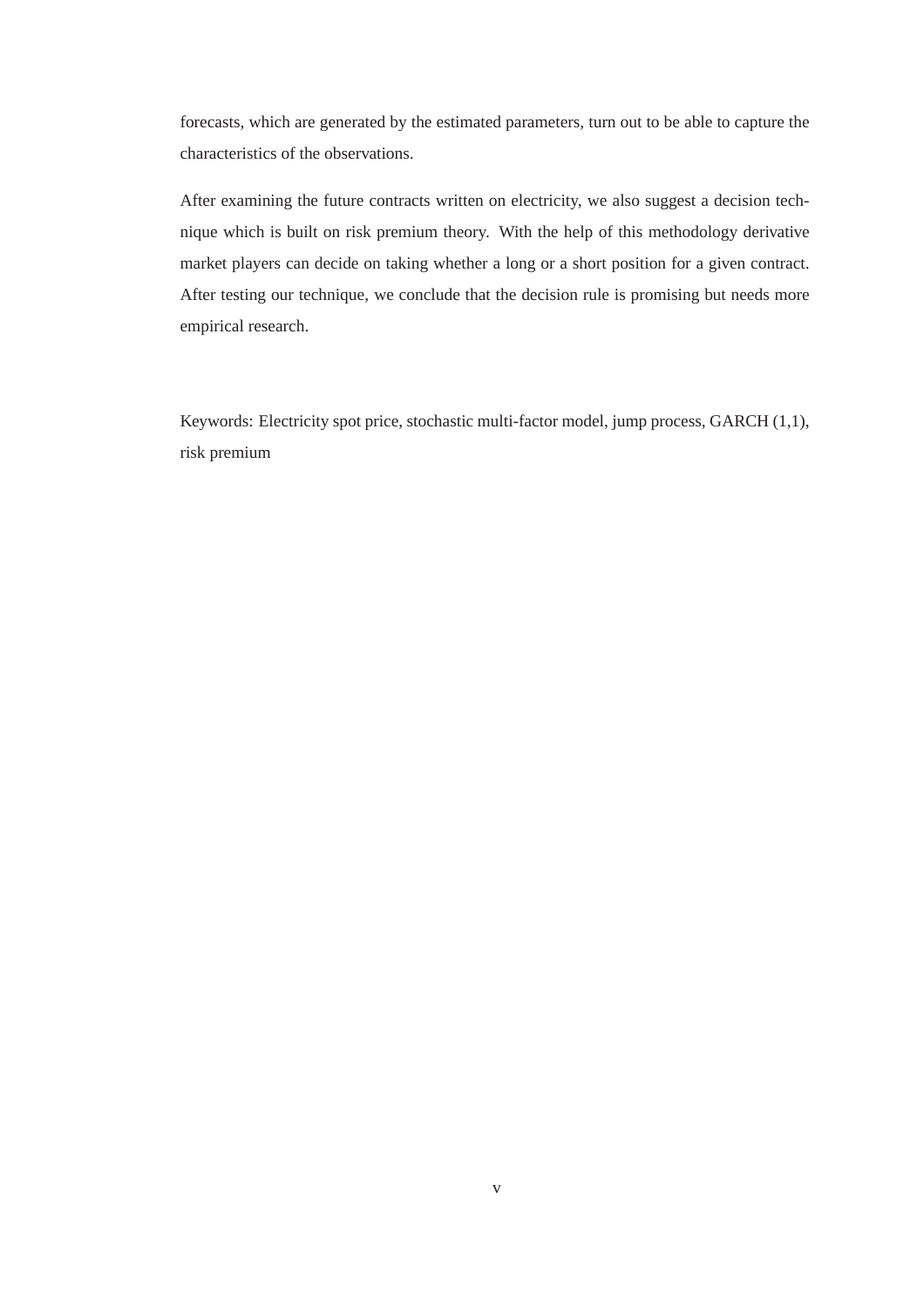forecasts, which are generated by the estimated parameters, turn out to be able to capture the characteristics of the observations.

After examining the future contracts written on electricity, we also suggest a decision technique which is built on risk premium theory. With the help of this methodology derivative market players can decide on taking whether a long or a short position for a given contract. After testing our technique, we conclude that the decision rule is promising but needs more empirical research.

Keywords: Electricity spot price, stochastic multi-factor model, jump process, GARCH (1,1), risk premium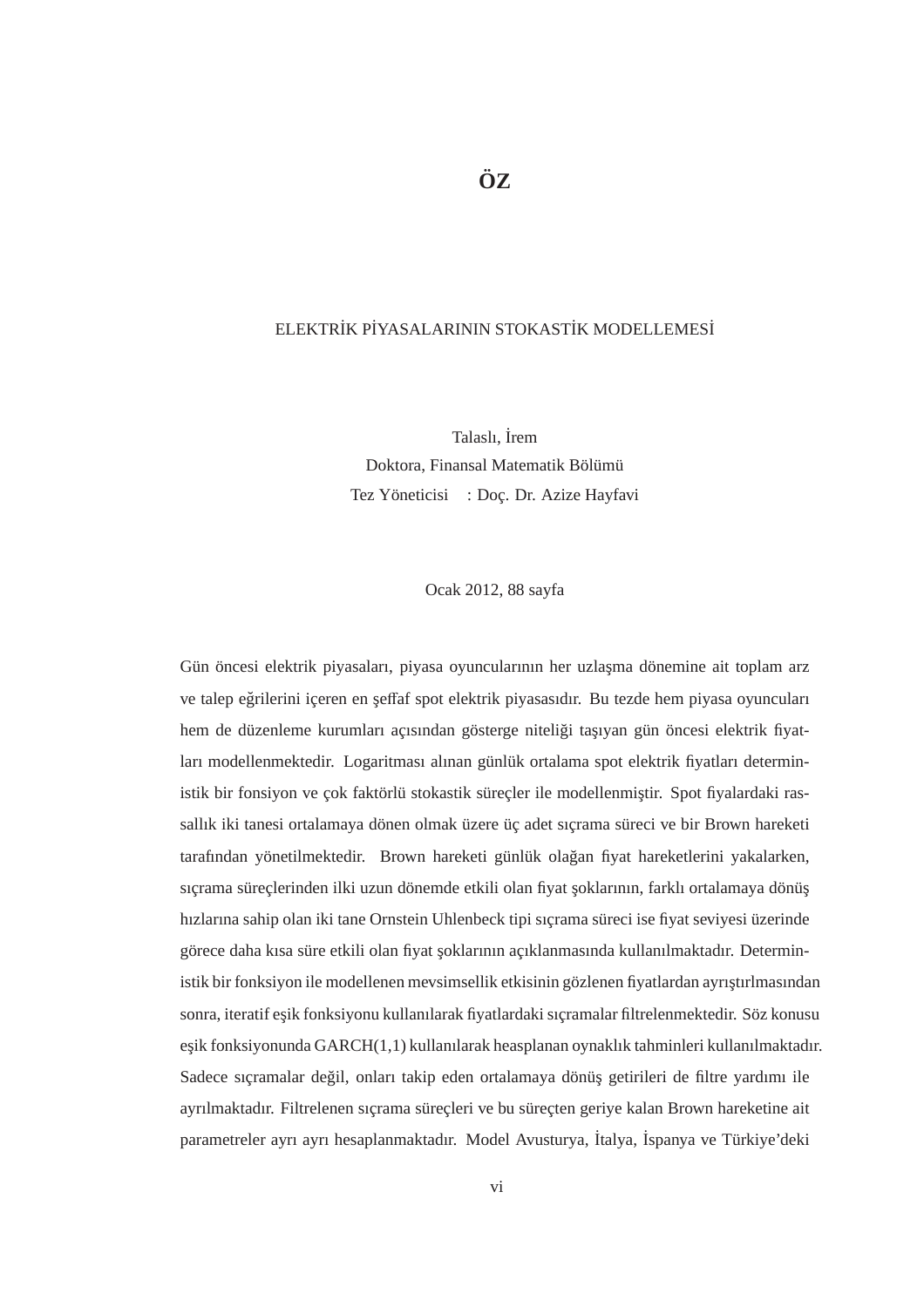# ÖZ

ELEKTRİK PİYASALARININ STOKASTİK MODELLEMESİ

Talaslı, İrem
Doktora, Finansal Matematik Bölümü
Tez Yöneticisi : Doç. Dr. Azize Hayfavi

Ocak 2012, 88 sayfa

Gün öncesi elektrik piyasaları, piyasa oyuncularının her uzlaşma dönemine ait toplam arz ve talep eğrilerini içeren en şeffaf spot elektrik piyasasıdır. Bu tezde hem piyasa oyuncuları hem de düzenleme kurumları açısından gösterge niteliği taşıyan gün öncesi elektrik fiyatları modellenmektedir. Logaritması alınan günlük ortalama spot elektrik fiyatları deterministik bir fonsiyon ve çok faktörlü stokastik süreçler ile modellenmiştir. Spot fiyalardaki rassallık iki tanesi ortalamaya dönen olmak üzere üç adet sıçrama süreci ve bir Brown hareketi tarafından yönetilmektedir. Brown hareketi günlük olağan fiyat hareketlerini yakalarken, sıçrama süreçlerinden ilki uzun dönemde etkili olan fiyat şoklarının, farklı ortalamaya dönüş hızlarına sahip olan iki tane Ornstein Uhlenbeck tipi sıçrama süreci ise fiyat seviyesi üzerinde görece daha kısa süre etkili olan fiyat şoklarının açıklanmasında kullanılmaktadır. Deterministik bir fonksiyon ile modellenen mevsimsellik etkisinin gözlenen fiyatlardan ayrıştırılmasından sonra, iteratif eşik fonksiyonu kullanılarak fiyatlardaki sıçramalar filtrelenmektedir. Söz konusu eşik fonksiyonunda GARCH(1,1) kullanılarak heasplanan oynaklık tahminleri kullanılmaktadır. Sadece sıçramalar değil, onları takip eden ortalamaya dönüş getirileri de filtre yardımı ile ayrılmaktadır. Filtrelenen sıçrama süreçleri ve bu süreçten geriye kalan Brown hareketine ait parametreler ayrı ayrı hesaplanmaktadır. Model Avusturya, İtalya, İspanya ve Türkiye'deki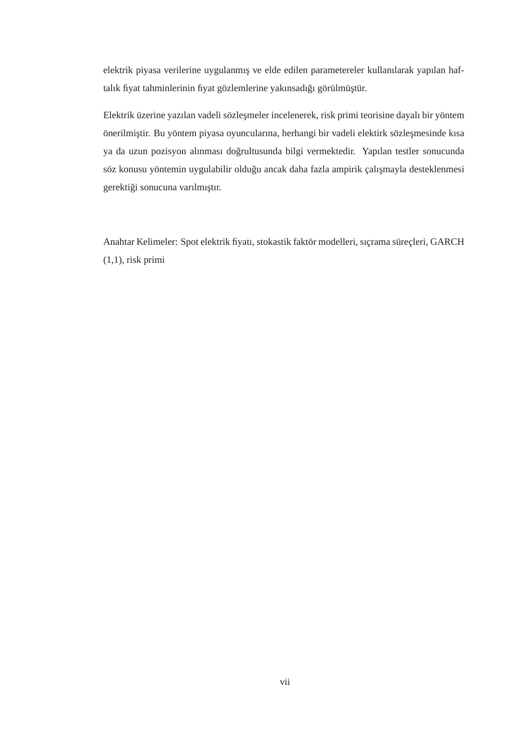elektrik piyasa verilerine uygulanmış ve elde edilen parametereler kullanılarak yapılan haftalık fiyat tahminlerinin fiyat gözlemlerine yakınsadığı görülmüştür.

Elektrik üzerine yazılan vadeli sözleşmeler incelenerek, risk primi teorisine dayalı bir yöntem önerilmiştir. Bu yöntem piyasa oyuncularına, herhangi bir vadeli elektirk sözleşmesinde kısa ya da uzun pozisyon alınması doğrultusunda bilgi vermektedir. Yapılan testler sonucunda söz konusu yöntemin uygulabilir olduğu ancak daha fazla ampirik çalışmayla desteklenmesi gerektiği sonucuna varılmıştır.

Anahtar Kelimeler: Spot elektrik fiyatı, stokastik faktör modelleri, sıçrama süreçleri, GARCH (1,1), risk primi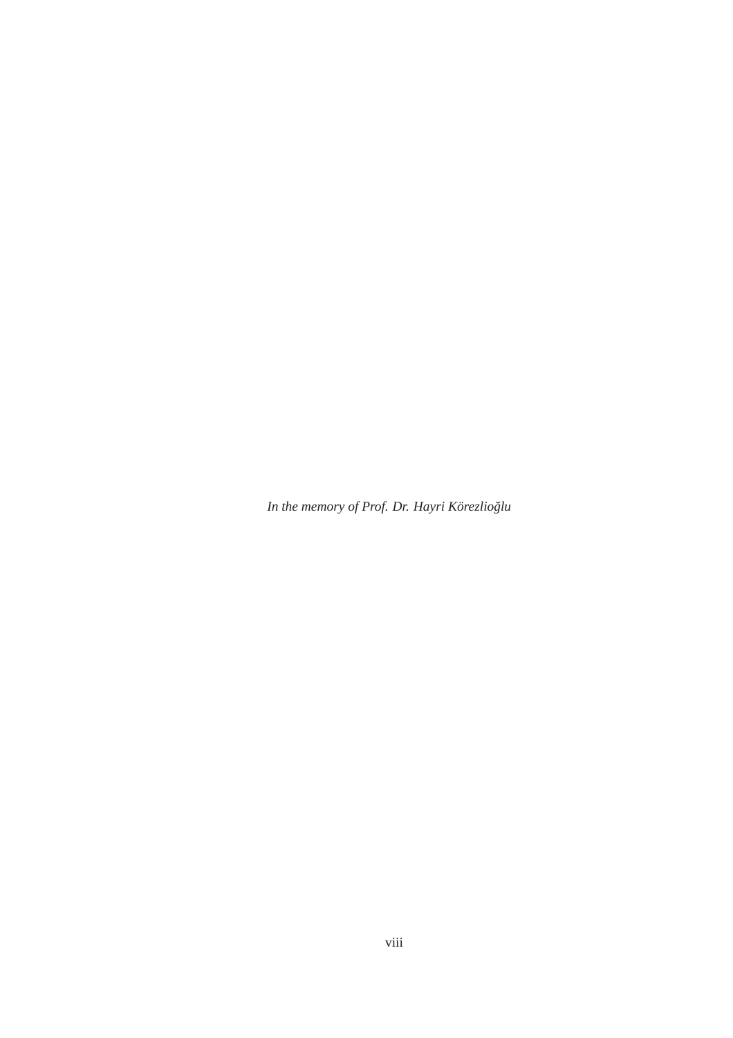*In the memory of Prof. Dr. Hayri Körezlioğlu*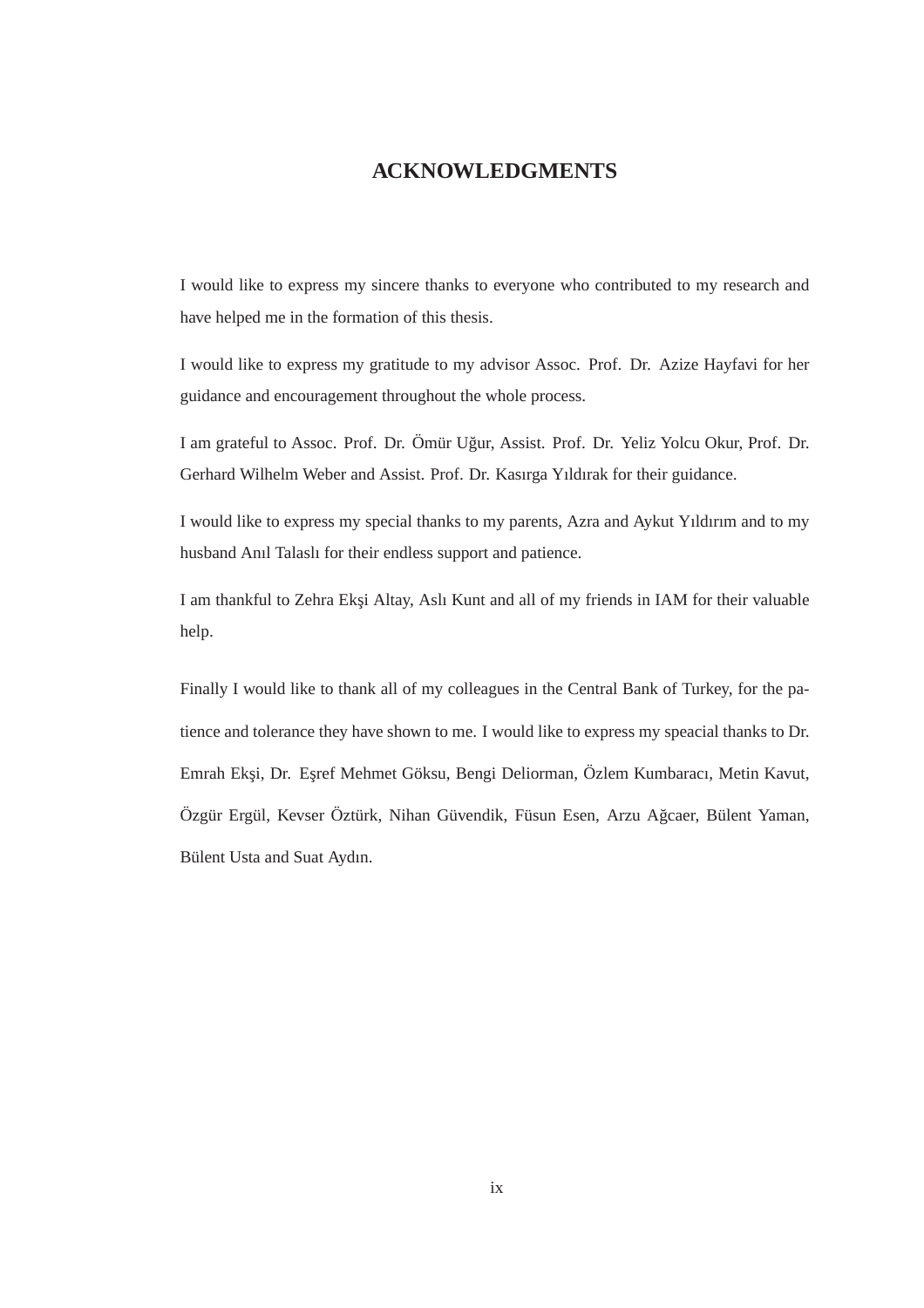# ACKNOWLEDGMENTS

I would like to express my sincere thanks to everyone who contributed to my research and have helped me in the formation of this thesis.

I would like to express my gratitude to my advisor Assoc. Prof. Dr. Azize Hayfavi for her guidance and encouragement throughout the whole process.

I am grateful to Assoc. Prof. Dr. Ömür Uğur, Assist. Prof. Dr. Yeliz Yolcu Okur, Prof. Dr. Gerhard Wilhelm Weber and Assist. Prof. Dr. Kasırga Yıldırak for their guidance.

I would like to express my special thanks to my parents, Azra and Aykut Yıldırım and to my husband Anıl Talaslı for their endless support and patience.

I am thankful to Zehra Ekşi Altay, Aslı Kunt and all of my friends in IAM for their valuable help.

Finally I would like to thank all of my colleagues in the Central Bank of Turkey, for the patience and tolerance they have shown to me. I would like to express my speacial thanks to Dr. Emrah Ekşi, Dr. Eşref Mehmet Göksu, Bengi Deliorman, Özlem Kumbaracı, Metin Kavut, Özgür Ergül, Kevser Öztürk, Nihan Güvendik, Füsun Esen, Arzu Ağcaer, Bülent Yaman, Bülent Usta and Suat Aydın.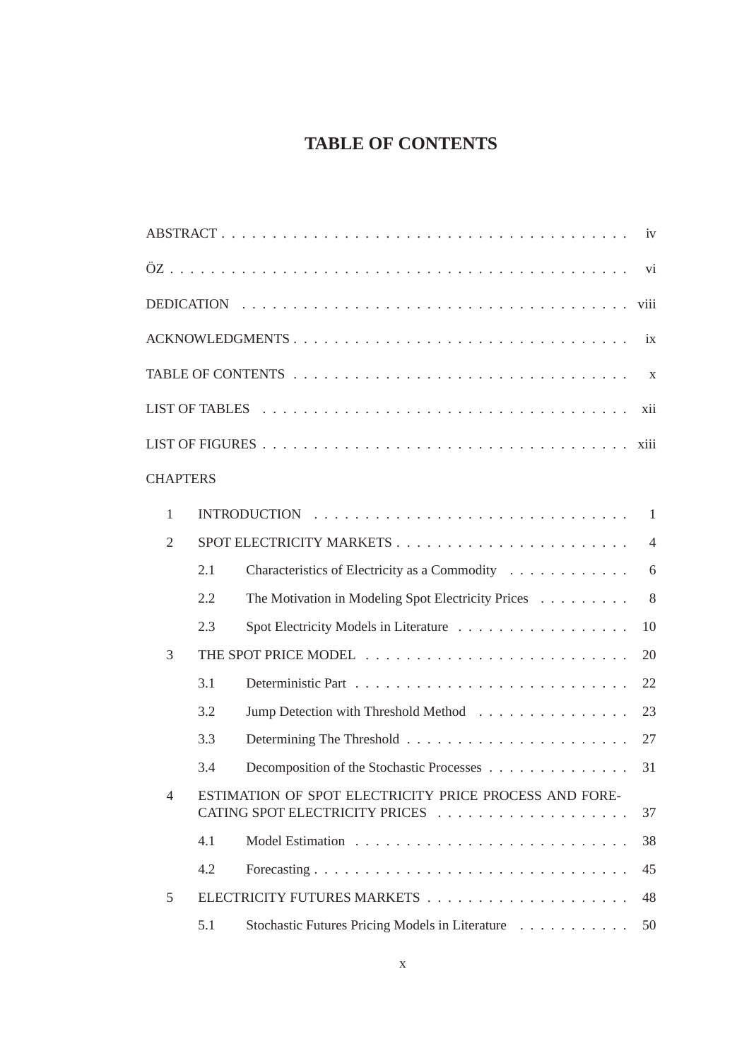# TABLE OF CONTENTS

ABSTRACT . . . . . . . . . . . . . . . . . . . . . . . . . . . . . . . . . . . . . . iv

ÖZ . . . . . . . . . . . . . . . . . . . . . . . . . . . . . . . . . . . . . . . . . . vi

DEDICATION . . . . . . . . . . . . . . . . . . . . . . . . . . . . . . . . . . . viii

ACKNOWLEDGMENTS . . . . . . . . . . . . . . . . . . . . . . . . . . . . . . . ix

TABLE OF CONTENTS . . . . . . . . . . . . . . . . . . . . . . . . . . . . . . . x

LIST OF TABLES . . . . . . . . . . . . . . . . . . . . . . . . . . . . . . . . . xii

LIST OF FIGURES . . . . . . . . . . . . . . . . . . . . . . . . . . . . . . . . xiii

CHAPTERS

1 INTRODUCTION . . . . . . . . . . . . . . . . . . . . . . . . . . . . . . . 1

2 SPOT ELECTRICITY MARKETS . . . . . . . . . . . . . . . . . . . . . . . 4

- 2.1 Characteristics of Electricity as a Commodity . . . . . . . . . . . . 6
- 2.2 The Motivation in Modeling Spot Electricity Prices . . . . . . . . . 8
- 2.3 Spot Electricity Models in Literature . . . . . . . . . . . . . . . . . 10

3 THE SPOT PRICE MODEL . . . . . . . . . . . . . . . . . . . . . . . . . 20

- 3.1 Deterministic Part . . . . . . . . . . . . . . . . . . . . . . . . . . 22
- 3.2 Jump Detection with Threshold Method . . . . . . . . . . . . . . . 23
- 3.3 Determining The Threshold . . . . . . . . . . . . . . . . . . . . . . 27
- 3.4 Decomposition of the Stochastic Processes . . . . . . . . . . . . . . 31

4 ESTIMATION OF SPOT ELECTRICITY PRICE PROCESS AND FORECATING SPOT ELECTRICITY PRICES . . . . . . . . . . . . . . . . . . . 37

- 4.1 Model Estimation . . . . . . . . . . . . . . . . . . . . . . . . . . . 38
- 4.2 Forecasting . . . . . . . . . . . . . . . . . . . . . . . . . . . . . . . 45

5 ELECTRICITY FUTURES MARKETS . . . . . . . . . . . . . . . . . . . . 48

- 5.1 Stochastic Futures Pricing Models in Literature . . . . . . . . . . . 50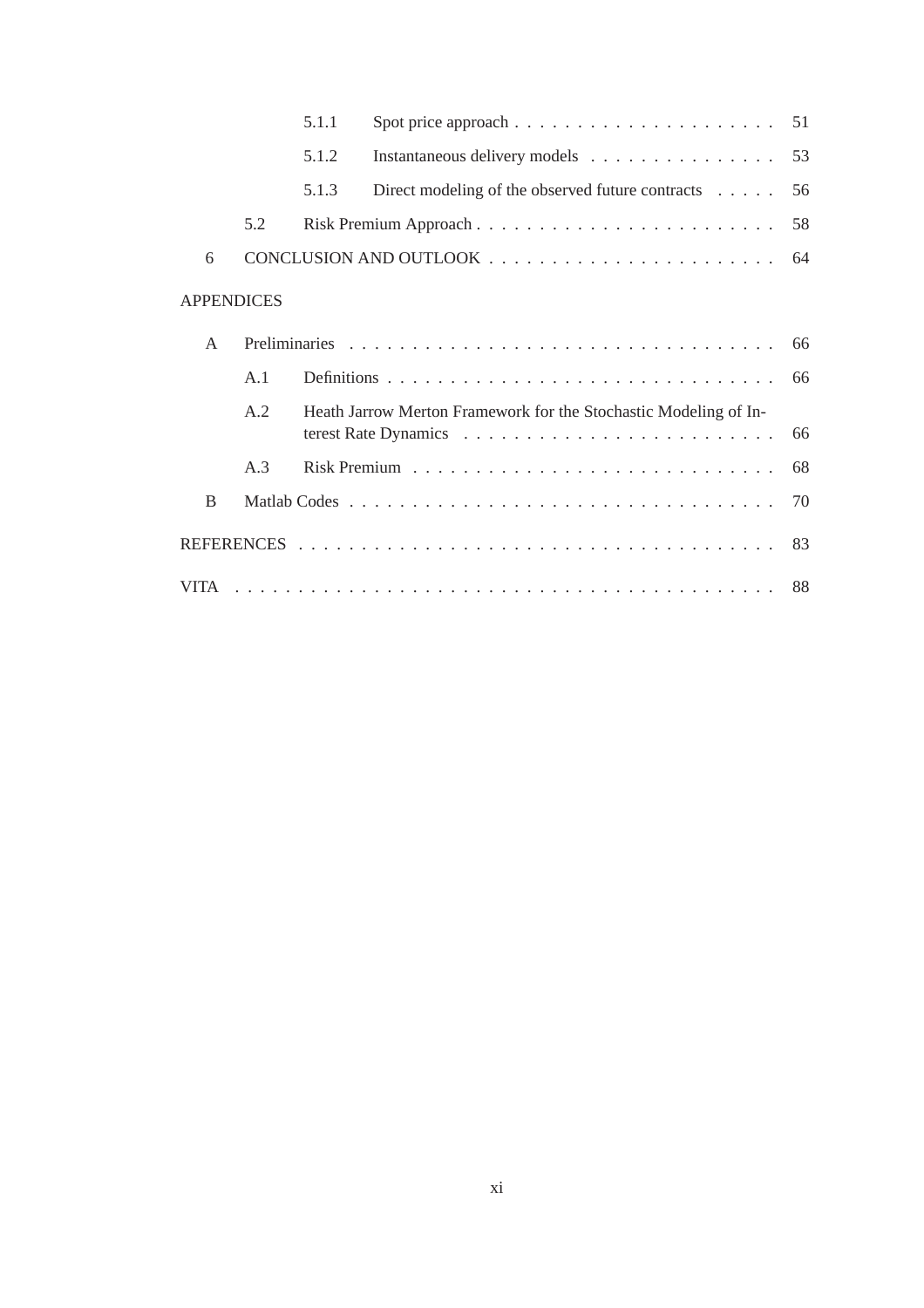| | | | |
|---|---|---|---|
| | 5.1.1 | Spot price approach | 51 |
| | 5.1.2 | Instantaneous delivery models | 53 |
| | 5.1.3 | Direct modeling of the observed future contracts | 56 |
| 5.2 | | Risk Premium Approach | 58 |
| 6 | | CONCLUSION AND OUTLOOK | 64 |

APPENDICES

| | | | |
|---|---|---|---|
| A | | Preliminaries | 66 |
| | A.1 | Definitions | 66 |
| | A.2 | Heath Jarrow Merton Framework for the Stochastic Modeling of Interest Rate Dynamics | 66 |
| | A.3 | Risk Premium | 68 |
| B | | Matlab Codes | 70 |

REFERENCES . . . . . 83

VITA . . . . . 88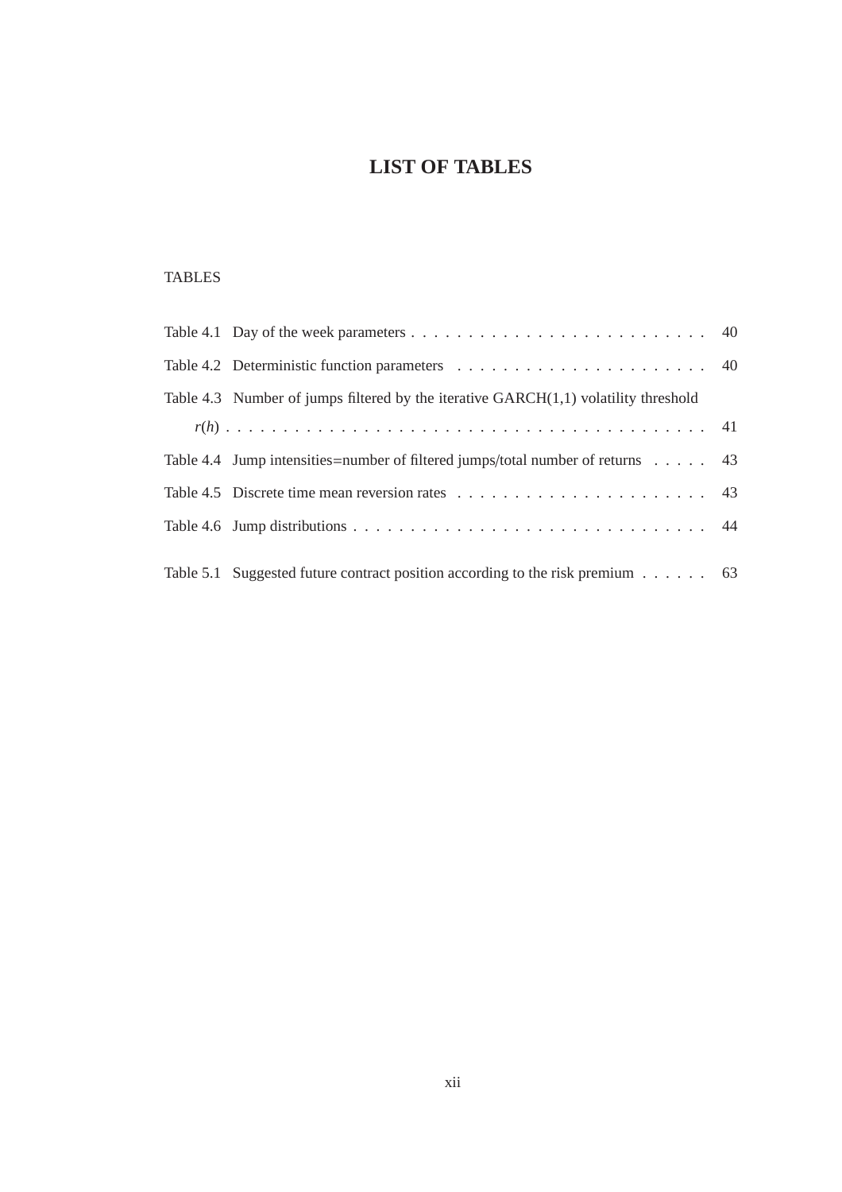# LIST OF TABLES

TABLES

Table 4.1 Day of the week parameters . . . . . . . . . . . . . . . . . . . . . . . . . . 40

Table 4.2 Deterministic function parameters . . . . . . . . . . . . . . . . . . . . . . 40

Table 4.3 Number of jumps filtered by the iterative GARCH(1,1) volatility threshold $r(h)$ . . . . . . . . . . . . . . . . . . . . . . . . . . . . . . . . . . . . . . . . 41

Table 4.4 Jump intensities=number of filtered jumps/total number of returns . . . . . 43

Table 4.5 Discrete time mean reversion rates . . . . . . . . . . . . . . . . . . . . . . 43

Table 4.6 Jump distributions . . . . . . . . . . . . . . . . . . . . . . . . . . . . . . . 44

Table 5.1 Suggested future contract position according to the risk premium . . . . . . 63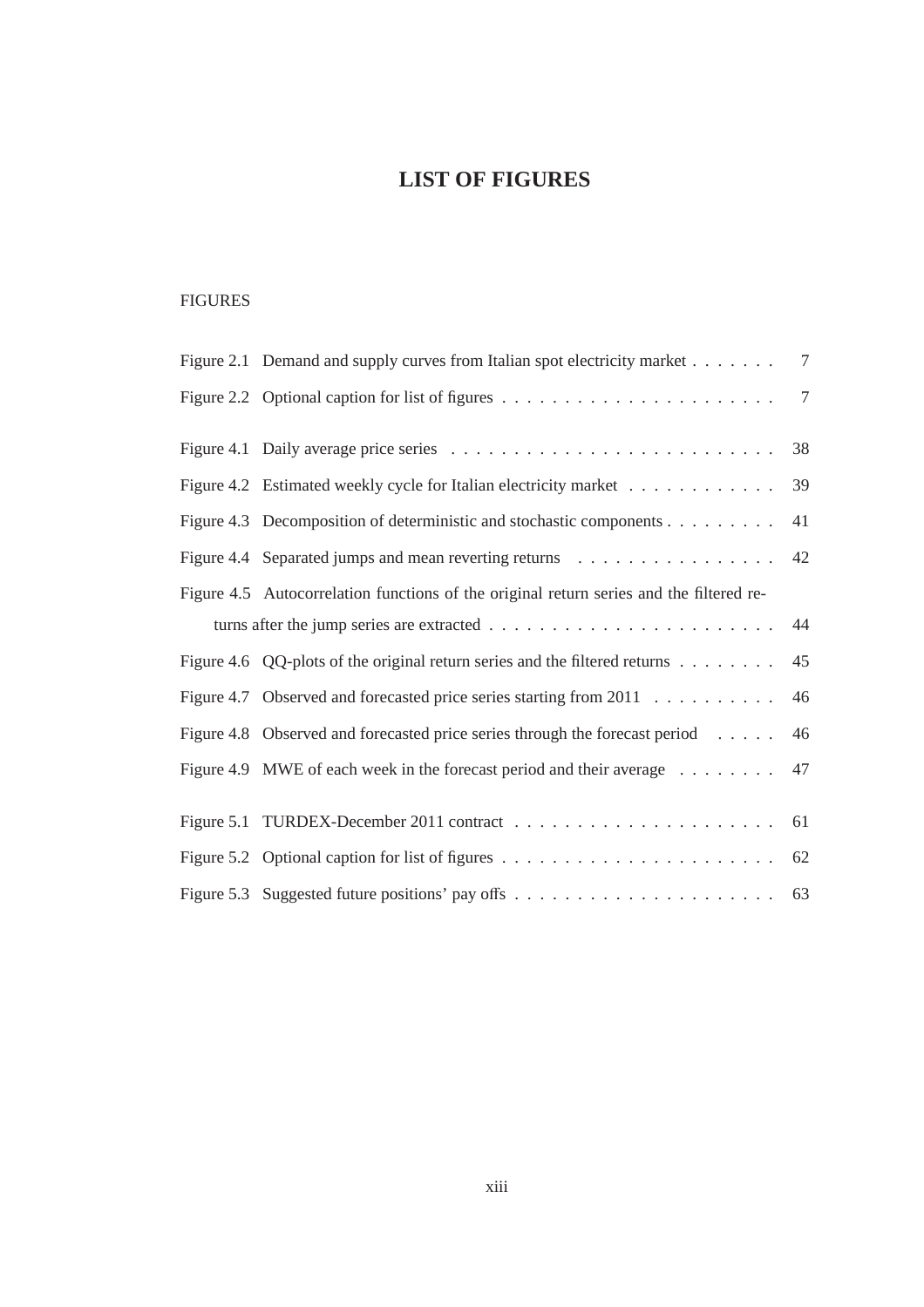# LIST OF FIGURES

FIGURES

| | | |
|---|---|---|
| Figure 2.1 | Demand and supply curves from Italian spot electricity market | 7 |
| Figure 2.2 | Optional caption for list of figures | 7 |
| Figure 4.1 | Daily average price series | 38 |
| Figure 4.2 | Estimated weekly cycle for Italian electricity market | 39 |
| Figure 4.3 | Decomposition of deterministic and stochastic components | 41 |
| Figure 4.4 | Separated jumps and mean reverting returns | 42 |
| Figure 4.5 | Autocorrelation functions of the original return series and the filtered returns after the jump series are extracted | 44 |
| Figure 4.6 | QQ-plots of the original return series and the filtered returns | 45 |
| Figure 4.7 | Observed and forecasted price series starting from 2011 | 46 |
| Figure 4.8 | Observed and forecasted price series through the forecast period | 46 |
| Figure 4.9 | MWE of each week in the forecast period and their average | 47 |
| Figure 5.1 | TURDEX-December 2011 contract | 61 |
| Figure 5.2 | Optional caption for list of figures | 62 |
| Figure 5.3 | Suggested future positions' pay offs | 63 |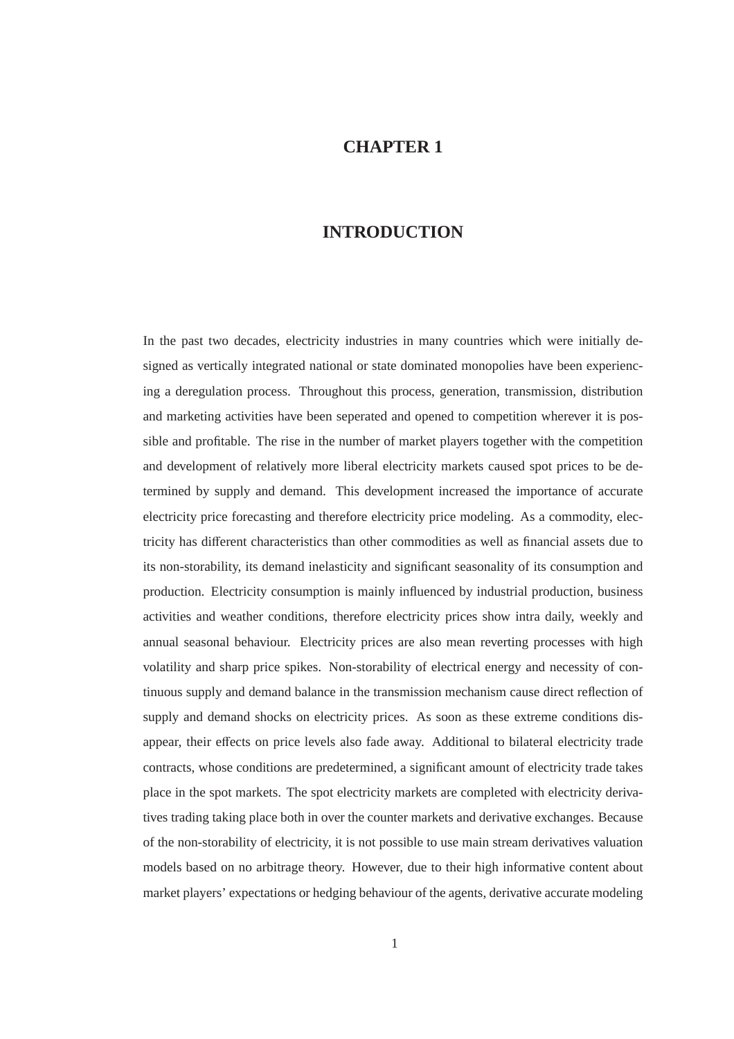# CHAPTER 1

# INTRODUCTION

In the past two decades, electricity industries in many countries which were initially designed as vertically integrated national or state dominated monopolies have been experiencing a deregulation process. Throughout this process, generation, transmission, distribution and marketing activities have been seperated and opened to competition wherever it is possible and profitable. The rise in the number of market players together with the competition and development of relatively more liberal electricity markets caused spot prices to be determined by supply and demand. This development increased the importance of accurate electricity price forecasting and therefore electricity price modeling. As a commodity, electricity has different characteristics than other commodities as well as financial assets due to its non-storability, its demand inelasticity and significant seasonality of its consumption and production. Electricity consumption is mainly influenced by industrial production, business activities and weather conditions, therefore electricity prices show intra daily, weekly and annual seasonal behaviour. Electricity prices are also mean reverting processes with high volatility and sharp price spikes. Non-storability of electrical energy and necessity of continuous supply and demand balance in the transmission mechanism cause direct reflection of supply and demand shocks on electricity prices. As soon as these extreme conditions disappear, their effects on price levels also fade away. Additional to bilateral electricity trade contracts, whose conditions are predetermined, a significant amount of electricity trade takes place in the spot markets. The spot electricity markets are completed with electricity derivatives trading taking place both in over the counter markets and derivative exchanges. Because of the non-storability of electricity, it is not possible to use main stream derivatives valuation models based on no arbitrage theory. However, due to their high informative content about market players' expectations or hedging behaviour of the agents, derivative accurate modeling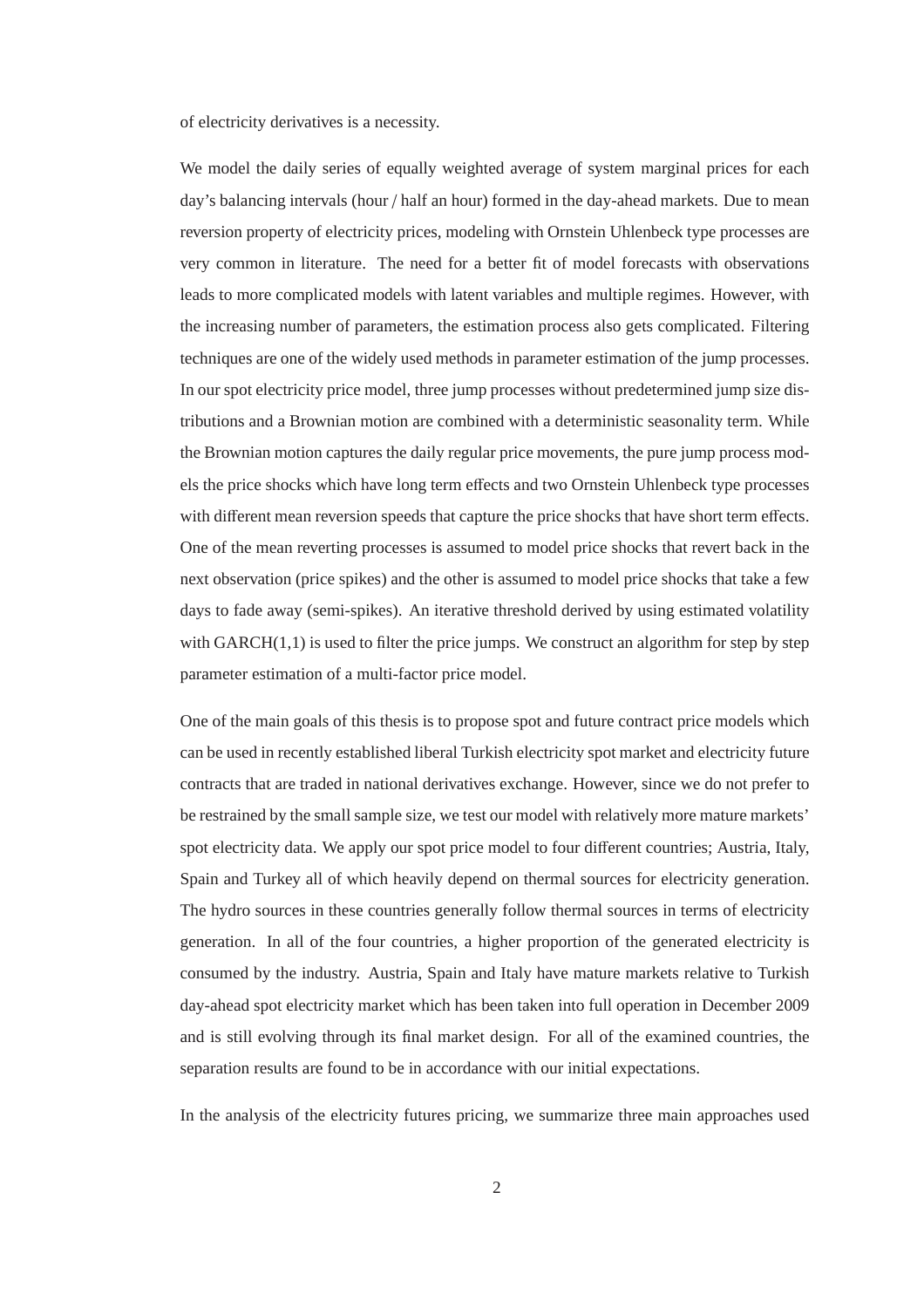of electricity derivatives is a necessity.

We model the daily series of equally weighted average of system marginal prices for each day's balancing intervals (hour / half an hour) formed in the day-ahead markets. Due to mean reversion property of electricity prices, modeling with Ornstein Uhlenbeck type processes are very common in literature. The need for a better fit of model forecasts with observations leads to more complicated models with latent variables and multiple regimes. However, with the increasing number of parameters, the estimation process also gets complicated. Filtering techniques are one of the widely used methods in parameter estimation of the jump processes. In our spot electricity price model, three jump processes without predetermined jump size distributions and a Brownian motion are combined with a deterministic seasonality term. While the Brownian motion captures the daily regular price movements, the pure jump process models the price shocks which have long term effects and two Ornstein Uhlenbeck type processes with different mean reversion speeds that capture the price shocks that have short term effects. One of the mean reverting processes is assumed to model price shocks that revert back in the next observation (price spikes) and the other is assumed to model price shocks that take a few days to fade away (semi-spikes). An iterative threshold derived by using estimated volatility with GARCH(1,1) is used to filter the price jumps. We construct an algorithm for step by step parameter estimation of a multi-factor price model.

One of the main goals of this thesis is to propose spot and future contract price models which can be used in recently established liberal Turkish electricity spot market and electricity future contracts that are traded in national derivatives exchange. However, since we do not prefer to be restrained by the small sample size, we test our model with relatively more mature markets' spot electricity data. We apply our spot price model to four different countries; Austria, Italy, Spain and Turkey all of which heavily depend on thermal sources for electricity generation. The hydro sources in these countries generally follow thermal sources in terms of electricity generation. In all of the four countries, a higher proportion of the generated electricity is consumed by the industry. Austria, Spain and Italy have mature markets relative to Turkish day-ahead spot electricity market which has been taken into full operation in December 2009 and is still evolving through its final market design. For all of the examined countries, the separation results are found to be in accordance with our initial expectations.

In the analysis of the electricity futures pricing, we summarize three main approaches used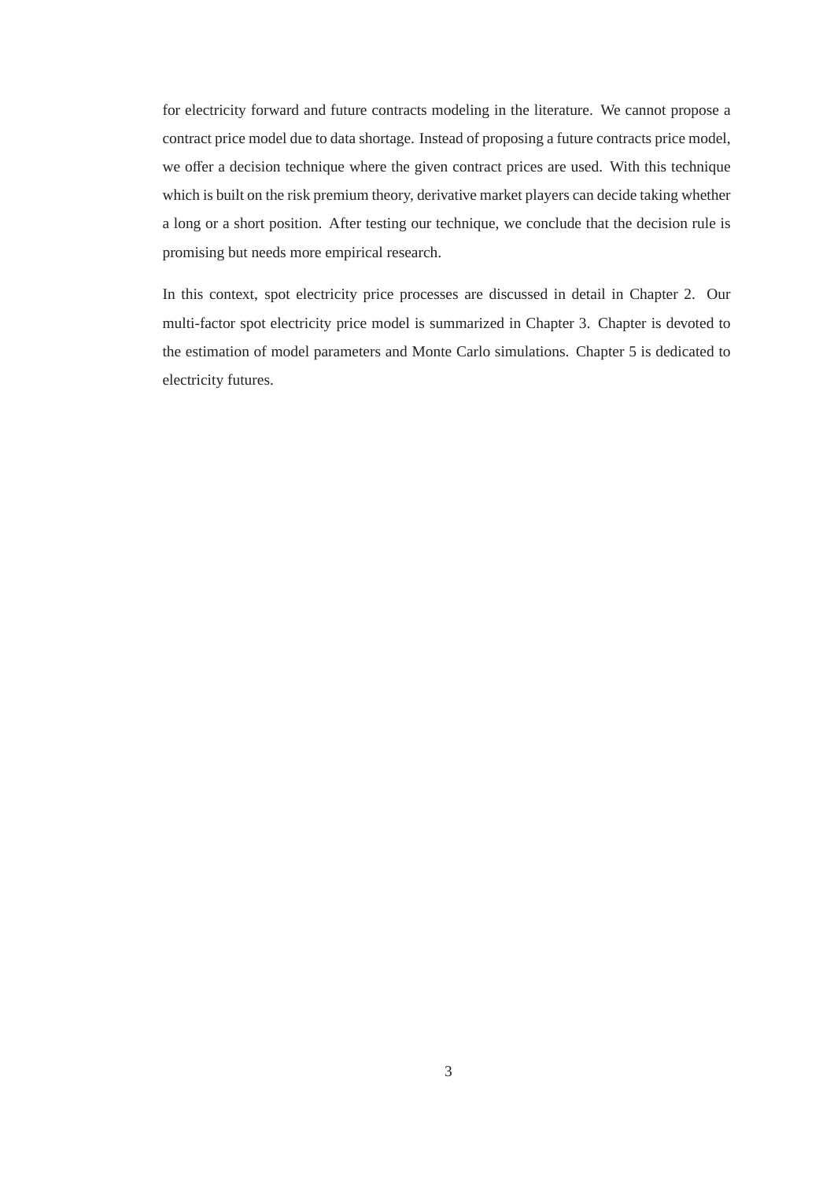for electricity forward and future contracts modeling in the literature. We cannot propose a contract price model due to data shortage. Instead of proposing a future contracts price model, we offer a decision technique where the given contract prices are used. With this technique which is built on the risk premium theory, derivative market players can decide taking whether a long or a short position. After testing our technique, we conclude that the decision rule is promising but needs more empirical research.

In this context, spot electricity price processes are discussed in detail in Chapter 2. Our multi-factor spot electricity price model is summarized in Chapter 3. Chapter is devoted to the estimation of model parameters and Monte Carlo simulations. Chapter 5 is dedicated to electricity futures.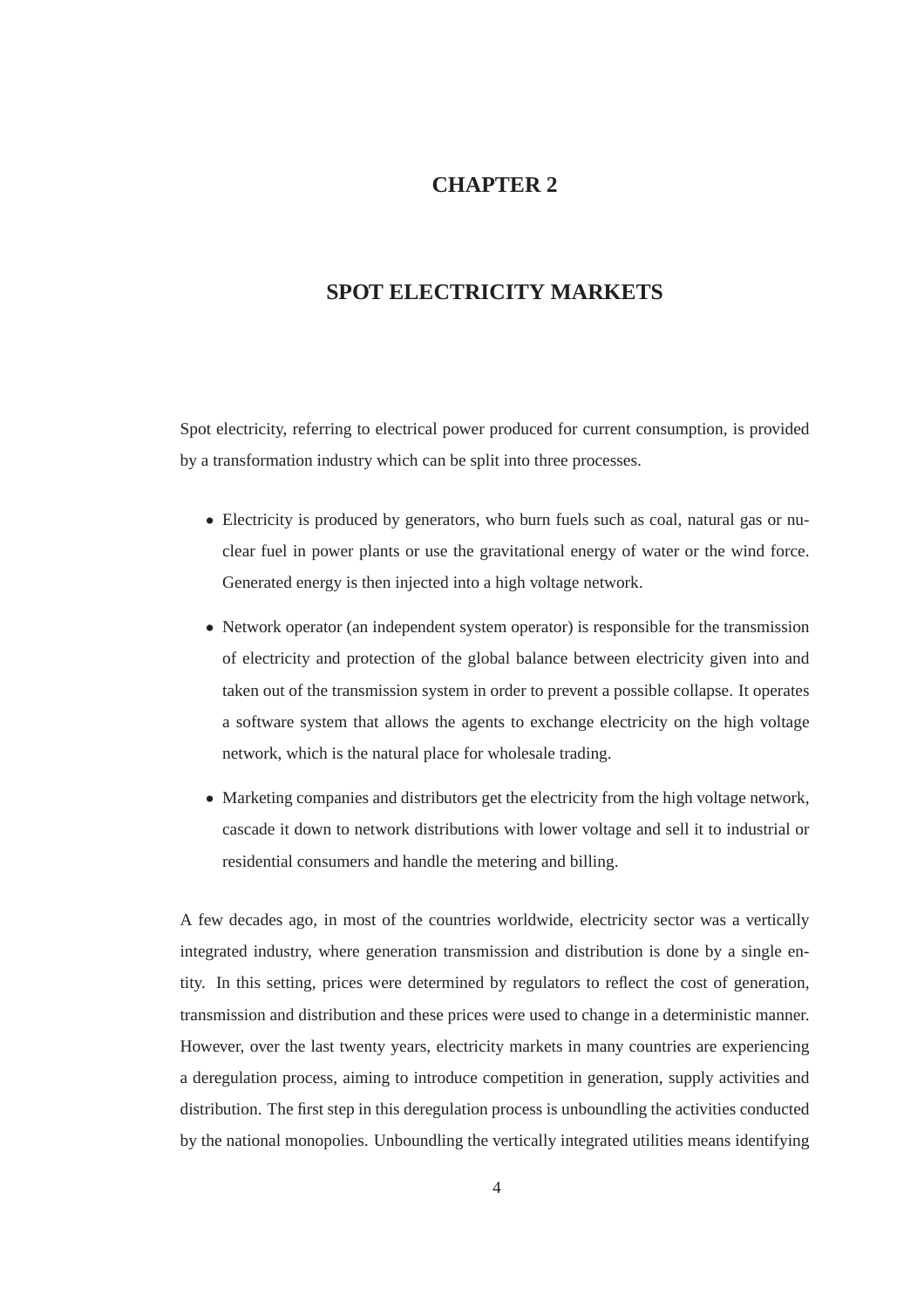# CHAPTER 2

# SPOT ELECTRICITY MARKETS

Spot electricity, referring to electrical power produced for current consumption, is provided by a transformation industry which can be split into three processes.

- Electricity is produced by generators, who burn fuels such as coal, natural gas or nuclear fuel in power plants or use the gravitational energy of water or the wind force. Generated energy is then injected into a high voltage network.
- Network operator (an independent system operator) is responsible for the transmission of electricity and protection of the global balance between electricity given into and taken out of the transmission system in order to prevent a possible collapse. It operates a software system that allows the agents to exchange electricity on the high voltage network, which is the natural place for wholesale trading.
- Marketing companies and distributors get the electricity from the high voltage network, cascade it down to network distributions with lower voltage and sell it to industrial or residential consumers and handle the metering and billing.

A few decades ago, in most of the countries worldwide, electricity sector was a vertically integrated industry, where generation transmission and distribution is done by a single entity. In this setting, prices were determined by regulators to reflect the cost of generation, transmission and distribution and these prices were used to change in a deterministic manner. However, over the last twenty years, electricity markets in many countries are experiencing a deregulation process, aiming to introduce competition in generation, supply activities and distribution. The first step in this deregulation process is unboundling the activities conducted by the national monopolies. Unboundling the vertically integrated utilities means identifying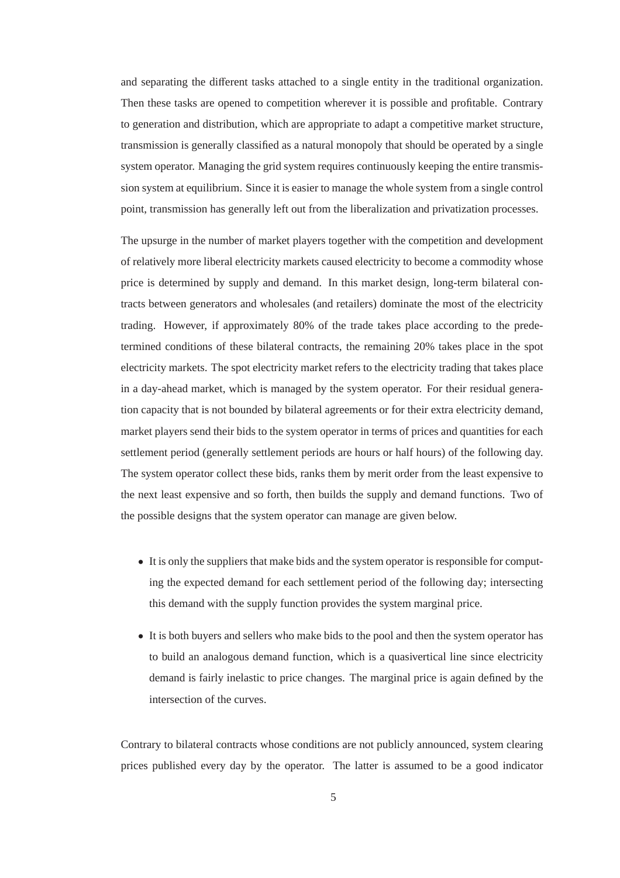and separating the different tasks attached to a single entity in the traditional organization. Then these tasks are opened to competition wherever it is possible and profitable. Contrary to generation and distribution, which are appropriate to adapt a competitive market structure, transmission is generally classified as a natural monopoly that should be operated by a single system operator. Managing the grid system requires continuously keeping the entire transmission system at equilibrium. Since it is easier to manage the whole system from a single control point, transmission has generally left out from the liberalization and privatization processes.

The upsurge in the number of market players together with the competition and development of relatively more liberal electricity markets caused electricity to become a commodity whose price is determined by supply and demand. In this market design, long-term bilateral contracts between generators and wholesales (and retailers) dominate the most of the electricity trading. However, if approximately 80% of the trade takes place according to the predetermined conditions of these bilateral contracts, the remaining 20% takes place in the spot electricity markets. The spot electricity market refers to the electricity trading that takes place in a day-ahead market, which is managed by the system operator. For their residual generation capacity that is not bounded by bilateral agreements or for their extra electricity demand, market players send their bids to the system operator in terms of prices and quantities for each settlement period (generally settlement periods are hours or half hours) of the following day. The system operator collect these bids, ranks them by merit order from the least expensive to the next least expensive and so forth, then builds the supply and demand functions. Two of the possible designs that the system operator can manage are given below.

- It is only the suppliers that make bids and the system operator is responsible for computing the expected demand for each settlement period of the following day; intersecting this demand with the supply function provides the system marginal price.
- It is both buyers and sellers who make bids to the pool and then the system operator has to build an analogous demand function, which is a quasivertical line since electricity demand is fairly inelastic to price changes. The marginal price is again defined by the intersection of the curves.

Contrary to bilateral contracts whose conditions are not publicly announced, system clearing prices published every day by the operator. The latter is assumed to be a good indicator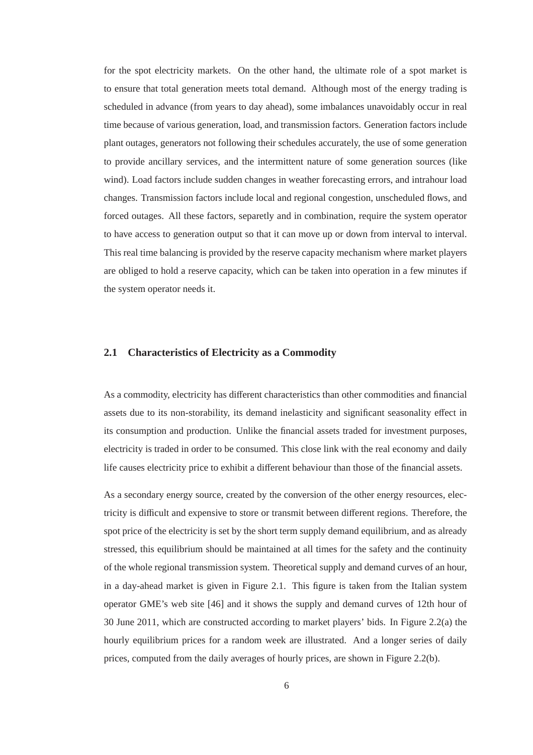for the spot electricity markets. On the other hand, the ultimate role of a spot market is to ensure that total generation meets total demand. Although most of the energy trading is scheduled in advance (from years to day ahead), some imbalances unavoidably occur in real time because of various generation, load, and transmission factors. Generation factors include plant outages, generators not following their schedules accurately, the use of some generation to provide ancillary services, and the intermittent nature of some generation sources (like wind). Load factors include sudden changes in weather forecasting errors, and intrahour load changes. Transmission factors include local and regional congestion, unscheduled flows, and forced outages. All these factors, separetly and in combination, require the system operator to have access to generation output so that it can move up or down from interval to interval. This real time balancing is provided by the reserve capacity mechanism where market players are obliged to hold a reserve capacity, which can be taken into operation in a few minutes if the system operator needs it.

## 2.1 Characteristics of Electricity as a Commodity

As a commodity, electricity has different characteristics than other commodities and financial assets due to its non-storability, its demand inelasticity and significant seasonality effect in its consumption and production. Unlike the financial assets traded for investment purposes, electricity is traded in order to be consumed. This close link with the real economy and daily life causes electricity price to exhibit a different behaviour than those of the financial assets.

As a secondary energy source, created by the conversion of the other energy resources, electricity is difficult and expensive to store or transmit between different regions. Therefore, the spot price of the electricity is set by the short term supply demand equilibrium, and as already stressed, this equilibrium should be maintained at all times for the safety and the continuity of the whole regional transmission system. Theoretical supply and demand curves of an hour, in a day-ahead market is given in Figure 2.1. This figure is taken from the Italian system operator GME's web site [46] and it shows the supply and demand curves of 12th hour of 30 June 2011, which are constructed according to market players' bids. In Figure 2.2(a) the hourly equilibrium prices for a random week are illustrated. And a longer series of daily prices, computed from the daily averages of hourly prices, are shown in Figure 2.2(b).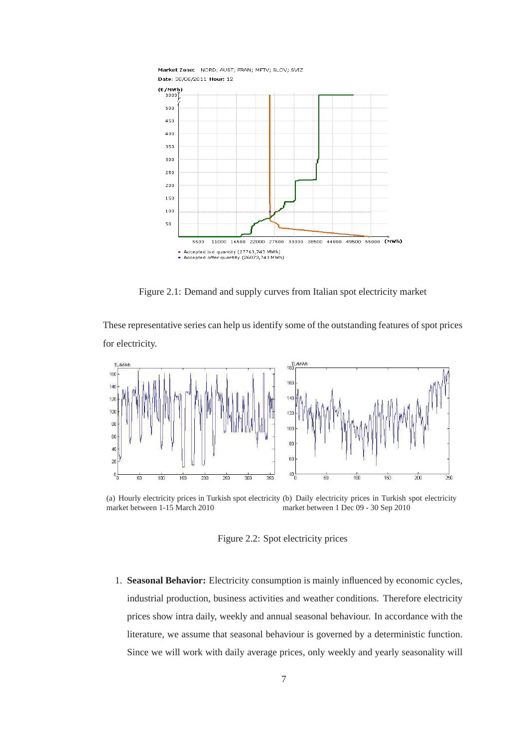Figure 2.1: Demand and supply curves from Italian spot electricity market

These representative series can help us identify some of the outstanding features of spot prices for electricity.

(a) Hourly electricity prices in Turkish spot electricity market between 1-15 March 2010

(b) Daily electricity prices in Turkish spot electricity market between 1 Dec 09 - 30 Sep 2010

Figure 2.2: Spot electricity prices

1. **Seasonal Behavior:** Electricity consumption is mainly influenced by economic cycles, industrial production, business activities and weather conditions. Therefore electricity prices show intra daily, weekly and annual seasonal behaviour. In accordance with the literature, we assume that seasonal behaviour is governed by a deterministic function. Since we will work with daily average prices, only weekly and yearly seasonality will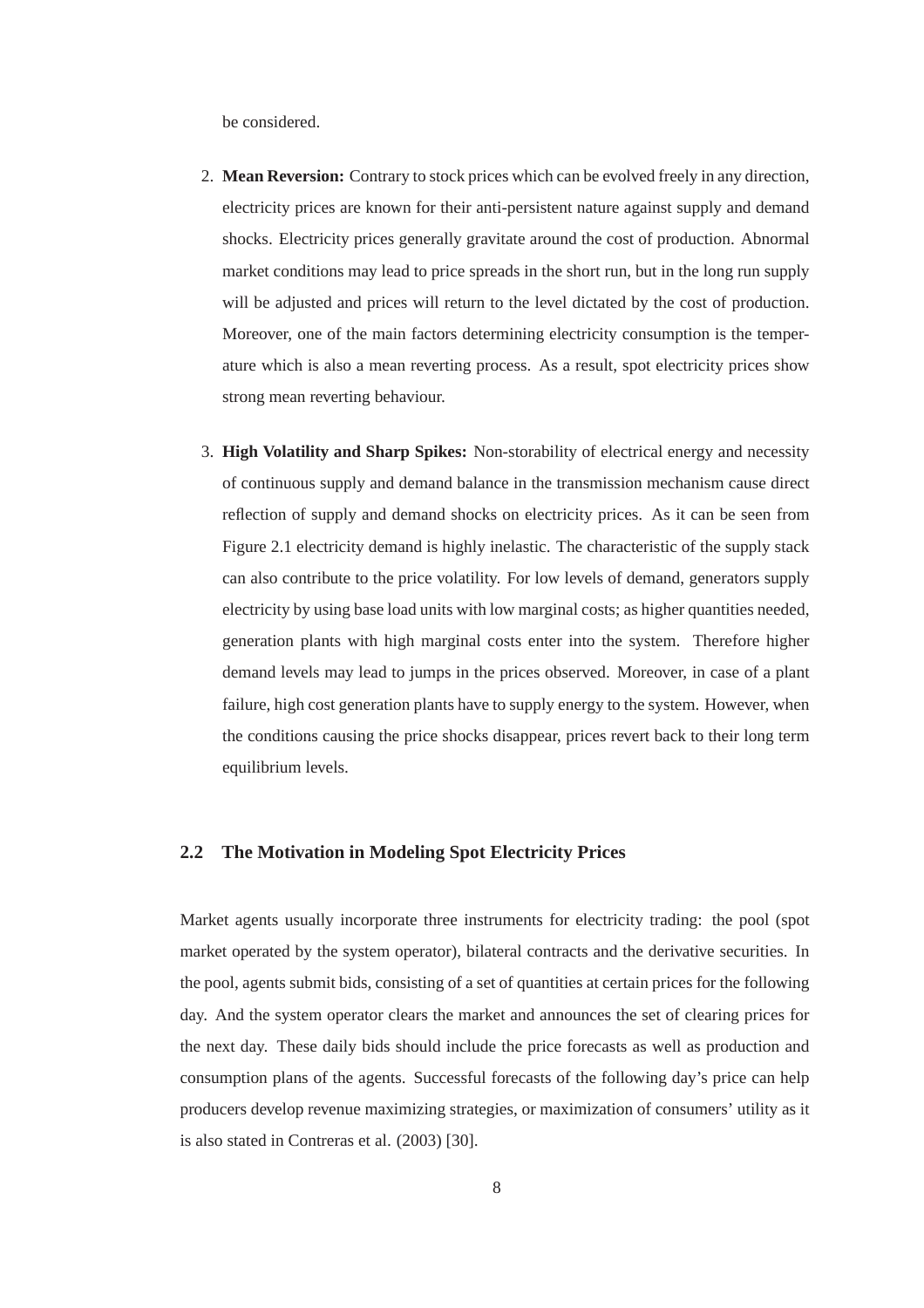be considered.

2. **Mean Reversion:** Contrary to stock prices which can be evolved freely in any direction, electricity prices are known for their anti-persistent nature against supply and demand shocks. Electricity prices generally gravitate around the cost of production. Abnormal market conditions may lead to price spreads in the short run, but in the long run supply will be adjusted and prices will return to the level dictated by the cost of production. Moreover, one of the main factors determining electricity consumption is the temperature which is also a mean reverting process. As a result, spot electricity prices show strong mean reverting behaviour.

3. **High Volatility and Sharp Spikes:** Non-storability of electrical energy and necessity of continuous supply and demand balance in the transmission mechanism cause direct reflection of supply and demand shocks on electricity prices. As it can be seen from Figure 2.1 electricity demand is highly inelastic. The characteristic of the supply stack can also contribute to the price volatility. For low levels of demand, generators supply electricity by using base load units with low marginal costs; as higher quantities needed, generation plants with high marginal costs enter into the system. Therefore higher demand levels may lead to jumps in the prices observed. Moreover, in case of a plant failure, high cost generation plants have to supply energy to the system. However, when the conditions causing the price shocks disappear, prices revert back to their long term equilibrium levels.

## 2.2 The Motivation in Modeling Spot Electricity Prices

Market agents usually incorporate three instruments for electricity trading: the pool (spot market operated by the system operator), bilateral contracts and the derivative securities. In the pool, agents submit bids, consisting of a set of quantities at certain prices for the following day. And the system operator clears the market and announces the set of clearing prices for the next day. These daily bids should include the price forecasts as well as production and consumption plans of the agents. Successful forecasts of the following day's price can help producers develop revenue maximizing strategies, or maximization of consumers' utility as it is also stated in Contreras et al. (2003) [30].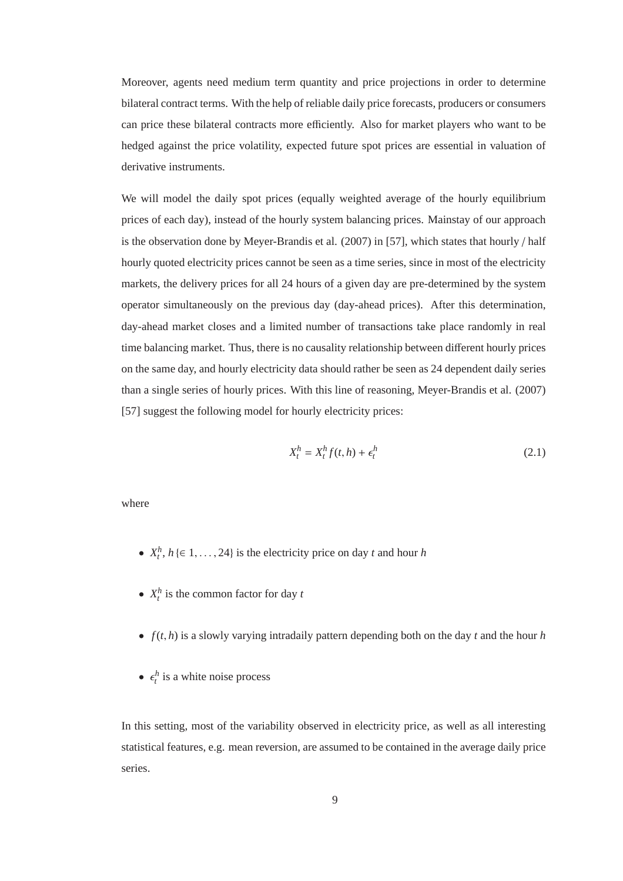Moreover, agents need medium term quantity and price projections in order to determine bilateral contract terms. With the help of reliable daily price forecasts, producers or consumers can price these bilateral contracts more efficiently. Also for market players who want to be hedged against the price volatility, expected future spot prices are essential in valuation of derivative instruments.

We will model the daily spot prices (equally weighted average of the hourly equilibrium prices of each day), instead of the hourly system balancing prices. Mainstay of our approach is the observation done by Meyer-Brandis et al. (2007) in [57], which states that hourly / half hourly quoted electricity prices cannot be seen as a time series, since in most of the electricity markets, the delivery prices for all 24 hours of a given day are pre-determined by the system operator simultaneously on the previous day (day-ahead prices). After this determination, day-ahead market closes and a limited number of transactions take place randomly in real time balancing market. Thus, there is no causality relationship between different hourly prices on the same day, and hourly electricity data should rather be seen as 24 dependent daily series than a single series of hourly prices. With this line of reasoning, Meyer-Brandis et al. (2007) [57] suggest the following model for hourly electricity prices:

$$X_t^h = X_t^h f(t,h) + \epsilon_t^h \tag{2.1}$$

where

- $X_t^h$, $h \{\in 1, \ldots, 24\}$ is the electricity price on day $t$ and hour $h$
- $X_t^h$ is the common factor for day $t$
- $f(t,h)$ is a slowly varying intradaily pattern depending both on the day $t$ and the hour $h$
- $\epsilon_t^h$ is a white noise process

In this setting, most of the variability observed in electricity price, as well as all interesting statistical features, e.g. mean reversion, are assumed to be contained in the average daily price series.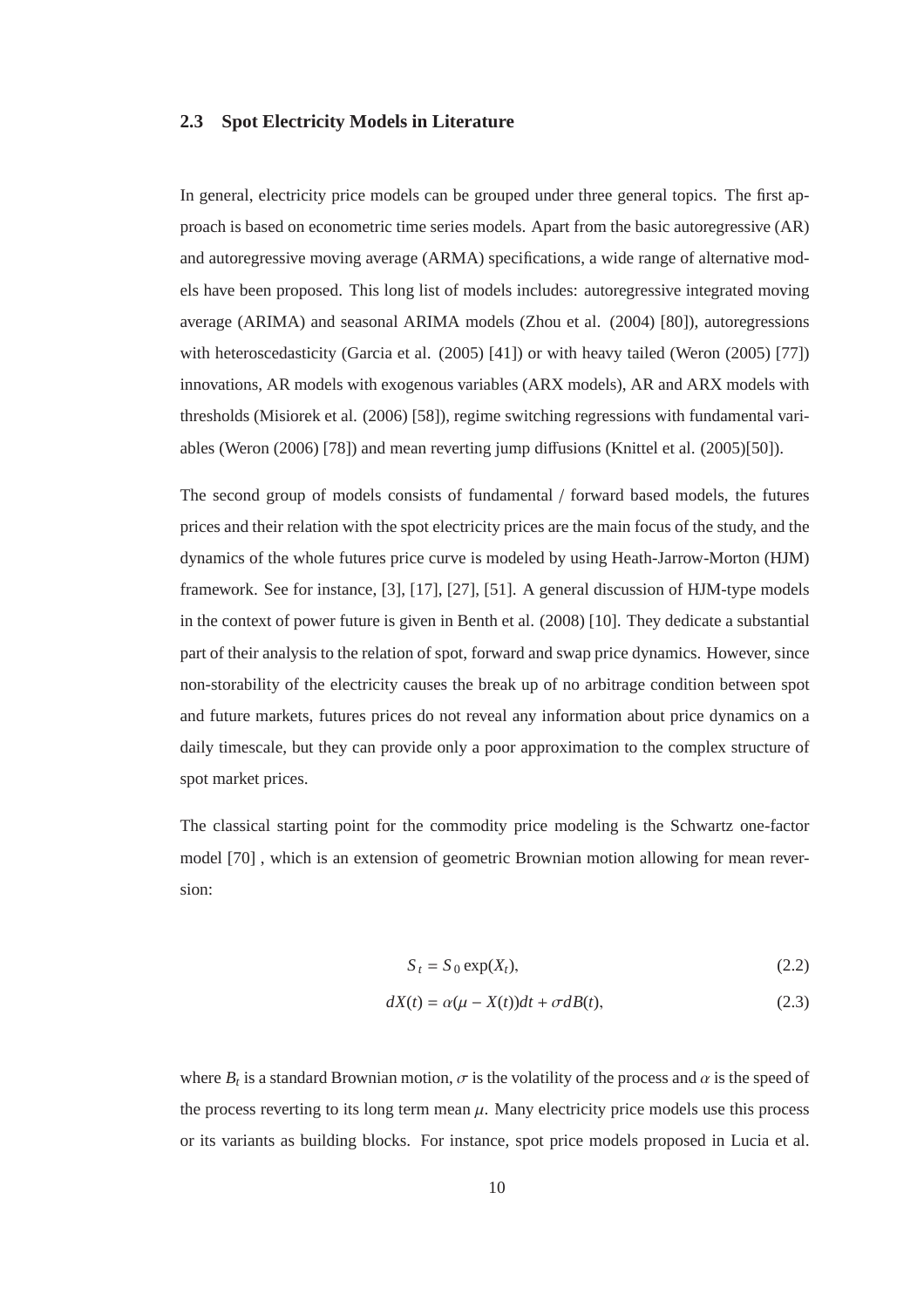### 2.3 Spot Electricity Models in Literature

In general, electricity price models can be grouped under three general topics. The first approach is based on econometric time series models. Apart from the basic autoregressive (AR) and autoregressive moving average (ARMA) specifications, a wide range of alternative models have been proposed. This long list of models includes: autoregressive integrated moving average (ARIMA) and seasonal ARIMA models (Zhou et al. (2004) [80]), autoregressions with heteroscedasticity (Garcia et al. (2005) [41]) or with heavy tailed (Weron (2005) [77]) innovations, AR models with exogenous variables (ARX models), AR and ARX models with thresholds (Misiorek et al. (2006) [58]), regime switching regressions with fundamental variables (Weron (2006) [78]) and mean reverting jump diffusions (Knittel et al. (2005)[50]).

The second group of models consists of fundamental / forward based models, the futures prices and their relation with the spot electricity prices are the main focus of the study, and the dynamics of the whole futures price curve is modeled by using Heath-Jarrow-Morton (HJM) framework. See for instance, [3], [17], [27], [51]. A general discussion of HJM-type models in the context of power future is given in Benth et al. (2008) [10]. They dedicate a substantial part of their analysis to the relation of spot, forward and swap price dynamics. However, since non-storability of the electricity causes the break up of no arbitrage condition between spot and future markets, futures prices do not reveal any information about price dynamics on a daily timescale, but they can provide only a poor approximation to the complex structure of spot market prices.

The classical starting point for the commodity price modeling is the Schwartz one-factor model [70] , which is an extension of geometric Brownian motion allowing for mean reversion:

$$S_t = S_0 \exp(X_t), \tag{2.2}$$

$$dX(t) = \alpha(\mu - X(t))dt + \sigma dB(t), \tag{2.3}$$

where $B_t$ is a standard Brownian motion, $\sigma$ is the volatility of the process and $\alpha$ is the speed of the process reverting to its long term mean $\mu$. Many electricity price models use this process or its variants as building blocks. For instance, spot price models proposed in Lucia et al.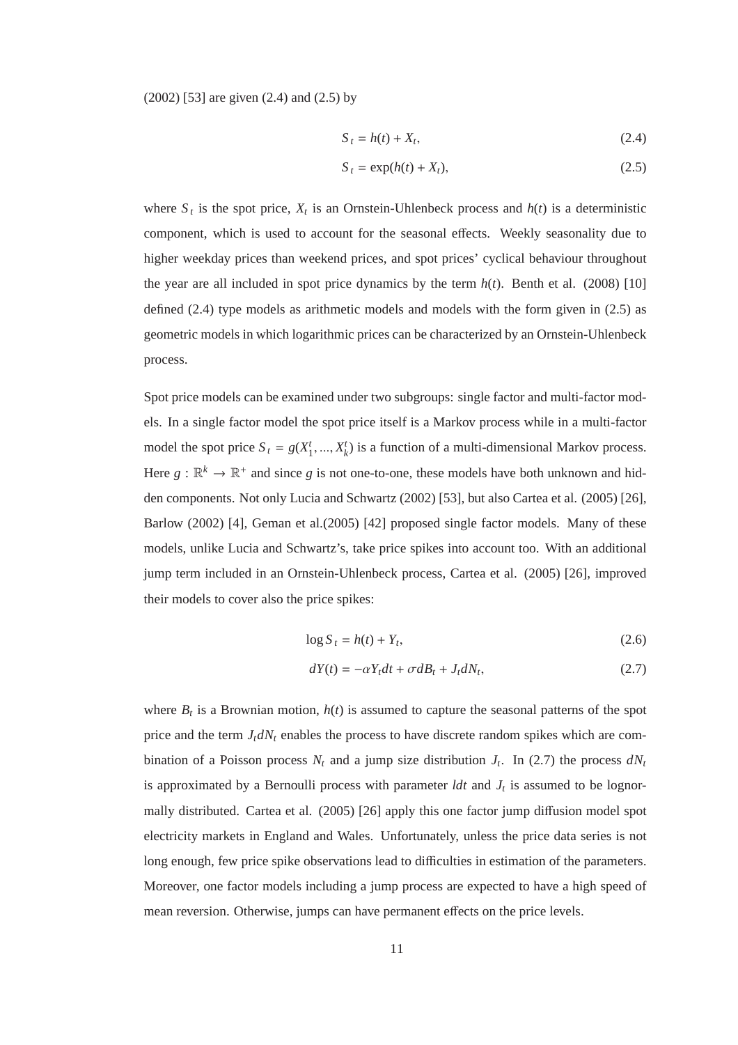(2002) [53] are given (2.4) and (2.5) by

$$S_t = h(t) + X_t, \tag{2.4}$$

$$S_t = \exp(h(t) + X_t), \tag{2.5}$$

where $S_t$ is the spot price, $X_t$ is an Ornstein-Uhlenbeck process and $h(t)$ is a deterministic component, which is used to account for the seasonal effects. Weekly seasonality due to higher weekday prices than weekend prices, and spot prices' cyclical behaviour throughout the year are all included in spot price dynamics by the term $h(t)$. Benth et al. (2008) [10] defined (2.4) type models as arithmetic models and models with the form given in (2.5) as geometric models in which logarithmic prices can be characterized by an Ornstein-Uhlenbeck process.

Spot price models can be examined under two subgroups: single factor and multi-factor models. In a single factor model the spot price itself is a Markov process while in a multi-factor model the spot price $S_t = g(X_1^t, ..., X_k^t)$ is a function of a multi-dimensional Markov process. Here $g : \mathbb{R}^k \to \mathbb{R}^+$ and since $g$ is not one-to-one, these models have both unknown and hidden components. Not only Lucia and Schwartz (2002) [53], but also Cartea et al. (2005) [26], Barlow (2002) [4], Geman et al.(2005) [42] proposed single factor models. Many of these models, unlike Lucia and Schwartz's, take price spikes into account too. With an additional jump term included in an Ornstein-Uhlenbeck process, Cartea et al. (2005) [26], improved their models to cover also the price spikes:

$$\log S_t = h(t) + Y_t, \tag{2.6}$$

$$dY(t) = -\alpha Y_t dt + \sigma dB_t + J_t dN_t, \tag{2.7}$$

where $B_t$ is a Brownian motion, $h(t)$ is assumed to capture the seasonal patterns of the spot price and the term $J_t dN_t$ enables the process to have discrete random spikes which are combination of a Poisson process $N_t$ and a jump size distribution $J_t$. In (2.7) the process $dN_t$ is approximated by a Bernoulli process with parameter $ldt$ and $J_t$ is assumed to be lognormally distributed. Cartea et al. (2005) [26] apply this one factor jump diffusion model spot electricity markets in England and Wales. Unfortunately, unless the price data series is not long enough, few price spike observations lead to difficulties in estimation of the parameters. Moreover, one factor models including a jump process are expected to have a high speed of mean reversion. Otherwise, jumps can have permanent effects on the price levels.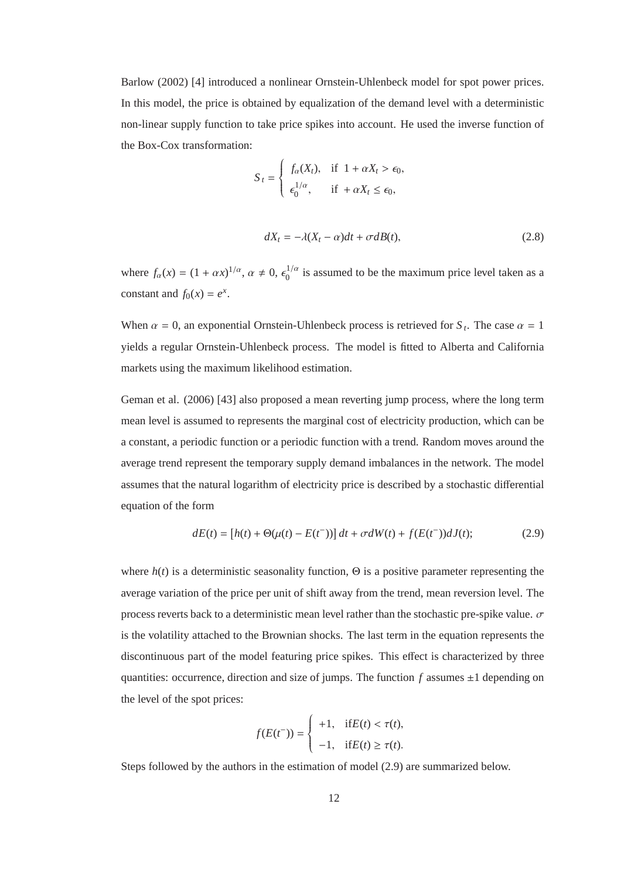Barlow (2002) [4] introduced a nonlinear Ornstein-Uhlenbeck model for spot power prices. In this model, the price is obtained by equalization of the demand level with a deterministic non-linear supply function to take price spikes into account. He used the inverse function of the Box-Cox transformation:

$$S_t = \begin{cases} f_\alpha(X_t), & \text{if } 1 + \alpha X_t > \epsilon_0, \\ \epsilon_0^{1/\alpha}, & \text{if } + \alpha X_t \leq \epsilon_0, \end{cases}$$

$$dX_t = -\lambda(X_t - \alpha)dt + \sigma dB(t), \tag{2.8}$$

where $f_\alpha(x) = (1 + \alpha x)^{1/\alpha}$, $\alpha \neq 0$, $\epsilon_0^{1/\alpha}$ is assumed to be the maximum price level taken as a constant and $f_0(x) = e^x$.

When $\alpha = 0$, an exponential Ornstein-Uhlenbeck process is retrieved for $S_t$. The case $\alpha = 1$ yields a regular Ornstein-Uhlenbeck process. The model is fitted to Alberta and California markets using the maximum likelihood estimation.

Geman et al. (2006) [43] also proposed a mean reverting jump process, where the long term mean level is assumed to represents the marginal cost of electricity production, which can be a constant, a periodic function or a periodic function with a trend. Random moves around the average trend represent the temporary supply demand imbalances in the network. The model assumes that the natural logarithm of electricity price is described by a stochastic differential equation of the form

$$dE(t) = [h(t) + \Theta(\mu(t) - E(t^-))]\, dt + \sigma dW(t) + f(E(t^-))dJ(t); \tag{2.9}$$

where $h(t)$ is a deterministic seasonality function, $\Theta$ is a positive parameter representing the average variation of the price per unit of shift away from the trend, mean reversion level. The process reverts back to a deterministic mean level rather than the stochastic pre-spike value. $\sigma$ is the volatility attached to the Brownian shocks. The last term in the equation represents the discontinuous part of the model featuring price spikes. This effect is characterized by three quantities: occurrence, direction and size of jumps. The function $f$ assumes $\pm 1$ depending on the level of the spot prices:

$$f(E(t^-)) = \begin{cases} +1, & \text{if} E(t) < \tau(t), \\ -1, & \text{if} E(t) \geq \tau(t). \end{cases}$$

Steps followed by the authors in the estimation of model (2.9) are summarized below.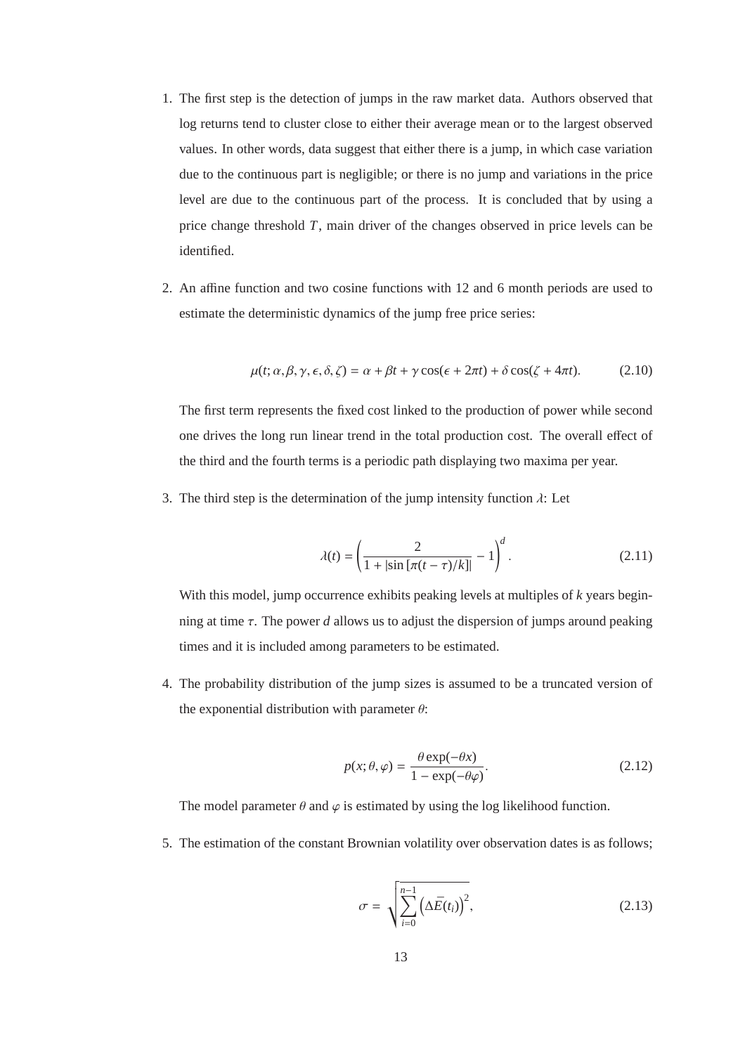1. The first step is the detection of jumps in the raw market data. Authors observed that log returns tend to cluster close to either their average mean or to the largest observed values. In other words, data suggest that either there is a jump, in which case variation due to the continuous part is negligible; or there is no jump and variations in the price level are due to the continuous part of the process. It is concluded that by using a price change threshold $T$, main driver of the changes observed in price levels can be identified.

2. An affine function and two cosine functions with 12 and 6 month periods are used to estimate the deterministic dynamics of the jump free price series:

$$\mu(t;\alpha,\beta,\gamma,\epsilon,\delta,\zeta) = \alpha + \beta t + \gamma\cos(\epsilon + 2\pi t) + \delta\cos(\zeta + 4\pi t). \tag{2.10}$$

   The first term represents the fixed cost linked to the production of power while second one drives the long run linear trend in the total production cost. The overall effect of the third and the fourth terms is a periodic path displaying two maxima per year.

3. The third step is the determination of the jump intensity function $\lambda$: Let

$$\lambda(t) = \left(\frac{2}{1 + |\sin[\pi(t-\tau)/k]|} - 1\right)^{d}. \tag{2.11}$$

   With this model, jump occurrence exhibits peaking levels at multiples of $k$ years beginning at time $\tau$. The power $d$ allows us to adjust the dispersion of jumps around peaking times and it is included among parameters to be estimated.

4. The probability distribution of the jump sizes is assumed to be a truncated version of the exponential distribution with parameter $\theta$:

$$p(x;\theta,\varphi) = \frac{\theta\exp(-\theta x)}{1 - \exp(-\theta\varphi)}. \tag{2.12}$$

   The model parameter $\theta$ and $\varphi$ is estimated by using the log likelihood function.

5. The estimation of the constant Brownian volatility over observation dates is as follows;

$$\sigma = \sqrt{\sum_{i=0}^{n-1}\left(\Delta\bar{E}(t_i)\right)^2}, \tag{2.13}$$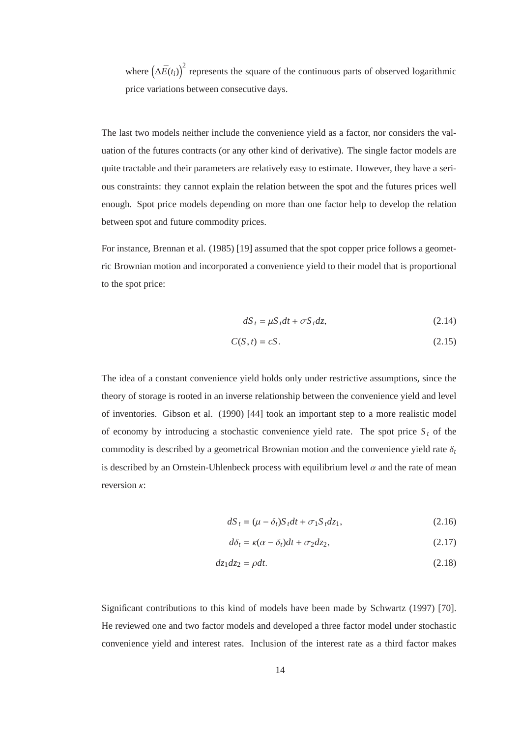where $\left(\Delta\bar{E}(t_i)\right)^2$ represents the square of the continuous parts of observed logarithmic price variations between consecutive days.

The last two models neither include the convenience yield as a factor, nor considers the valuation of the futures contracts (or any other kind of derivative). The single factor models are quite tractable and their parameters are relatively easy to estimate. However, they have a serious constraints: they cannot explain the relation between the spot and the futures prices well enough. Spot price models depending on more than one factor help to develop the relation between spot and future commodity prices.

For instance, Brennan et al. (1985) [19] assumed that the spot copper price follows a geometric Brownian motion and incorporated a convenience yield to their model that is proportional to the spot price:

$$dS_t = \mu S_t dt + \sigma S_t dz, \tag{2.14}$$

$$C(S,t) = cS. \tag{2.15}$$

The idea of a constant convenience yield holds only under restrictive assumptions, since the theory of storage is rooted in an inverse relationship between the convenience yield and level of inventories. Gibson et al. (1990) [44] took an important step to a more realistic model of economy by introducing a stochastic convenience yield rate. The spot price $S_t$ of the commodity is described by a geometrical Brownian motion and the convenience yield rate $\delta_t$ is described by an Ornstein-Uhlenbeck process with equilibrium level $\alpha$ and the rate of mean reversion $\kappa$:

$$dS_t = (\mu - \delta_t)S_t dt + \sigma_1 S_t dz_1, \tag{2.16}$$

$$d\delta_t = \kappa(\alpha - \delta_t)dt + \sigma_2 dz_2, \tag{2.17}$$

$$dz_1 dz_2 = \rho dt. \tag{2.18}$$

Significant contributions to this kind of models have been made by Schwartz (1997) [70]. He reviewed one and two factor models and developed a three factor model under stochastic convenience yield and interest rates. Inclusion of the interest rate as a third factor makes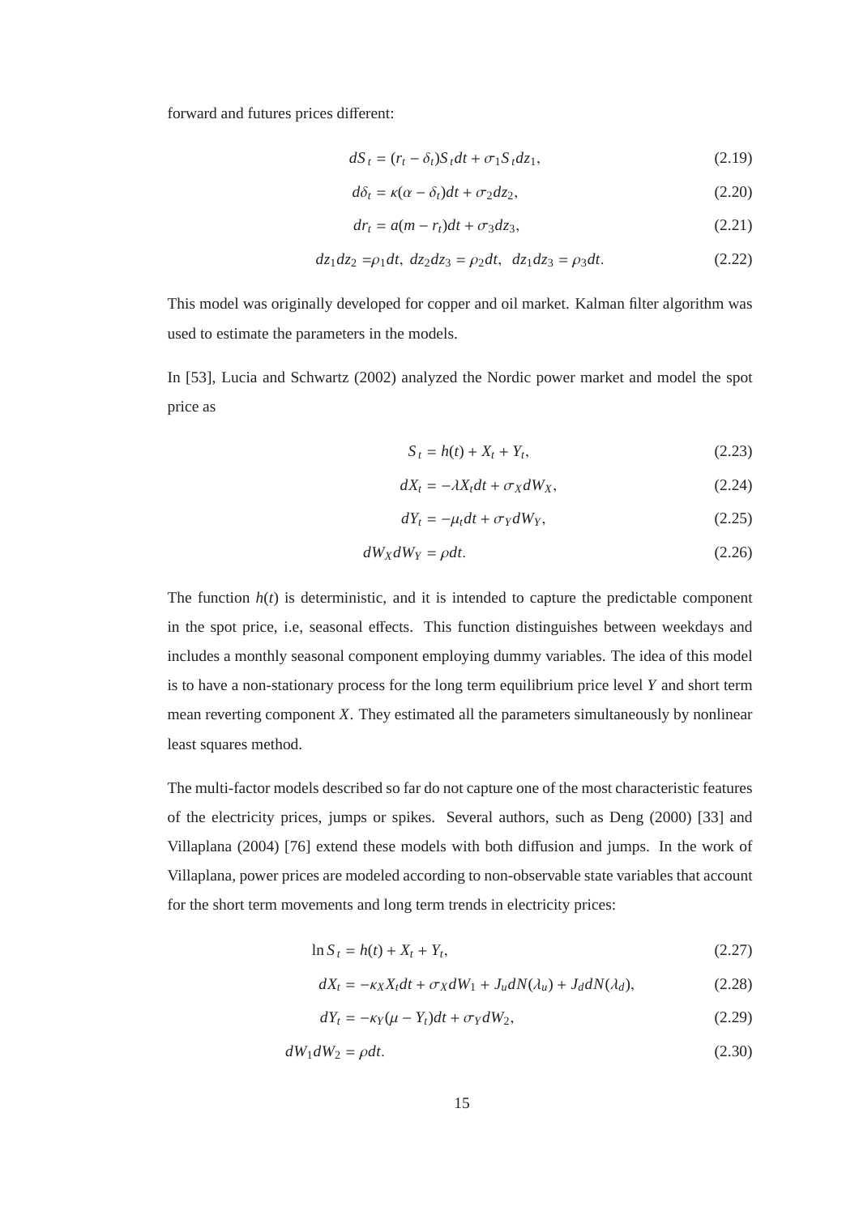forward and futures prices different:

$$dS_t = (r_t - \delta_t)S_t dt + \sigma_1 S_t dz_1, \tag{2.19}$$

$$d\delta_t = \kappa(\alpha - \delta_t)dt + \sigma_2 dz_2, \tag{2.20}$$

$$dr_t = a(m - r_t)dt + \sigma_3 dz_3, \tag{2.21}$$

$$dz_1 dz_2 = \rho_1 dt, \; dz_2 dz_3 = \rho_2 dt, \;\; dz_1 dz_3 = \rho_3 dt. \tag{2.22}$$

This model was originally developed for copper and oil market. Kalman filter algorithm was used to estimate the parameters in the models.

In [53], Lucia and Schwartz (2002) analyzed the Nordic power market and model the spot price as

$$S_t = h(t) + X_t + Y_t, \tag{2.23}$$

$$dX_t = -\lambda X_t dt + \sigma_X dW_X, \tag{2.24}$$

$$dY_t = -\mu_t dt + \sigma_Y dW_Y, \tag{2.25}$$

$$dW_X dW_Y = \rho dt. \tag{2.26}$$

The function $h(t)$ is deterministic, and it is intended to capture the predictable component in the spot price, i.e, seasonal effects. This function distinguishes between weekdays and includes a monthly seasonal component employing dummy variables. The idea of this model is to have a non-stationary process for the long term equilibrium price level $Y$ and short term mean reverting component $X$. They estimated all the parameters simultaneously by nonlinear least squares method.

The multi-factor models described so far do not capture one of the most characteristic features of the electricity prices, jumps or spikes. Several authors, such as Deng (2000) [33] and Villaplana (2004) [76] extend these models with both diffusion and jumps. In the work of Villaplana, power prices are modeled according to non-observable state variables that account for the short term movements and long term trends in electricity prices:

$$\ln S_t = h(t) + X_t + Y_t, \tag{2.27}$$

$$dX_t = -\kappa_X X_t dt + \sigma_X dW_1 + J_u dN(\lambda_u) + J_d dN(\lambda_d), \tag{2.28}$$

$$dY_t = -\kappa_Y(\mu - Y_t)dt + \sigma_Y dW_2, \tag{2.29}$$

$$dW_1 dW_2 = \rho dt. \tag{2.30}$$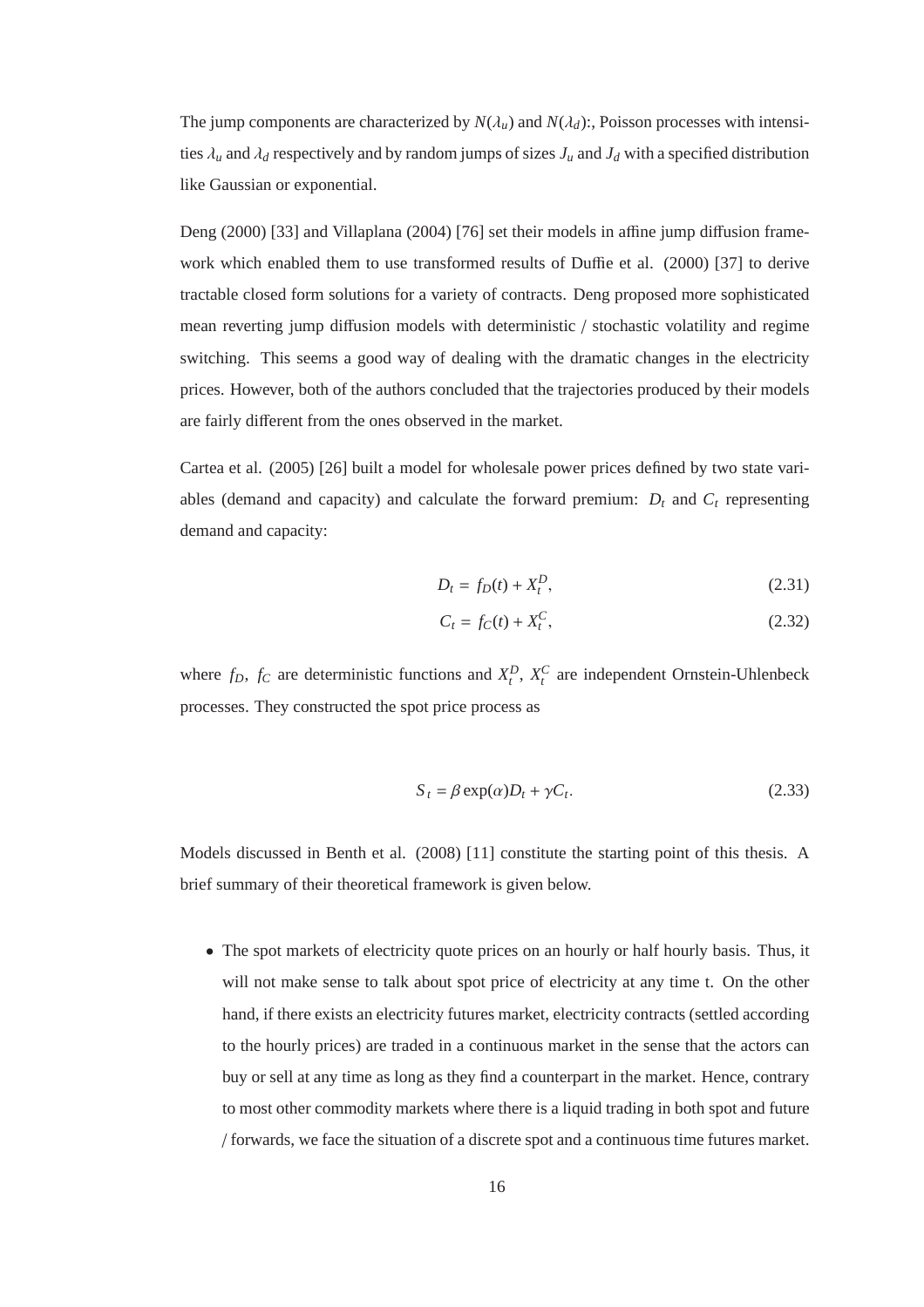The jump components are characterized by $N(\lambda_u)$ and $N(\lambda_d)$:, Poisson processes with intensities $\lambda_u$ and $\lambda_d$ respectively and by random jumps of sizes $J_u$ and $J_d$ with a specified distribution like Gaussian or exponential.

Deng (2000) [33] and Villaplana (2004) [76] set their models in affine jump diffusion framework which enabled them to use transformed results of Duffie et al. (2000) [37] to derive tractable closed form solutions for a variety of contracts. Deng proposed more sophisticated mean reverting jump diffusion models with deterministic / stochastic volatility and regime switching. This seems a good way of dealing with the dramatic changes in the electricity prices. However, both of the authors concluded that the trajectories produced by their models are fairly different from the ones observed in the market.

Cartea et al. (2005) [26] built a model for wholesale power prices defined by two state variables (demand and capacity) and calculate the forward premium: $D_t$ and $C_t$ representing demand and capacity:

$$D_t = f_D(t) + X_t^D, \tag{2.31}$$

$$C_t = f_C(t) + X_t^C, \tag{2.32}$$

where $f_D$, $f_C$ are deterministic functions and $X_t^D$, $X_t^C$ are independent Ornstein-Uhlenbeck processes. They constructed the spot price process as

$$S_t = \beta \exp(\alpha) D_t + \gamma C_t. \tag{2.33}$$

Models discussed in Benth et al. (2008) [11] constitute the starting point of this thesis. A brief summary of their theoretical framework is given below.

- The spot markets of electricity quote prices on an hourly or half hourly basis. Thus, it will not make sense to talk about spot price of electricity at any time t. On the other hand, if there exists an electricity futures market, electricity contracts (settled according to the hourly prices) are traded in a continuous market in the sense that the actors can buy or sell at any time as long as they find a counterpart in the market. Hence, contrary to most other commodity markets where there is a liquid trading in both spot and future / forwards, we face the situation of a discrete spot and a continuous time futures market.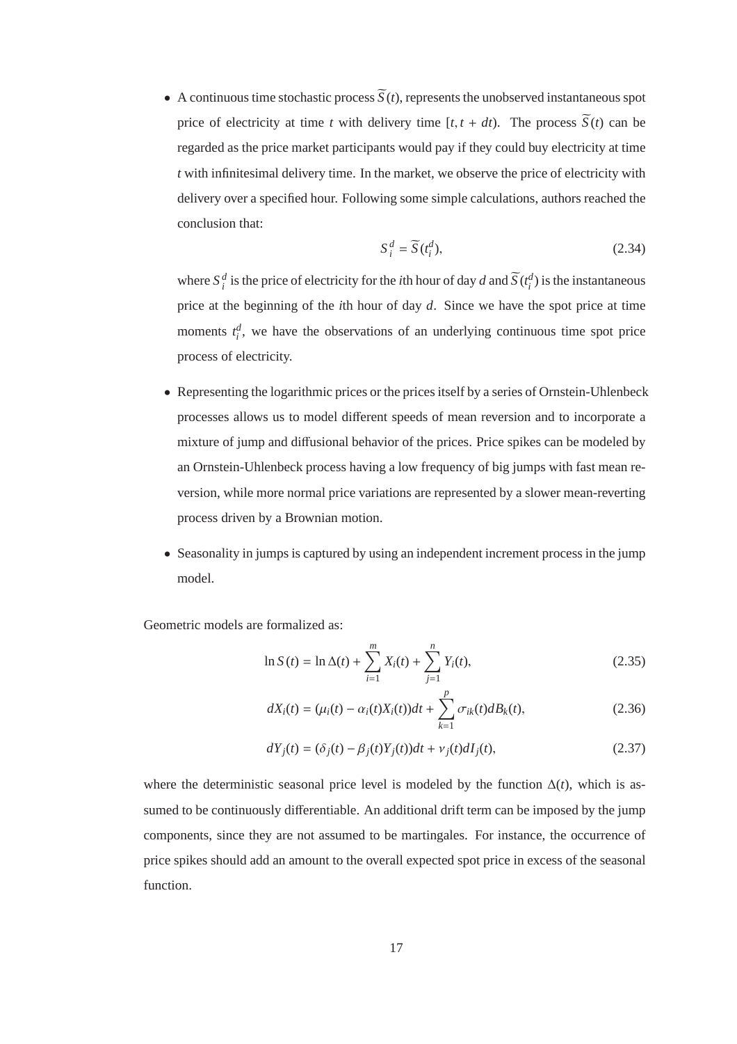- A continuous time stochastic process $\widetilde{S}(t)$, represents the unobserved instantaneous spot price of electricity at time $t$ with delivery time $[t, t + dt)$. The process $\widetilde{S}(t)$ can be regarded as the price market participants would pay if they could buy electricity at time $t$ with infinitesimal delivery time. In the market, we observe the price of electricity with delivery over a specified hour. Following some simple calculations, authors reached the conclusion that:

$$S_i^d = \widetilde{S}(t_i^d), \tag{2.34}$$

  where $S_i^d$ is the price of electricity for the $i$th hour of day $d$ and $\widetilde{S}(t_i^d)$ is the instantaneous price at the beginning of the $i$th hour of day $d$. Since we have the spot price at time moments $t_i^d$, we have the observations of an underlying continuous time spot price process of electricity.

- Representing the logarithmic prices or the prices itself by a series of Ornstein-Uhlenbeck processes allows us to model different speeds of mean reversion and to incorporate a mixture of jump and diffusional behavior of the prices. Price spikes can be modeled by an Ornstein-Uhlenbeck process having a low frequency of big jumps with fast mean reversion, while more normal price variations are represented by a slower mean-reverting process driven by a Brownian motion.

- Seasonality in jumps is captured by using an independent increment process in the jump model.

Geometric models are formalized as:

$$\ln S(t) = \ln \Delta(t) + \sum_{i=1}^{m} X_i(t) + \sum_{j=1}^{n} Y_i(t), \tag{2.35}$$

$$dX_i(t) = (\mu_i(t) - \alpha_i(t)X_i(t))dt + \sum_{k=1}^{p} \sigma_{ik}(t)dB_k(t), \tag{2.36}$$

$$dY_j(t) = (\delta_j(t) - \beta_j(t)Y_j(t))dt + \nu_j(t)dI_j(t), \tag{2.37}$$

where the deterministic seasonal price level is modeled by the function $\Delta(t)$, which is assumed to be continuously differentiable. An additional drift term can be imposed by the jump components, since they are not assumed to be martingales. For instance, the occurrence of price spikes should add an amount to the overall expected spot price in excess of the seasonal function.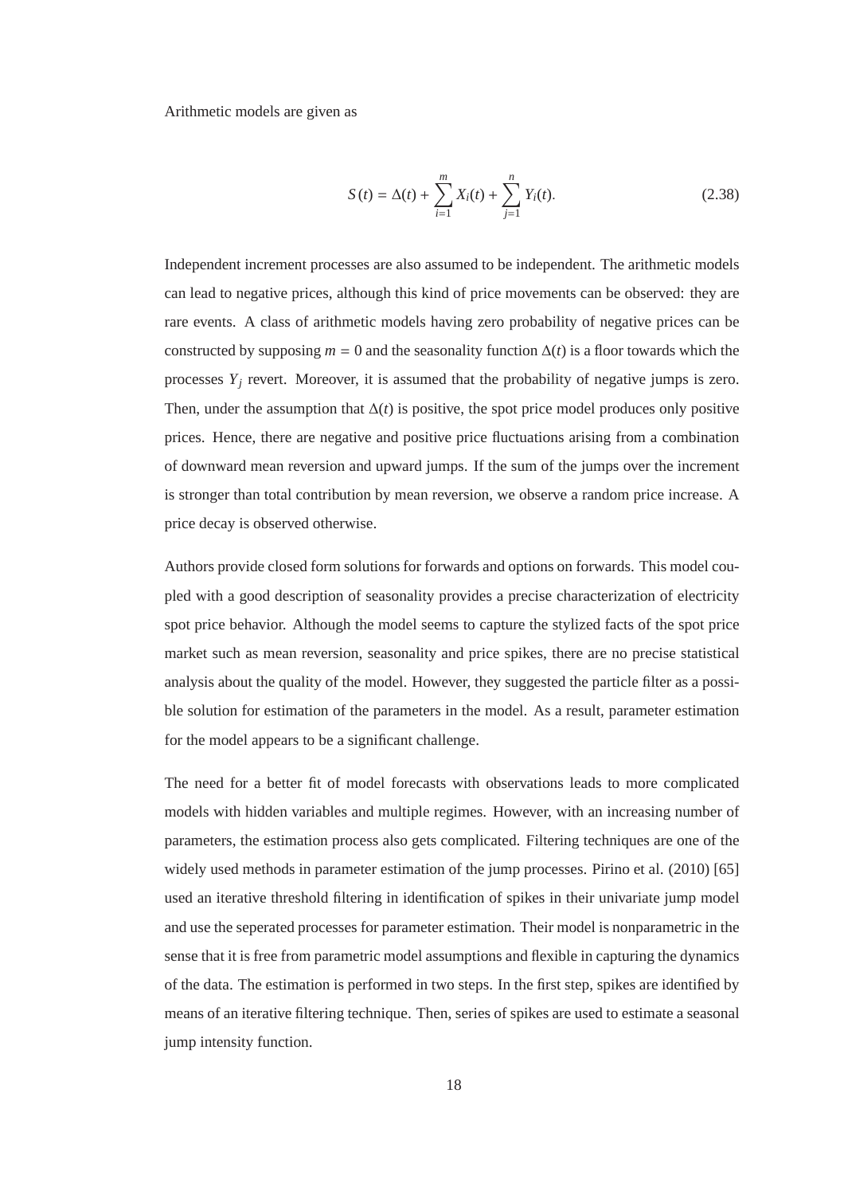Arithmetic models are given as

$$S(t) = \Delta(t) + \sum_{i=1}^{m} X_i(t) + \sum_{j=1}^{n} Y_i(t). \tag{2.38}$$

Independent increment processes are also assumed to be independent. The arithmetic models can lead to negative prices, although this kind of price movements can be observed: they are rare events. A class of arithmetic models having zero probability of negative prices can be constructed by supposing $m = 0$ and the seasonality function $\Delta(t)$ is a floor towards which the processes $Y_j$ revert. Moreover, it is assumed that the probability of negative jumps is zero. Then, under the assumption that $\Delta(t)$ is positive, the spot price model produces only positive prices. Hence, there are negative and positive price fluctuations arising from a combination of downward mean reversion and upward jumps. If the sum of the jumps over the increment is stronger than total contribution by mean reversion, we observe a random price increase. A price decay is observed otherwise.

Authors provide closed form solutions for forwards and options on forwards. This model coupled with a good description of seasonality provides a precise characterization of electricity spot price behavior. Although the model seems to capture the stylized facts of the spot price market such as mean reversion, seasonality and price spikes, there are no precise statistical analysis about the quality of the model. However, they suggested the particle filter as a possible solution for estimation of the parameters in the model. As a result, parameter estimation for the model appears to be a significant challenge.

The need for a better fit of model forecasts with observations leads to more complicated models with hidden variables and multiple regimes. However, with an increasing number of parameters, the estimation process also gets complicated. Filtering techniques are one of the widely used methods in parameter estimation of the jump processes. Pirino et al. (2010) [65] used an iterative threshold filtering in identification of spikes in their univariate jump model and use the seperated processes for parameter estimation. Their model is nonparametric in the sense that it is free from parametric model assumptions and flexible in capturing the dynamics of the data. The estimation is performed in two steps. In the first step, spikes are identified by means of an iterative filtering technique. Then, series of spikes are used to estimate a seasonal jump intensity function.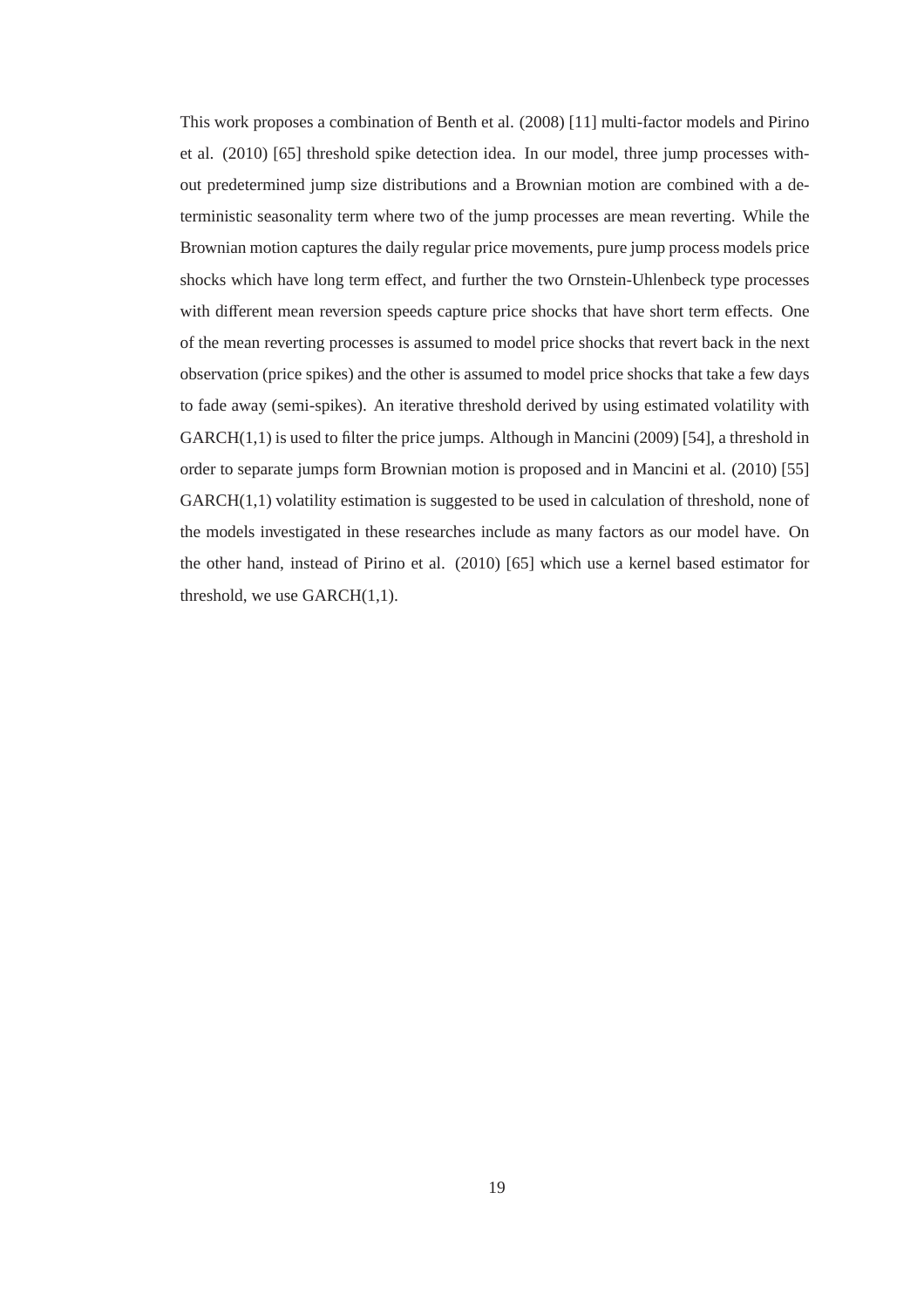This work proposes a combination of Benth et al. (2008) [11] multi-factor models and Pirino et al. (2010) [65] threshold spike detection idea. In our model, three jump processes without predetermined jump size distributions and a Brownian motion are combined with a deterministic seasonality term where two of the jump processes are mean reverting. While the Brownian motion captures the daily regular price movements, pure jump process models price shocks which have long term effect, and further the two Ornstein-Uhlenbeck type processes with different mean reversion speeds capture price shocks that have short term effects. One of the mean reverting processes is assumed to model price shocks that revert back in the next observation (price spikes) and the other is assumed to model price shocks that take a few days to fade away (semi-spikes). An iterative threshold derived by using estimated volatility with GARCH(1,1) is used to filter the price jumps. Although in Mancini (2009) [54], a threshold in order to separate jumps form Brownian motion is proposed and in Mancini et al. (2010) [55] GARCH(1,1) volatility estimation is suggested to be used in calculation of threshold, none of the models investigated in these researches include as many factors as our model have. On the other hand, instead of Pirino et al. (2010) [65] which use a kernel based estimator for threshold, we use GARCH(1,1).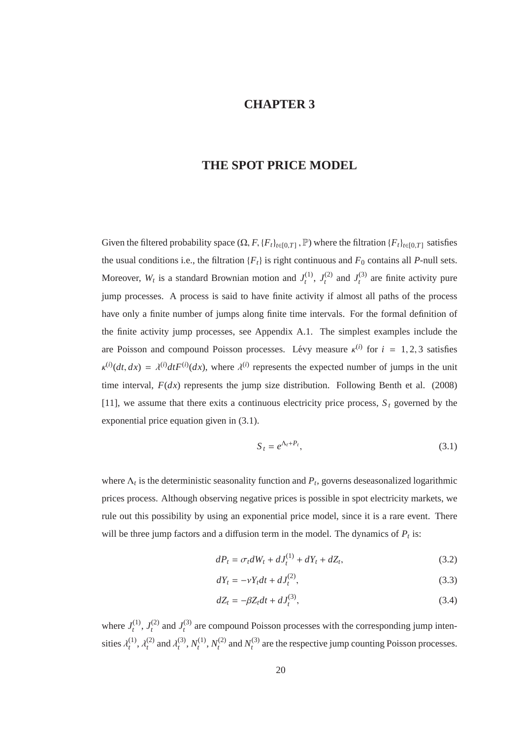# CHAPTER 3

# THE SPOT PRICE MODEL

Given the filtered probability space $(\Omega, F, \{F_t\}_{t\in[0,T]}, \mathbb{P})$ where the filtration $\{F_t\}_{t\in[0,T]}$ satisfies the usual conditions i.e., the filtration $\{F_t\}$ is right continuous and $F_0$ contains all $P$-null sets. Moreover, $W_t$ is a standard Brownian motion and $J_t^{(1)}$, $J_t^{(2)}$ and $J_t^{(3)}$ are finite activity pure jump processes. A process is said to have finite activity if almost all paths of the process have only a finite number of jumps along finite time intervals. For the formal definition of the finite activity jump processes, see Appendix A.1. The simplest examples include the are Poisson and compound Poisson processes. Lévy measure $\kappa^{(i)}$ for $i = 1, 2, 3$ satisfies $\kappa^{(i)}(dt, dx) = \lambda^{(i)} dt F^{(i)}(dx)$, where $\lambda^{(i)}$ represents the expected number of jumps in the unit time interval, $F(dx)$ represents the jump size distribution. Following Benth et al. (2008) [11], we assume that there exits a continuous electricity price process, $S_t$ governed by the exponential price equation given in (3.1).

$$S_t = e^{\Lambda_t + P_t}, \tag{3.1}$$

where $\Lambda_t$ is the deterministic seasonality function and $P_t$, governs deseasonalized logarithmic prices process. Although observing negative prices is possible in spot electricity markets, we rule out this possibility by using an exponential price model, since it is a rare event. There will be three jump factors and a diffusion term in the model. The dynamics of $P_t$ is:

$$dP_t = \sigma_t dW_t + dJ_t^{(1)} + dY_t + dZ_t, \tag{3.2}$$

$$dY_t = -\nu Y_t dt + dJ_t^{(2)}, \tag{3.3}$$

$$dZ_t = -\beta Z_t dt + dJ_t^{(3)}, \tag{3.4}$$

where $J_t^{(1)}$, $J_t^{(2)}$ and $J_t^{(3)}$ are compound Poisson processes with the corresponding jump intensities $\lambda_t^{(1)}$, $\lambda_t^{(2)}$ and $\lambda_t^{(3)}$, $N_t^{(1)}$, $N_t^{(2)}$ and $N_t^{(3)}$ are the respective jump counting Poisson processes.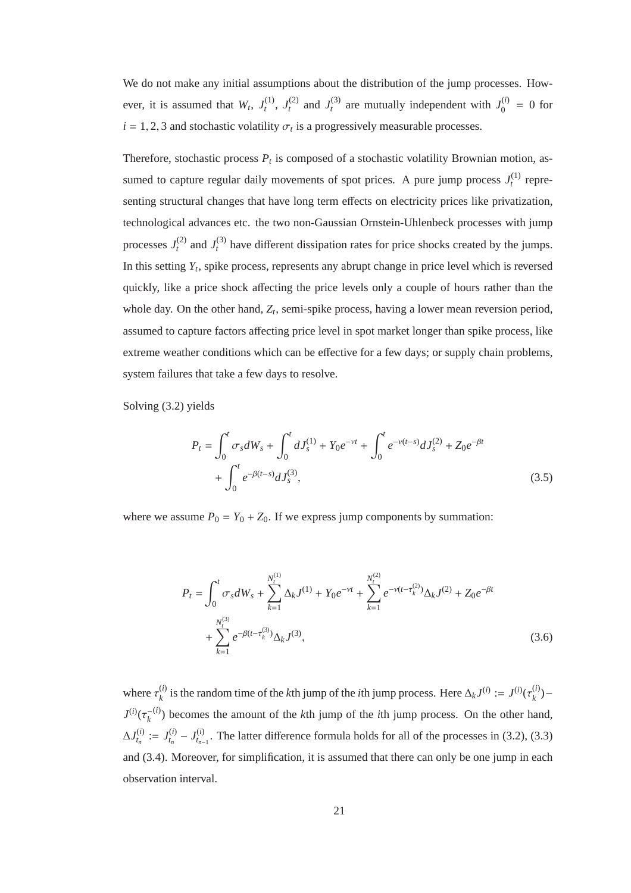We do not make any initial assumptions about the distribution of the jump processes. However, it is assumed that $W_t$, $J_t^{(1)}$, $J_t^{(2)}$ and $J_t^{(3)}$ are mutually independent with $J_0^{(i)} = 0$ for $i = 1, 2, 3$ and stochastic volatility $\sigma_t$ is a progressively measurable processes.

Therefore, stochastic process $P_t$ is composed of a stochastic volatility Brownian motion, assumed to capture regular daily movements of spot prices. A pure jump process $J_t^{(1)}$ representing structural changes that have long term effects on electricity prices like privatization, technological advances etc. the two non-Gaussian Ornstein-Uhlenbeck processes with jump processes $J_t^{(2)}$ and $J_t^{(3)}$ have different dissipation rates for price shocks created by the jumps. In this setting $Y_t$, spike process, represents any abrupt change in price level which is reversed quickly, like a price shock affecting the price levels only a couple of hours rather than the whole day. On the other hand, $Z_t$, semi-spike process, having a lower mean reversion period, assumed to capture factors affecting price level in spot market longer than spike process, like extreme weather conditions which can be effective for a few days; or supply chain problems, system failures that take a few days to resolve.

Solving (3.2) yields

$$
\begin{aligned}
P_t = &\int_0^t \sigma_s dW_s + \int_0^t dJ_s^{(1)} + Y_0 e^{-\nu t} + \int_0^t e^{-\nu(t-s)} dJ_s^{(2)} + Z_0 e^{-\beta t} \\
&+ \int_0^t e^{-\beta(t-s)} dJ_s^{(3)},
\end{aligned}
\tag{3.5}
$$

where we assume $P_0 = Y_0 + Z_0$. If we express jump components by summation:

$$
\begin{aligned}
P_t = &\int_0^t \sigma_s dW_s + \sum_{k=1}^{N_t^{(1)}} \Delta_k J^{(1)} + Y_0 e^{-\nu t} + \sum_{k=1}^{N_t^{(2)}} e^{-\nu(t-\tau_k^{(2)})} \Delta_k J^{(2)} + Z_0 e^{-\beta t} \\
&+ \sum_{k=1}^{N_t^{(3)}} e^{-\beta(t-\tau_k^{(3)})} \Delta_k J^{(3)},
\end{aligned}
\tag{3.6}
$$

where $\tau_k^{(i)}$ is the random time of the $k$th jump of the $i$th jump process. Here $\Delta_k J^{(i)} := J^{(i)}(\tau_k^{(i)}) - J^{(i)}(\tau_k^{-(i)})$ becomes the amount of the $k$th jump of the $i$th jump process. On the other hand, $\Delta J_{t_n}^{(i)} := J_{t_n}^{(i)} - J_{t_{n-1}}^{(i)}$. The latter difference formula holds for all of the processes in (3.2), (3.3) and (3.4). Moreover, for simplification, it is assumed that there can only be one jump in each observation interval.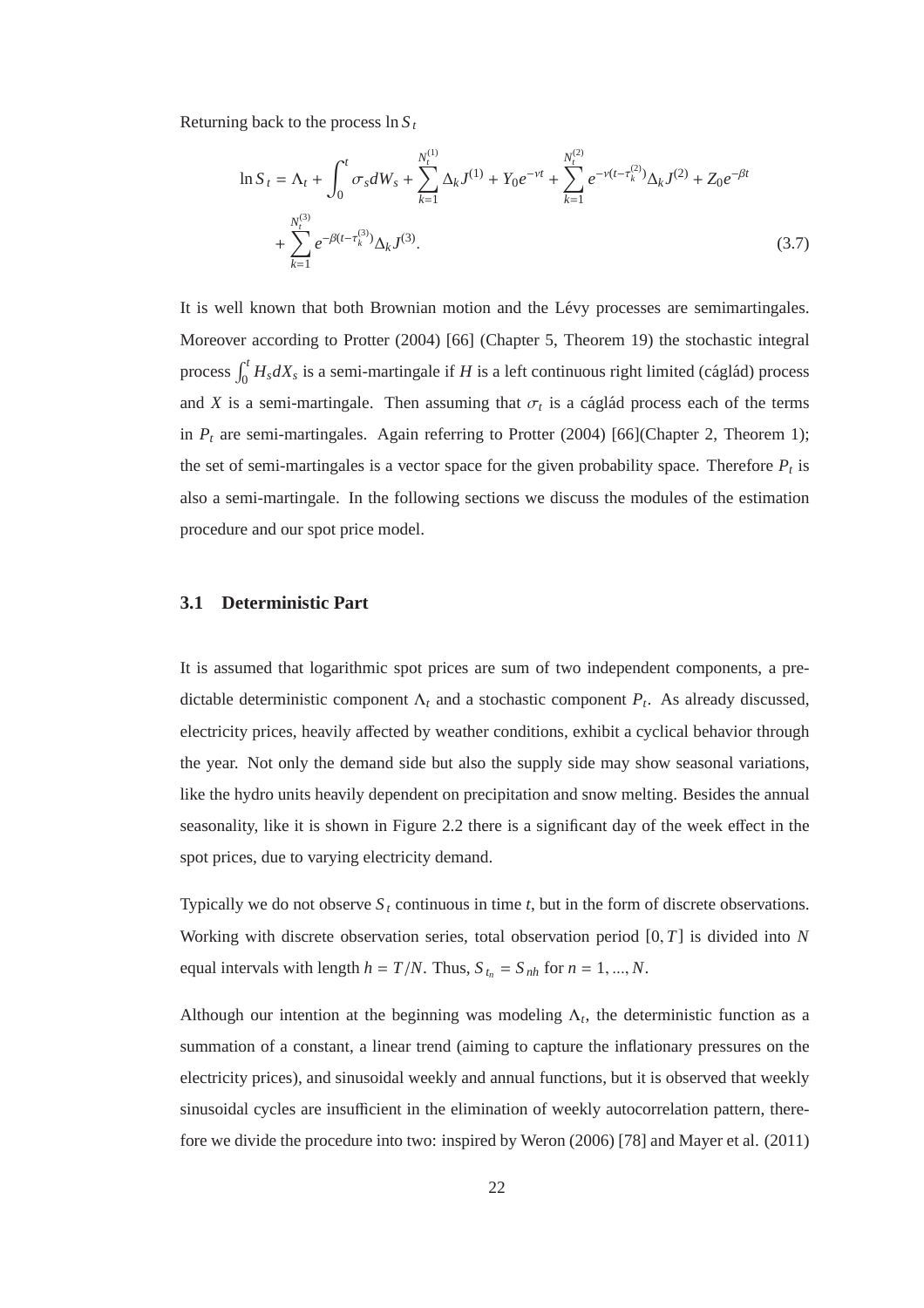Returning back to the process $\ln S_t$

$$\ln S_t = \Lambda_t + \int_0^t \sigma_s dW_s + \sum_{k=1}^{N_t^{(1)}} \Delta_k J^{(1)} + Y_0 e^{-\nu t} + \sum_{k=1}^{N_t^{(2)}} e^{-\nu(t-\tau_k^{(2)})} \Delta_k J^{(2)} + Z_0 e^{-\beta t} + \sum_{k=1}^{N_t^{(3)}} e^{-\beta(t-\tau_k^{(3)})} \Delta_k J^{(3)}. \tag{3.7}$$

It is well known that both Brownian motion and the Lévy processes are semimartingales. Moreover according to Protter (2004) [66] (Chapter 5, Theorem 19) the stochastic integral process $\int_0^t H_s dX_s$ is a semi-martingale if $H$ is a left continuous right limited (cáglád) process and $X$ is a semi-martingale. Then assuming that $\sigma_t$ is a cáglád process each of the terms in $P_t$ are semi-martingales. Again referring to Protter (2004) [66](Chapter 2, Theorem 1); the set of semi-martingales is a vector space for the given probability space. Therefore $P_t$ is also a semi-martingale. In the following sections we discuss the modules of the estimation procedure and our spot price model.

## 3.1 Deterministic Part

It is assumed that logarithmic spot prices are sum of two independent components, a predictable deterministic component $\Lambda_t$ and a stochastic component $P_t$. As already discussed, electricity prices, heavily affected by weather conditions, exhibit a cyclical behavior through the year. Not only the demand side but also the supply side may show seasonal variations, like the hydro units heavily dependent on precipitation and snow melting. Besides the annual seasonality, like it is shown in Figure 2.2 there is a significant day of the week effect in the spot prices, due to varying electricity demand.

Typically we do not observe $S_t$ continuous in time $t$, but in the form of discrete observations. Working with discrete observation series, total observation period $[0, T]$ is divided into $N$ equal intervals with length $h = T/N$. Thus, $S_{t_n} = S_{nh}$ for $n = 1, ..., N$.

Although our intention at the beginning was modeling $\Lambda_t$, the deterministic function as a summation of a constant, a linear trend (aiming to capture the inflationary pressures on the electricity prices), and sinusoidal weekly and annual functions, but it is observed that weekly sinusoidal cycles are insufficient in the elimination of weekly autocorrelation pattern, therefore we divide the procedure into two: inspired by Weron (2006) [78] and Mayer et al. (2011)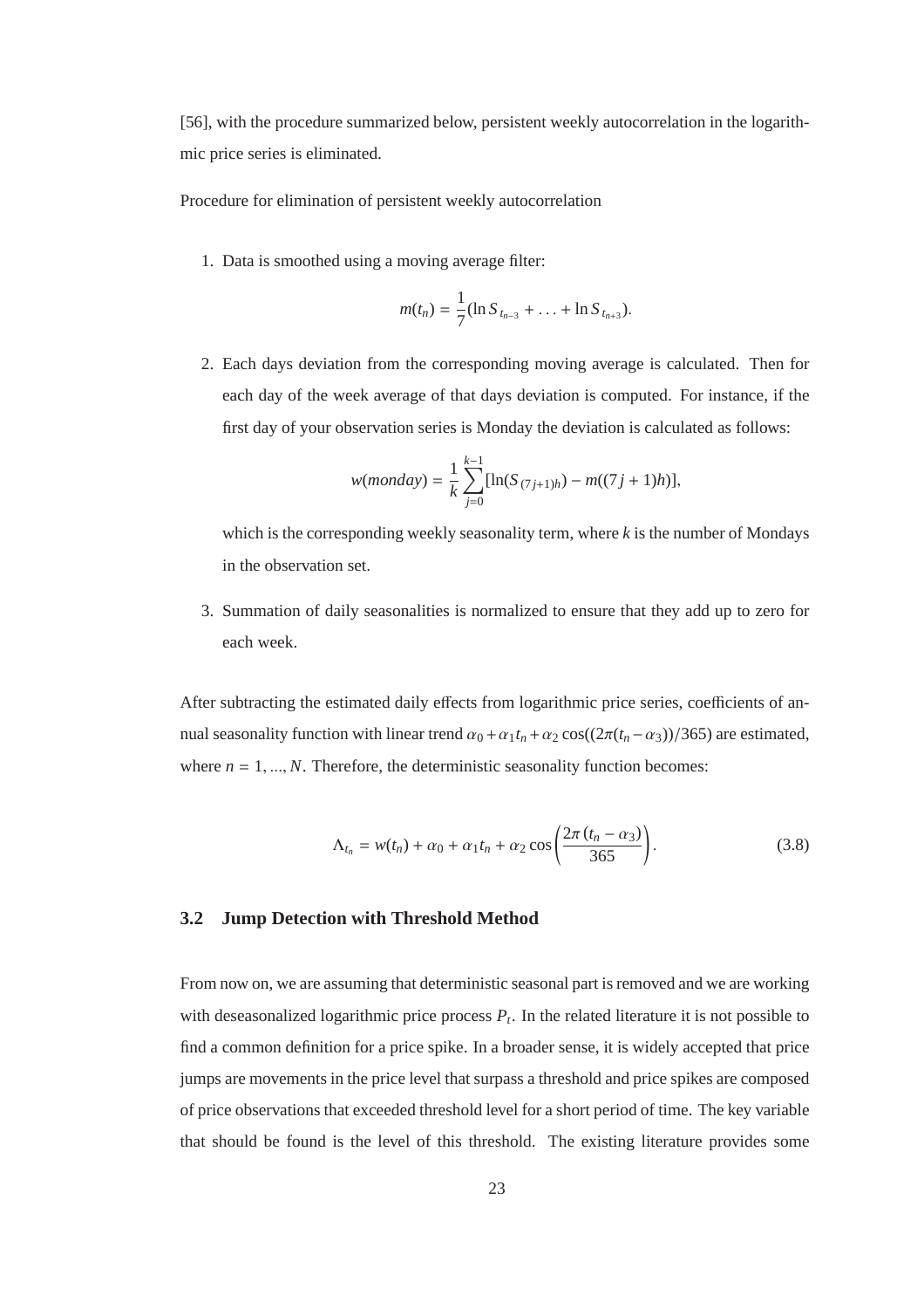[56], with the procedure summarized below, persistent weekly autocorrelation in the logarithmic price series is eliminated.

Procedure for elimination of persistent weekly autocorrelation

1. Data is smoothed using a moving average filter:

$$m(t_n) = \frac{1}{7}(\ln S_{t_{n-3}} + \ldots + \ln S_{t_{n+3}}).$$

2. Each days deviation from the corresponding moving average is calculated. Then for each day of the week average of that days deviation is computed. For instance, if the first day of your observation series is Monday the deviation is calculated as follows:

$$w(monday) = \frac{1}{k}\sum_{j=0}^{k-1}[\ln(S_{(7j+1)h}) - m((7j+1)h)],$$

   which is the corresponding weekly seasonality term, where $k$ is the number of Mondays in the observation set.

3. Summation of daily seasonalities is normalized to ensure that they add up to zero for each week.

After subtracting the estimated daily effects from logarithmic price series, coefficients of annual seasonality function with linear trend $\alpha_0 + \alpha_1 t_n + \alpha_2 \cos((2\pi(t_n - \alpha_3))/365)$ are estimated, where $n = 1, ..., N$. Therefore, the deterministic seasonality function becomes:

$$\Lambda_{t_n} = w(t_n) + \alpha_0 + \alpha_1 t_n + \alpha_2 \cos\left(\frac{2\pi\,(t_n - \alpha_3)}{365}\right). \tag{3.8}$$

## 3.2 Jump Detection with Threshold Method

From now on, we are assuming that deterministic seasonal part is removed and we are working with deseasonalized logarithmic price process $P_t$. In the related literature it is not possible to find a common definition for a price spike. In a broader sense, it is widely accepted that price jumps are movements in the price level that surpass a threshold and price spikes are composed of price observations that exceeded threshold level for a short period of time. The key variable that should be found is the level of this threshold. The existing literature provides some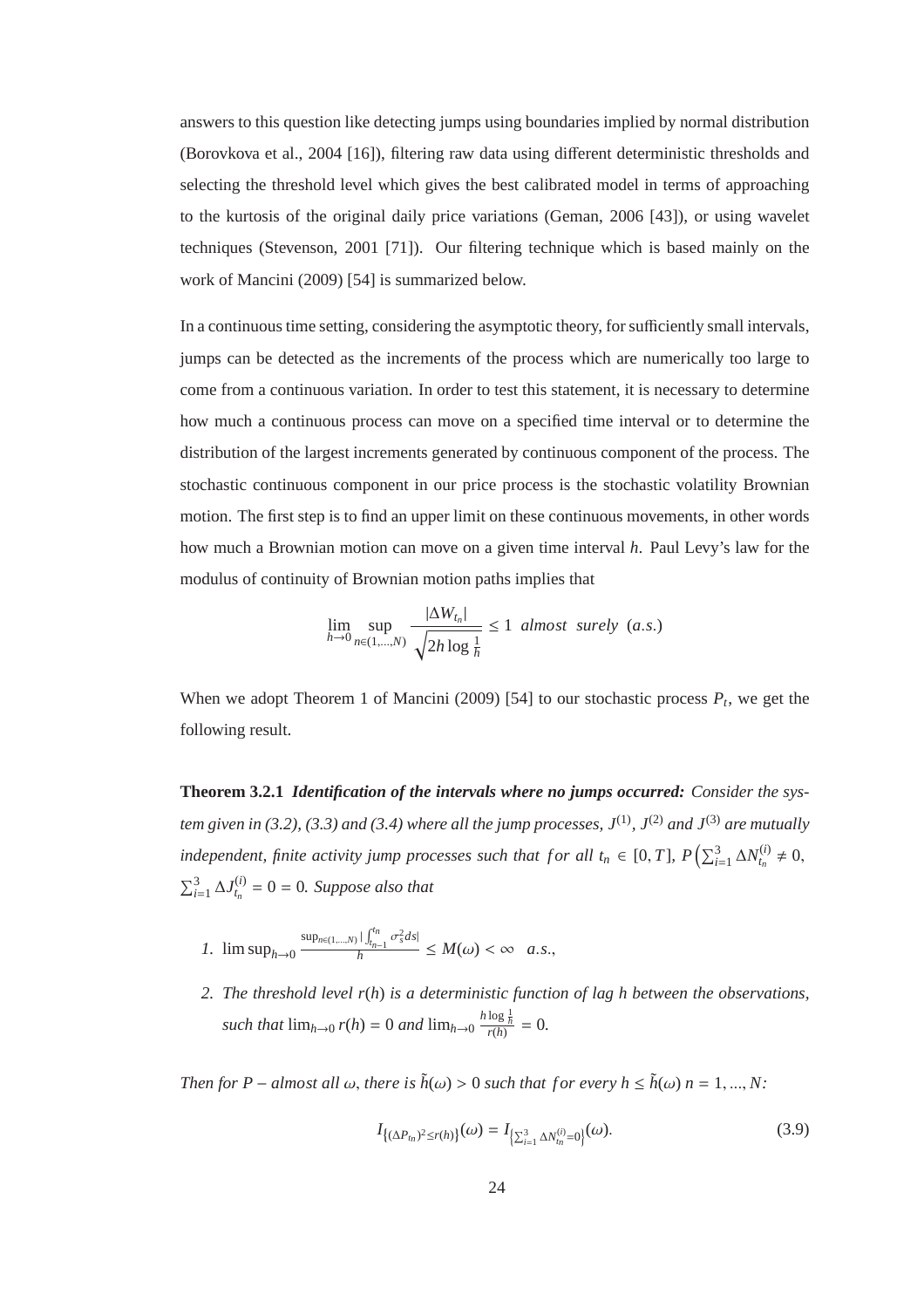answers to this question like detecting jumps using boundaries implied by normal distribution (Borovkova et al., 2004 [16]), filtering raw data using different deterministic thresholds and selecting the threshold level which gives the best calibrated model in terms of approaching to the kurtosis of the original daily price variations (Geman, 2006 [43]), or using wavelet techniques (Stevenson, 2001 [71]). Our filtering technique which is based mainly on the work of Mancini (2009) [54] is summarized below.

In a continuous time setting, considering the asymptotic theory, for sufficiently small intervals, jumps can be detected as the increments of the process which are numerically too large to come from a continuous variation. In order to test this statement, it is necessary to determine how much a continuous process can move on a specified time interval or to determine the distribution of the largest increments generated by continuous component of the process. The stochastic continuous component in our price process is the stochastic volatility Brownian motion. The first step is to find an upper limit on these continuous movements, in other words how much a Brownian motion can move on a given time interval $h$. Paul Levy's law for the modulus of continuity of Brownian motion paths implies that

$$\lim_{h\to 0} \sup_{n\in(1,\ldots,N)} \frac{|\Delta W_{t_n}|}{\sqrt{2h\log\frac{1}{h}}} \leq 1 \ \ almost \ \ surely \ \ (a.s.)$$

When we adopt Theorem 1 of Mancini (2009) [54] to our stochastic process $P_t$, we get the following result.

**Theorem 3.2.1** ***Identification of the intervals where no jumps occurred:*** *Consider the system given in (3.2), (3.3) and (3.4) where all the jump processes, $J^{(1)}$, $J^{(2)}$ and $J^{(3)}$ are mutually independent, finite activity jump processes such that $for\ all\ t_n \in [0,T]$, $P\left(\sum_{i=1}^{3}\Delta N_{t_n}^{(i)} \neq 0,\ \sum_{i=1}^{3}\Delta J_{t_n}^{(i)} = 0 = 0\right.$. Suppose also that*

1. $\limsup_{h\to 0} \frac{\sup_{n\in(1,\ldots,N)} |\int_{t_{n-1}}^{t_n} \sigma_s^2 ds|}{h} \leq M(\omega) < \infty \quad a.s.,$

2. *The threshold level $r(h)$ is a deterministic function of lag $h$ between the observations, such that $\lim_{h\to 0} r(h) = 0$ and $\lim_{h\to 0} \frac{h\log\frac{1}{h}}{r(h)} = 0$.*

*Then for $P$ – almost all $\omega$, there is $\tilde{h}(\omega) > 0$ such that $for\ every\ h \leq \tilde{h}(\omega)\ n = 1, \ldots, N$:*

$$I_{\{(\Delta P_{t_n})^2 \leq r(h)\}}(\omega) = I_{\left\{\sum_{i=1}^{3}\Delta N_{t_n}^{(i)} = 0\right\}}(\omega). \tag{3.9}$$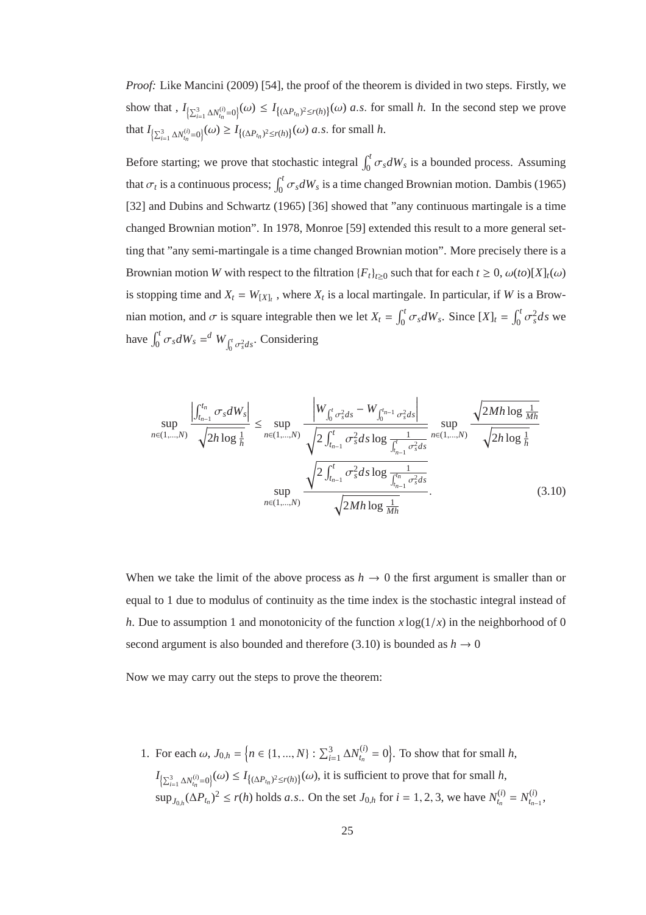*Proof:* Like Mancini (2009) [54], the proof of the theorem is divided in two steps. Firstly, we show that , $I_{\left\{\sum_{i=1}^{3}\Delta N_{t_n}^{(i)}=0\right\}}(\omega) \leq I_{\{(\Delta P_{t_n})^2 \leq r(h)\}}(\omega)$ *a.s.* for small *h*. In the second step we prove that $I_{\left\{\sum_{i=1}^{3}\Delta N_{t_n}^{(i)}=0\right\}}(\omega) \geq I_{\{(\Delta P_{t_n})^2 \leq r(h)\}}(\omega)$ *a.s.* for small *h*.

Before starting; we prove that stochastic integral $\int_0^t \sigma_s dW_s$ is a bounded process. Assuming that $\sigma_t$ is a continuous process; $\int_0^t \sigma_s dW_s$ is a time changed Brownian motion. Dambis (1965) [32] and Dubins and Schwartz (1965) [36] showed that "any continuous martingale is a time changed Brownian motion". In 1978, Monroe [59] extended this result to a more general setting that "any semi-martingale is a time changed Brownian motion". More precisely there is a Brownian motion $W$ with respect to the filtration $\{F_t\}_{t\geq 0}$ such that for each $t \geq 0$, $\omega(to)[X]_t(\omega)$ is stopping time and $X_t = W_{[X]_t}$ , where $X_t$ is a local martingale. In particular, if $W$ is a Brownian motion, and $\sigma$ is square integrable then we let $X_t = \int_0^t \sigma_s dW_s$. Since $[X]_t = \int_0^t \sigma_s^2 ds$ we have $\int_0^t \sigma_s dW_s =^d W_{\int_0^t \sigma_s^2 ds}$. Considering

$$
\sup_{n\in(1,\ldots,N)} \frac{\left|\int_{t_{n-1}}^{t_n} \sigma_s dW_s\right|}{\sqrt{2h\log\frac{1}{h}}} \leq \sup_{n\in(1,\ldots,N)} \frac{\left|W_{\int_0^t \sigma_s^2 ds} - W_{\int_0^{t_{n-1}} \sigma_s^2 ds}\right|}{\sqrt{2\int_{t_{n-1}}^{t} \sigma_s^2 ds \log\frac{1}{\int_{t_{n-1}}^{t}\sigma_s^2 ds}}} \sup_{n\in(1,\ldots,N)} \frac{\sqrt{2Mh\log\frac{1}{Mh}}}{\sqrt{2h\log\frac{1}{h}}}
$$
$$
\sup_{n\in(1,\ldots,N)} \frac{\sqrt{2\int_{t_{n-1}}^{t} \sigma_s^2 ds \log\frac{1}{\int_{t_{n-1}}^{t_n}\sigma_s^2 ds}}}{\sqrt{2Mh\log\frac{1}{Mh}}}. \tag{3.10}
$$

When we take the limit of the above process as $h \to 0$ the first argument is smaller than or equal to 1 due to modulus of continuity as the time index is the stochastic integral instead of *h*. Due to assumption 1 and monotonicity of the function $x\log(1/x)$ in the neighborhood of 0 second argument is also bounded and therefore (3.10) is bounded as $h \to 0$

Now we may carry out the steps to prove the theorem:

1. For each $\omega$, $J_{0,h} = \left\{n \in \{1,...,N\} : \sum_{i=1}^{3}\Delta N_{t_n}^{(i)} = 0\right\}$. To show that for small *h*, $I_{\left\{\sum_{i=1}^{3}\Delta N_{t_n}^{(i)}=0\right\}}(\omega) \leq I_{\{(\Delta P_{t_n})^2 \leq r(h)\}}(\omega)$, it is sufficient to prove that for small *h*, $\sup_{J_{0,h}}(\Delta P_{t_n})^2 \leq r(h)$ holds *a.s.*. On the set $J_{0,h}$ for $i = 1, 2, 3$, we have $N_{t_n}^{(i)} = N_{t_{n-1}}^{(i)}$,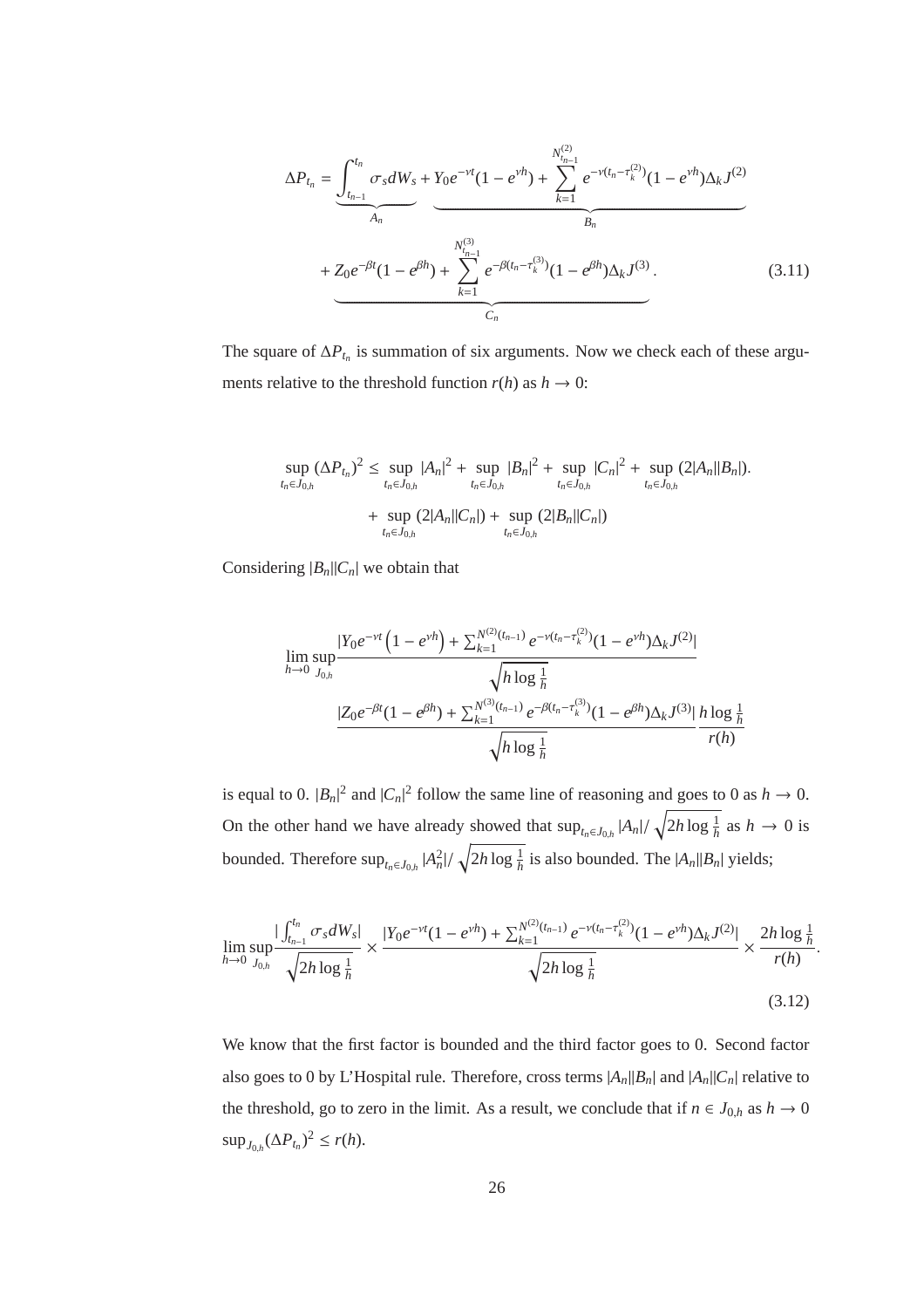$$
\Delta P_{t_n} = \underbrace{\int_{t_{n-1}}^{t_n} \sigma_s dW_s}_{A_n} + \underbrace{Y_0 e^{-\nu t}(1 - e^{\nu h}) + \sum_{k=1}^{N_{t_{n-1}}^{(2)}} e^{-\nu(t_n - \tau_k^{(2)})}(1 - e^{\nu h})\Delta_k J^{(2)}}_{B_n}
$$

$$
+ \underbrace{Z_0 e^{-\beta t}(1 - e^{\beta h}) + \sum_{k=1}^{N_{t_{n-1}}^{(3)}} e^{-\beta(t_n - \tau_k^{(3)})}(1 - e^{\beta h})\Delta_k J^{(3)}}_{C_n}. \tag{3.11}
$$

The square of $\Delta P_{t_n}$ is summation of six arguments. Now we check each of these arguments relative to the threshold function $r(h)$ as $h \to 0$:

$$
\sup_{t_n \in J_{0,h}} (\Delta P_{t_n})^2 \leq \sup_{t_n \in J_{0,h}} |A_n|^2 + \sup_{t_n \in J_{0,h}} |B_n|^2 + \sup_{t_n \in J_{0,h}} |C_n|^2 + \sup_{t_n \in J_{0,h}} (2|A_n||B_n|).
$$

$$
+ \sup_{t_n \in J_{0,h}} (2|A_n||C_n|) + \sup_{t_n \in J_{0,h}} (2|B_n||C_n|)
$$

Considering $|B_n||C_n|$ we obtain that

$$
\lim_{h \to 0} \sup_{J_{0,h}} \frac{|Y_0 e^{-\nu t}\left(1 - e^{\nu h}\right) + \sum_{k=1}^{N^{(2)}(t_{n-1})} e^{-\nu(t_n - \tau_k^{(2)})}(1 - e^{\nu h})\Delta_k J^{(2)}|}{\sqrt{h \log \frac{1}{h}}}
$$

$$
\frac{|Z_0 e^{-\beta t}(1 - e^{\beta h}) + \sum_{k=1}^{N^{(3)}(t_{n-1})} e^{-\beta(t_n - \tau_k^{(3)})}(1 - e^{\beta h})\Delta_k J^{(3)}|}{\sqrt{h \log \frac{1}{h}}} \frac{h \log \frac{1}{h}}{r(h)}
$$

is equal to 0. $|B_n|^2$ and $|C_n|^2$ follow the same line of reasoning and goes to 0 as $h \to 0$. On the other hand we have already showed that $\sup_{t_n \in J_{0,h}} |A_n| / \sqrt{2h \log \frac{1}{h}}$ as $h \to 0$ is bounded. Therefore $\sup_{t_n \in J_{0,h}} |A_n^2| / \sqrt{2h \log \frac{1}{h}}$ is also bounded. The $|A_n||B_n|$ yields;

$$
\lim_{h \to 0} \sup_{J_{0,h}} \frac{|\int_{t_{n-1}}^{t_n} \sigma_s dW_s|}{\sqrt{2h \log \frac{1}{h}}} \times \frac{|Y_0 e^{-\nu t}(1 - e^{\nu h}) + \sum_{k=1}^{N^{(2)}(t_{n-1})} e^{-\nu(t_n - \tau_k^{(2)})}(1 - e^{\nu h})\Delta_k J^{(2)}|}{\sqrt{2h \log \frac{1}{h}}} \times \frac{2h \log \frac{1}{h}}{r(h)}. \tag{3.12}
$$

We know that the first factor is bounded and the third factor goes to 0. Second factor also goes to 0 by L'Hospital rule. Therefore, cross terms $|A_n||B_n|$ and $|A_n||C_n|$ relative to the threshold, go to zero in the limit. As a result, we conclude that if $n \in J_{0,h}$ as $h \to 0$ $\sup_{J_{0,h}} (\Delta P_{t_n})^2 \leq r(h)$.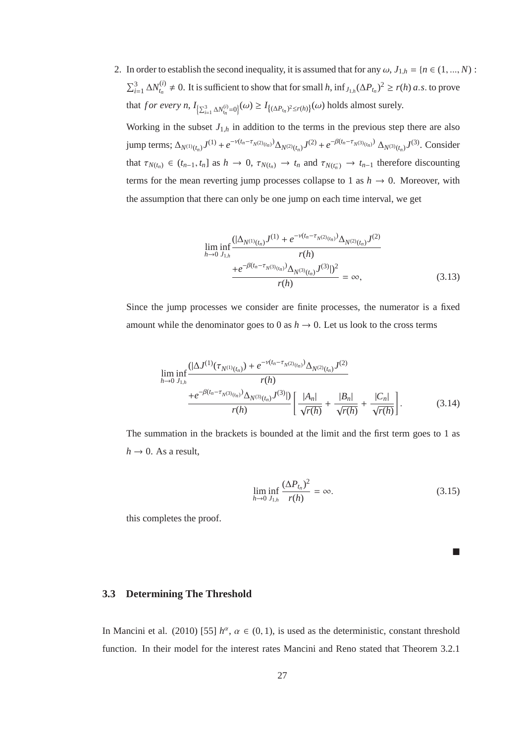2. In order to establish the second inequality, it is assumed that for any $\omega$, $J_{1,h} = \{n \in (1, ..., N) : \sum_{i=1}^{3} \Delta N_{t_n}^{(i)} \neq 0$. It is sufficient to show that for small $h$, $\inf_{J_{1,h}} (\Delta P_{t_n})^2 \geq r(h)$ $a.s.$ to prove that $for\ every\ n$, $I_{\left\{\sum_{i=1}^{3} \Delta N_{t_n}^{(i)}=0\right\}}(\omega) \geq I_{\{(\Delta P_{t_n})^2 \leq r(h)\}}(\omega)$ holds almost surely.

   Working in the subset $J_{1,h}$ in addition to the terms in the previous step there are also jump terms; $\Delta_{N^{(1)}(t_n)} J^{(1)} + e^{-\nu(t_n - \tau_{N^{(2)}(t_n)})} \Delta_{N^{(2)}(t_n)} J^{(2)} + e^{-\beta(t_n - \tau_{N^{(3)}(t_n)})} \Delta_{N^{(3)}(t_n)} J^{(3)}$. Consider that $\tau_{N(t_n)} \in (t_{n-1}, t_n]$ as $h \to 0$, $\tau_{N(t_n)} \to t_n$ and $\tau_{N(t_n^-)} \to t_{n-1}$ therefore discounting terms for the mean reverting jump processes collapse to 1 as $h \to 0$. Moreover, with the assumption that there can only be one jump on each time interval, we get

$$
\liminf_{h \to 0} \inf_{J_{1,h}} \frac{(|\Delta_{N^{(1)}(t_n)} J^{(1)} + e^{-\nu(t_n - \tau_{N^{(2)}(t_n)})} \Delta_{N^{(2)}(t_n)} J^{(2)}}{r(h)} \frac{+ e^{-\beta(t_n - \tau_{N^{(3)}(t_n)})} \Delta_{N^{(3)}(t_n)} J^{(3)}|)^2}{r(h)} = \infty, \tag{3.13}
$$

   Since the jump processes we consider are finite processes, the numerator is a fixed amount while the denominator goes to 0 as $h \to 0$. Let us look to the cross terms

$$
\liminf_{h \to 0} \inf_{J_{1,h}} \frac{(|\Delta J^{(1)}(\tau_{N^{(1)}(t_n)}) + e^{-\nu(t_n - \tau_{N^{(2)}(t_n)})} \Delta_{N^{(2)}(t_n)} J^{(2)}}{r(h)} \frac{+ e^{-\beta(t_n - \tau_{N^{(3)}(t_n)})} \Delta_{N^{(3)}(t_n)} J^{(3)}|)}{r(h)} \left[ \frac{|A_n|}{\sqrt{r(h)}} + \frac{|B_n|}{\sqrt{r(h)}} + \frac{|C_n|}{\sqrt{r(h)}} \right]. \tag{3.14}
$$

   The summation in the brackets is bounded at the limit and the first term goes to 1 as $h \to 0$. As a result,

$$
\liminf_{h \to 0} \inf_{J_{1,h}} \frac{(\Delta P_{t_n})^2}{r(h)} = \infty. \tag{3.15}
$$

   this completes the proof.

■

### 3.3 Determining The Threshold

In Mancini et al. (2010) [55] $h^\alpha$, $\alpha \in (0, 1)$, is used as the deterministic, constant threshold function. In their model for the interest rates Mancini and Reno stated that Theorem 3.2.1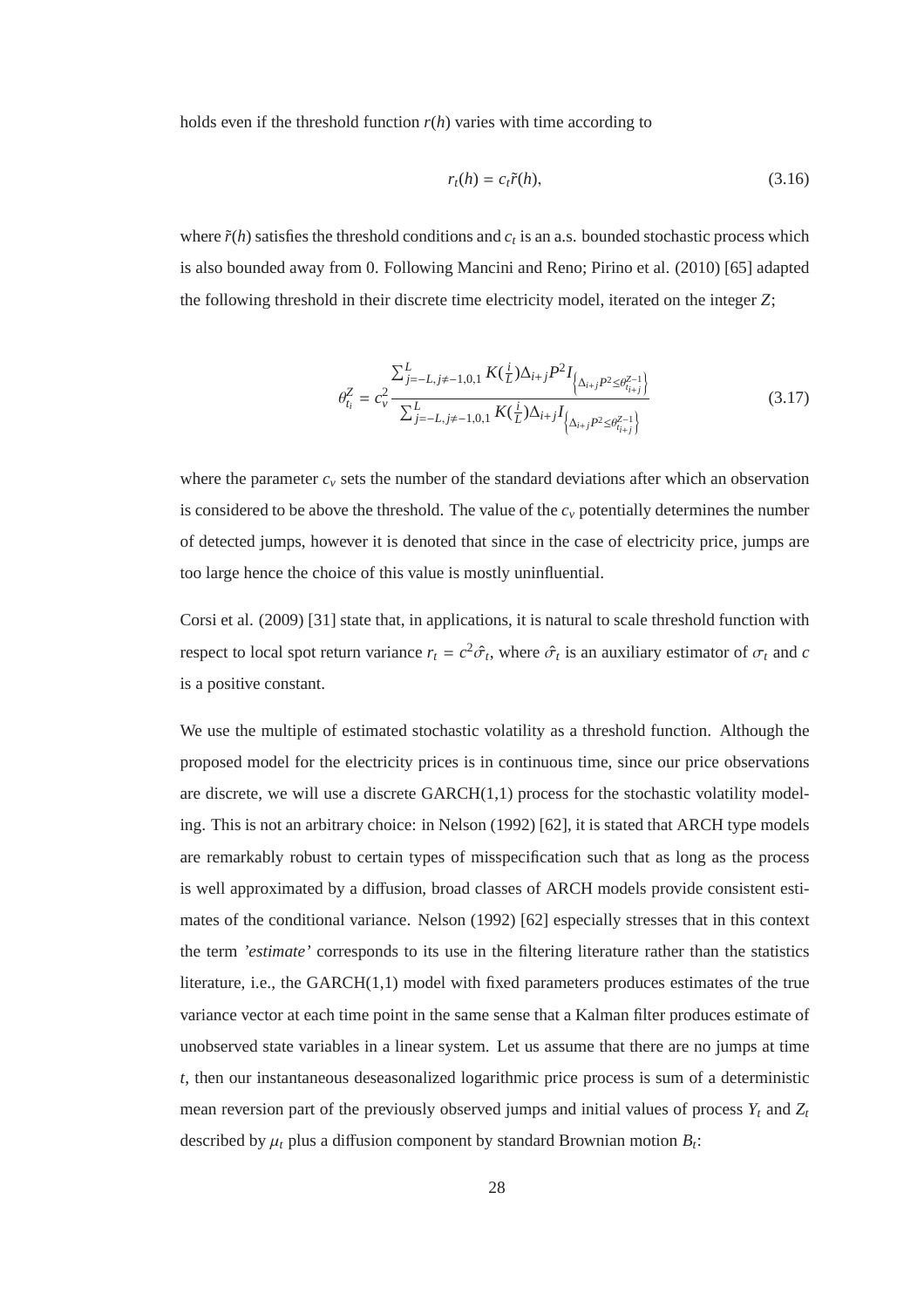holds even if the threshold function $r(h)$ varies with time according to

$$r_t(h) = c_t \tilde{r}(h), \tag{3.16}$$

where $\tilde{r}(h)$ satisfies the threshold conditions and $c_t$ is an a.s. bounded stochastic process which is also bounded away from 0. Following Mancini and Reno; Pirino et al. (2010) [65] adapted the following threshold in their discrete time electricity model, iterated on the integer $Z$;

$$\theta_{t_i}^{Z} = c_v^2 \frac{\sum_{j=-L, j\neq -1,0,1}^{L} K(\frac{i}{L}) \Delta_{i+j} P^2 I_{\left\{\Delta_{i+j}P^2 \leq \theta_{t_{i+j}}^{Z-1}\right\}}}{\sum_{j=-L, j\neq -1,0,1}^{L} K(\frac{i}{L}) \Delta_{i+j} I_{\left\{\Delta_{i+j}P^2 \leq \theta_{t_{i+j}}^{Z-1}\right\}}} \tag{3.17}$$

where the parameter $c_v$ sets the number of the standard deviations after which an observation is considered to be above the threshold. The value of the $c_v$ potentially determines the number of detected jumps, however it is denoted that since in the case of electricity price, jumps are too large hence the choice of this value is mostly uninfluential.

Corsi et al. (2009) [31] state that, in applications, it is natural to scale threshold function with respect to local spot return variance $r_t = c^2 \hat{\sigma}_t$, where $\hat{\sigma}_t$ is an auxiliary estimator of $\sigma_t$ and $c$ is a positive constant.

We use the multiple of estimated stochastic volatility as a threshold function. Although the proposed model for the electricity prices is in continuous time, since our price observations are discrete, we will use a discrete GARCH(1,1) process for the stochastic volatility modeling. This is not an arbitrary choice: in Nelson (1992) [62], it is stated that ARCH type models are remarkably robust to certain types of misspecification such that as long as the process is well approximated by a diffusion, broad classes of ARCH models provide consistent estimates of the conditional variance. Nelson (1992) [62] especially stresses that in this context the term *'estimate'* corresponds to its use in the filtering literature rather than the statistics literature, i.e., the GARCH(1,1) model with fixed parameters produces estimates of the true variance vector at each time point in the same sense that a Kalman filter produces estimate of unobserved state variables in a linear system. Let us assume that there are no jumps at time $t$, then our instantaneous deseasonalized logarithmic price process is sum of a deterministic mean reversion part of the previously observed jumps and initial values of process $Y_t$ and $Z_t$ described by $\mu_t$ plus a diffusion component by standard Brownian motion $B_t$: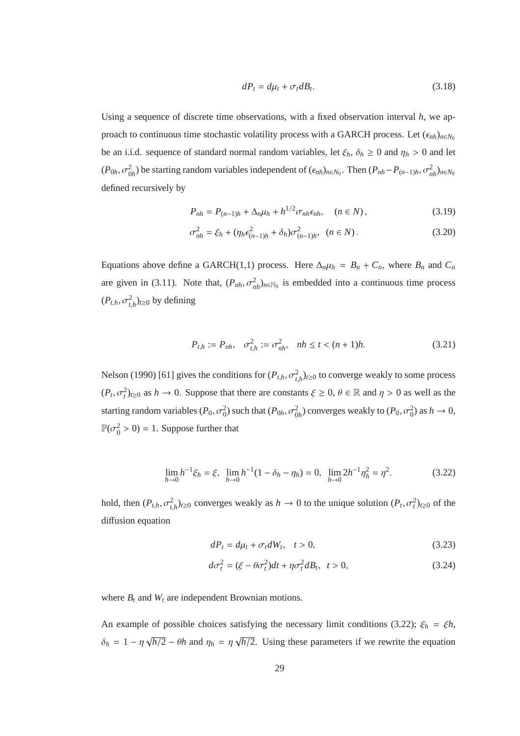$$dP_t = d\mu_t + \sigma_t dB_t. \tag{3.18}$$

Using a sequence of discrete time observations, with a fixed observation interval $h$, we approach to continuous time stochastic volatility process with a GARCH process. Let $(\epsilon_{nh})_{n\in N_0}$ be an i.i.d. sequence of standard normal random variables, let $\xi_h$, $\delta_h \geq 0$ and $\eta_h > 0$ and let $(P_{0h}, \sigma^2_{0h})$ be starting random variables independent of $(\epsilon_{nh})_{n\in N_0}$. Then $(P_{nh} - P_{(n-1)h}, \sigma^2_{nh})_{n\in N_0}$ defined recursively by

$$P_{nh} = P_{(n-1)h} + \Delta_n\mu_h + h^{1/2}\sigma_{nh}\epsilon_{nh}, \quad (n \in N), \tag{3.19}$$

$$\sigma^2_{nh} = \xi_h + (\eta_h\epsilon^2_{(n-1)h} + \delta_h)\sigma^2_{(n-1)h}, \ \ (n \in N). \tag{3.20}$$

Equations above define a GARCH(1,1) process. Here $\Delta_n\mu_h = B_n + C_n$, where $B_n$ and $C_n$ are given in (3.11). Note that, $(P_{nh}, \sigma^2_{nh})_{n\in\mathbb{N}_0}$ is embedded into a continuous time process $(P_{t,h}, \sigma^2_{t,h})_{t\geq 0}$ by defining

$$P_{t,h} := P_{nh}, \quad \sigma^2_{t,h} := \sigma^2_{nh}, \quad nh \leq t < (n+1)h. \tag{3.21}$$

Nelson (1990) [61] gives the conditions for $(P_{t,h}, \sigma^2_{t,h})_{t\geq 0}$ to converge weakly to some process $(P_t, \sigma^2_t)_{t\geq 0}$ as $h \to 0$. Suppose that there are constants $\xi \geq 0$, $\theta \in \mathbb{R}$ and $\eta > 0$ as well as the starting random variables $(P_0, \sigma^2_0)$ such that $(P_{0h}, \sigma^2_{0h})$ converges weakly to $(P_0, \sigma^2_0)$ as $h \to 0$, $\mathbb{P}(\sigma^2_0 > 0) = 1$. Suppose further that

$$\lim_{h\to 0} h^{-1}\xi_h = \xi, \ \ \lim_{h\to 0} h^{-1}(1 - \delta_h - \eta_h) = 0, \ \ \lim_{h\to 0} 2h^{-1}\eta^2_h = \eta^2. \tag{3.22}$$

hold, then $(P_{t,h}, \sigma^2_{t,h})_{t\geq 0}$ converges weakly as $h \to 0$ to the unique solution $(P_t, \sigma^2_t)_{t\geq 0}$ of the diffusion equation

$$dP_t = d\mu_t + \sigma_t dW_t, \quad t > 0, \tag{3.23}$$

$$d\sigma^2_t = (\xi - \theta\sigma^2_t)dt + \eta\sigma^2_t dB_t, \ \ t > 0, \tag{3.24}$$

where $B_t$ and $W_t$ are independent Brownian motions.

An example of possible choices satisfying the necessary limit conditions (3.22); $\xi_h = \xi h$, $\delta_h = 1 - \eta\sqrt{h/2} - \theta h$ and $\eta_h = \eta\sqrt{h/2}$. Using these parameters if we rewrite the equation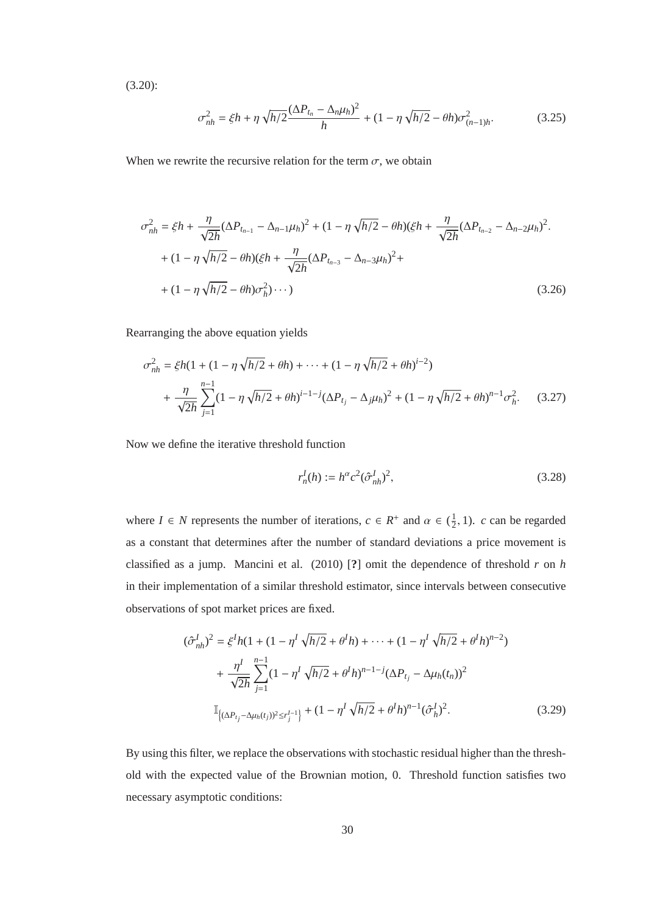(3.20):

$$\sigma_{nh}^2 = \xi h + \eta\sqrt{h/2}\frac{(\Delta P_{t_n} - \Delta_n \mu_h)^2}{h} + (1 - \eta\sqrt{h/2} - \theta h)\sigma_{(n-1)h}^2. \tag{3.25}$$

When we rewrite the recursive relation for the term $\sigma$, we obtain

$$\begin{aligned}
\sigma_{nh}^2 &= \xi h + \frac{\eta}{\sqrt{2h}}(\Delta P_{t_{n-1}} - \Delta_{n-1}\mu_h)^2 + (1 - \eta\sqrt{h/2} - \theta h)(\xi h + \frac{\eta}{\sqrt{2h}}(\Delta P_{t_{n-2}} - \Delta_{n-2}\mu_h)^2. \\
&+ (1 - \eta\sqrt{h/2} - \theta h)(\xi h + \frac{\eta}{\sqrt{2h}}(\Delta P_{t_{n-3}} - \Delta_{n-3}\mu_h)^2 + \\
&+ (1 - \eta\sqrt{h/2} - \theta h)\sigma_h^2)\cdots)
\end{aligned} \tag{3.26}$$

Rearranging the above equation yields

$$\begin{aligned}
\sigma_{nh}^2 &= \xi h(1 + (1 - \eta\sqrt{h/2} + \theta h) + \cdots + (1 - \eta\sqrt{h/2} + \theta h)^{i-2}) \\
&+ \frac{\eta}{\sqrt{2h}}\sum_{j=1}^{n-1}(1 - \eta\sqrt{h/2} + \theta h)^{i-1-j}(\Delta P_{t_j} - \Delta_j \mu_h)^2 + (1 - \eta\sqrt{h/2} + \theta h)^{n-1}\sigma_h^2.
\end{aligned} \tag{3.27}$$

Now we define the iterative threshold function

$$r_n^I(h) := h^\alpha c^2 (\hat{\sigma}_{nh}^I)^2, \tag{3.28}$$

where $I \in N$ represents the number of iterations, $c \in R^+$ and $\alpha \in (\frac{1}{2}, 1)$. $c$ can be regarded as a constant that determines after the number of standard deviations a price movement is classified as a jump. Mancini et al. (2010) [?] omit the dependence of threshold $r$ on $h$ in their implementation of a similar threshold estimator, since intervals between consecutive observations of spot market prices are fixed.

$$\begin{aligned}
(\hat{\sigma}_{nh}^I)^2 &= \xi^I h(1 + (1 - \eta^I\sqrt{h/2} + \theta^I h) + \cdots + (1 - \eta^I\sqrt{h/2} + \theta^I h)^{n-2}) \\
&+ \frac{\eta^I}{\sqrt{2h}}\sum_{j=1}^{n-1}(1 - \eta^I\sqrt{h/2} + \theta^I h)^{n-1-j}(\Delta P_{t_j} - \Delta\mu_h(t_n))^2 \\
&\mathbb{I}_{\left\{(\Delta P_{t_j} - \Delta\mu_h(t_j))^2 \leq r_j^{I-1}\right\}} + (1 - \eta^I\sqrt{h/2} + \theta^I h)^{n-1}(\hat{\sigma}_h^I)^2.
\end{aligned} \tag{3.29}$$

By using this filter, we replace the observations with stochastic residual higher than the threshold with the expected value of the Brownian motion, 0. Threshold function satisfies two necessary asymptotic conditions: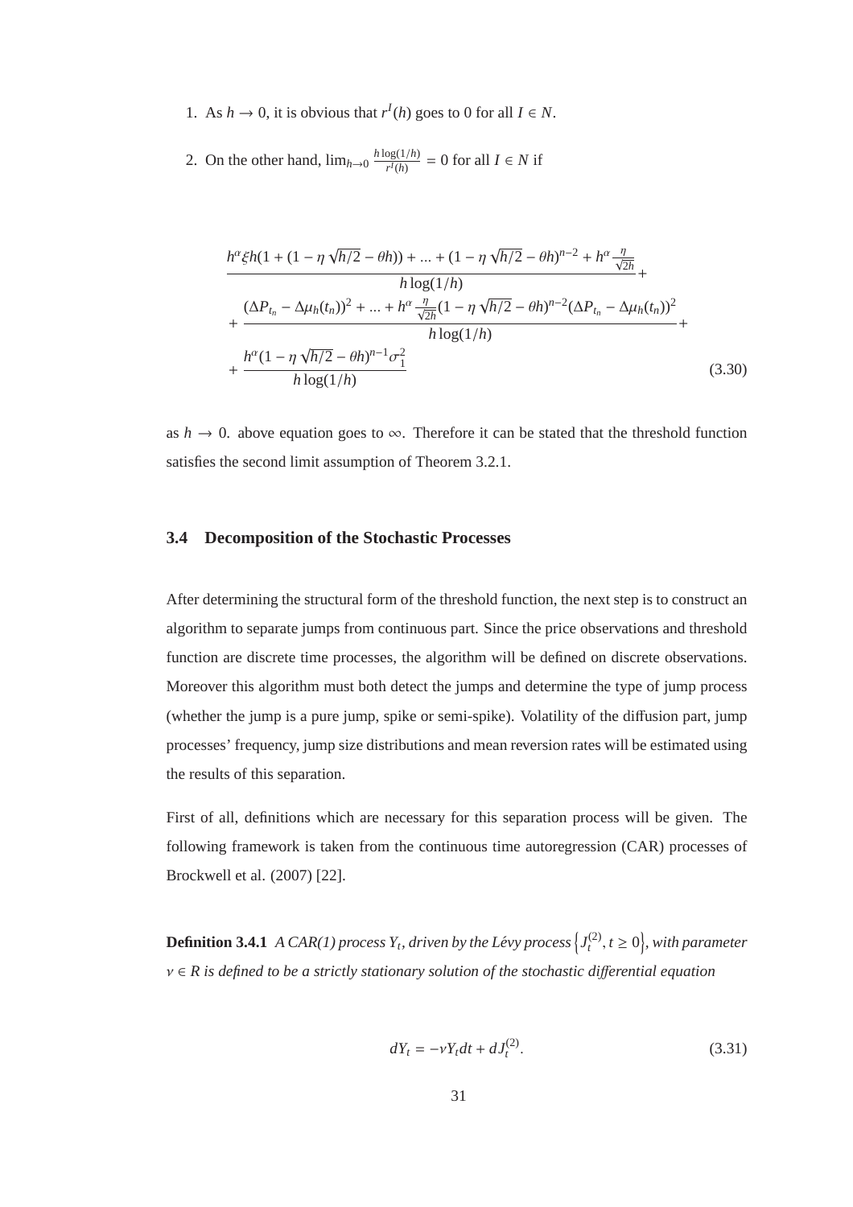1. As $h \to 0$, it is obvious that $r^I(h)$ goes to 0 for all $I \in N$.

2. On the other hand, $\lim_{h \to 0} \frac{h \log(1/h)}{r^I(h)} = 0$ for all $I \in N$ if

$$
\begin{aligned}
&\frac{h^\alpha \xi h(1 + (1 - \eta\sqrt{h/2} - \theta h)) + ... + (1 - \eta\sqrt{h/2} - \theta h)^{n-2} + h^\alpha \frac{\eta}{\sqrt{2h}}}{h \log(1/h)} + \\
&+ \frac{(\Delta P_{t_n} - \Delta\mu_h(t_n))^2 + ... + h^\alpha \frac{\eta}{\sqrt{2h}}(1 - \eta\sqrt{h/2} - \theta h)^{n-2}(\Delta P_{t_n} - \Delta\mu_h(t_n))^2}{h \log(1/h)} + \\
&+ \frac{h^\alpha (1 - \eta\sqrt{h/2} - \theta h)^{n-1} \sigma_1^2}{h \log(1/h)}
\end{aligned} \tag{3.30}
$$

as $h \to 0$. above equation goes to $\infty$. Therefore it can be stated that the threshold function satisfies the second limit assumption of Theorem 3.2.1.

### 3.4 Decomposition of the Stochastic Processes

After determining the structural form of the threshold function, the next step is to construct an algorithm to separate jumps from continuous part. Since the price observations and threshold function are discrete time processes, the algorithm will be defined on discrete observations. Moreover this algorithm must both detect the jumps and determine the type of jump process (whether the jump is a pure jump, spike or semi-spike). Volatility of the diffusion part, jump processes' frequency, jump size distributions and mean reversion rates will be estimated using the results of this separation.

First of all, definitions which are necessary for this separation process will be given. The following framework is taken from the continuous time autoregression (CAR) processes of Brockwell et al. (2007) [22].

**Definition 3.4.1** *A CAR(1) process $Y_t$, driven by the Lévy process $\left\{J_t^{(2)}, t \geq 0\right\}$, with parameter $\nu \in R$ is defined to be a strictly stationary solution of the stochastic differential equation*

$$
dY_t = -\nu Y_t dt + dJ_t^{(2)}. \tag{3.31}
$$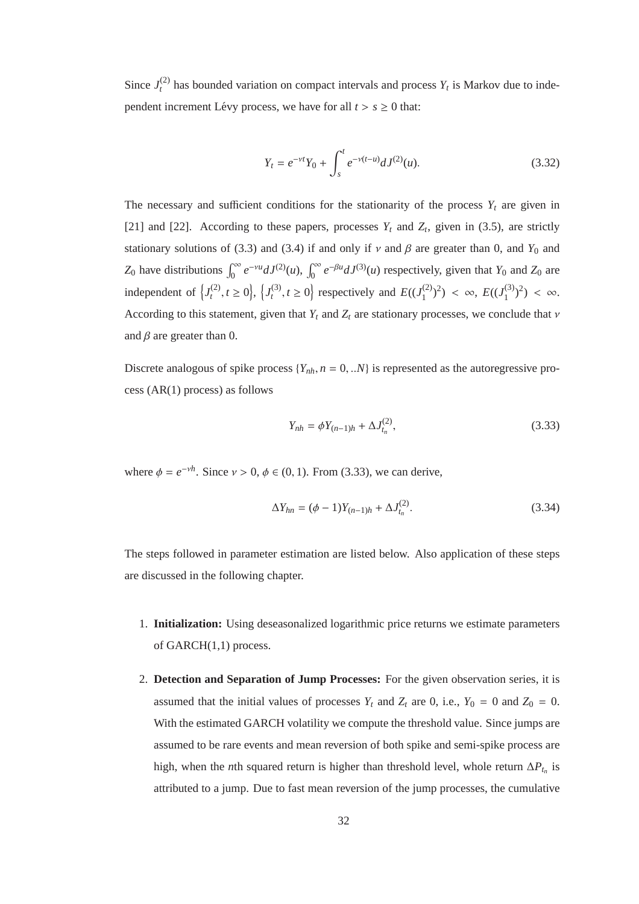Since $J_t^{(2)}$ has bounded variation on compact intervals and process $Y_t$ is Markov due to independent increment Lévy process, we have for all $t > s \geq 0$ that:

$$Y_t = e^{-\nu t} Y_0 + \int_s^t e^{-\nu(t-u)} dJ^{(2)}(u). \tag{3.32}$$

The necessary and sufficient conditions for the stationarity of the process $Y_t$ are given in [21] and [22]. According to these papers, processes $Y_t$ and $Z_t$, given in (3.5), are strictly stationary solutions of (3.3) and (3.4) if and only if $\nu$ and $\beta$ are greater than 0, and $Y_0$ and $Z_0$ have distributions $\int_0^\infty e^{-\nu u} dJ^{(2)}(u)$, $\int_0^\infty e^{-\beta u} dJ^{(3)}(u)$ respectively, given that $Y_0$ and $Z_0$ are independent of $\left\{J_t^{(2)}, t \geq 0\right\}$, $\left\{J_t^{(3)}, t \geq 0\right\}$ respectively and $E((J_1^{(2)})^2) < \infty$, $E((J_1^{(3)})^2) < \infty$. According to this statement, given that $Y_t$ and $Z_t$ are stationary processes, we conclude that $\nu$ and $\beta$ are greater than 0.

Discrete analogous of spike process $\{Y_{nh}, n = 0, ..N\}$ is represented as the autoregressive process (AR(1) process) as follows

$$Y_{nh} = \phi Y_{(n-1)h} + \Delta J_{t_n}^{(2)}, \tag{3.33}$$

where $\phi = e^{-\nu h}$. Since $\nu > 0$, $\phi \in (0, 1)$. From (3.33), we can derive,

$$\Delta Y_{hn} = (\phi - 1) Y_{(n-1)h} + \Delta J_{t_n}^{(2)}. \tag{3.34}$$

The steps followed in parameter estimation are listed below. Also application of these steps are discussed in the following chapter.

1. **Initialization:** Using deseasonalized logarithmic price returns we estimate parameters of GARCH(1,1) process.

2. **Detection and Separation of Jump Processes:** For the given observation series, it is assumed that the initial values of processes $Y_t$ and $Z_t$ are 0, i.e., $Y_0 = 0$ and $Z_0 = 0$. With the estimated GARCH volatility we compute the threshold value. Since jumps are assumed to be rare events and mean reversion of both spike and semi-spike process are high, when the $n$th squared return is higher than threshold level, whole return $\Delta P_{t_n}$ is attributed to a jump. Due to fast mean reversion of the jump processes, the cumulative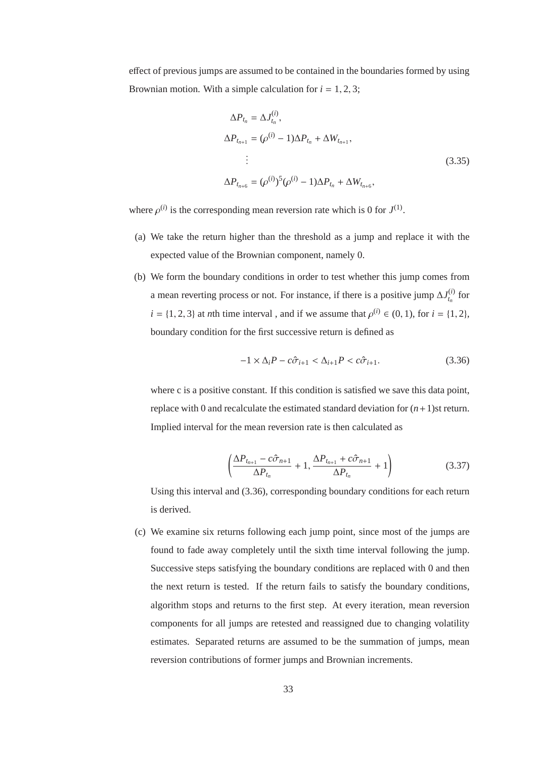effect of previous jumps are assumed to be contained in the boundaries formed by using Brownian motion. With a simple calculation for $i = 1, 2, 3$;

$$
\begin{aligned}
\Delta P_{t_n} &= \Delta J_{t_n}^{(i)}, \\
\Delta P_{t_{n+1}} &= (\rho^{(i)} - 1)\Delta P_{t_n} + \Delta W_{t_{n+1}}, \\
&\vdots \\
\Delta P_{t_{n+6}} &= (\rho^{(i)})^5(\rho^{(i)} - 1)\Delta P_{t_n} + \Delta W_{t_{n+6}},
\end{aligned}
\tag{3.35}
$$

where $\rho^{(i)}$ is the corresponding mean reversion rate which is 0 for $J^{(1)}$.

(a) We take the return higher than the threshold as a jump and replace it with the expected value of the Brownian component, namely 0.

(b) We form the boundary conditions in order to test whether this jump comes from a mean reverting process or not. For instance, if there is a positive jump $\Delta J_{t_n}^{(i)}$ for $i = \{1, 2, 3\}$ at $n$th time interval , and if we assume that $\rho^{(i)} \in (0, 1)$, for $i = \{1, 2\}$, boundary condition for the first successive return is defined as

$$
-1 \times \Delta_i P - c\hat{\sigma}_{i+1} < \Delta_{i+1} P < c\hat{\sigma}_{i+1}. \tag{3.36}
$$

where c is a positive constant. If this condition is satisfied we save this data point, replace with 0 and recalculate the estimated standard deviation for $(n+1)$st return. Implied interval for the mean reversion rate is then calculated as

$$
\left( \frac{\Delta P_{t_{n+1}} - c\hat{\sigma}_{n+1}}{\Delta P_{t_n}} + 1, \frac{\Delta P_{t_{n+1}} + c\hat{\sigma}_{n+1}}{\Delta P_{t_n}} + 1 \right) \tag{3.37}
$$

Using this interval and (3.36), corresponding boundary conditions for each return is derived.

(c) We examine six returns following each jump point, since most of the jumps are found to fade away completely until the sixth time interval following the jump. Successive steps satisfying the boundary conditions are replaced with 0 and then the next return is tested. If the return fails to satisfy the boundary conditions, algorithm stops and returns to the first step. At every iteration, mean reversion components for all jumps are retested and reassigned due to changing volatility estimates. Separated returns are assumed to be the summation of jumps, mean reversion contributions of former jumps and Brownian increments.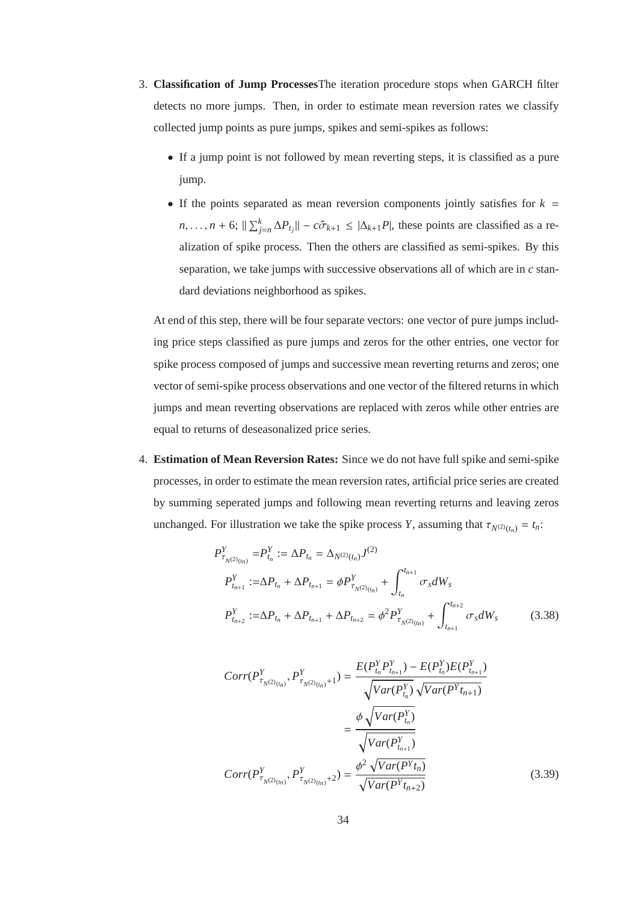3. **Classification of Jump Processes**The iteration procedure stops when GARCH filter detects no more jumps. Then, in order to estimate mean reversion rates we classify collected jump points as pure jumps, spikes and semi-spikes as follows:

   - If a jump point is not followed by mean reverting steps, it is classified as a pure jump.
   - If the points separated as mean reversion components jointly satisfies for $k = n, \ldots, n+6$; $\| \sum_{j=n}^{k} \Delta P_{t_j} \| - c\hat{\sigma}_{k+1} \leq |\Delta_{k+1} P|$, these points are classified as a realization of spike process. Then the others are classified as semi-spikes. By this separation, we take jumps with successive observations all of which are in $c$ standard deviations neighborhood as spikes.

   At end of this step, there will be four separate vectors: one vector of pure jumps including price steps classified as pure jumps and zeros for the other entries, one vector for spike process composed of jumps and successive mean reverting returns and zeros; one vector of semi-spike process observations and one vector of the filtered returns in which jumps and mean reverting observations are replaced with zeros while other entries are equal to returns of deseasonalized price series.

4. **Estimation of Mean Reversion Rates:** Since we do not have full spike and semi-spike processes, in order to estimate the mean reversion rates, artificial price series are created by summing seperated jumps and following mean reverting returns and leaving zeros unchanged. For illustration we take the spike process $Y$, assuming that $\tau_{N^{(2)}(t_n)} = t_n$:

$$
\begin{aligned}
P^Y_{\tau_{N^{(2)}(t_n)}} = & P^Y_{t_n} := \Delta P_{t_n} = \Delta_{N^{(2)}(t_n)} J^{(2)} \\
P^Y_{t_{n+1}} := & \Delta P_{t_n} + \Delta P_{t_{n+1}} = \phi P^Y_{\tau_{N^{(2)}(t_n)}} + \int_{t_n}^{t_{n+1}} \sigma_s dW_s \\
P^Y_{t_{n+2}} := & \Delta P_{t_n} + \Delta P_{t_{n+1}} + \Delta P_{t_{n+2}} = \phi^2 P^Y_{\tau_{N^{(2)}(t_n)}} + \int_{t_{n+1}}^{t_{n+2}} \sigma_s dW_s
\end{aligned} \tag{3.38}
$$

$$
\begin{aligned}
Corr(P^Y_{\tau_{N^{(2)}(t_n)}}, P^Y_{\tau_{N^{(2)}(t_n)}+1}) &= \frac{E(P^Y_{t_n} P^Y_{t_{n+1}}) - E(P^Y_{t_n}) E(P^Y_{t_{n+1}})}{\sqrt{Var(P^Y_{t_n})}\sqrt{Var(P^Y t_{n+1})}} \\
&= \frac{\phi \sqrt{Var(P^Y_{t_n})}}{\sqrt{Var(P^Y_{t_{n+1}})}} \\
Corr(P^Y_{\tau_{N^{(2)}(t_n)}}, P^Y_{\tau_{N^{(2)}(t_n)}+2}) &= \frac{\phi^2 \sqrt{Var(P^Y t_n)}}{\sqrt{Var(P^Y t_{n+2})}}
\end{aligned} \tag{3.39}
$$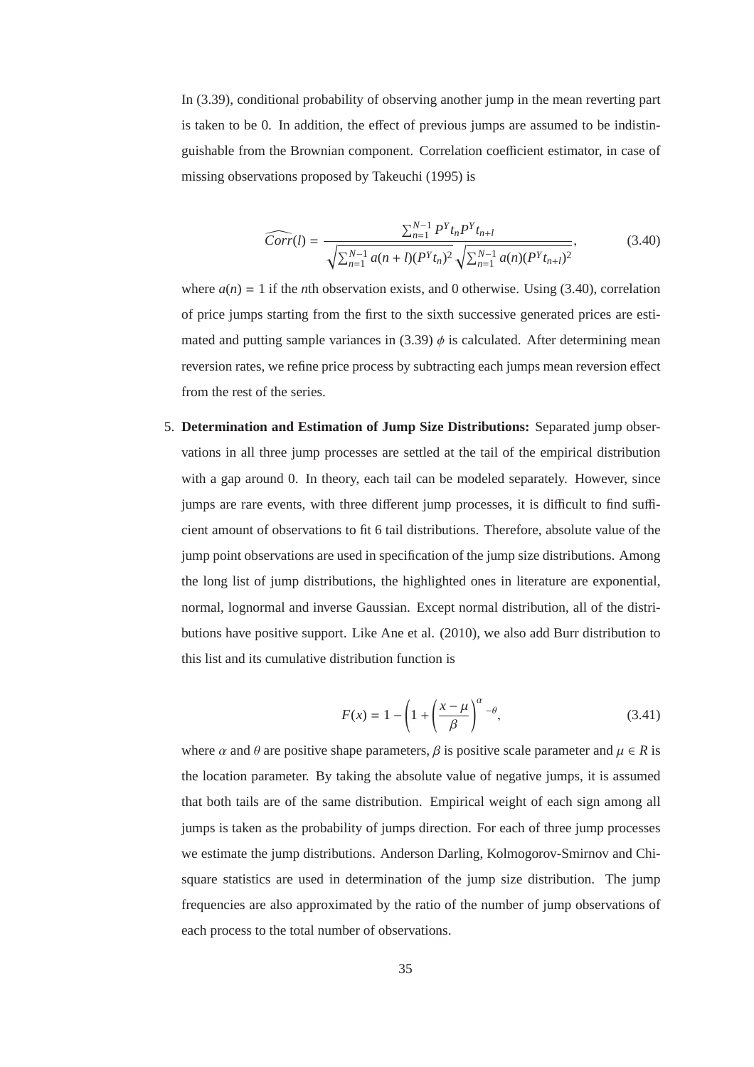In (3.39), conditional probability of observing another jump in the mean reverting part is taken to be 0. In addition, the effect of previous jumps are assumed to be indistinguishable from the Brownian component. Correlation coefficient estimator, in case of missing observations proposed by Takeuchi (1995) is

$$\widehat{Corr}(l) = \frac{\sum_{n=1}^{N-1} P^Y t_n P^Y t_{n+l}}{\sqrt{\sum_{n=1}^{N-1} a(n+l)(P^Y t_n)^2}\sqrt{\sum_{n=1}^{N-1} a(n)(P^Y t_{n+l})^2}}, \tag{3.40}$$

where $a(n) = 1$ if the $n$th observation exists, and 0 otherwise. Using (3.40), correlation of price jumps starting from the first to the sixth successive generated prices are estimated and putting sample variances in (3.39) $\phi$ is calculated. After determining mean reversion rates, we refine price process by subtracting each jumps mean reversion effect from the rest of the series.

5. **Determination and Estimation of Jump Size Distributions:** Separated jump observations in all three jump processes are settled at the tail of the empirical distribution with a gap around 0. In theory, each tail can be modeled separately. However, since jumps are rare events, with three different jump processes, it is difficult to find sufficient amount of observations to fit 6 tail distributions. Therefore, absolute value of the jump point observations are used in specification of the jump size distributions. Among the long list of jump distributions, the highlighted ones in literature are exponential, normal, lognormal and inverse Gaussian. Except normal distribution, all of the distributions have positive support. Like Ane et al. (2010), we also add Burr distribution to this list and its cumulative distribution function is

$$F(x) = 1 - \left(1 + \left(\frac{x-\mu}{\beta}\right)^{\alpha}\right)^{-\theta}, \tag{3.41}$$

where $\alpha$ and $\theta$ are positive shape parameters, $\beta$ is positive scale parameter and $\mu \in R$ is the location parameter. By taking the absolute value of negative jumps, it is assumed that both tails are of the same distribution. Empirical weight of each sign among all jumps is taken as the probability of jumps direction. For each of three jump processes we estimate the jump distributions. Anderson Darling, Kolmogorov-Smirnov and Chi-square statistics are used in determination of the jump size distribution. The jump frequencies are also approximated by the ratio of the number of jump observations of each process to the total number of observations.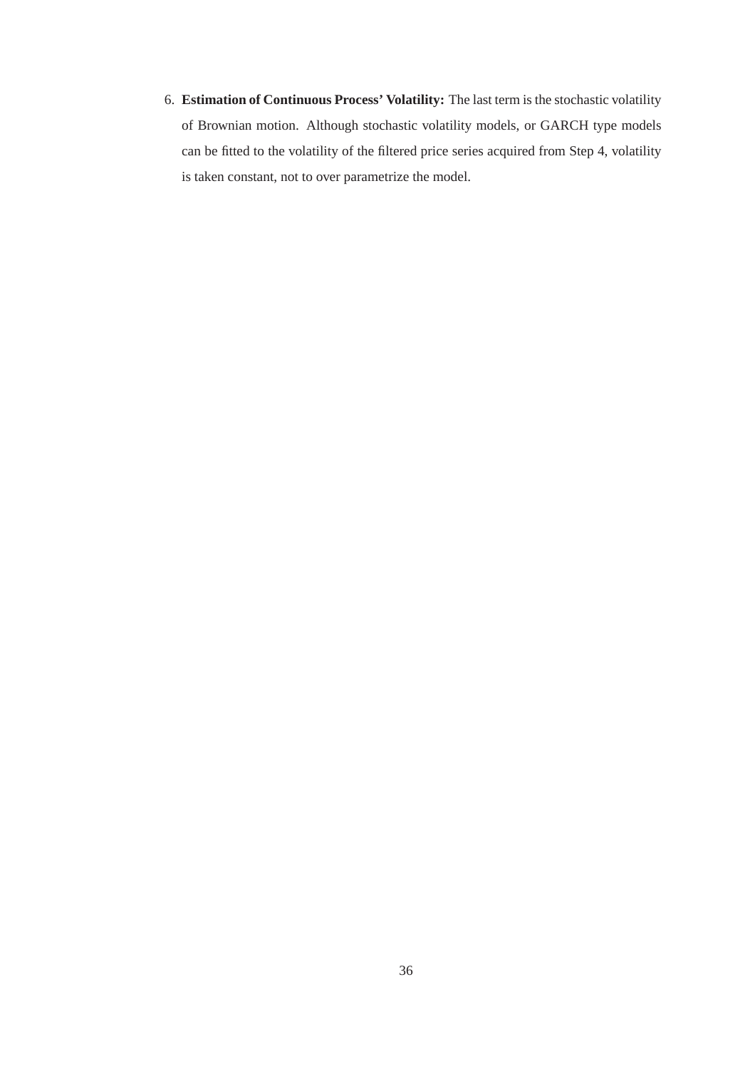6. **Estimation of Continuous Process' Volatility:** The last term is the stochastic volatility of Brownian motion. Although stochastic volatility models, or GARCH type models can be fitted to the volatility of the filtered price series acquired from Step 4, volatility is taken constant, not to over parametrize the model.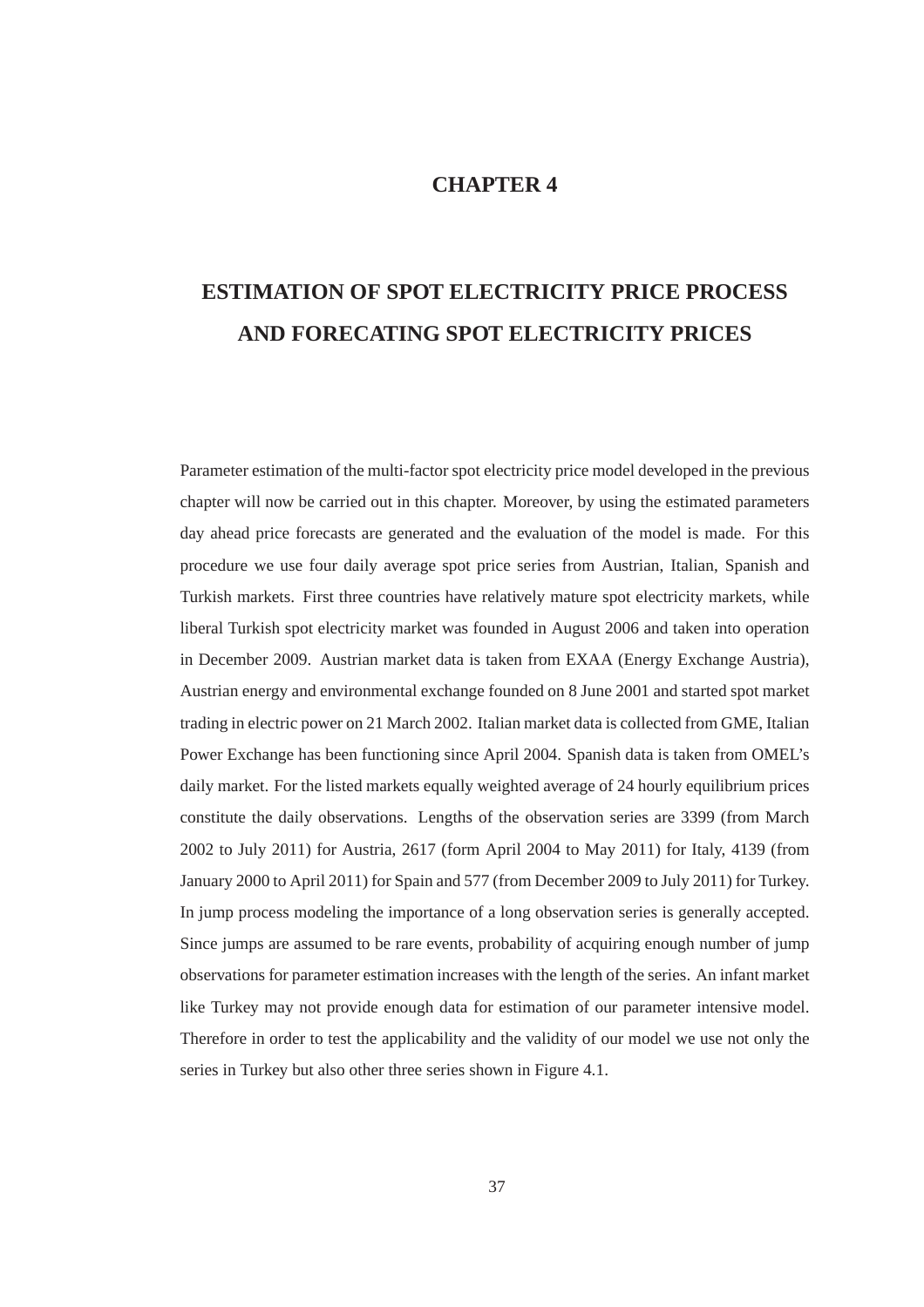# CHAPTER 4

# ESTIMATION OF SPOT ELECTRICITY PRICE PROCESS AND FORECATING SPOT ELECTRICITY PRICES

Parameter estimation of the multi-factor spot electricity price model developed in the previous chapter will now be carried out in this chapter. Moreover, by using the estimated parameters day ahead price forecasts are generated and the evaluation of the model is made. For this procedure we use four daily average spot price series from Austrian, Italian, Spanish and Turkish markets. First three countries have relatively mature spot electricity markets, while liberal Turkish spot electricity market was founded in August 2006 and taken into operation in December 2009. Austrian market data is taken from EXAA (Energy Exchange Austria), Austrian energy and environmental exchange founded on 8 June 2001 and started spot market trading in electric power on 21 March 2002. Italian market data is collected from GME, Italian Power Exchange has been functioning since April 2004. Spanish data is taken from OMEL's daily market. For the listed markets equally weighted average of 24 hourly equilibrium prices constitute the daily observations. Lengths of the observation series are 3399 (from March 2002 to July 2011) for Austria, 2617 (form April 2004 to May 2011) for Italy, 4139 (from January 2000 to April 2011) for Spain and 577 (from December 2009 to July 2011) for Turkey. In jump process modeling the importance of a long observation series is generally accepted. Since jumps are assumed to be rare events, probability of acquiring enough number of jump observations for parameter estimation increases with the length of the series. An infant market like Turkey may not provide enough data for estimation of our parameter intensive model. Therefore in order to test the applicability and the validity of our model we use not only the series in Turkey but also other three series shown in Figure 4.1.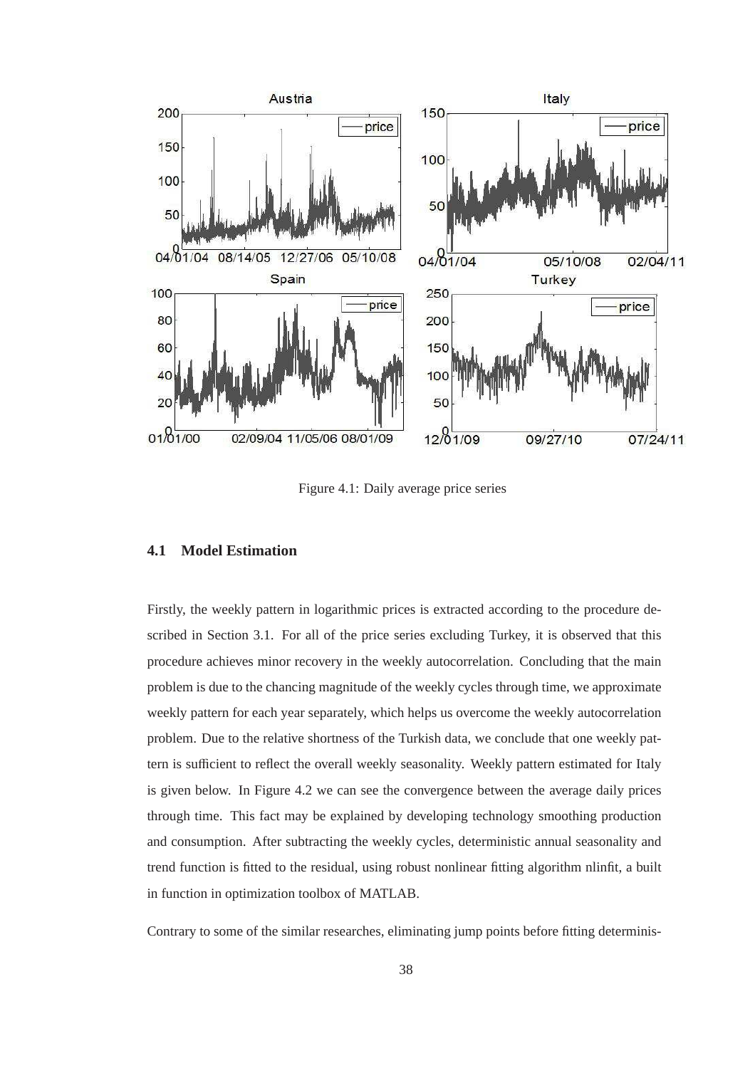Figure 4.1: Daily average price series

## 4.1 Model Estimation

Firstly, the weekly pattern in logarithmic prices is extracted according to the procedure described in Section 3.1. For all of the price series excluding Turkey, it is observed that this procedure achieves minor recovery in the weekly autocorrelation. Concluding that the main problem is due to the chancing magnitude of the weekly cycles through time, we approximate weekly pattern for each year separately, which helps us overcome the weekly autocorrelation problem. Due to the relative shortness of the Turkish data, we conclude that one weekly pattern is sufficient to reflect the overall weekly seasonality. Weekly pattern estimated for Italy is given below. In Figure 4.2 we can see the convergence between the average daily prices through time. This fact may be explained by developing technology smoothing production and consumption. After subtracting the weekly cycles, deterministic annual seasonality and trend function is fitted to the residual, using robust nonlinear fitting algorithm nlinfit, a built in function in optimization toolbox of MATLAB.

Contrary to some of the similar researches, eliminating jump points before fitting determinis-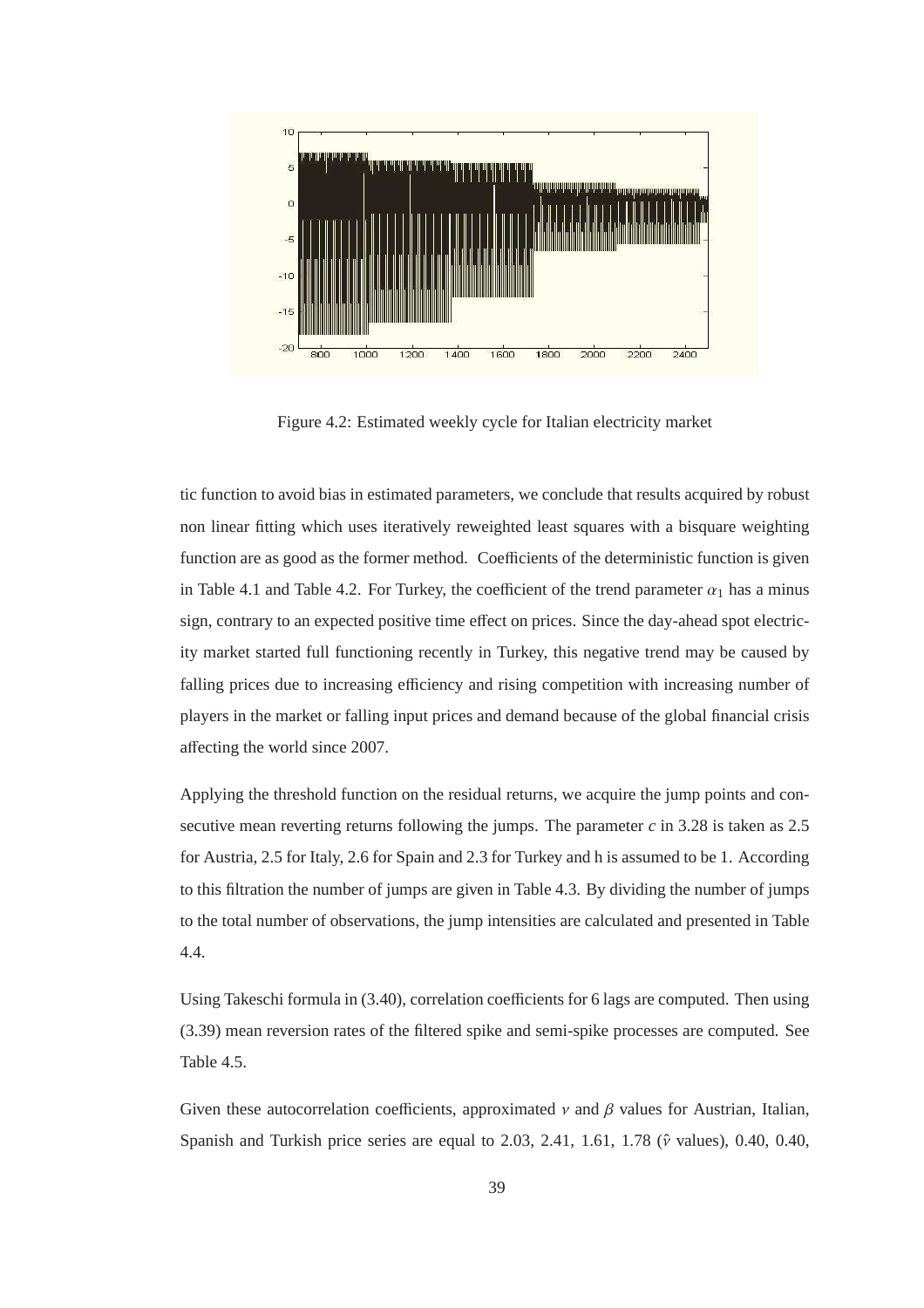Figure 4.2: Estimated weekly cycle for Italian electricity market

tic function to avoid bias in estimated parameters, we conclude that results acquired by robust non linear fitting which uses iteratively reweighted least squares with a bisquare weighting function are as good as the former method. Coefficients of the deterministic function is given in Table 4.1 and Table 4.2. For Turkey, the coefficient of the trend parameter $\alpha_1$ has a minus sign, contrary to an expected positive time effect on prices. Since the day-ahead spot electricity market started full functioning recently in Turkey, this negative trend may be caused by falling prices due to increasing efficiency and rising competition with increasing number of players in the market or falling input prices and demand because of the global financial crisis affecting the world since 2007.

Applying the threshold function on the residual returns, we acquire the jump points and consecutive mean reverting returns following the jumps. The parameter $c$ in 3.28 is taken as 2.5 for Austria, 2.5 for Italy, 2.6 for Spain and 2.3 for Turkey and h is assumed to be 1. According to this filtration the number of jumps are given in Table 4.3. By dividing the number of jumps to the total number of observations, the jump intensities are calculated and presented in Table 4.4.

Using Takeschi formula in (3.40), correlation coefficients for 6 lags are computed. Then using (3.39) mean reversion rates of the filtered spike and semi-spike processes are computed. See Table 4.5.

Given these autocorrelation coefficients, approximated $\nu$ and $\beta$ values for Austrian, Italian, Spanish and Turkish price series are equal to 2.03, 2.41, 1.61, 1.78 ($\hat{\nu}$ values), 0.40, 0.40,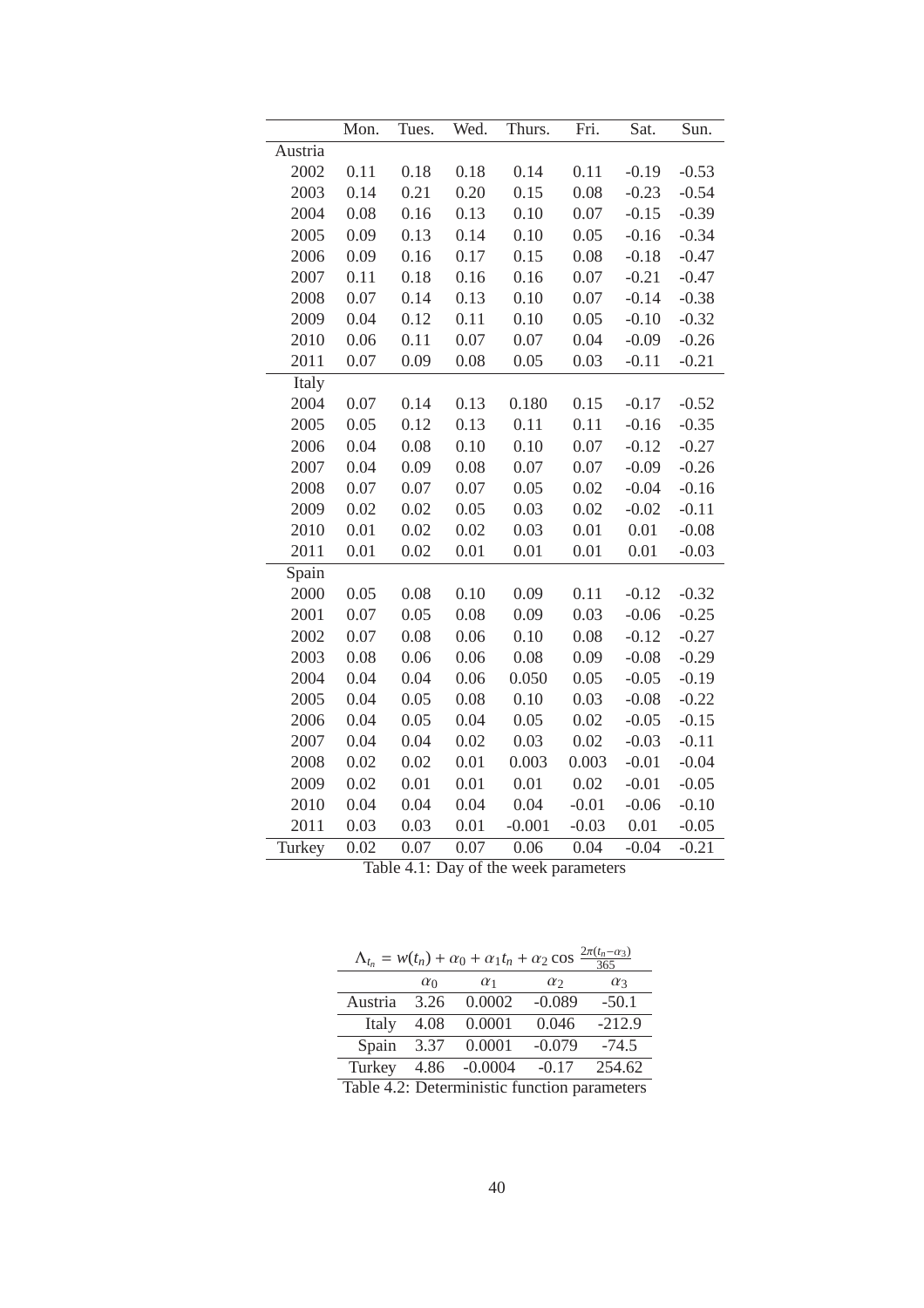| | Mon. | Tues. | Wed. | Thurs. | Fri. | Sat. | Sun. |
|---|---|---|---|---|---|---|---|
| Austria | | | | | | | |
| 2002 | 0.11 | 0.18 | 0.18 | 0.14 | 0.11 | -0.19 | -0.53 |
| 2003 | 0.14 | 0.21 | 0.20 | 0.15 | 0.08 | -0.23 | -0.54 |
| 2004 | 0.08 | 0.16 | 0.13 | 0.10 | 0.07 | -0.15 | -0.39 |
| 2005 | 0.09 | 0.13 | 0.14 | 0.10 | 0.05 | -0.16 | -0.34 |
| 2006 | 0.09 | 0.16 | 0.17 | 0.15 | 0.08 | -0.18 | -0.47 |
| 2007 | 0.11 | 0.18 | 0.16 | 0.16 | 0.07 | -0.21 | -0.47 |
| 2008 | 0.07 | 0.14 | 0.13 | 0.10 | 0.07 | -0.14 | -0.38 |
| 2009 | 0.04 | 0.12 | 0.11 | 0.10 | 0.05 | -0.10 | -0.32 |
| 2010 | 0.06 | 0.11 | 0.07 | 0.07 | 0.04 | -0.09 | -0.26 |
| 2011 | 0.07 | 0.09 | 0.08 | 0.05 | 0.03 | -0.11 | -0.21 |
| Italy | | | | | | | |
| 2004 | 0.07 | 0.14 | 0.13 | 0.180 | 0.15 | -0.17 | -0.52 |
| 2005 | 0.05 | 0.12 | 0.13 | 0.11 | 0.11 | -0.16 | -0.35 |
| 2006 | 0.04 | 0.08 | 0.10 | 0.10 | 0.07 | -0.12 | -0.27 |
| 2007 | 0.04 | 0.09 | 0.08 | 0.07 | 0.07 | -0.09 | -0.26 |
| 2008 | 0.07 | 0.07 | 0.07 | 0.05 | 0.02 | -0.04 | -0.16 |
| 2009 | 0.02 | 0.02 | 0.05 | 0.03 | 0.02 | -0.02 | -0.11 |
| 2010 | 0.01 | 0.02 | 0.02 | 0.03 | 0.01 | 0.01 | -0.08 |
| 2011 | 0.01 | 0.02 | 0.01 | 0.01 | 0.01 | 0.01 | -0.03 |
| Spain | | | | | | | |
| 2000 | 0.05 | 0.08 | 0.10 | 0.09 | 0.11 | -0.12 | -0.32 |
| 2001 | 0.07 | 0.05 | 0.08 | 0.09 | 0.03 | -0.06 | -0.25 |
| 2002 | 0.07 | 0.08 | 0.06 | 0.10 | 0.08 | -0.12 | -0.27 |
| 2003 | 0.08 | 0.06 | 0.06 | 0.08 | 0.09 | -0.08 | -0.29 |
| 2004 | 0.04 | 0.04 | 0.06 | 0.050 | 0.05 | -0.05 | -0.19 |
| 2005 | 0.04 | 0.05 | 0.08 | 0.10 | 0.03 | -0.08 | -0.22 |
| 2006 | 0.04 | 0.05 | 0.04 | 0.05 | 0.02 | -0.05 | -0.15 |
| 2007 | 0.04 | 0.04 | 0.02 | 0.03 | 0.02 | -0.03 | -0.11 |
| 2008 | 0.02 | 0.02 | 0.01 | 0.003 | 0.003 | -0.01 | -0.04 |
| 2009 | 0.02 | 0.01 | 0.01 | 0.01 | 0.02 | -0.01 | -0.05 |
| 2010 | 0.04 | 0.04 | 0.04 | 0.04 | -0.01 | -0.06 | -0.10 |
| 2011 | 0.03 | 0.03 | 0.01 | -0.001 | -0.03 | 0.01 | -0.05 |
| Turkey | 0.02 | 0.07 | 0.07 | 0.06 | 0.04 | -0.04 | -0.21 |

Table 4.1: Day of the week parameters

| $\Lambda_{t_n} = w(t_n) + \alpha_0 + \alpha_1 t_n + \alpha_2 \cos \frac{2\pi(t_n - \alpha_3)}{365}$ | | | | |
|---|---|---|---|---|
| | $\alpha_0$ | $\alpha_1$ | $\alpha_2$ | $\alpha_3$ |
| Austria | 3.26 | 0.0002 | -0.089 | -50.1 |
| Italy | 4.08 | 0.0001 | 0.046 | -212.9 |
| Spain | 3.37 | 0.0001 | -0.079 | -74.5 |
| Turkey | 4.86 | -0.0004 | -0.17 | 254.62 |

Table 4.2: Deterministic function parameters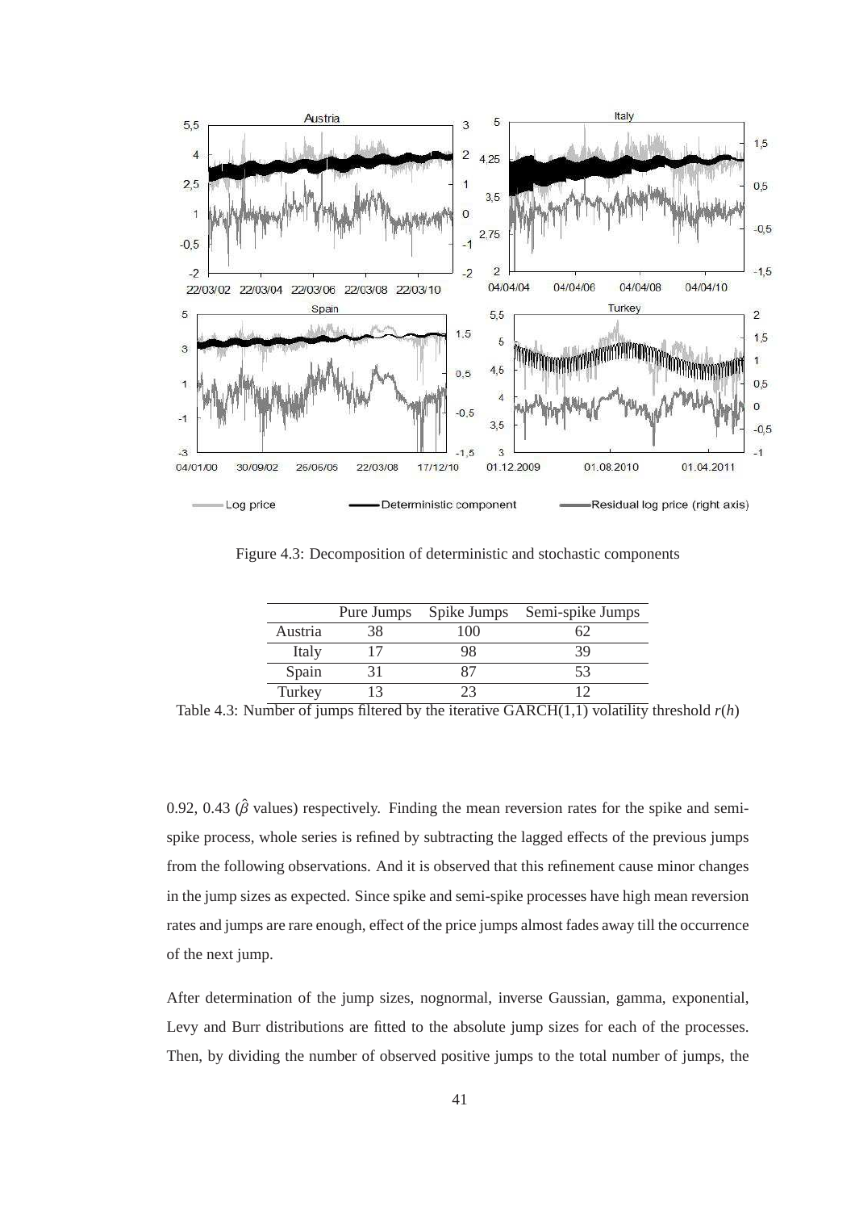Figure 4.3: Decomposition of deterministic and stochastic components

| | Pure Jumps | Spike Jumps | Semi-spike Jumps |
|---|---|---|---|
| Austria | 38 | 100 | 62 |
| Italy | 17 | 98 | 39 |
| Spain | 31 | 87 | 53 |
| Turkey | 13 | 23 | 12 |

Table 4.3: Number of jumps filtered by the iterative GARCH(1,1) volatility threshold $r(h)$

0.92, 0.43 ($\hat{\beta}$ values) respectively. Finding the mean reversion rates for the spike and semi-spike process, whole series is refined by subtracting the lagged effects of the previous jumps from the following observations. And it is observed that this refinement cause minor changes in the jump sizes as expected. Since spike and semi-spike processes have high mean reversion rates and jumps are rare enough, effect of the price jumps almost fades away till the occurrence of the next jump.

After determination of the jump sizes, nognormal, inverse Gaussian, gamma, exponential, Levy and Burr distributions are fitted to the absolute jump sizes for each of the processes. Then, by dividing the number of observed positive jumps to the total number of jumps, the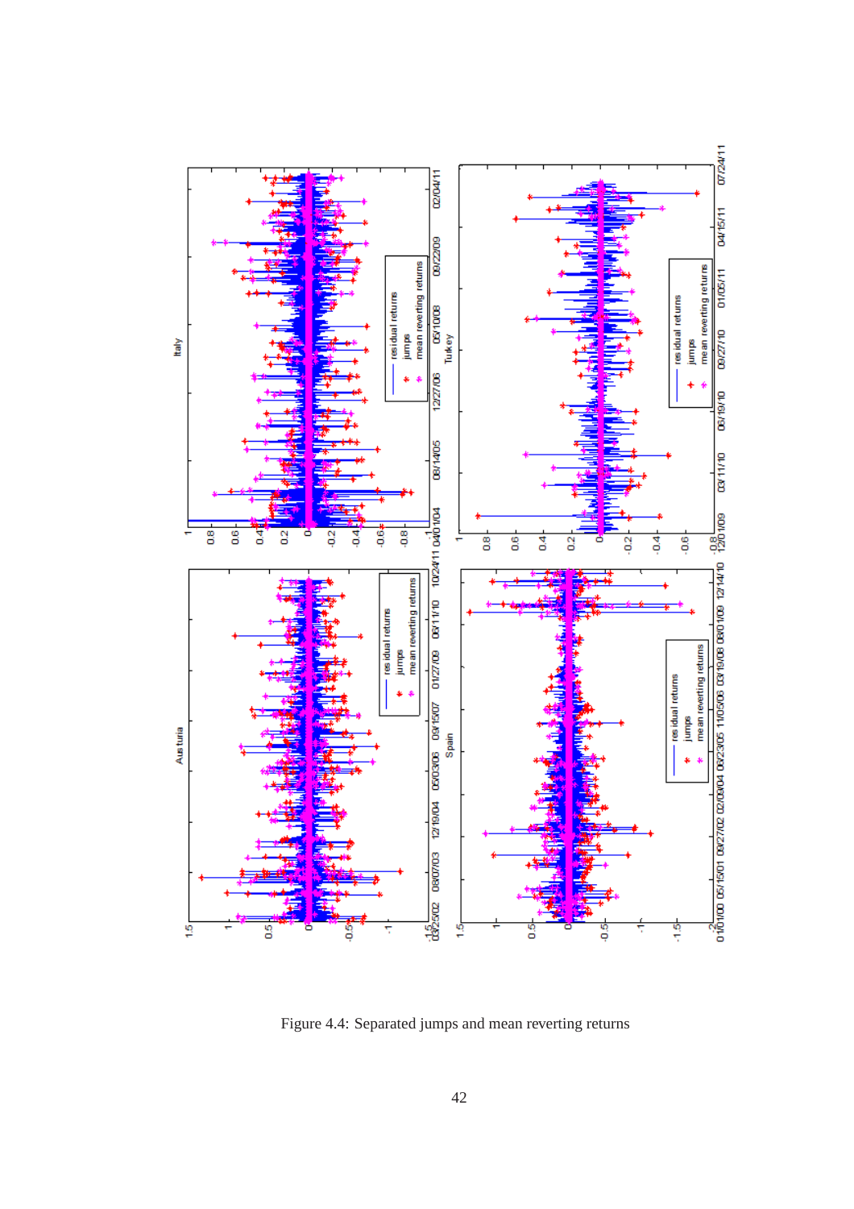Figure 4.4: Separated jumps and mean reverting returns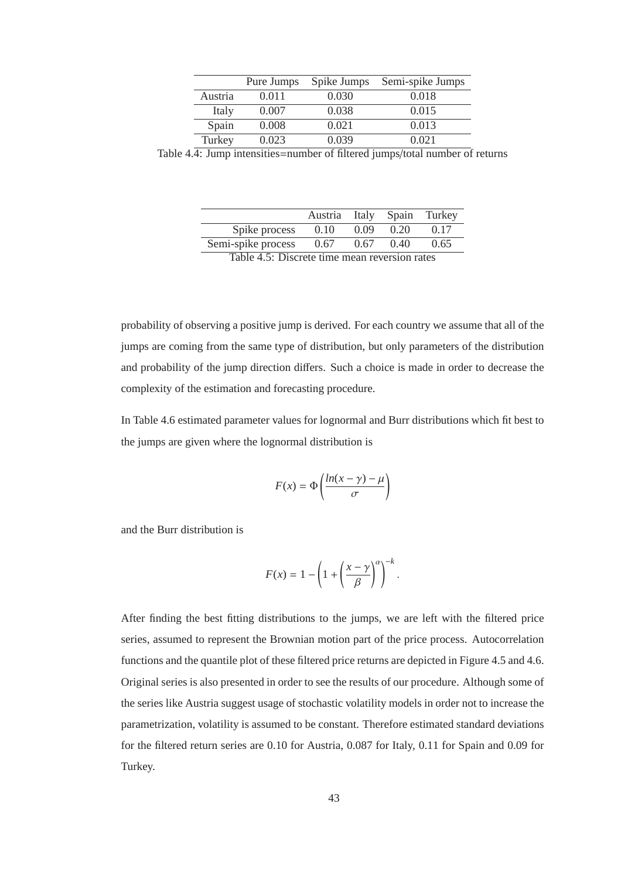|  | Pure Jumps | Spike Jumps | Semi-spike Jumps |
|---|---|---|---|
| Austria | 0.011 | 0.030 | 0.018 |
| Italy | 0.007 | 0.038 | 0.015 |
| Spain | 0.008 | 0.021 | 0.013 |
| Turkey | 0.023 | 0.039 | 0.021 |

Table 4.4: Jump intensities=number of filtered jumps/total number of returns

|  | Austria | Italy | Spain | Turkey |
|---|---|---|---|---|
| Spike process | 0.10 | 0.09 | 0.20 | 0.17 |
| Semi-spike process | 0.67 | 0.67 | 0.40 | 0.65 |

Table 4.5: Discrete time mean reversion rates

probability of observing a positive jump is derived. For each country we assume that all of the jumps are coming from the same type of distribution, but only parameters of the distribution and probability of the jump direction differs. Such a choice is made in order to decrease the complexity of the estimation and forecasting procedure.

In Table 4.6 estimated parameter values for lognormal and Burr distributions which fit best to the jumps are given where the lognormal distribution is

$$F(x) = \Phi\left(\frac{ln(x-\gamma)-\mu}{\sigma}\right)$$

and the Burr distribution is

$$F(x) = 1 - \left(1 + \left(\frac{x-\gamma}{\beta}\right)^{\alpha}\right)^{-k}.$$

After finding the best fitting distributions to the jumps, we are left with the filtered price series, assumed to represent the Brownian motion part of the price process. Autocorrelation functions and the quantile plot of these filtered price returns are depicted in Figure 4.5 and 4.6. Original series is also presented in order to see the results of our procedure. Although some of the series like Austria suggest usage of stochastic volatility models in order not to increase the parametrization, volatility is assumed to be constant. Therefore estimated standard deviations for the filtered return series are 0.10 for Austria, 0.087 for Italy, 0.11 for Spain and 0.09 for Turkey.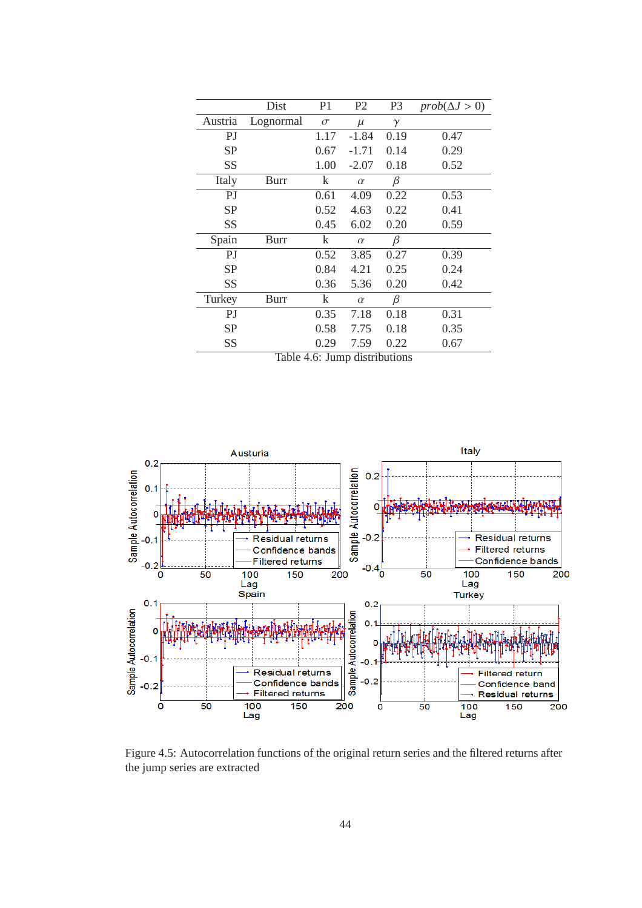|  | Dist | P1 | P2 | P3 | $prob(\Delta J > 0)$ |
|---|---|---|---|---|---|
| Austria | Lognormal | $\sigma$ | $\mu$ | $\gamma$ |  |
| PJ |  | 1.17 | -1.84 | 0.19 | 0.47 |
| SP |  | 0.67 | -1.71 | 0.14 | 0.29 |
| SS |  | 1.00 | -2.07 | 0.18 | 0.52 |
| Italy | Burr | k | $\alpha$ | $\beta$ |  |
| PJ |  | 0.61 | 4.09 | 0.22 | 0.53 |
| SP |  | 0.52 | 4.63 | 0.22 | 0.41 |
| SS |  | 0.45 | 6.02 | 0.20 | 0.59 |
| Spain | Burr | k | $\alpha$ | $\beta$ |  |
| PJ |  | 0.52 | 3.85 | 0.27 | 0.39 |
| SP |  | 0.84 | 4.21 | 0.25 | 0.24 |
| SS |  | 0.36 | 5.36 | 0.20 | 0.42 |
| Turkey | Burr | k | $\alpha$ | $\beta$ |  |
| PJ |  | 0.35 | 7.18 | 0.18 | 0.31 |
| SP |  | 0.58 | 7.75 | 0.18 | 0.35 |
| SS |  | 0.29 | 7.59 | 0.22 | 0.67 |

Table 4.6: Jump distributions

Figure 4.5: Autocorrelation functions of the original return series and the filtered returns after the jump series are extracted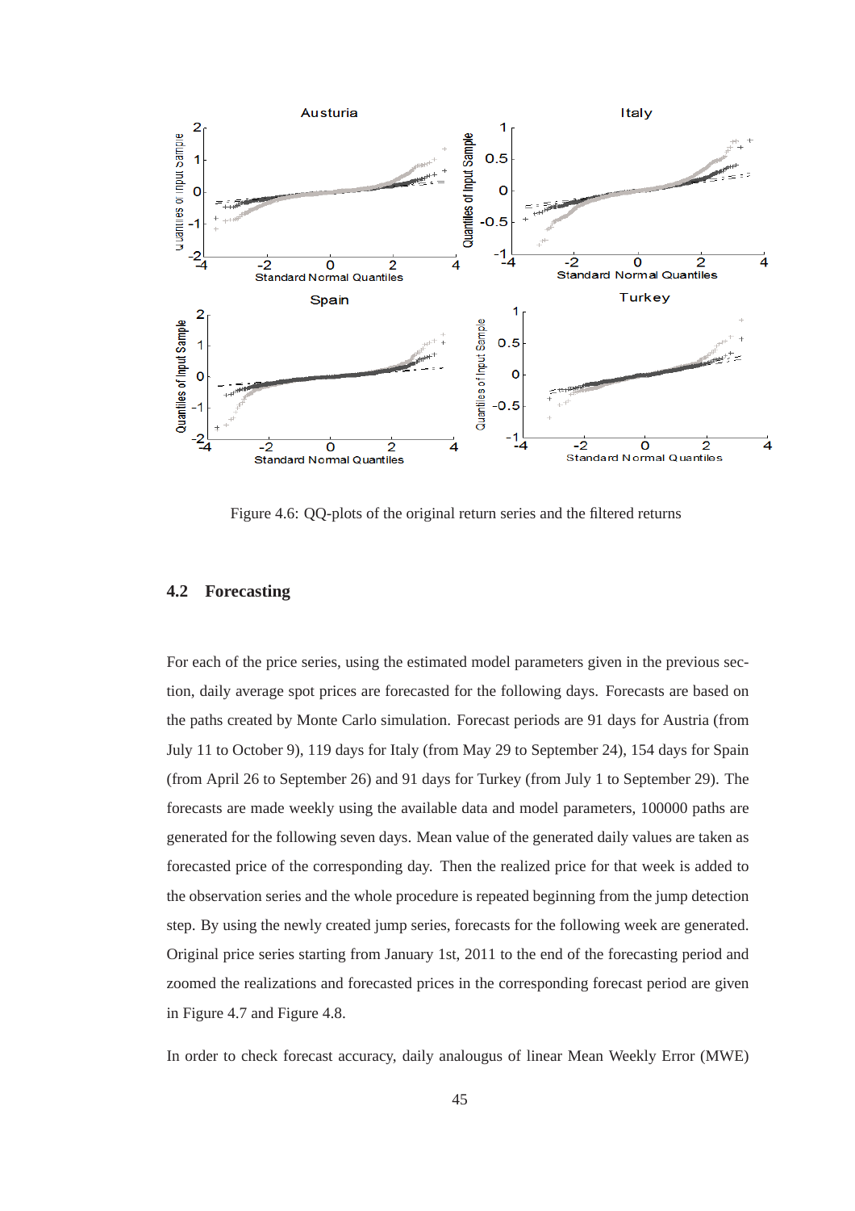Figure 4.6: QQ-plots of the original return series and the filtered returns

## 4.2 Forecasting

For each of the price series, using the estimated model parameters given in the previous section, daily average spot prices are forecasted for the following days. Forecasts are based on the paths created by Monte Carlo simulation. Forecast periods are 91 days for Austria (from July 11 to October 9), 119 days for Italy (from May 29 to September 24), 154 days for Spain (from April 26 to September 26) and 91 days for Turkey (from July 1 to September 29). The forecasts are made weekly using the available data and model parameters, 100000 paths are generated for the following seven days. Mean value of the generated daily values are taken as forecasted price of the corresponding day. Then the realized price for that week is added to the observation series and the whole procedure is repeated beginning from the jump detection step. By using the newly created jump series, forecasts for the following week are generated. Original price series starting from January 1st, 2011 to the end of the forecasting period and zoomed the realizations and forecasted prices in the corresponding forecast period are given in Figure 4.7 and Figure 4.8.

In order to check forecast accuracy, daily analougus of linear Mean Weekly Error (MWE)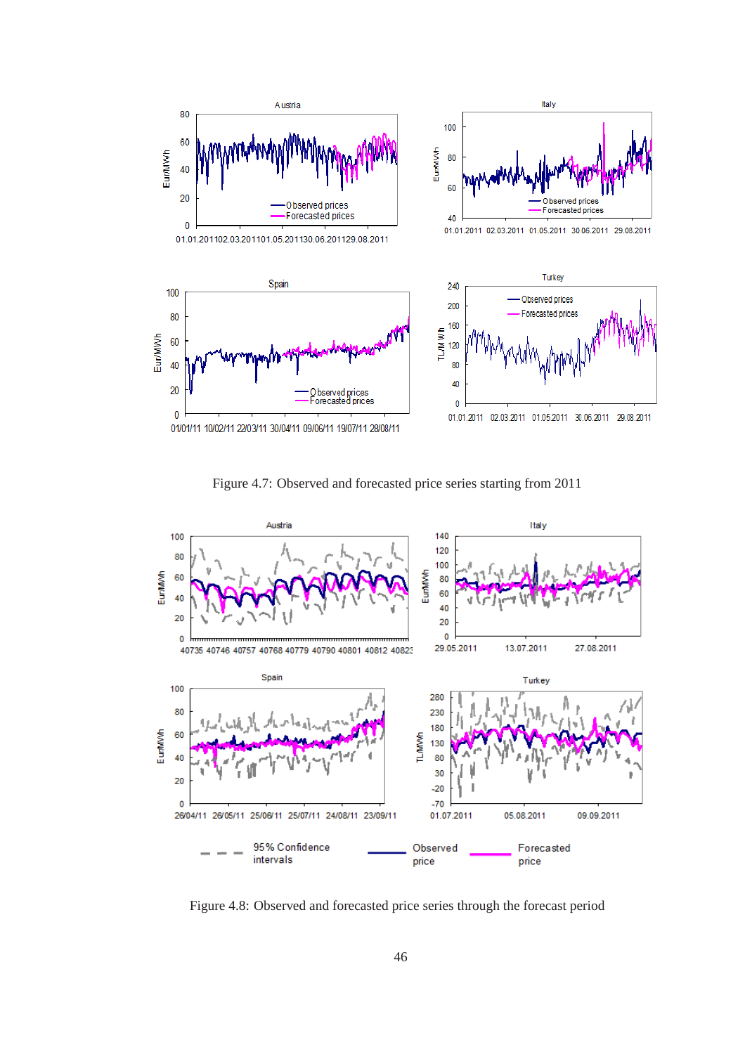Figure 4.7: Observed and forecasted price series starting from 2011

Figure 4.8: Observed and forecasted price series through the forecast period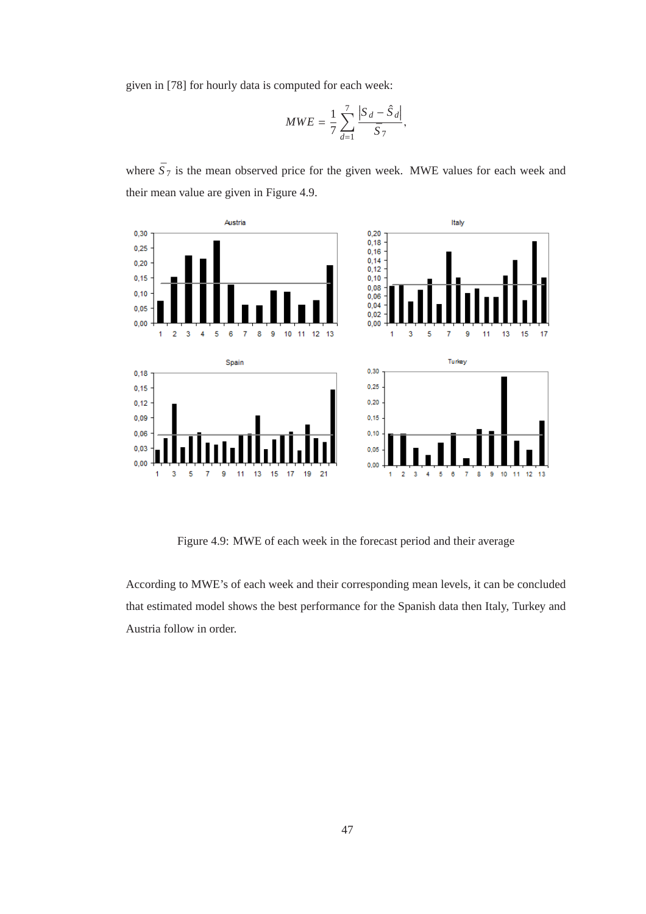given in [78] for hourly data is computed for each week:

$$MWE = \frac{1}{7}\sum_{d=1}^{7}\frac{\left|S_d - \hat{S}_d\right|}{\bar{S}_7},$$

where $\bar{S}_7$ is the mean observed price for the given week. MWE values for each week and their mean value are given in Figure 4.9.

Figure 4.9: MWE of each week in the forecast period and their average

According to MWE's of each week and their corresponding mean levels, it can be concluded that estimated model shows the best performance for the Spanish data then Italy, Turkey and Austria follow in order.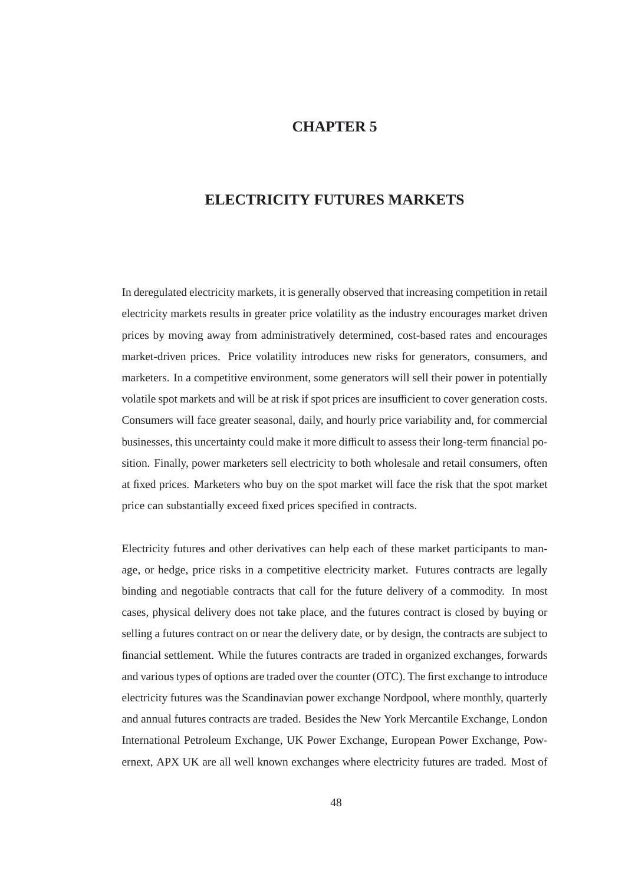# CHAPTER 5

# ELECTRICITY FUTURES MARKETS

In deregulated electricity markets, it is generally observed that increasing competition in retail electricity markets results in greater price volatility as the industry encourages market driven prices by moving away from administratively determined, cost-based rates and encourages market-driven prices. Price volatility introduces new risks for generators, consumers, and marketers. In a competitive environment, some generators will sell their power in potentially volatile spot markets and will be at risk if spot prices are insufficient to cover generation costs. Consumers will face greater seasonal, daily, and hourly price variability and, for commercial businesses, this uncertainty could make it more difficult to assess their long-term financial position. Finally, power marketers sell electricity to both wholesale and retail consumers, often at fixed prices. Marketers who buy on the spot market will face the risk that the spot market price can substantially exceed fixed prices specified in contracts.

Electricity futures and other derivatives can help each of these market participants to manage, or hedge, price risks in a competitive electricity market. Futures contracts are legally binding and negotiable contracts that call for the future delivery of a commodity. In most cases, physical delivery does not take place, and the futures contract is closed by buying or selling a futures contract on or near the delivery date, or by design, the contracts are subject to financial settlement. While the futures contracts are traded in organized exchanges, forwards and various types of options are traded over the counter (OTC). The first exchange to introduce electricity futures was the Scandinavian power exchange Nordpool, where monthly, quarterly and annual futures contracts are traded. Besides the New York Mercantile Exchange, London International Petroleum Exchange, UK Power Exchange, European Power Exchange, Powernext, APX UK are all well known exchanges where electricity futures are traded. Most of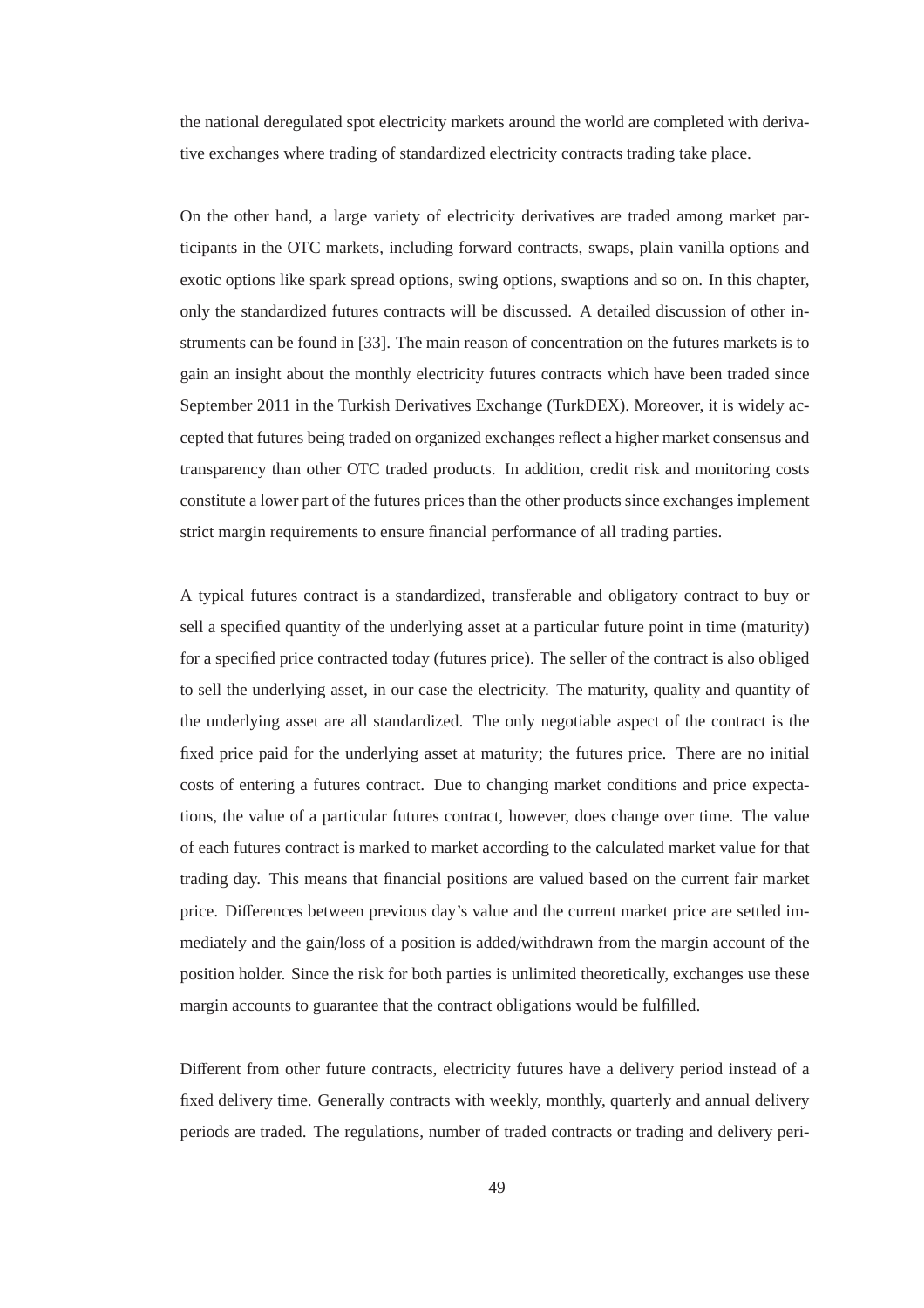the national deregulated spot electricity markets around the world are completed with derivative exchanges where trading of standardized electricity contracts trading take place.

On the other hand, a large variety of electricity derivatives are traded among market participants in the OTC markets, including forward contracts, swaps, plain vanilla options and exotic options like spark spread options, swing options, swaptions and so on. In this chapter, only the standardized futures contracts will be discussed. A detailed discussion of other instruments can be found in [33]. The main reason of concentration on the futures markets is to gain an insight about the monthly electricity futures contracts which have been traded since September 2011 in the Turkish Derivatives Exchange (TurkDEX). Moreover, it is widely accepted that futures being traded on organized exchanges reflect a higher market consensus and transparency than other OTC traded products. In addition, credit risk and monitoring costs constitute a lower part of the futures prices than the other products since exchanges implement strict margin requirements to ensure financial performance of all trading parties.

A typical futures contract is a standardized, transferable and obligatory contract to buy or sell a specified quantity of the underlying asset at a particular future point in time (maturity) for a specified price contracted today (futures price). The seller of the contract is also obliged to sell the underlying asset, in our case the electricity. The maturity, quality and quantity of the underlying asset are all standardized. The only negotiable aspect of the contract is the fixed price paid for the underlying asset at maturity; the futures price. There are no initial costs of entering a futures contract. Due to changing market conditions and price expectations, the value of a particular futures contract, however, does change over time. The value of each futures contract is marked to market according to the calculated market value for that trading day. This means that financial positions are valued based on the current fair market price. Differences between previous day's value and the current market price are settled immediately and the gain/loss of a position is added/withdrawn from the margin account of the position holder. Since the risk for both parties is unlimited theoretically, exchanges use these margin accounts to guarantee that the contract obligations would be fulfilled.

Different from other future contracts, electricity futures have a delivery period instead of a fixed delivery time. Generally contracts with weekly, monthly, quarterly and annual delivery periods are traded. The regulations, number of traded contracts or trading and delivery peri-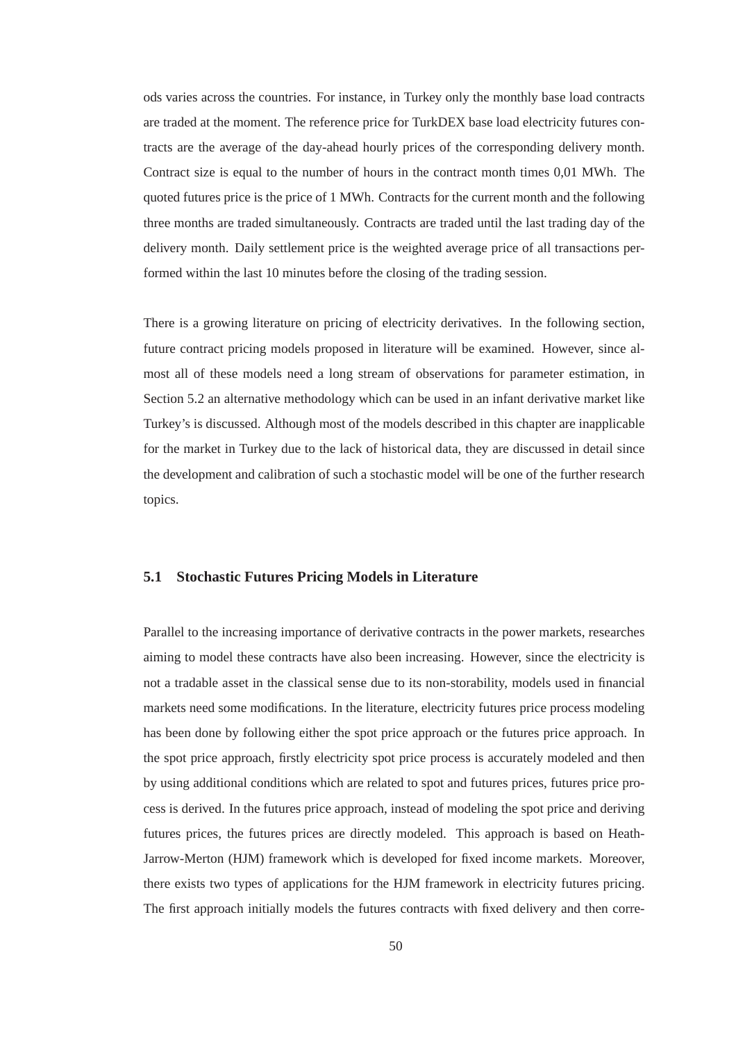ods varies across the countries. For instance, in Turkey only the monthly base load contracts are traded at the moment. The reference price for TurkDEX base load electricity futures contracts are the average of the day-ahead hourly prices of the corresponding delivery month. Contract size is equal to the number of hours in the contract month times 0,01 MWh. The quoted futures price is the price of 1 MWh. Contracts for the current month and the following three months are traded simultaneously. Contracts are traded until the last trading day of the delivery month. Daily settlement price is the weighted average price of all transactions performed within the last 10 minutes before the closing of the trading session.

There is a growing literature on pricing of electricity derivatives. In the following section, future contract pricing models proposed in literature will be examined. However, since almost all of these models need a long stream of observations for parameter estimation, in Section 5.2 an alternative methodology which can be used in an infant derivative market like Turkey's is discussed. Although most of the models described in this chapter are inapplicable for the market in Turkey due to the lack of historical data, they are discussed in detail since the development and calibration of such a stochastic model will be one of the further research topics.

## 5.1 Stochastic Futures Pricing Models in Literature

Parallel to the increasing importance of derivative contracts in the power markets, researches aiming to model these contracts have also been increasing. However, since the electricity is not a tradable asset in the classical sense due to its non-storability, models used in financial markets need some modifications. In the literature, electricity futures price process modeling has been done by following either the spot price approach or the futures price approach. In the spot price approach, firstly electricity spot price process is accurately modeled and then by using additional conditions which are related to spot and futures prices, futures price process is derived. In the futures price approach, instead of modeling the spot price and deriving futures prices, the futures prices are directly modeled. This approach is based on Heath-Jarrow-Merton (HJM) framework which is developed for fixed income markets. Moreover, there exists two types of applications for the HJM framework in electricity futures pricing. The first approach initially models the futures contracts with fixed delivery and then corre-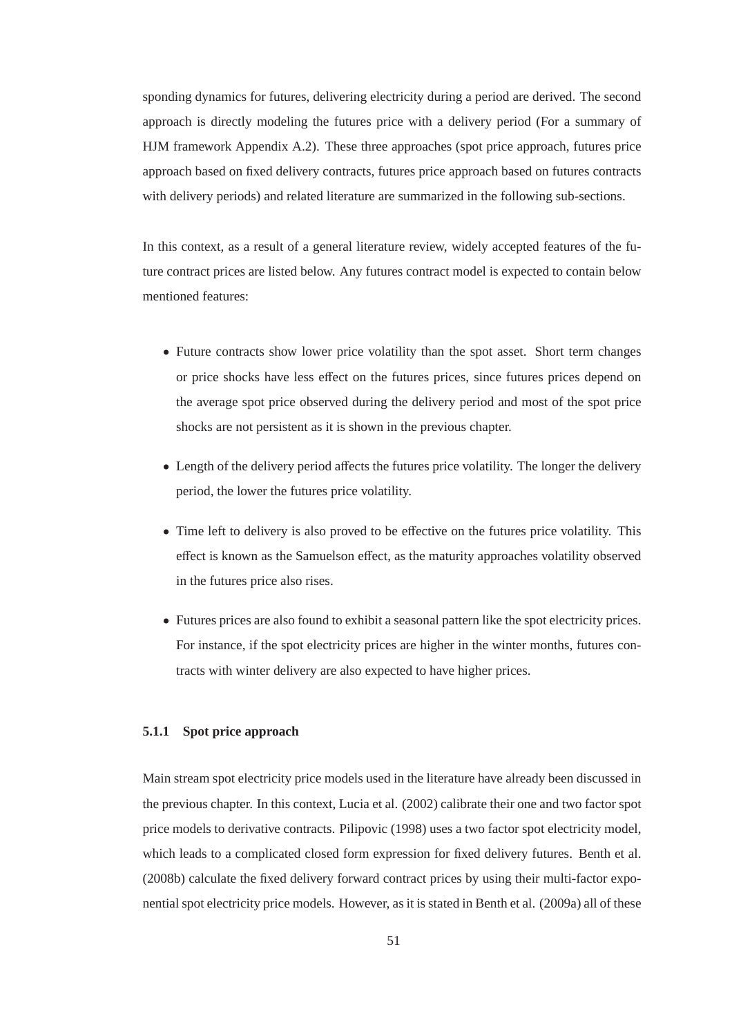sponding dynamics for futures, delivering electricity during a period are derived. The second approach is directly modeling the futures price with a delivery period (For a summary of HJM framework Appendix A.2). These three approaches (spot price approach, futures price approach based on fixed delivery contracts, futures price approach based on futures contracts with delivery periods) and related literature are summarized in the following sub-sections.

In this context, as a result of a general literature review, widely accepted features of the future contract prices are listed below. Any futures contract model is expected to contain below mentioned features:

- Future contracts show lower price volatility than the spot asset. Short term changes or price shocks have less effect on the futures prices, since futures prices depend on the average spot price observed during the delivery period and most of the spot price shocks are not persistent as it is shown in the previous chapter.
- Length of the delivery period affects the futures price volatility. The longer the delivery period, the lower the futures price volatility.
- Time left to delivery is also proved to be effective on the futures price volatility. This effect is known as the Samuelson effect, as the maturity approaches volatility observed in the futures price also rises.
- Futures prices are also found to exhibit a seasonal pattern like the spot electricity prices. For instance, if the spot electricity prices are higher in the winter months, futures contracts with winter delivery are also expected to have higher prices.

### 5.1.1 Spot price approach

Main stream spot electricity price models used in the literature have already been discussed in the previous chapter. In this context, Lucia et al. (2002) calibrate their one and two factor spot price models to derivative contracts. Pilipovic (1998) uses a two factor spot electricity model, which leads to a complicated closed form expression for fixed delivery futures. Benth et al. (2008b) calculate the fixed delivery forward contract prices by using their multi-factor exponential spot electricity price models. However, as it is stated in Benth et al. (2009a) all of these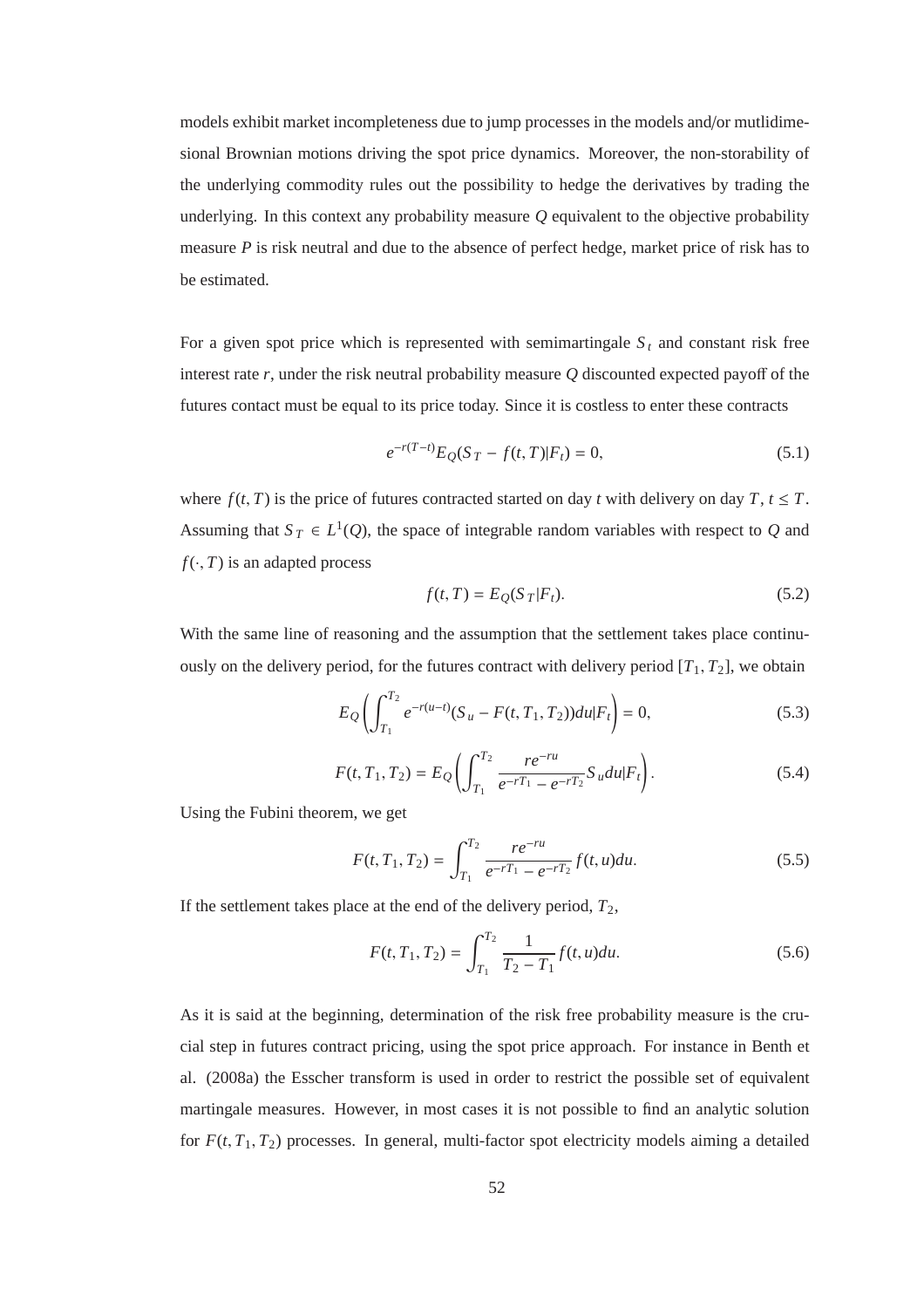models exhibit market incompleteness due to jump processes in the models and/or mutlidimesional Brownian motions driving the spot price dynamics. Moreover, the non-storability of the underlying commodity rules out the possibility to hedge the derivatives by trading the underlying. In this context any probability measure $Q$ equivalent to the objective probability measure $P$ is risk neutral and due to the absence of perfect hedge, market price of risk has to be estimated.

For a given spot price which is represented with semimartingale $S_t$ and constant risk free interest rate $r$, under the risk neutral probability measure $Q$ discounted expected payoff of the futures contact must be equal to its price today. Since it is costless to enter these contracts

$$e^{-r(T-t)}E_Q(S_T - f(t,T)|F_t) = 0, \tag{5.1}$$

where $f(t,T)$ is the price of futures contracted started on day $t$ with delivery on day $T$, $t \leq T$. Assuming that $S_T \in L^1(Q)$, the space of integrable random variables with respect to $Q$ and $f(\cdot,T)$ is an adapted process

$$f(t,T) = E_Q(S_T|F_t). \tag{5.2}$$

With the same line of reasoning and the assumption that the settlement takes place continuously on the delivery period, for the futures contract with delivery period $[T_1,T_2]$, we obtain

$$E_Q\left(\int_{T_1}^{T_2} e^{-r(u-t)}(S_u - F(t,T_1,T_2))du|F_t\right) = 0, \tag{5.3}$$

$$F(t,T_1,T_2) = E_Q\left(\int_{T_1}^{T_2} \frac{re^{-ru}}{e^{-rT_1} - e^{-rT_2}} S_u du|F_t\right). \tag{5.4}$$

Using the Fubini theorem, we get

$$F(t,T_1,T_2) = \int_{T_1}^{T_2} \frac{re^{-ru}}{e^{-rT_1} - e^{-rT_2}} f(t,u)du. \tag{5.5}$$

If the settlement takes place at the end of the delivery period, $T_2$,

$$F(t,T_1,T_2) = \int_{T_1}^{T_2} \frac{1}{T_2 - T_1} f(t,u)du. \tag{5.6}$$

As it is said at the beginning, determination of the risk free probability measure is the crucial step in futures contract pricing, using the spot price approach. For instance in Benth et al. (2008a) the Esscher transform is used in order to restrict the possible set of equivalent martingale measures. However, in most cases it is not possible to find an analytic solution for $F(t,T_1,T_2)$ processes. In general, multi-factor spot electricity models aiming a detailed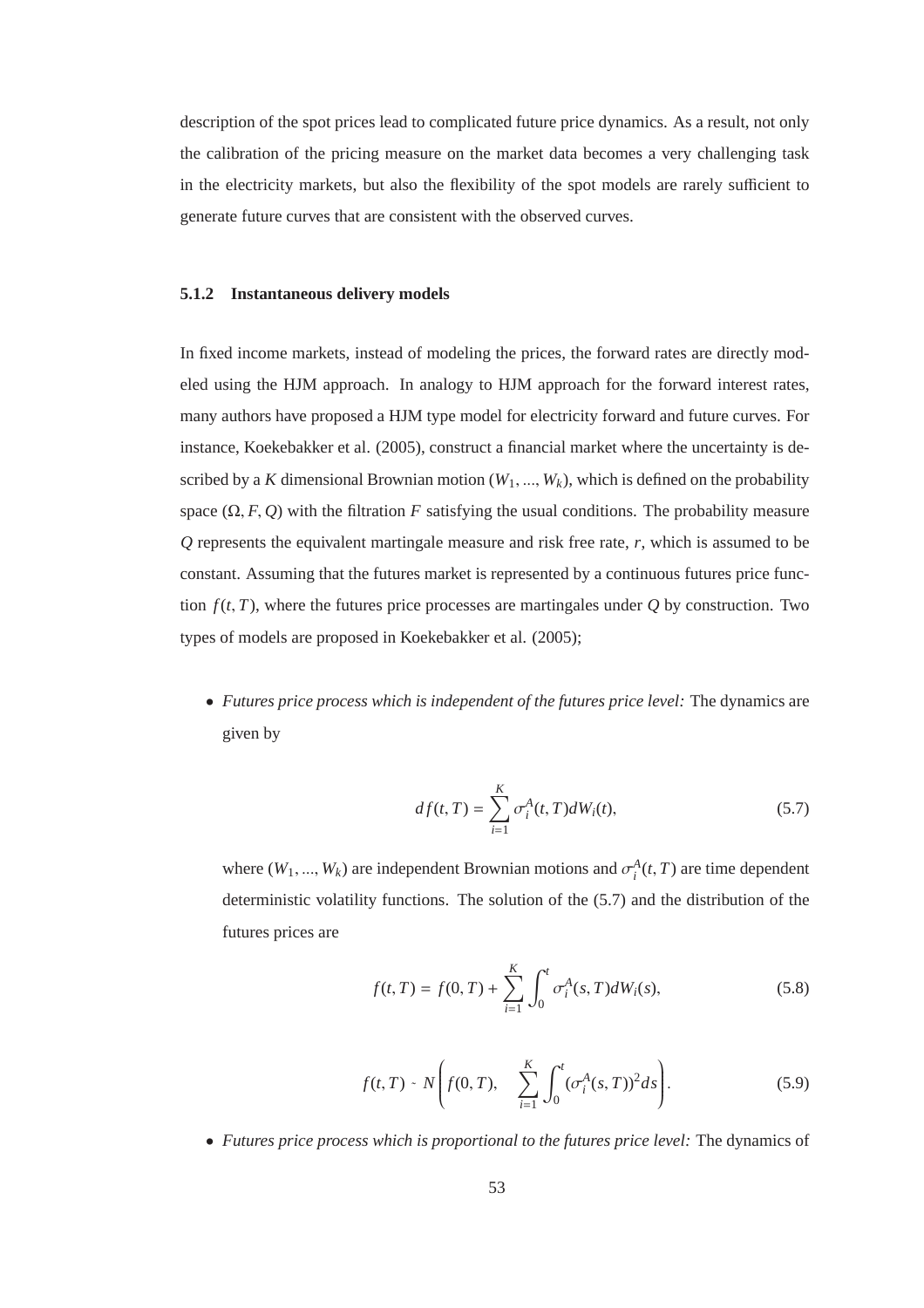description of the spot prices lead to complicated future price dynamics. As a result, not only the calibration of the pricing measure on the market data becomes a very challenging task in the electricity markets, but also the flexibility of the spot models are rarely sufficient to generate future curves that are consistent with the observed curves.

### 5.1.2 Instantaneous delivery models

In fixed income markets, instead of modeling the prices, the forward rates are directly modeled using the HJM approach. In analogy to HJM approach for the forward interest rates, many authors have proposed a HJM type model for electricity forward and future curves. For instance, Koekebakker et al. (2005), construct a financial market where the uncertainty is described by a $K$ dimensional Brownian motion $(W_1, ..., W_k)$, which is defined on the probability space $(\Omega, F, Q)$ with the filtration $F$ satisfying the usual conditions. The probability measure $Q$ represents the equivalent martingale measure and risk free rate, $r$, which is assumed to be constant. Assuming that the futures market is represented by a continuous futures price function $f(t, T)$, where the futures price processes are martingales under $Q$ by construction. Two types of models are proposed in Koekebakker et al. (2005);

- *Futures price process which is independent of the futures price level:* The dynamics are given by

$$df(t, T) = \sum_{i=1}^{K} \sigma_i^A(t, T) dW_i(t), \tag{5.7}$$

  where $(W_1, ..., W_k)$ are independent Brownian motions and $\sigma_i^A(t, T)$ are time dependent deterministic volatility functions. The solution of the (5.7) and the distribution of the futures prices are

$$f(t, T) = f(0, T) + \sum_{i=1}^{K} \int_0^t \sigma_i^A(s, T) dW_i(s), \tag{5.8}$$

$$f(t, T) \sim N\left( f(0, T), \quad \sum_{i=1}^{K} \int_0^t (\sigma_i^A(s, T))^2 ds \right). \tag{5.9}$$

- *Futures price process which is proportional to the futures price level:* The dynamics of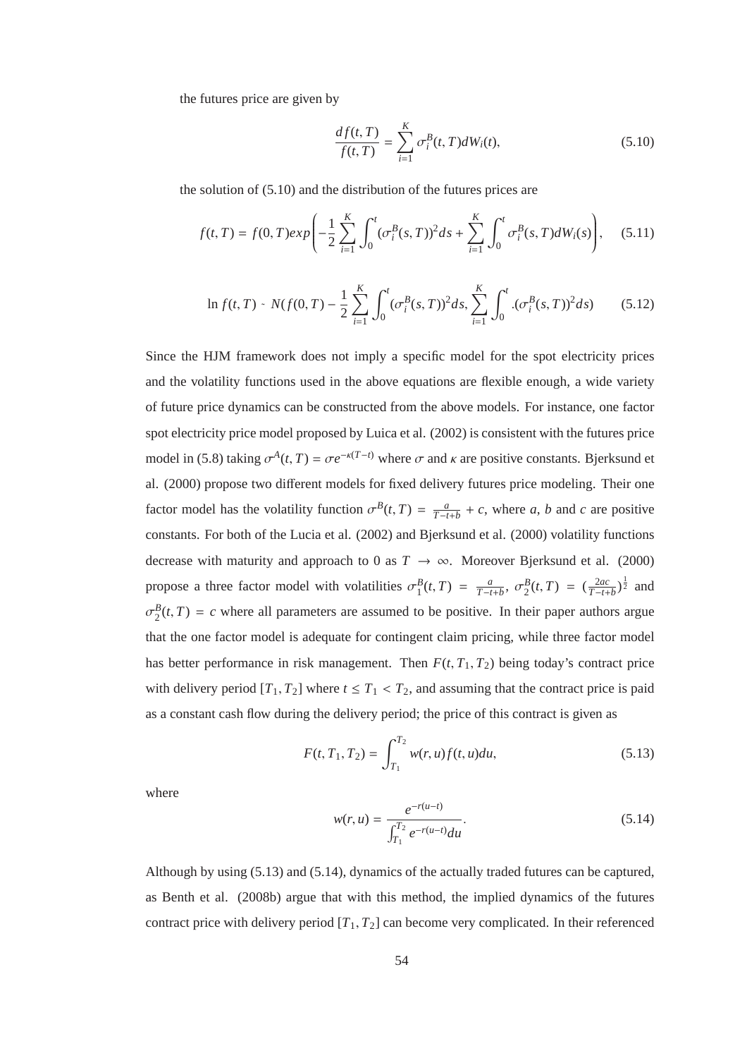the futures price are given by

$$\frac{df(t,T)}{f(t,T)} = \sum_{i=1}^{K} \sigma_i^B(t,T) dW_i(t), \tag{5.10}$$

the solution of (5.10) and the distribution of the futures prices are

$$f(t,T) = f(0,T)exp\left(-\frac{1}{2}\sum_{i=1}^{K}\int_0^t (\sigma_i^B(s,T))^2 ds + \sum_{i=1}^{K}\int_0^t \sigma_i^B(s,T) dW_i(s)\right), \tag{5.11}$$

$$\ln f(t,T) \sim N(f(0,T) - \frac{1}{2}\sum_{i=1}^{K}\int_0^t (\sigma_i^B(s,T))^2 ds, \sum_{i=1}^{K}\int_0^t .(\sigma_i^B(s,T))^2 ds) \tag{5.12}$$

Since the HJM framework does not imply a specific model for the spot electricity prices and the volatility functions used in the above equations are flexible enough, a wide variety of future price dynamics can be constructed from the above models. For instance, one factor spot electricity price model proposed by Luica et al. (2002) is consistent with the futures price model in (5.8) taking $\sigma^A(t,T) = \sigma e^{-\kappa(T-t)}$ where $\sigma$ and $\kappa$ are positive constants. Bjerksund et al. (2000) propose two different models for fixed delivery futures price modeling. Their one factor model has the volatility function $\sigma^B(t,T) = \frac{a}{T-t+b} + c$, where $a$, $b$ and $c$ are positive constants. For both of the Lucia et al. (2002) and Bjerksund et al. (2000) volatility functions decrease with maturity and approach to 0 as $T \to \infty$. Moreover Bjerksund et al. (2000) propose a three factor model with volatilities $\sigma_1^B(t,T) = \frac{a}{T-t+b}$, $\sigma_2^B(t,T) = (\frac{2ac}{T-t+b})^{\frac{1}{2}}$ and $\sigma_2^B(t,T) = c$ where all parameters are assumed to be positive. In their paper authors argue that the one factor model is adequate for contingent claim pricing, while three factor model has better performance in risk management. Then $F(t,T_1,T_2)$ being today's contract price with delivery period $[T_1,T_2]$ where $t \le T_1 < T_2$, and assuming that the contract price is paid as a constant cash flow during the delivery period; the price of this contract is given as

$$F(t,T_1,T_2) = \int_{T_1}^{T_2} w(r,u) f(t,u) du, \tag{5.13}$$

where

$$w(r,u) = \frac{e^{-r(u-t)}}{\int_{T_1}^{T_2} e^{-r(u-t)} du}. \tag{5.14}$$

Although by using (5.13) and (5.14), dynamics of the actually traded futures can be captured, as Benth et al. (2008b) argue that with this method, the implied dynamics of the futures contract price with delivery period $[T_1,T_2]$ can become very complicated. In their referenced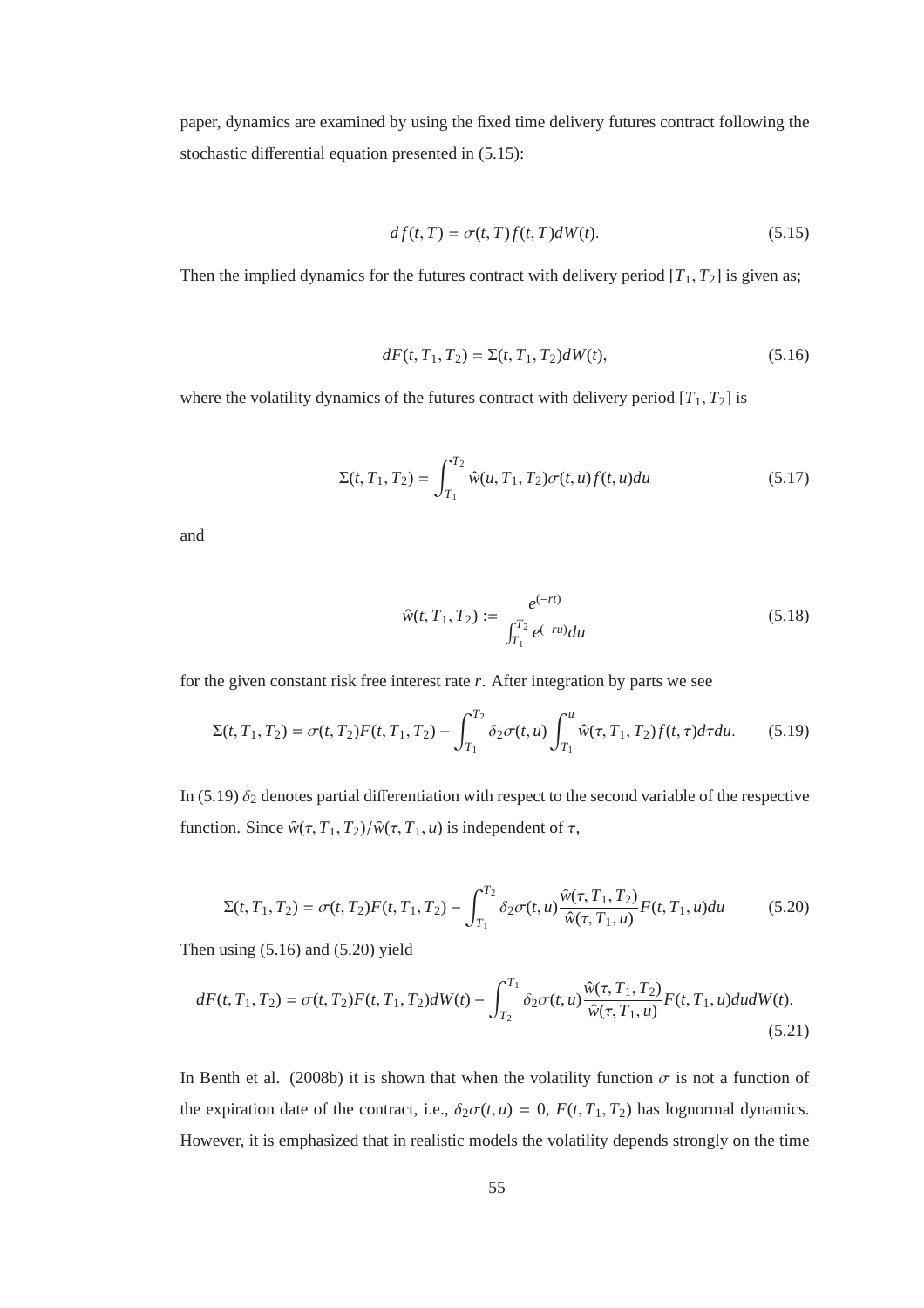paper, dynamics are examined by using the fixed time delivery futures contract following the stochastic differential equation presented in (5.15):

$$df(t,T) = \sigma(t,T)f(t,T)dW(t). \tag{5.15}$$

Then the implied dynamics for the futures contract with delivery period $[T_1, T_2]$ is given as;

$$dF(t,T_1,T_2) = \Sigma(t,T_1,T_2)dW(t), \tag{5.16}$$

where the volatility dynamics of the futures contract with delivery period $[T_1, T_2]$ is

$$\Sigma(t,T_1,T_2) = \int_{T_1}^{T_2} \hat{w}(u,T_1,T_2)\sigma(t,u)f(t,u)du \tag{5.17}$$

and

$$\hat{w}(t,T_1,T_2) := \frac{e^{(-rt)}}{\int_{T_1}^{T_2} e^{(-ru)}du} \tag{5.18}$$

for the given constant risk free interest rate $r$. After integration by parts we see

$$\Sigma(t,T_1,T_2) = \sigma(t,T_2)F(t,T_1,T_2) - \int_{T_1}^{T_2} \delta_2\sigma(t,u)\int_{T_1}^{u} \hat{w}(\tau,T_1,T_2)f(t,\tau)d\tau du. \tag{5.19}$$

In (5.19) $\delta_2$ denotes partial differentiation with respect to the second variable of the respective function. Since $\hat{w}(\tau,T_1,T_2)/\hat{w}(\tau,T_1,u)$ is independent of $\tau$,

$$\Sigma(t,T_1,T_2) = \sigma(t,T_2)F(t,T_1,T_2) - \int_{T_1}^{T_2} \delta_2\sigma(t,u)\frac{\hat{w}(\tau,T_1,T_2)}{\hat{w}(\tau,T_1,u)}F(t,T_1,u)du \tag{5.20}$$

Then using (5.16) and (5.20) yield

$$dF(t,T_1,T_2) = \sigma(t,T_2)F(t,T_1,T_2)dW(t) - \int_{T_2}^{T_1} \delta_2\sigma(t,u)\frac{\hat{w}(\tau,T_1,T_2)}{\hat{w}(\tau,T_1,u)}F(t,T_1,u)dudW(t). \tag{5.21}$$

In Benth et al. (2008b) it is shown that when the volatility function $\sigma$ is not a function of the expiration date of the contract, i.e., $\delta_2\sigma(t,u) = 0$, $F(t,T_1,T_2)$ has lognormal dynamics. However, it is emphasized that in realistic models the volatility depends strongly on the time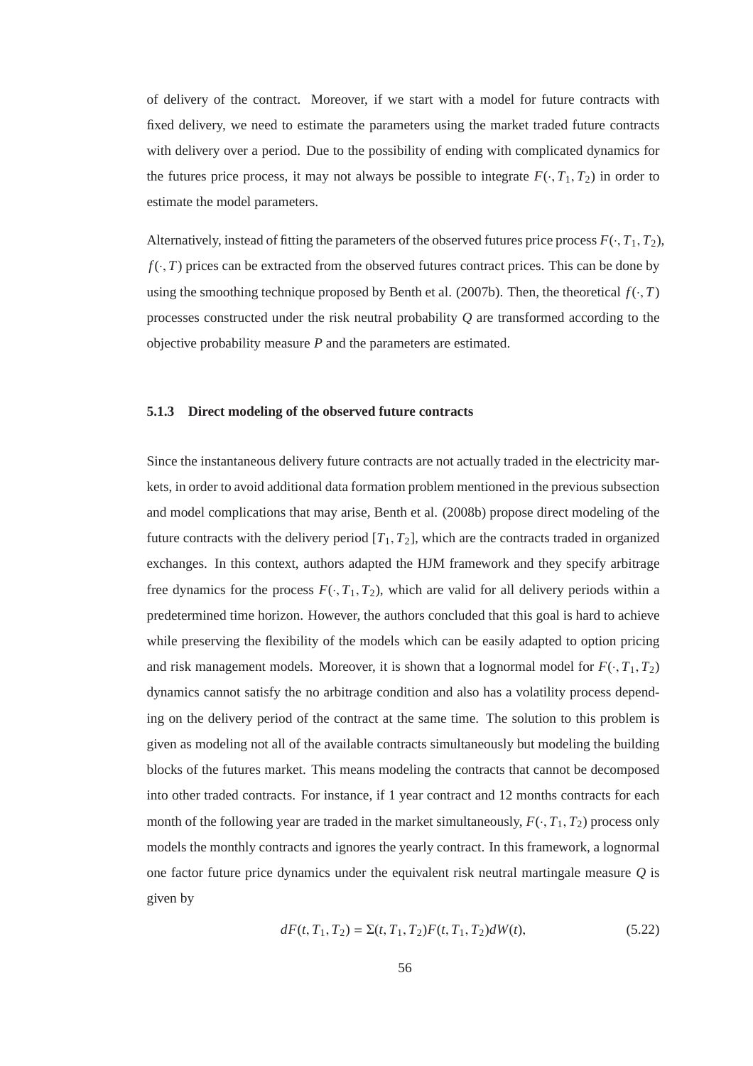of delivery of the contract. Moreover, if we start with a model for future contracts with fixed delivery, we need to estimate the parameters using the market traded future contracts with delivery over a period. Due to the possibility of ending with complicated dynamics for the futures price process, it may not always be possible to integrate $F(\cdot, T_1, T_2)$ in order to estimate the model parameters.

Alternatively, instead of fitting the parameters of the observed futures price process $F(\cdot, T_1, T_2)$, $f(\cdot, T)$ prices can be extracted from the observed futures contract prices. This can be done by using the smoothing technique proposed by Benth et al. (2007b). Then, the theoretical $f(\cdot, T)$ processes constructed under the risk neutral probability $Q$ are transformed according to the objective probability measure $P$ and the parameters are estimated.

### 5.1.3 Direct modeling of the observed future contracts

Since the instantaneous delivery future contracts are not actually traded in the electricity markets, in order to avoid additional data formation problem mentioned in the previous subsection and model complications that may arise, Benth et al. (2008b) propose direct modeling of the future contracts with the delivery period $[T_1, T_2]$, which are the contracts traded in organized exchanges. In this context, authors adapted the HJM framework and they specify arbitrage free dynamics for the process $F(\cdot, T_1, T_2)$, which are valid for all delivery periods within a predetermined time horizon. However, the authors concluded that this goal is hard to achieve while preserving the flexibility of the models which can be easily adapted to option pricing and risk management models. Moreover, it is shown that a lognormal model for $F(\cdot, T_1, T_2)$ dynamics cannot satisfy the no arbitrage condition and also has a volatility process depending on the delivery period of the contract at the same time. The solution to this problem is given as modeling not all of the available contracts simultaneously but modeling the building blocks of the futures market. This means modeling the contracts that cannot be decomposed into other traded contracts. For instance, if 1 year contract and 12 months contracts for each month of the following year are traded in the market simultaneously, $F(\cdot, T_1, T_2)$ process only models the monthly contracts and ignores the yearly contract. In this framework, a lognormal one factor future price dynamics under the equivalent risk neutral martingale measure $Q$ is given by

$$dF(t, T_1, T_2) = \Sigma(t, T_1, T_2)F(t, T_1, T_2)dW(t), \tag{5.22}$$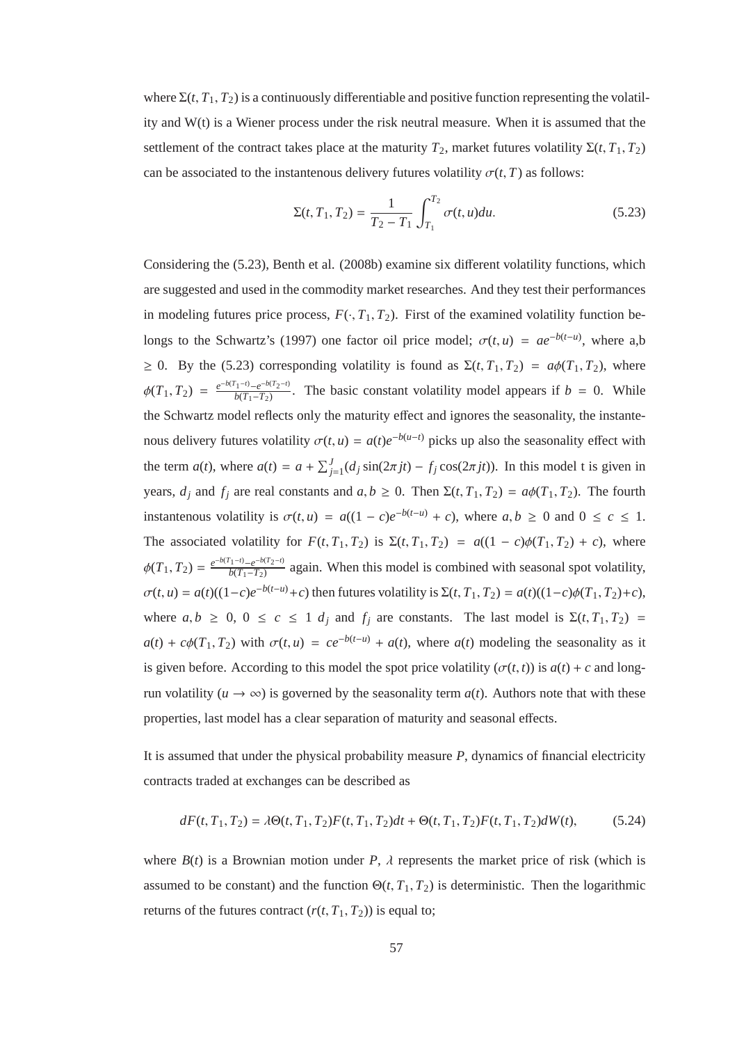where $\Sigma(t, T_1, T_2)$ is a continuously differentiable and positive function representing the volatility and W(t) is a Wiener process under the risk neutral measure. When it is assumed that the settlement of the contract takes place at the maturity $T_2$, market futures volatility $\Sigma(t, T_1, T_2)$ can be associated to the instantenous delivery futures volatility $\sigma(t, T)$ as follows:

$$\Sigma(t, T_1, T_2) = \frac{1}{T_2 - T_1} \int_{T_1}^{T_2} \sigma(t, u) du. \tag{5.23}$$

Considering the (5.23), Benth et al. (2008b) examine six different volatility functions, which are suggested and used in the commodity market researches. And they test their performances in modeling futures price process, $F(\cdot, T_1, T_2)$. First of the examined volatility function belongs to the Schwartz's (1997) one factor oil price model; $\sigma(t, u) = ae^{-b(t-u)}$, where a,b $\geq 0$. By the (5.23) corresponding volatility is found as $\Sigma(t, T_1, T_2) = a\phi(T_1, T_2)$, where $\phi(T_1, T_2) = \frac{e^{-b(T_1-t)} - e^{-b(T_2-t)}}{b(T_1-T_2)}$. The basic constant volatility model appears if $b = 0$. While the Schwartz model reflects only the maturity effect and ignores the seasonality, the instantenous delivery futures volatility $\sigma(t, u) = a(t)e^{-b(u-t)}$ picks up also the seasonality effect with the term $a(t)$, where $a(t) = a + \sum_{j=1}^{J}(d_j \sin(2\pi jt) - f_j \cos(2\pi jt))$. In this model t is given in years, $d_j$ and $f_j$ are real constants and $a, b \geq 0$. Then $\Sigma(t, T_1, T_2) = a\phi(T_1, T_2)$. The fourth instantenous volatility is $\sigma(t, u) = a((1-c)e^{-b(t-u)} + c)$, where $a, b \geq 0$ and $0 \leq c \leq 1$. The associated volatility for $F(t, T_1, T_2)$ is $\Sigma(t, T_1, T_2) = a((1-c)\phi(T_1, T_2) + c)$, where $\phi(T_1, T_2) = \frac{e^{-b(T_1-t)} - e^{-b(T_2-t)}}{b(T_1-T_2)}$ again. When this model is combined with seasonal spot volatility, $\sigma(t, u) = a(t)((1-c)e^{-b(t-u)} + c)$ then futures volatility is $\Sigma(t, T_1, T_2) = a(t)((1-c)\phi(T_1, T_2) + c)$, where $a, b \geq 0$, $0 \leq c \leq 1$ $d_j$ and $f_j$ are constants. The last model is $\Sigma(t, T_1, T_2) = a(t) + c\phi(T_1, T_2)$ with $\sigma(t, u) = ce^{-b(t-u)} + a(t)$, where $a(t)$ modeling the seasonality as it is given before. According to this model the spot price volatility ($\sigma(t, t)$) is $a(t) + c$ and long-run volatility ($u \to \infty$) is governed by the seasonality term $a(t)$. Authors note that with these properties, last model has a clear separation of maturity and seasonal effects.

It is assumed that under the physical probability measure $P$, dynamics of financial electricity contracts traded at exchanges can be described as

$$dF(t, T_1, T_2) = \lambda\Theta(t, T_1, T_2)F(t, T_1, T_2)dt + \Theta(t, T_1, T_2)F(t, T_1, T_2)dW(t), \tag{5.24}$$

where $B(t)$ is a Brownian motion under $P$, $\lambda$ represents the market price of risk (which is assumed to be constant) and the function $\Theta(t, T_1, T_2)$ is deterministic. Then the logarithmic returns of the futures contract ($r(t, T_1, T_2)$) is equal to;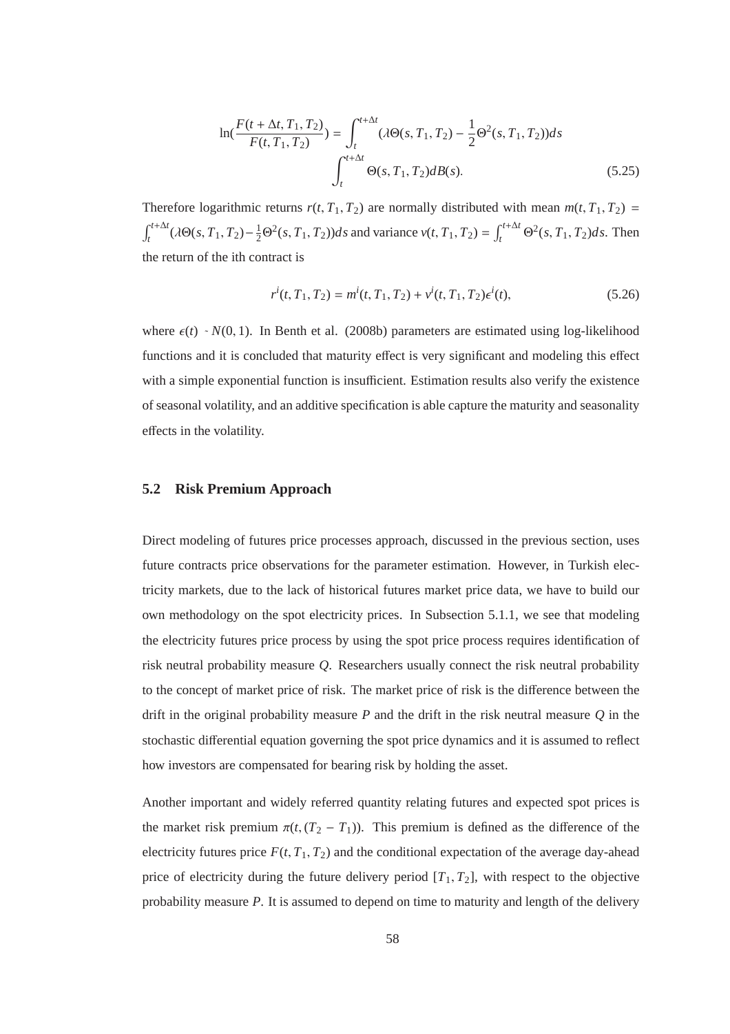$$\ln(\frac{F(t+\Delta t, T_1, T_2)}{F(t, T_1, T_2)}) = \int_t^{t+\Delta t} (\lambda\Theta(s, T_1, T_2) - \frac{1}{2}\Theta^2(s, T_1, T_2))ds$$
$$\int_t^{t+\Delta t} \Theta(s, T_1, T_2) dB(s). \tag{5.25}$$

Therefore logarithmic returns $r(t, T_1, T_2)$ are normally distributed with mean $m(t, T_1, T_2) = \int_t^{t+\Delta t}(\lambda\Theta(s, T_1, T_2) - \frac{1}{2}\Theta^2(s, T_1, T_2))ds$ and variance $v(t, T_1, T_2) = \int_t^{t+\Delta t}\Theta^2(s, T_1, T_2)ds$. Then the return of the ith contract is

$$r^i(t, T_1, T_2) = m^i(t, T_1, T_2) + v^i(t, T_1, T_2)\epsilon^i(t), \tag{5.26}$$

where $\epsilon(t) \sim N(0, 1)$. In Benth et al. (2008b) parameters are estimated using log-likelihood functions and it is concluded that maturity effect is very significant and modeling this effect with a simple exponential function is insufficient. Estimation results also verify the existence of seasonal volatility, and an additive specification is able capture the maturity and seasonality effects in the volatility.

## 5.2 Risk Premium Approach

Direct modeling of futures price processes approach, discussed in the previous section, uses future contracts price observations for the parameter estimation. However, in Turkish electricity markets, due to the lack of historical futures market price data, we have to build our own methodology on the spot electricity prices. In Subsection 5.1.1, we see that modeling the electricity futures price process by using the spot price process requires identification of risk neutral probability measure $Q$. Researchers usually connect the risk neutral probability to the concept of market price of risk. The market price of risk is the difference between the drift in the original probability measure $P$ and the drift in the risk neutral measure $Q$ in the stochastic differential equation governing the spot price dynamics and it is assumed to reflect how investors are compensated for bearing risk by holding the asset.

Another important and widely referred quantity relating futures and expected spot prices is the market risk premium $\pi(t, (T_2 - T_1))$. This premium is defined as the difference of the electricity futures price $F(t, T_1, T_2)$ and the conditional expectation of the average day-ahead price of electricity during the future delivery period $[T_1, T_2]$, with respect to the objective probability measure $P$. It is assumed to depend on time to maturity and length of the delivery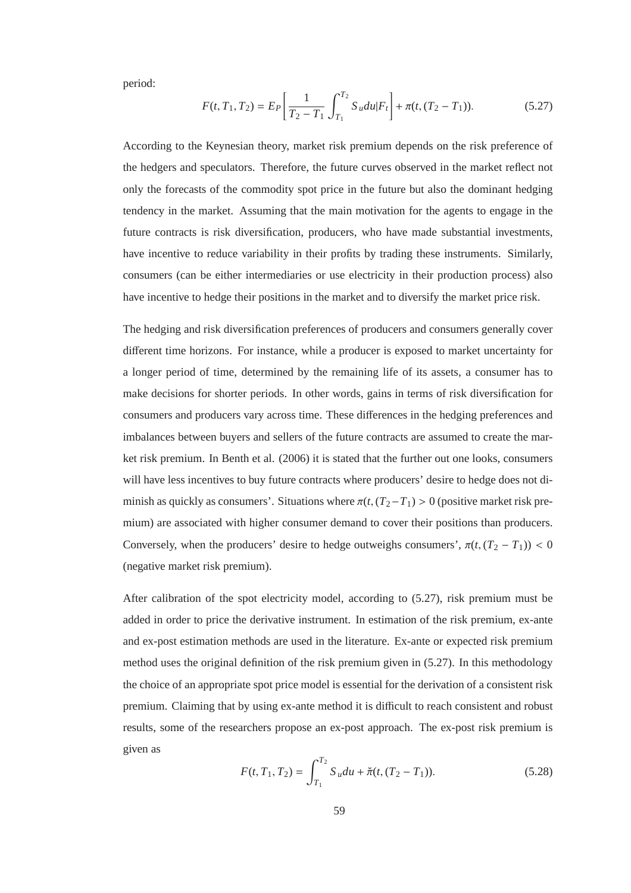period:

$$F(t, T_1, T_2) = E_P\left[\frac{1}{T_2 - T_1}\int_{T_1}^{T_2} S_u du | F_t\right] + \pi(t, (T_2 - T_1)). \tag{5.27}$$

According to the Keynesian theory, market risk premium depends on the risk preference of the hedgers and speculators. Therefore, the future curves observed in the market reflect not only the forecasts of the commodity spot price in the future but also the dominant hedging tendency in the market. Assuming that the main motivation for the agents to engage in the future contracts is risk diversification, producers, who have made substantial investments, have incentive to reduce variability in their profits by trading these instruments. Similarly, consumers (can be either intermediaries or use electricity in their production process) also have incentive to hedge their positions in the market and to diversify the market price risk.

The hedging and risk diversification preferences of producers and consumers generally cover different time horizons. For instance, while a producer is exposed to market uncertainty for a longer period of time, determined by the remaining life of its assets, a consumer has to make decisions for shorter periods. In other words, gains in terms of risk diversification for consumers and producers vary across time. These differences in the hedging preferences and imbalances between buyers and sellers of the future contracts are assumed to create the market risk premium. In Benth et al. (2006) it is stated that the further out one looks, consumers will have less incentives to buy future contracts where producers' desire to hedge does not diminish as quickly as consumers'. Situations where $\pi(t, (T_2 - T_1) > 0$ (positive market risk premium) are associated with higher consumer demand to cover their positions than producers. Conversely, when the producers' desire to hedge outweighs consumers', $\pi(t, (T_2 - T_1)) < 0$ (negative market risk premium).

After calibration of the spot electricity model, according to (5.27), risk premium must be added in order to price the derivative instrument. In estimation of the risk premium, ex-ante and ex-post estimation methods are used in the literature. Ex-ante or expected risk premium method uses the original definition of the risk premium given in (5.27). In this methodology the choice of an appropriate spot price model is essential for the derivation of a consistent risk premium. Claiming that by using ex-ante method it is difficult to reach consistent and robust results, some of the researchers propose an ex-post approach. The ex-post risk premium is given as

$$F(t, T_1, T_2) = \int_{T_1}^{T_2} S_u du + \breve{\pi}(t, (T_2 - T_1)). \tag{5.28}$$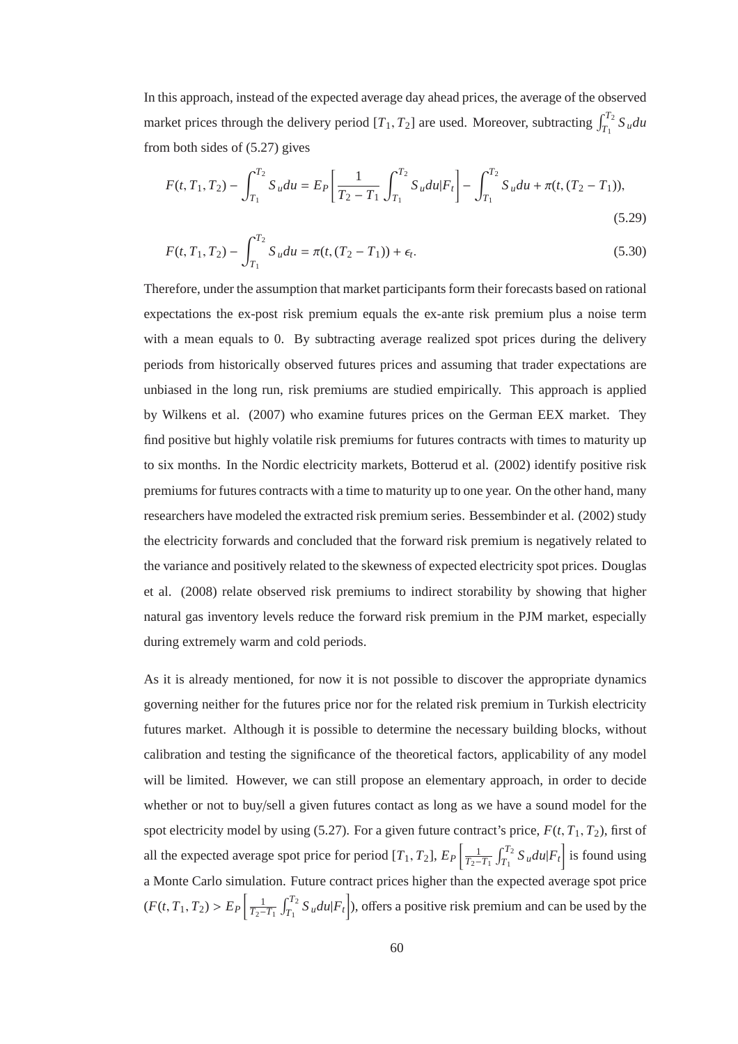In this approach, instead of the expected average day ahead prices, the average of the observed market prices through the delivery period $[T_1, T_2]$ are used. Moreover, subtracting $\int_{T_1}^{T_2} S_u du$ from both sides of (5.27) gives

$$F(t, T_1, T_2) - \int_{T_1}^{T_2} S_u du = E_P \left[ \frac{1}{T_2 - T_1} \int_{T_1}^{T_2} S_u du | F_t \right] - \int_{T_1}^{T_2} S_u du + \pi(t, (T_2 - T_1)), \tag{5.29}$$

$$F(t, T_1, T_2) - \int_{T_1}^{T_2} S_u du = \pi(t, (T_2 - T_1)) + \epsilon_t. \tag{5.30}$$

Therefore, under the assumption that market participants form their forecasts based on rational expectations the ex-post risk premium equals the ex-ante risk premium plus a noise term with a mean equals to 0. By subtracting average realized spot prices during the delivery periods from historically observed futures prices and assuming that trader expectations are unbiased in the long run, risk premiums are studied empirically. This approach is applied by Wilkens et al. (2007) who examine futures prices on the German EEX market. They find positive but highly volatile risk premiums for futures contracts with times to maturity up to six months. In the Nordic electricity markets, Botterud et al. (2002) identify positive risk premiums for futures contracts with a time to maturity up to one year. On the other hand, many researchers have modeled the extracted risk premium series. Bessembinder et al. (2002) study the electricity forwards and concluded that the forward risk premium is negatively related to the variance and positively related to the skewness of expected electricity spot prices. Douglas et al. (2008) relate observed risk premiums to indirect storability by showing that higher natural gas inventory levels reduce the forward risk premium in the PJM market, especially during extremely warm and cold periods.

As it is already mentioned, for now it is not possible to discover the appropriate dynamics governing neither for the futures price nor for the related risk premium in Turkish electricity futures market. Although it is possible to determine the necessary building blocks, without calibration and testing the significance of the theoretical factors, applicability of any model will be limited. However, we can still propose an elementary approach, in order to decide whether or not to buy/sell a given futures contact as long as we have a sound model for the spot electricity model by using (5.27). For a given future contract's price, $F(t, T_1, T_2)$, first of all the expected average spot price for period $[T_1, T_2]$, $E_P \left[ \frac{1}{T_2 - T_1} \int_{T_1}^{T_2} S_u du | F_t \right]$ is found using a Monte Carlo simulation. Future contract prices higher than the expected average spot price ($F(t, T_1, T_2) > E_P \left[ \frac{1}{T_2 - T_1} \int_{T_1}^{T_2} S_u du | F_t \right]$), offers a positive risk premium and can be used by the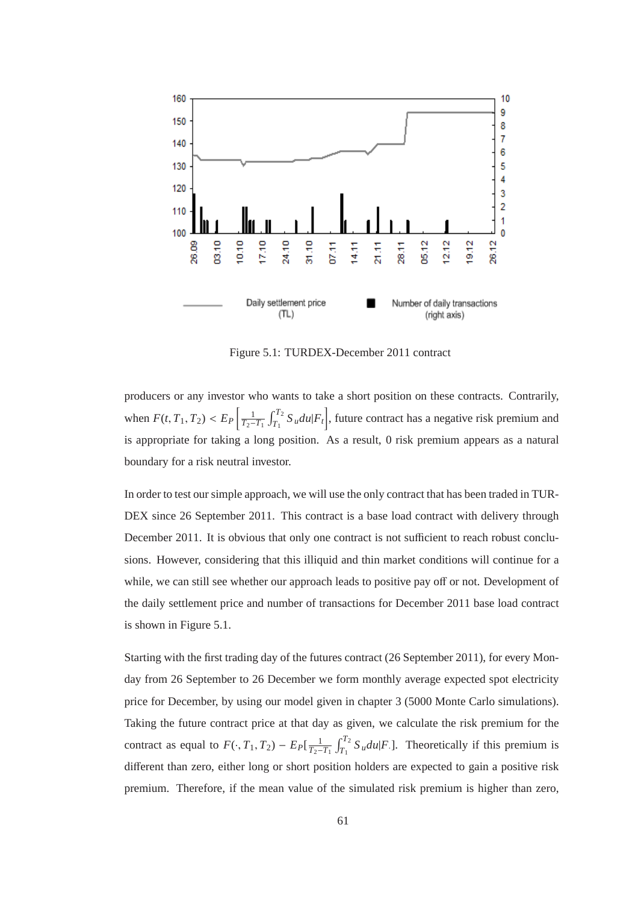Figure 5.1: TURDEX-December 2011 contract

producers or any investor who wants to take a short position on these contracts. Contrarily, when $F(t, T_1, T_2) < E_P\left[\frac{1}{T_2-T_1}\int_{T_1}^{T_2} S_u du|F_t\right]$, future contract has a negative risk premium and is appropriate for taking a long position. As a result, 0 risk premium appears as a natural boundary for a risk neutral investor.

In order to test our simple approach, we will use the only contract that has been traded in TURDEX since 26 September 2011. This contract is a base load contract with delivery through December 2011. It is obvious that only one contract is not sufficient to reach robust conclusions. However, considering that this illiquid and thin market conditions will continue for a while, we can still see whether our approach leads to positive pay off or not. Development of the daily settlement price and number of transactions for December 2011 base load contract is shown in Figure 5.1.

Starting with the first trading day of the futures contract (26 September 2011), for every Monday from 26 September to 26 December we form monthly average expected spot electricity price for December, by using our model given in chapter 3 (5000 Monte Carlo simulations). Taking the future contract price at that day as given, we calculate the risk premium for the contract as equal to $F(\cdot, T_1, T_2) - E_P[\frac{1}{T_2-T_1}\int_{T_1}^{T_2} S_u du|F_\cdot]$. Theoretically if this premium is different than zero, either long or short position holders are expected to gain a positive risk premium. Therefore, if the mean value of the simulated risk premium is higher than zero,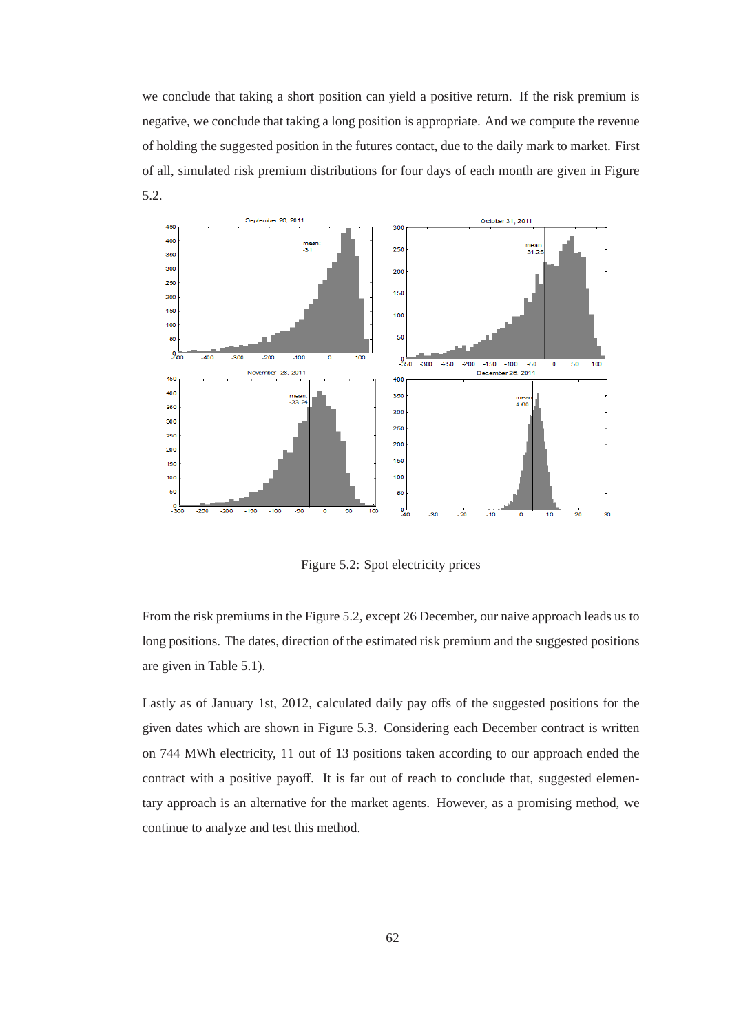we conclude that taking a short position can yield a positive return. If the risk premium is negative, we conclude that taking a long position is appropriate. And we compute the revenue of holding the suggested position in the futures contact, due to the daily mark to market. First of all, simulated risk premium distributions for four days of each month are given in Figure 5.2.

Figure 5.2: Spot electricity prices

From the risk premiums in the Figure 5.2, except 26 December, our naive approach leads us to long positions. The dates, direction of the estimated risk premium and the suggested positions are given in Table 5.1).

Lastly as of January 1st, 2012, calculated daily pay offs of the suggested positions for the given dates which are shown in Figure 5.3. Considering each December contract is written on 744 MWh electricity, 11 out of 13 positions taken according to our approach ended the contract with a positive payoff. It is far out of reach to conclude that, suggested elementary approach is an alternative for the market agents. However, as a promising method, we continue to analyze and test this method.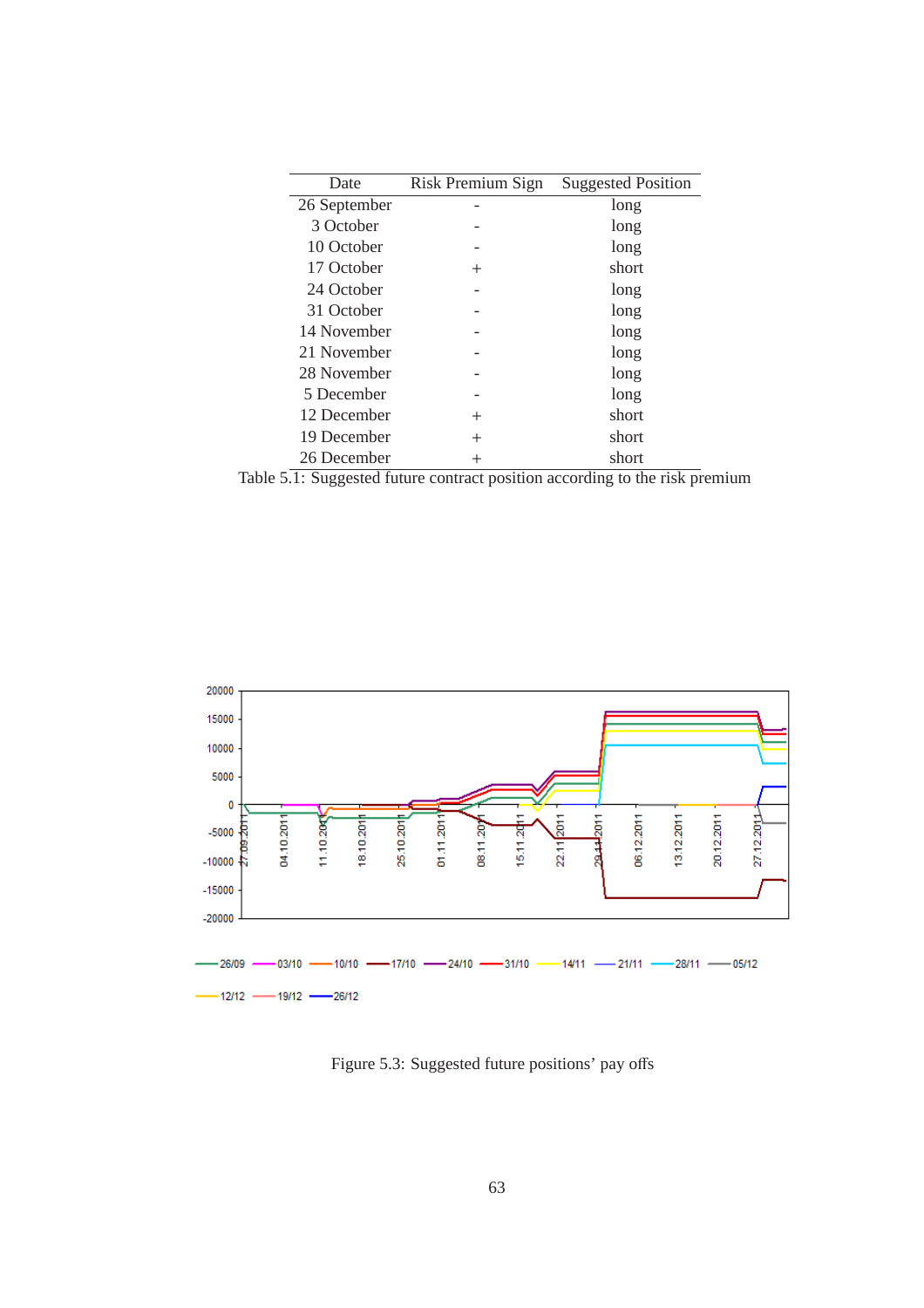| Date | Risk Premium Sign | Suggested Position |
|---|---|---|
| 26 September | - | long |
| 3 October | - | long |
| 10 October | - | long |
| 17 October | + | short |
| 24 October | - | long |
| 31 October | - | long |
| 14 November | - | long |
| 21 November | - | long |
| 28 November | - | long |
| 5 December | - | long |
| 12 December | + | short |
| 19 December | + | short |
| 26 December | + | short |

Table 5.1: Suggested future contract position according to the risk premium

Figure 5.3: Suggested future positions' pay offs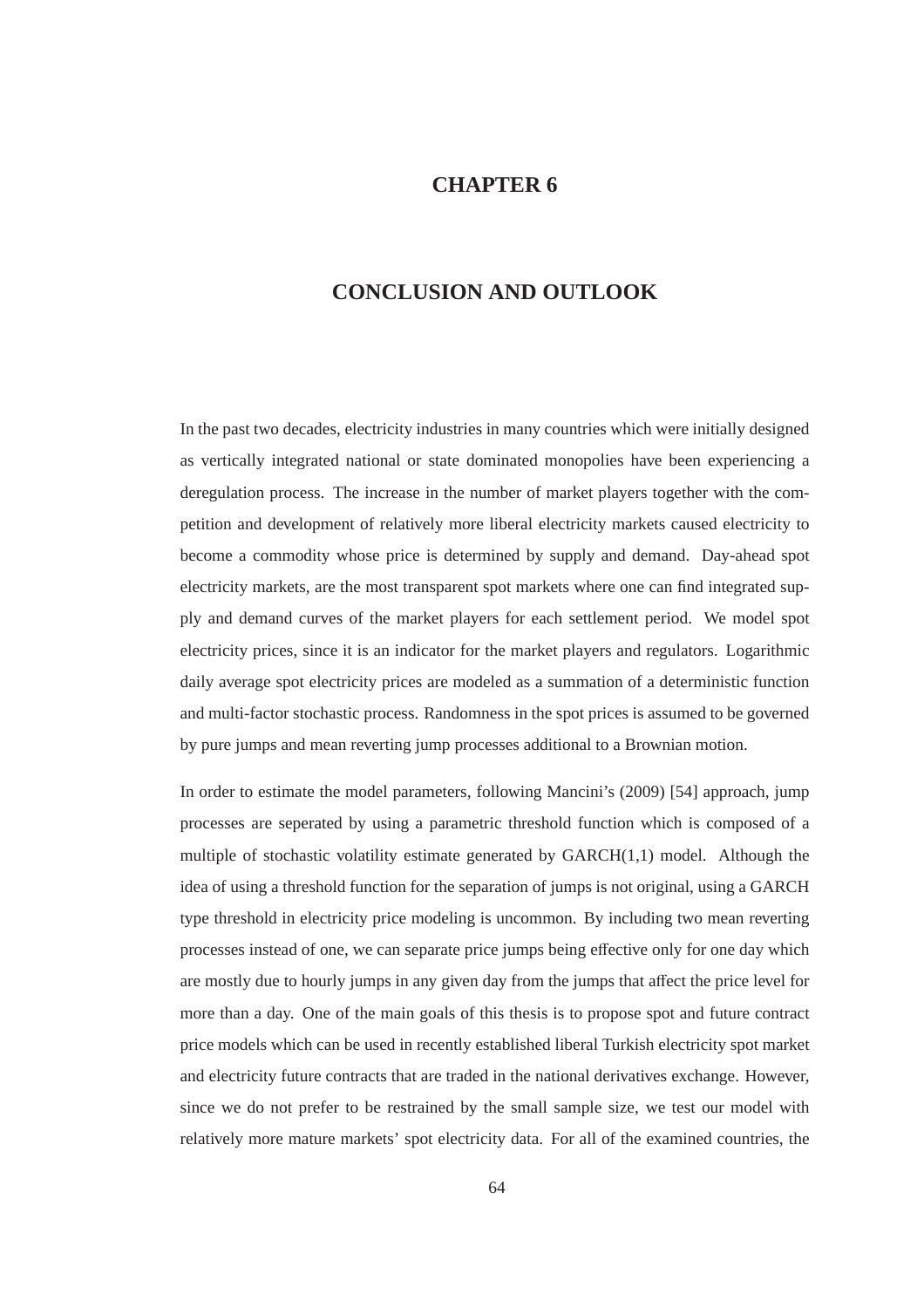# CHAPTER 6

# CONCLUSION AND OUTLOOK

In the past two decades, electricity industries in many countries which were initially designed as vertically integrated national or state dominated monopolies have been experiencing a deregulation process. The increase in the number of market players together with the competition and development of relatively more liberal electricity markets caused electricity to become a commodity whose price is determined by supply and demand. Day-ahead spot electricity markets, are the most transparent spot markets where one can find integrated supply and demand curves of the market players for each settlement period. We model spot electricity prices, since it is an indicator for the market players and regulators. Logarithmic daily average spot electricity prices are modeled as a summation of a deterministic function and multi-factor stochastic process. Randomness in the spot prices is assumed to be governed by pure jumps and mean reverting jump processes additional to a Brownian motion.

In order to estimate the model parameters, following Mancini's (2009) [54] approach, jump processes are seperated by using a parametric threshold function which is composed of a multiple of stochastic volatility estimate generated by GARCH(1,1) model. Although the idea of using a threshold function for the separation of jumps is not original, using a GARCH type threshold in electricity price modeling is uncommon. By including two mean reverting processes instead of one, we can separate price jumps being effective only for one day which are mostly due to hourly jumps in any given day from the jumps that affect the price level for more than a day. One of the main goals of this thesis is to propose spot and future contract price models which can be used in recently established liberal Turkish electricity spot market and electricity future contracts that are traded in the national derivatives exchange. However, since we do not prefer to be restrained by the small sample size, we test our model with relatively more mature markets' spot electricity data. For all of the examined countries, the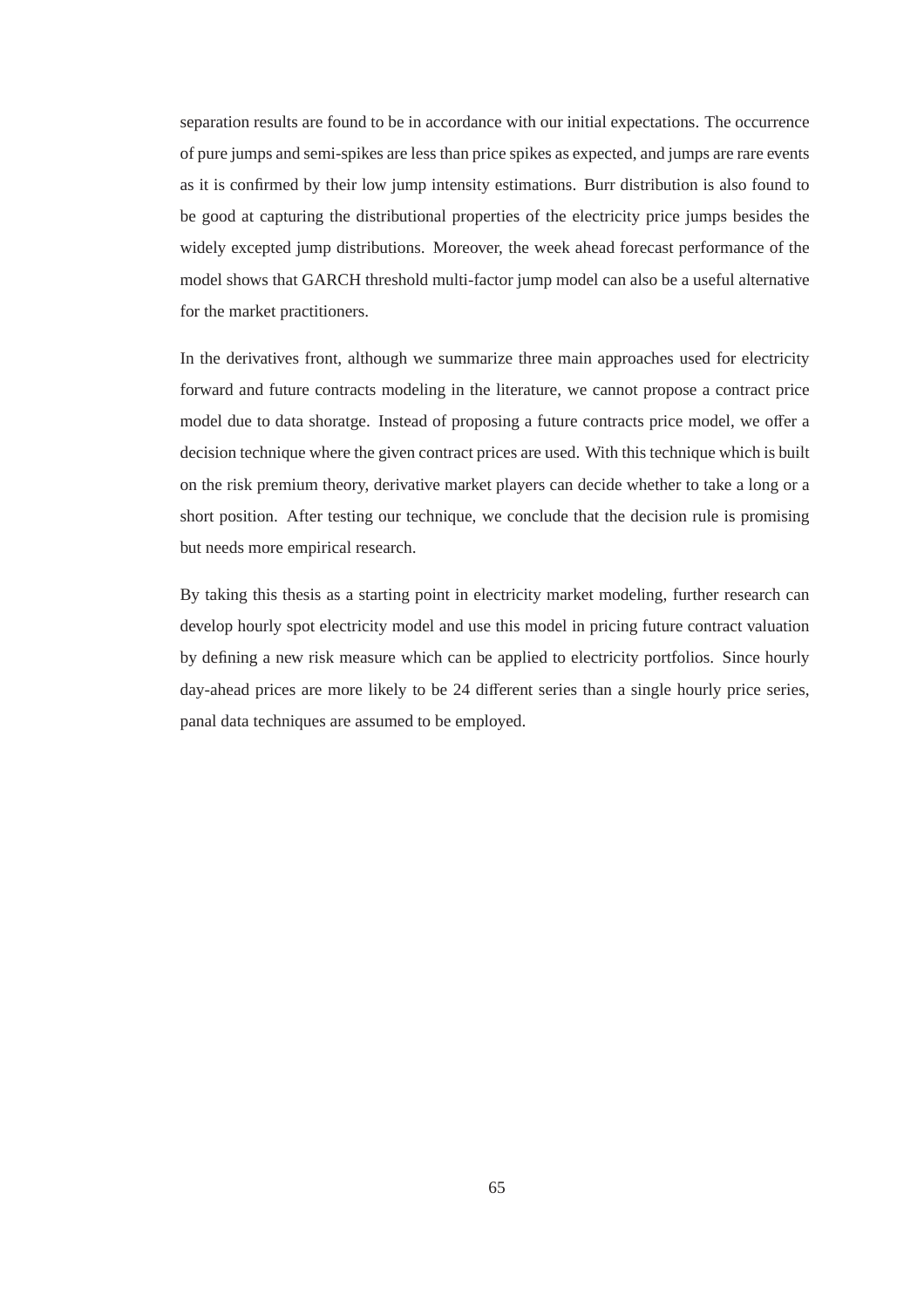separation results are found to be in accordance with our initial expectations. The occurrence of pure jumps and semi-spikes are less than price spikes as expected, and jumps are rare events as it is confirmed by their low jump intensity estimations. Burr distribution is also found to be good at capturing the distributional properties of the electricity price jumps besides the widely excepted jump distributions. Moreover, the week ahead forecast performance of the model shows that GARCH threshold multi-factor jump model can also be a useful alternative for the market practitioners.

In the derivatives front, although we summarize three main approaches used for electricity forward and future contracts modeling in the literature, we cannot propose a contract price model due to data shoratge. Instead of proposing a future contracts price model, we offer a decision technique where the given contract prices are used. With this technique which is built on the risk premium theory, derivative market players can decide whether to take a long or a short position. After testing our technique, we conclude that the decision rule is promising but needs more empirical research.

By taking this thesis as a starting point in electricity market modeling, further research can develop hourly spot electricity model and use this model in pricing future contract valuation by defining a new risk measure which can be applied to electricity portfolios. Since hourly day-ahead prices are more likely to be 24 different series than a single hourly price series, panal data techniques are assumed to be employed.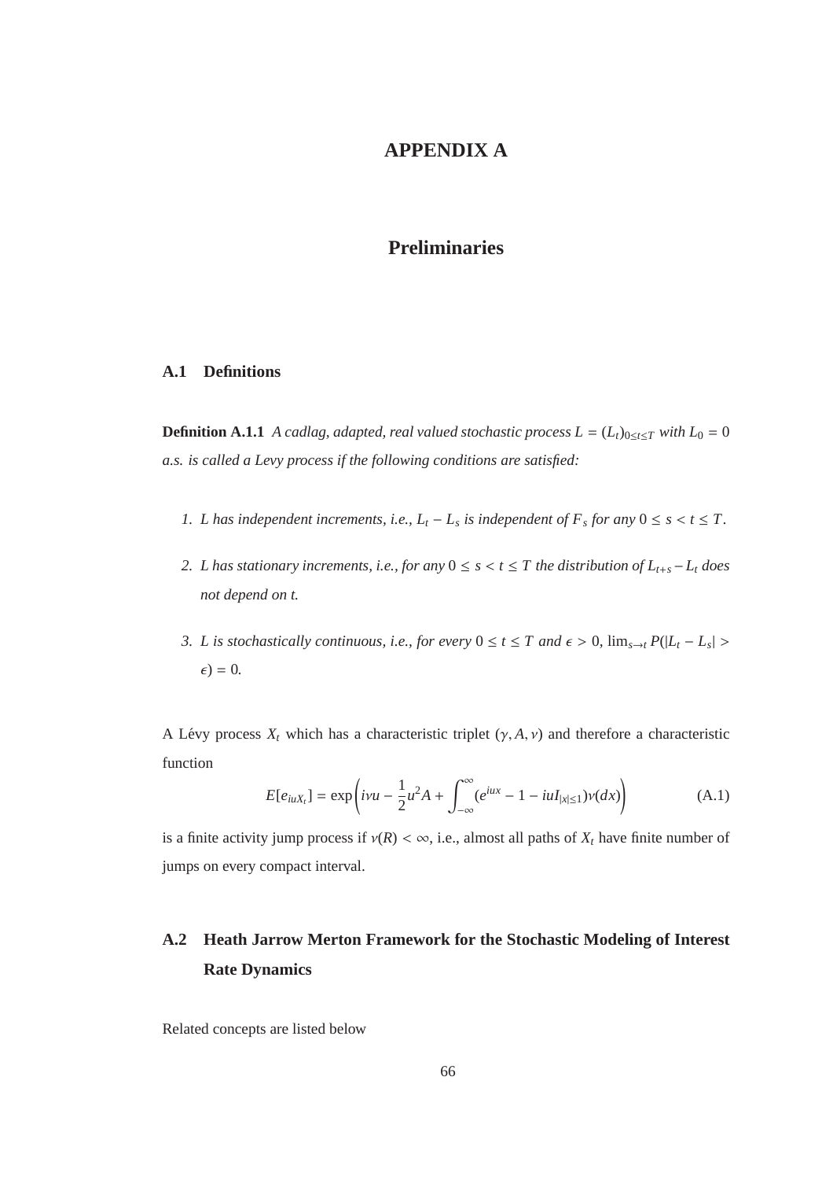# APPENDIX A

# Preliminaries

## A.1 Definitions

**Definition A.1.1** *A cadlag, adapted, real valued stochastic process $L = (L_t)_{0 \leq t \leq T}$ with $L_0 = 0$ a.s. is called a Levy process if the following conditions are satisfied:*

1. *L has independent increments, i.e., $L_t - L_s$ is independent of $F_s$ for any $0 \leq s < t \leq T$.*
2. *L has stationary increments, i.e., for any $0 \leq s < t \leq T$ the distribution of $L_{t+s} - L_t$ does not depend on t.*
3. *L is stochastically continuous, i.e., for every $0 \leq t \leq T$ and $\epsilon > 0$, $\lim_{s \to t} P(|L_t - L_s| > \epsilon) = 0$.*

A Lévy process $X_t$ which has a characteristic triplet $(\gamma, A, \nu)$ and therefore a characteristic function

$$E[e_{iuX_t}] = \exp\left( i\nu u - \frac{1}{2}u^2 A + \int_{-\infty}^{\infty} (e^{iux} - 1 - iuI_{|x| \leq 1})\nu(dx) \right) \tag{A.1}$$

is a finite activity jump process if $\nu(R) < \infty$, i.e., almost all paths of $X_t$ have finite number of jumps on every compact interval.

## A.2 Heath Jarrow Merton Framework for the Stochastic Modeling of Interest Rate Dynamics

Related concepts are listed below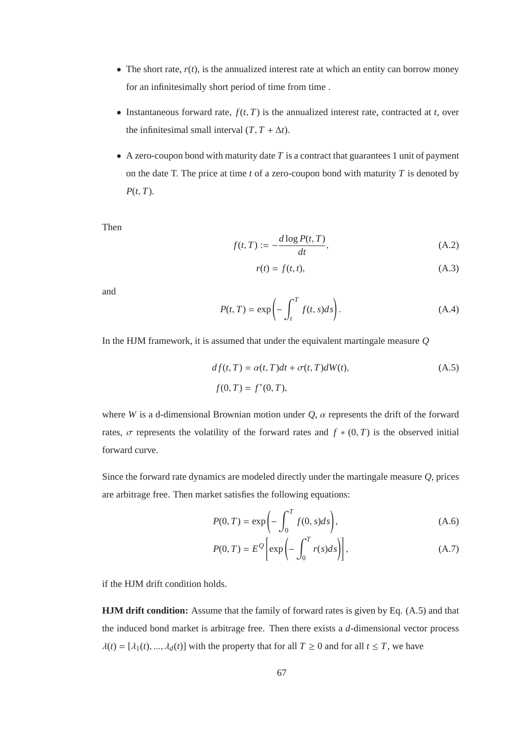- The short rate, $r(t)$, is the annualized interest rate at which an entity can borrow money for an infinitesimally short period of time from time .

- Instantaneous forward rate, $f(t, T)$ is the annualized interest rate, contracted at $t$, over the infinitesimal small interval $(T, T + \Delta t)$.

- A zero-coupon bond with maturity date $T$ is a contract that guarantees 1 unit of payment on the date T. The price at time $t$ of a zero-coupon bond with maturity $T$ is denoted by $P(t, T)$.

Then

$$f(t, T) := -\frac{d \log P(t, T)}{dt}, \tag{A.2}$$

$$r(t) = f(t, t), \tag{A.3}$$

and

$$P(t, T) = \exp\left(-\int_t^T f(t, s) ds\right). \tag{A.4}$$

In the HJM framework, it is assumed that under the equivalent martingale measure $Q$

$$\begin{aligned} df(t, T) &= \alpha(t, T)dt + \sigma(t, T)dW(t), \\ f(0, T) &= f^*(0, T), \end{aligned} \tag{A.5}$$

where $W$ is a d-dimensional Brownian motion under $Q$, $\alpha$ represents the drift of the forward rates, $\sigma$ represents the volatility of the forward rates and $f * (0, T)$ is the observed initial forward curve.

Since the forward rate dynamics are modeled directly under the martingale measure $Q$, prices are arbitrage free. Then market satisfies the following equations:

$$P(0, T) = \exp\left(-\int_0^T f(0, s) ds\right), \tag{A.6}$$

$$P(0, T) = E^Q\left[\exp\left(-\int_0^T r(s) ds\right)\right], \tag{A.7}$$

if the HJM drift condition holds.

**HJM drift condition:** Assume that the family of forward rates is given by Eq. (A.5) and that the induced bond market is arbitrage free. Then there exists a $d$-dimensional vector process $\lambda(t) = [\lambda_1(t), ..., \lambda_d(t)]$ with the property that for all $T \geq 0$ and for all $t \leq T$, we have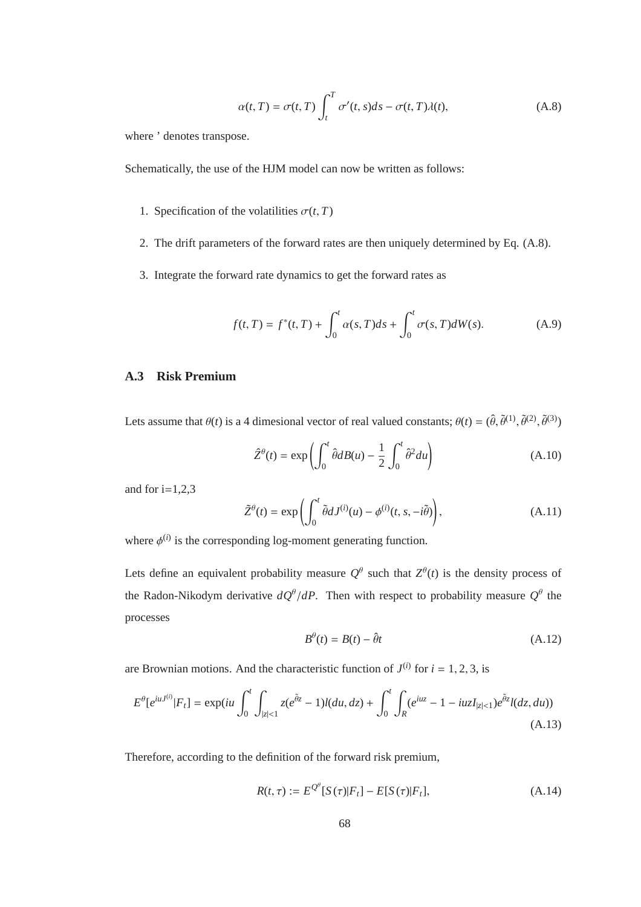$$\alpha(t,T) = \sigma(t,T)\int_t^T \sigma'(t,s)ds - \sigma(t,T)\lambda(t), \tag{A.8}$$

where ' denotes transpose.

Schematically, the use of the HJM model can now be written as follows:

1. Specification of the volatilities $\sigma(t,T)$
2. The drift parameters of the forward rates are then uniquely determined by Eq. (A.8).
3. Integrate the forward rate dynamics to get the forward rates as

$$f(t,T) = f^*(t,T) + \int_0^t \alpha(s,T)ds + \int_0^t \sigma(s,T)dW(s). \tag{A.9}$$

## A.3 Risk Premium

Lets assume that $\theta(t)$ is a 4 dimesional vector of real valued constants; $\theta(t) = (\hat{\theta}, \tilde{\theta}^{(1)}, \tilde{\theta}^{(2)}, \tilde{\theta}^{(3)})$

$$\hat{Z}^\theta(t) = \exp\left(\int_0^t \hat{\theta} dB(u) - \frac{1}{2}\int_0^t \hat{\theta}^2 du\right) \tag{A.10}$$

and for i=1,2,3

$$\tilde{Z}^\theta(t) = \exp\left(\int_0^t \tilde{\theta} dJ^{(i)}(u) - \phi^{(i)}(t,s,-i\tilde{\theta})\right), \tag{A.11}$$

where $\phi^{(i)}$ is the corresponding log-moment generating function.

Lets define an equivalent probability measure $Q^\theta$ such that $Z^\theta(t)$ is the density process of the Radon-Nikodym derivative $dQ^\theta/dP$. Then with respect to probability measure $Q^\theta$ the processes

$$B^\theta(t) = B(t) - \hat{\theta}t \tag{A.12}$$

are Brownian motions. And the characteristic function of $J^{(i)}$ for $i = 1,2,3$, is

$$E^\theta[e^{iuJ^{(i)}}|F_t] = \exp(iu\int_0^t \int_{|z|<1} z(e^{\tilde{\theta}z} - 1)l(du,dz) + \int_0^t \int_R (e^{iuz} - 1 - iuzI_{|z|<1})e^{\tilde{\theta}z}l(dz,du)) \tag{A.13}$$

Therefore, according to the definition of the forward risk premium,

$$R(t,\tau) := E^{Q^\theta}[S(\tau)|F_t] - E[S(\tau)|F_t], \tag{A.14}$$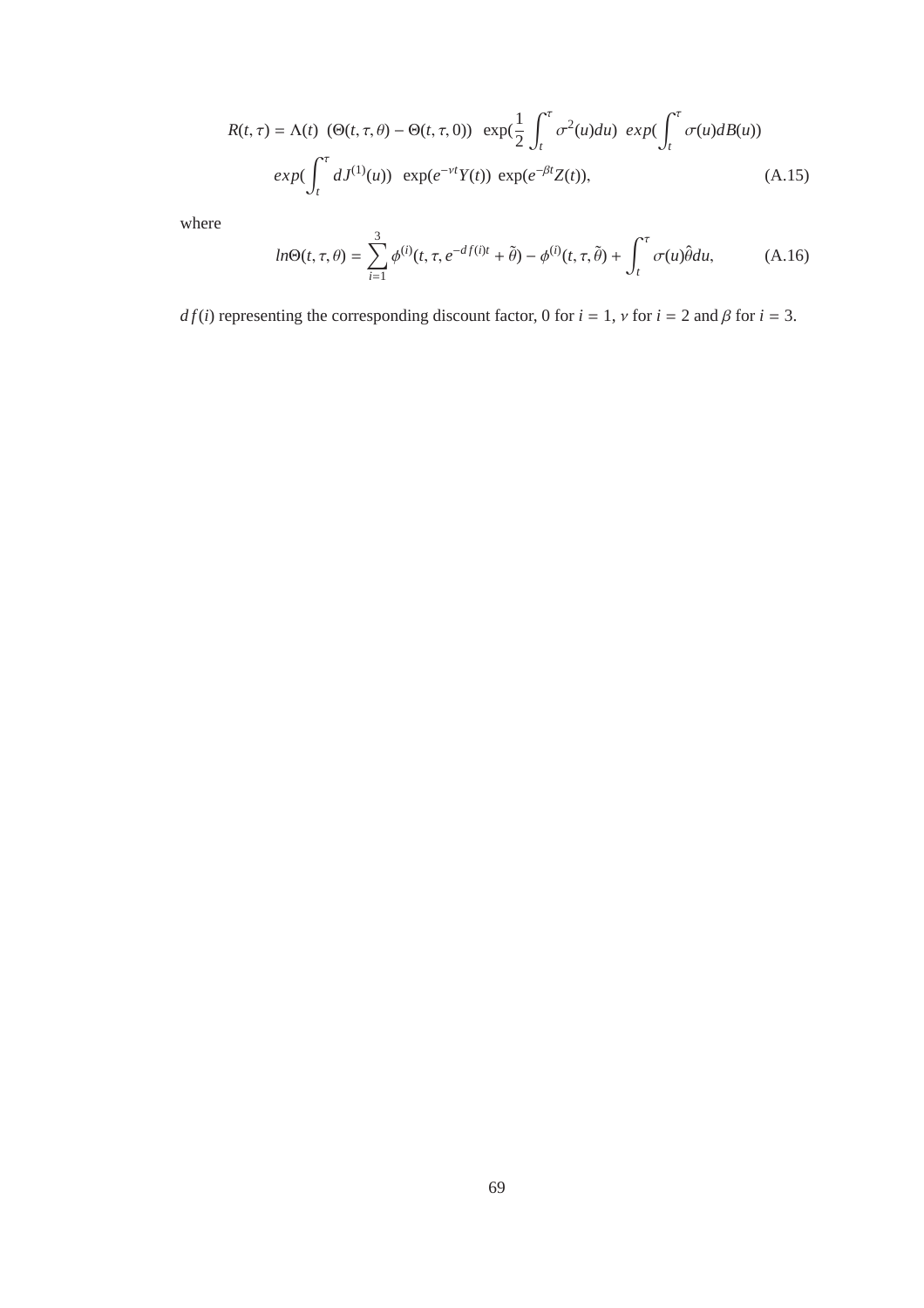$$
\begin{aligned}
R(t,\tau) = \Lambda(t)\ \ (\Theta(t,\tau,\theta) - \Theta(t,\tau,0))\ \ \exp(\frac{1}{2}\int_t^\tau \sigma^2(u)du)\ \ exp(\int_t^\tau \sigma(u)dB(u)) \\
exp(\int_t^\tau dJ^{(1)}(u))\ \ \exp(e^{-\nu t}Y(t))\ \exp(e^{-\beta t}Z(t)),
\end{aligned}
\tag{A.15}
$$

where

$$
ln\Theta(t,\tau,\theta) = \sum_{i=1}^{3} \phi^{(i)}(t,\tau,e^{-df(i)t} + \tilde{\theta}) - \phi^{(i)}(t,\tau,\tilde{\theta}) + \int_t^\tau \sigma(u)\hat{\theta}du, \tag{A.16}
$$

$df(i)$ representing the corresponding discount factor, 0 for $i = 1$, $\nu$ for $i = 2$ and $\beta$ for $i = 3$.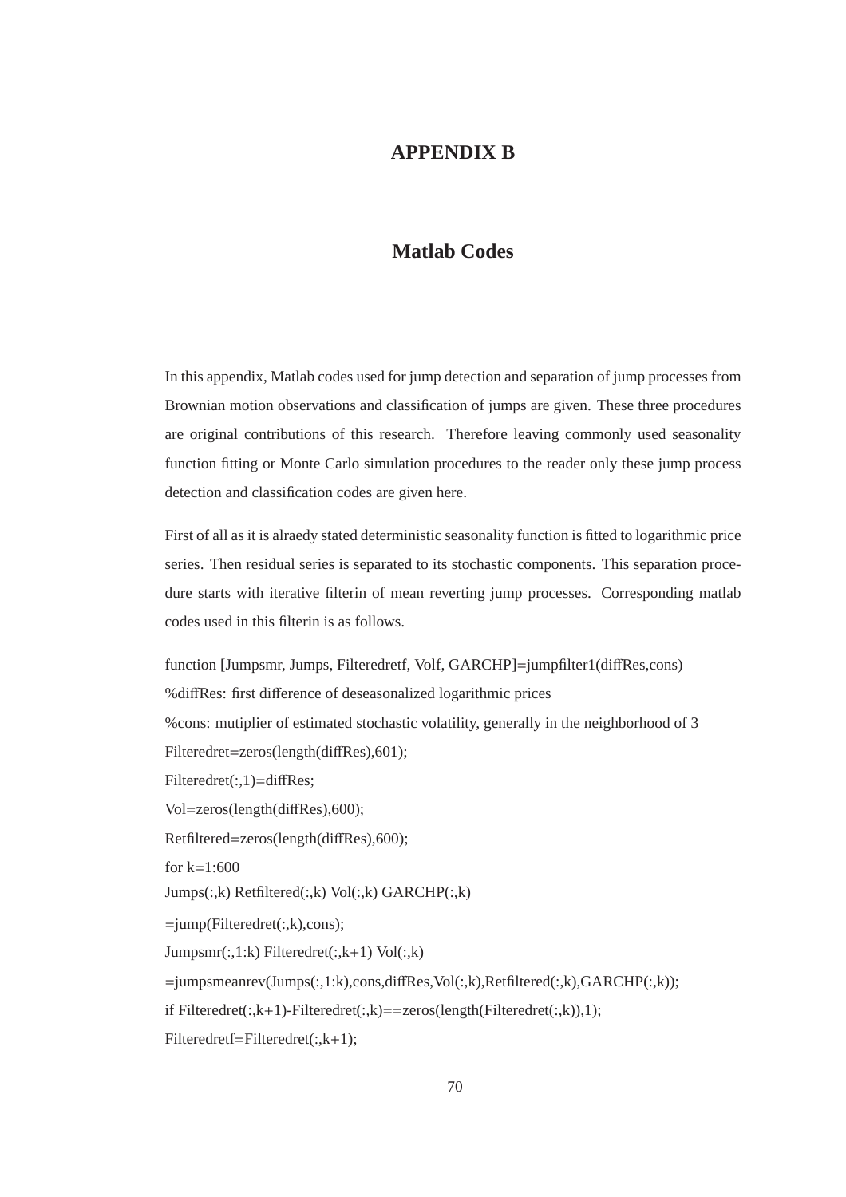# APPENDIX B

## Matlab Codes

In this appendix, Matlab codes used for jump detection and separation of jump processes from Brownian motion observations and classification of jumps are given. These three procedures are original contributions of this research. Therefore leaving commonly used seasonality function fitting or Monte Carlo simulation procedures to the reader only these jump process detection and classification codes are given here.

First of all as it is alraedy stated deterministic seasonality function is fitted to logarithmic price series. Then residual series is separated to its stochastic components. This separation procedure starts with iterative filterin of mean reverting jump processes. Corresponding matlab codes used in this filterin is as follows.

```
function [Jumpsmr, Jumps, Filteredretf, Volf, GARCHP]=jumpfilter1(diffRes,cons)
%diffRes: first difference of deseasonalized logarithmic prices
%cons: mutiplier of estimated stochastic volatility, generally in the neighborhood of 3
Filteredret=zeros(length(diffRes),601);
Filteredret(:,1)=diffRes;
Vol=zeros(length(diffRes),600);
Retfiltered=zeros(length(diffRes),600);
for k=1:600
Jumps(:,k) Retfiltered(:,k) Vol(:,k) GARCHP(:,k)
=jump(Filteredret(:,k),cons);
Jumpsmr(:,1:k) Filteredret(:,k+1) Vol(:,k)
=jumpsmeanrev(Jumps(:,1:k),cons,diffRes,Vol(:,k),Retfiltered(:,k),GARCHP(:,k));
if Filteredret(:,k+1)-Filteredret(:,k)==zeros(length(Filteredret(:,k)),1);
Filteredretf=Filteredret(:,k+1);
```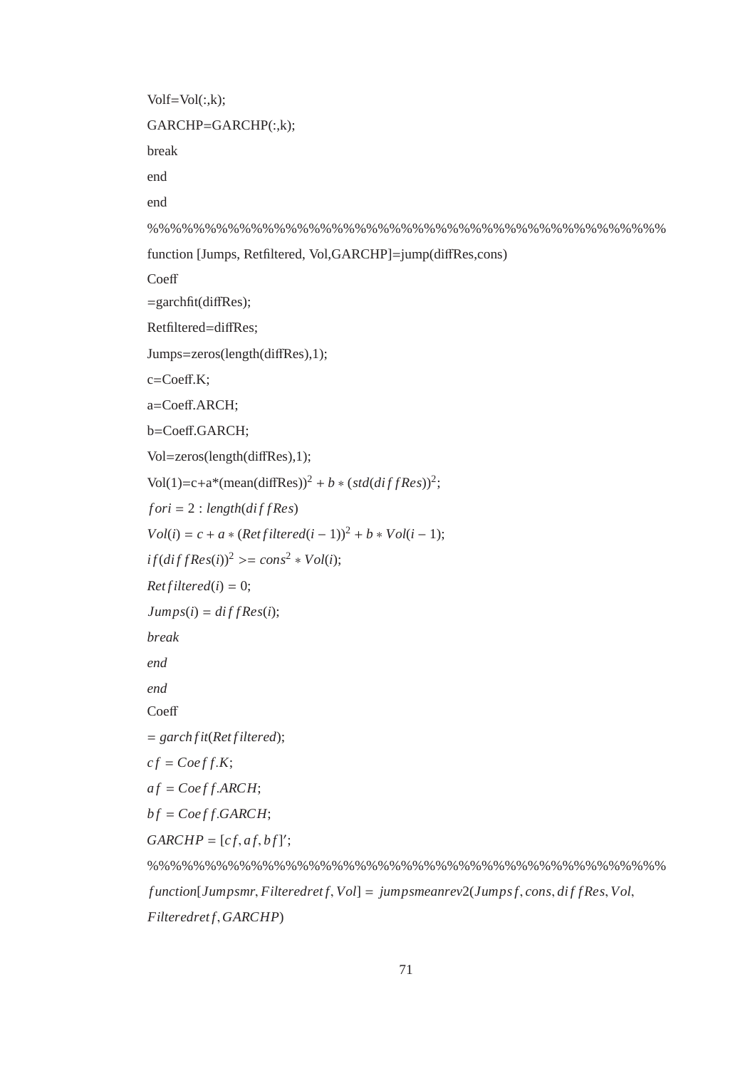```
Volf=Vol(:,k);
GARCHP=GARCHP(:,k);
break
end
end
%%%%%%%%%%%%%%%%%%%%%%%%%%%%%%%%%%%%%%%%%%%%%
function [Jumps, Retfiltered, Vol,GARCHP]=jump(diffRes,cons)
Coeff
=garchfit(diffRes);
Retfiltered=diffRes;
Jumps=zeros(length(diffRes),1);
c=Coeff.K;
a=Coeff.ARCH;
b=Coeff.GARCH;
Vol=zeros(length(diffRes),1);
Vol(1)=c+a*(mean(diffRes))^2 + b * (std(diffRes))^2;
for i = 2 : length(diffRes)
Vol(i) = c + a * (Retfiltered(i - 1))^2 + b * Vol(i - 1);
if (diffRes(i))^2 >= cons^2 * Vol(i);
Retfiltered(i) = 0;
Jumps(i) = diffRes(i);
break
end
end
Coeff
= garchfit(Retfiltered);
cf = Coeff.K;
af = Coeff.ARCH;
bf = Coeff.GARCH;
GARCHP = [cf, af, bf]';
%%%%%%%%%%%%%%%%%%%%%%%%%%%%%%%%%%%%%%%%%%%%%
function[Jumpsmr, Filteredretf, Vol] = jumpsmeanrev2(Jumpsf, cons, diffRes, Vol,
Filteredretf, GARCHP)
```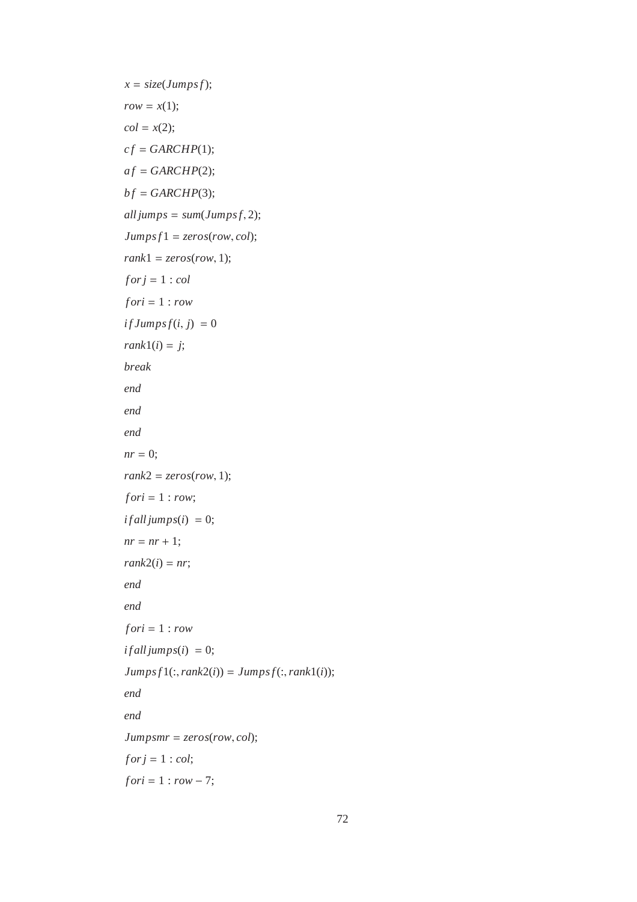```
x = size(Jumpsf);
row = x(1);
col = x(2);
cf = GARCHP(1);
af = GARCHP(2);
bf = GARCHP(3);
alljumps = sum(Jumpsf, 2);
Jumpsf1 = zeros(row, col);
rank1 = zeros(row, 1);
for j = 1 : col
for i = 1 : row
if Jumpsf(i, j)  = 0
rank1(i) = j;
break
end
end
end
nr = 0;
rank2 = zeros(row, 1);
for i = 1 : row;
if alljumps(i)  = 0;
nr = nr + 1;
rank2(i) = nr;
end
end
for i = 1 : row
if alljumps(i)  = 0;
Jumpsf1(:, rank2(i)) = Jumpsf(:, rank1(i));
end
end
Jumpsmr = zeros(row, col);
for j = 1 : col;
for i = 1 : row − 7;
```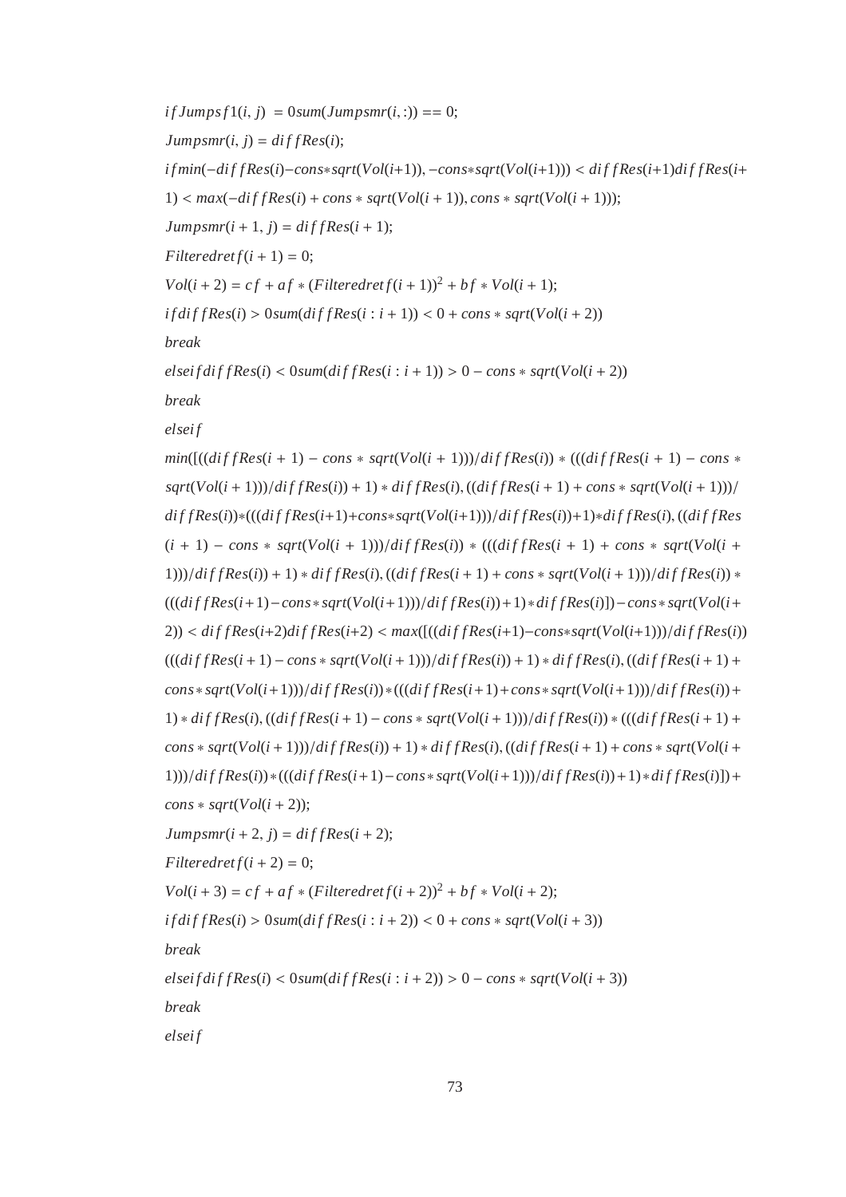$if Jumpsf1(i, j) = 0 sum(Jumpsmr(i, :)) == 0;$

$Jumpsmr(i, j) = diffRes(i);$

$if min(-diffRes(i)-cons*sqrt(Vol(i+1)), -cons*sqrt(Vol(i+1))) < diffRes(i+1) diffRes(i+1) < max(-diffRes(i) + cons * sqrt(Vol(i + 1)), cons * sqrt(Vol(i + 1)));$

$Jumpsmr(i + 1, j) = diffRes(i + 1);$

$Filteredretf(i + 1) = 0;$

$Vol(i + 2) = cf + af * (Filteredretf(i + 1))^2 + bf * Vol(i + 1);$

$if diffRes(i) > 0 sum(diffRes(i : i + 1)) < 0 + cons * sqrt(Vol(i + 2))$

$break$

$elseif diffRes(i) < 0 sum(diffRes(i : i + 1)) > 0 - cons * sqrt(Vol(i + 2))$

$break$

$elseif$

$min([((diffRes(i + 1) - cons * sqrt(Vol(i + 1)))/diffRes(i)) * (((diffRes(i + 1) - cons * sqrt(Vol(i + 1)))/diffRes(i)) + 1) * diffRes(i), ((diffRes(i + 1) + cons * sqrt(Vol(i + 1)))/ diffRes(i))*(((diffRes(i+1)+cons*sqrt(Vol(i+1)))/diffRes(i))+1)*diffRes(i), ((diffRes (i + 1) - cons * sqrt(Vol(i + 1)))/diffRes(i)) * (((diffRes(i + 1) + cons * sqrt(Vol(i + 1)))/diffRes(i)) + 1) * diffRes(i), ((diffRes(i + 1) + cons * sqrt(Vol(i + 1)))/diffRes(i)) * (((diffRes(i+1)-cons*sqrt(Vol(i+1)))/diffRes(i))+1)*diffRes(i)]) - cons*sqrt(Vol(i+2)) < diffRes(i+2) diffRes(i+2) < max([((diffRes(i+1)-cons*sqrt(Vol(i+1)))/diffRes(i)) (((diffRes(i + 1) - cons * sqrt(Vol(i + 1)))/diffRes(i)) + 1) * diffRes(i), ((diffRes(i + 1) + cons*sqrt(Vol(i+1)))/diffRes(i))*(((diffRes(i+1)+cons*sqrt(Vol(i+1)))/diffRes(i))+ 1) * diffRes(i), ((diffRes(i + 1) - cons * sqrt(Vol(i + 1)))/diffRes(i)) * (((diffRes(i + 1) + cons * sqrt(Vol(i + 1)))/diffRes(i)) + 1) * diffRes(i), ((diffRes(i + 1) + cons * sqrt(Vol(i + 1)))/diffRes(i))*(((diffRes(i+1)-cons*sqrt(Vol(i+1)))/diffRes(i))+1)*diffRes(i)]) + cons * sqrt(Vol(i + 2));$

$Jumpsmr(i + 2, j) = diffRes(i + 2);$

$Filteredretf(i + 2) = 0;$

$Vol(i + 3) = cf + af * (Filteredretf(i + 2))^2 + bf * Vol(i + 2);$

$if diffRes(i) > 0 sum(diffRes(i : i + 2)) < 0 + cons * sqrt(Vol(i + 3))$

$break$

$elseif diffRes(i) < 0 sum(diffRes(i : i + 2)) > 0 - cons * sqrt(Vol(i + 3))$

$break$

$elseif$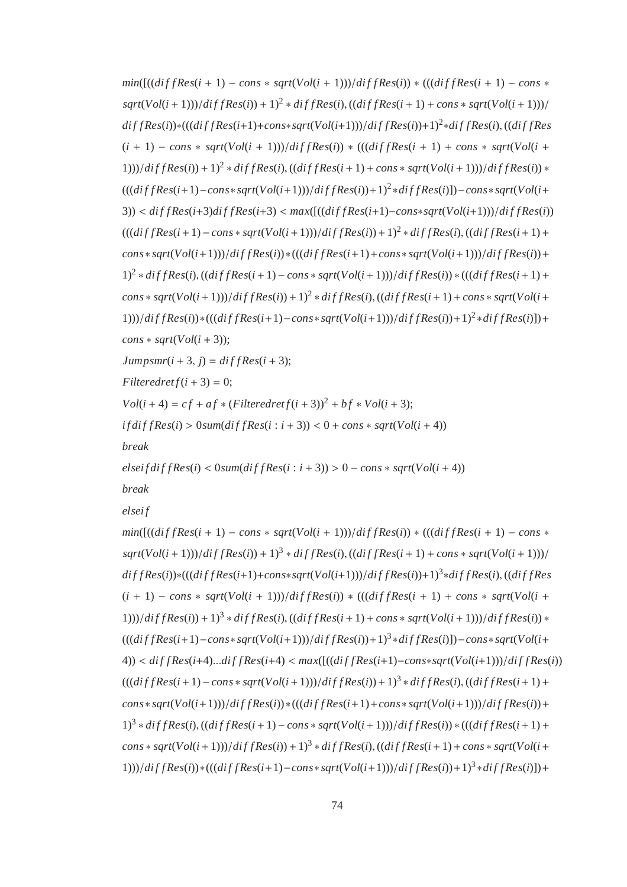$min([((diffRes(i+1) - cons * sqrt(Vol(i+1)))/diffRes(i)) * (((diffRes(i+1) - cons * sqrt(Vol(i+1)))/diffRes(i)) + 1)^2 * diffRes(i), ((diffRes(i+1) + cons * sqrt(Vol(i+1)))/diffRes(i)) * (((diffRes(i+1) + cons * sqrt(Vol(i+1)))/diffRes(i)) + 1)^2 * diffRes(i), ((diffRes(i+1) - cons * sqrt(Vol(i+1)))/diffRes(i)) * (((diffRes(i+1) + cons * sqrt(Vol(i+1)))/diffRes(i)) + 1)^2 * diffRes(i), ((diffRes(i+1) + cons * sqrt(Vol(i+1)))/diffRes(i)) * (((diffRes(i+1) - cons * sqrt(Vol(i+1)))/diffRes(i)) + 1)^2 * diffRes(i)]) - cons * sqrt(Vol(i+3)) < diffRes(i+3) diffRes(i+3) < max([((diffRes(i+1) - cons * sqrt(Vol(i+1)))/diffRes(i)) (((diffRes(i+1) - cons * sqrt(Vol(i+1)))/diffRes(i)) + 1)^2 * diffRes(i), ((diffRes(i+1) + cons * sqrt(Vol(i+1)))/diffRes(i)) * (((diffRes(i+1) + cons * sqrt(Vol(i+1)))/diffRes(i)) + 1)^2 * diffRes(i), ((diffRes(i+1) - cons * sqrt(Vol(i+1)))/diffRes(i)) * (((diffRes(i+1) + cons * sqrt(Vol(i+1)))/diffRes(i)) + 1)^2 * diffRes(i), ((diffRes(i+1) + cons * sqrt(Vol(i+1)))/diffRes(i)) * (((diffRes(i+1) - cons * sqrt(Vol(i+1)))/diffRes(i)) + 1)^2 * diffRes(i)]) + cons * sqrt(Vol(i+3));$

$Jumpsmr(i+3, j) = diffRes(i+3);$

$Filteredretf(i+3) = 0;$

$Vol(i+4) = cf + af * (Filteredretf(i+3))^2 + bf * Vol(i+3);$

$if diffRes(i) > 0 sum(diffRes(i : i+3)) < 0 + cons * sqrt(Vol(i+4))$

*break*

$elseif diffRes(i) < 0 sum(diffRes(i : i+3)) > 0 - cons * sqrt(Vol(i+4))$

*break*

*elseif*

$min([((diffRes(i+1) - cons * sqrt(Vol(i+1)))/diffRes(i)) * (((diffRes(i+1) - cons * sqrt(Vol(i+1)))/diffRes(i)) + 1)^3 * diffRes(i), ((diffRes(i+1) + cons * sqrt(Vol(i+1)))/diffRes(i)) * (((diffRes(i+1) + cons * sqrt(Vol(i+1)))/diffRes(i)) + 1)^3 * diffRes(i), ((diffRes(i+1) - cons * sqrt(Vol(i+1)))/diffRes(i)) * (((diffRes(i+1) + cons * sqrt(Vol(i+1)))/diffRes(i)) + 1)^3 * diffRes(i), ((diffRes(i+1) + cons * sqrt(Vol(i+1)))/diffRes(i)) * (((diffRes(i+1) - cons * sqrt(Vol(i+1)))/diffRes(i)) + 1)^3 * diffRes(i)]) - cons * sqrt(Vol(i+4)) < diffRes(i+4) ... diffRes(i+4) < max([((diffRes(i+1) - cons * sqrt(Vol(i+1)))/diffRes(i)) (((diffRes(i+1) - cons * sqrt(Vol(i+1)))/diffRes(i)) + 1)^3 * diffRes(i), ((diffRes(i+1) + cons * sqrt(Vol(i+1)))/diffRes(i)) * (((diffRes(i+1) + cons * sqrt(Vol(i+1)))/diffRes(i)) + 1)^3 * diffRes(i), ((diffRes(i+1) - cons * sqrt(Vol(i+1)))/diffRes(i)) * (((diffRes(i+1) + cons * sqrt(Vol(i+1)))/diffRes(i)) + 1)^3 * diffRes(i), ((diffRes(i+1) + cons * sqrt(Vol(i+1)))/diffRes(i)) * (((diffRes(i+1) - cons * sqrt(Vol(i+1)))/diffRes(i)) + 1)^3 * diffRes(i)]) +$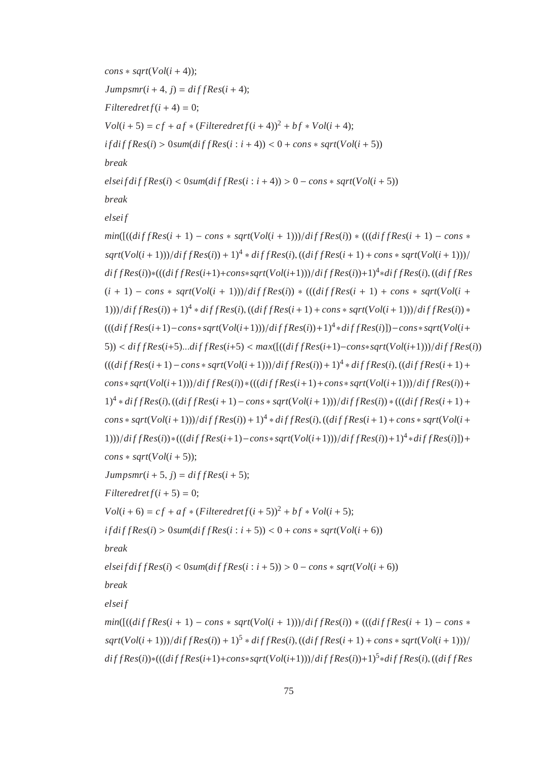$cons * sqrt(Vol(i+4));$

$Jumpsmr(i+4, j) = diffRes(i+4);$

$Filteredretf(i+4) = 0;$

$Vol(i+5) = cf + af * (Filteredretf(i+4))^2 + bf * Vol(i+4);$

$if diffRes(i) > 0 sum(diffRes(i:i+4)) < 0 + cons * sqrt(Vol(i+5))$

$break$

$elseif diffRes(i) < 0 sum(diffRes(i:i+4)) > 0 - cons * sqrt(Vol(i+5))$

$break$

$elseif$

$min([((diffRes(i+1) - cons * sqrt(Vol(i+1)))/diffRes(i)) * (((diffRes(i+1) - cons * sqrt(Vol(i+1)))/diffRes(i)) + 1)^4 * diffRes(i), ((diffRes(i+1) + cons * sqrt(Vol(i+1)))/diffRes(i)) * (((diffRes(i+1) + cons * sqrt(Vol(i+1)))/diffRes(i)) + 1)^4 * diffRes(i), ((diffRes(i+1) - cons * sqrt(Vol(i+1)))/diffRes(i)) * (((diffRes(i+1) + cons * sqrt(Vol(i+1)))/diffRes(i)) + 1)^4 * diffRes(i), ((diffRes(i+1) + cons * sqrt(Vol(i+1)))/diffRes(i)) * (((diffRes(i+1) - cons * sqrt(Vol(i+1)))/diffRes(i)) + 1)^4 * diffRes(i)]) - cons * sqrt(Vol(i+5)) < diffRes(i+5)...diffRes(i+5) < max([((diffRes(i+1) - cons * sqrt(Vol(i+1)))/diffRes(i)) (((diffRes(i+1) - cons * sqrt(Vol(i+1)))/diffRes(i)) + 1)^4 * diffRes(i), ((diffRes(i+1) + cons * sqrt(Vol(i+1)))/diffRes(i)) * (((diffRes(i+1) + cons * sqrt(Vol(i+1)))/diffRes(i)) + 1)^4 * diffRes(i), ((diffRes(i+1) - cons * sqrt(Vol(i+1)))/diffRes(i)) * (((diffRes(i+1) + cons * sqrt(Vol(i+1)))/diffRes(i)) + 1)^4 * diffRes(i), ((diffRes(i+1) + cons * sqrt(Vol(i+1)))/diffRes(i)) * (((diffRes(i+1) - cons * sqrt(Vol(i+1)))/diffRes(i)) + 1)^4 * diffRes(i)]) + cons * sqrt(Vol(i+5));$

$Jumpsmr(i+5, j) = diffRes(i+5);$

$Filteredretf(i+5) = 0;$

$Vol(i+6) = cf + af * (Filteredretf(i+5))^2 + bf * Vol(i+5);$

$if diffRes(i) > 0 sum(diffRes(i:i+5)) < 0 + cons * sqrt(Vol(i+6))$

$break$

$elseif diffRes(i) < 0 sum(diffRes(i:i+5)) > 0 - cons * sqrt(Vol(i+6))$

$break$

$elseif$

$min([((diffRes(i+1) - cons * sqrt(Vol(i+1)))/diffRes(i)) * (((diffRes(i+1) - cons * sqrt(Vol(i+1)))/diffRes(i)) + 1)^5 * diffRes(i), ((diffRes(i+1) + cons * sqrt(Vol(i+1)))/diffRes(i)) * (((diffRes(i+1) + cons * sqrt(Vol(i+1)))/diffRes(i)) + 1)^5 * diffRes(i), ((diffRes$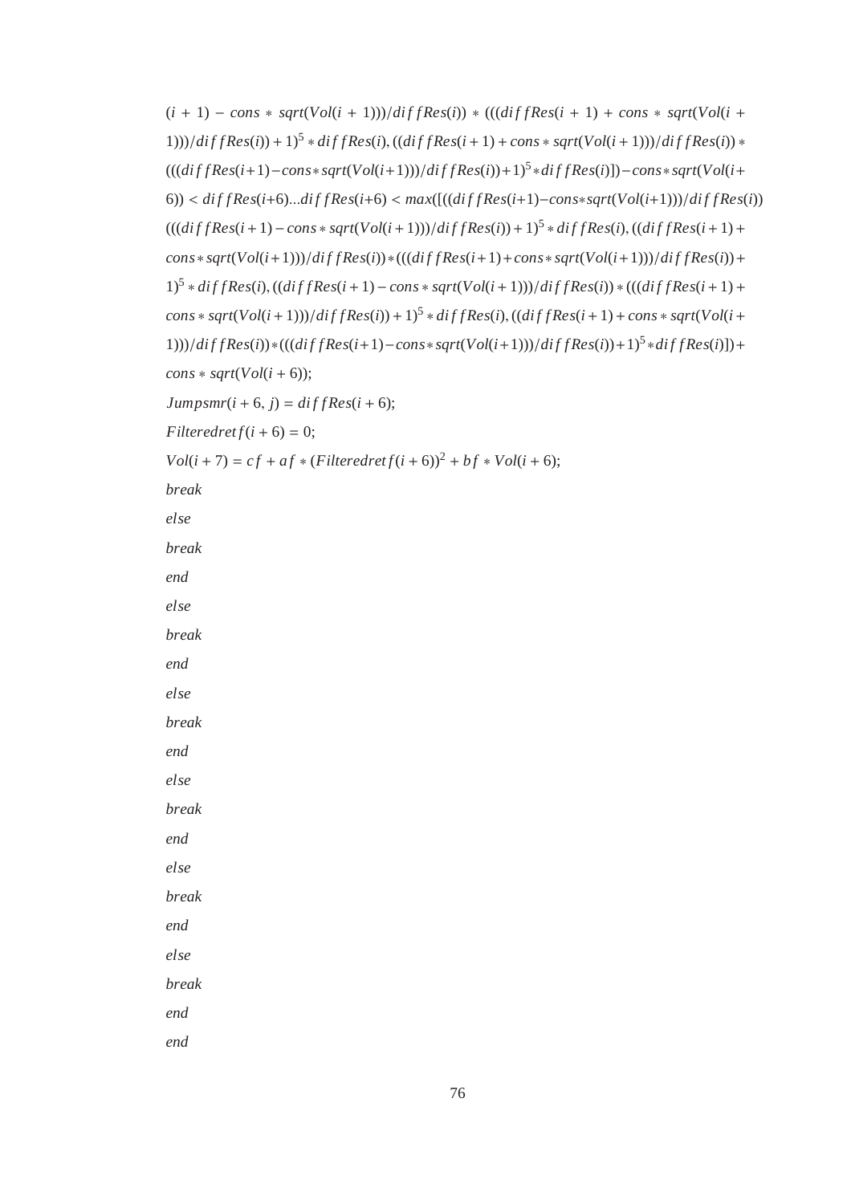$(i+1) - cons * sqrt(Vol(i+1)))/diffRes(i)) * (((diffRes(i+1) + cons * sqrt(Vol(i+1)))/diffRes(i)) + 1)^5 * diffRes(i), ((diffRes(i+1) + cons * sqrt(Vol(i+1)))/diffRes(i)) * (((diffRes(i+1) - cons * sqrt(Vol(i+1)))/diffRes(i)) + 1)^5 * diffRes(i)]) - cons * sqrt(Vol(i+6)) < diffRes(i+6)...diffRes(i+6) < max([((diffRes(i+1) - cons * sqrt(Vol(i+1)))/diffRes(i)) (((diffRes(i+1) - cons * sqrt(Vol(i+1)))/diffRes(i)) + 1)^5 * diffRes(i), ((diffRes(i+1) + cons * sqrt(Vol(i+1)))/diffRes(i)) * (((diffRes(i+1) + cons * sqrt(Vol(i+1)))/diffRes(i)) + 1)^5 * diffRes(i), ((diffRes(i+1) - cons * sqrt(Vol(i+1)))/diffRes(i)) * (((diffRes(i+1) + cons * sqrt(Vol(i+1)))/diffRes(i)) + 1)^5 * diffRes(i), ((diffRes(i+1) + cons * sqrt(Vol(i+1)))/diffRes(i)) * (((diffRes(i+1) - cons * sqrt(Vol(i+1)))/diffRes(i)) + 1)^5 * diffRes(i)]) + cons * sqrt(Vol(i+6));$

$Jumpsmr(i+6, j) = diffRes(i+6);$

$Filteredretf(i+6) = 0;$

$Vol(i+7) = cf + af * (Filteredretf(i+6))^2 + bf * Vol(i+6);$

*break*

*else*

*break*

*end*

*else*

*break*

*end*

*else*

*break*

*end*

*else*

*break*

*end*

*else*

*break*

*end*

*else*

*break*

*end*

*end*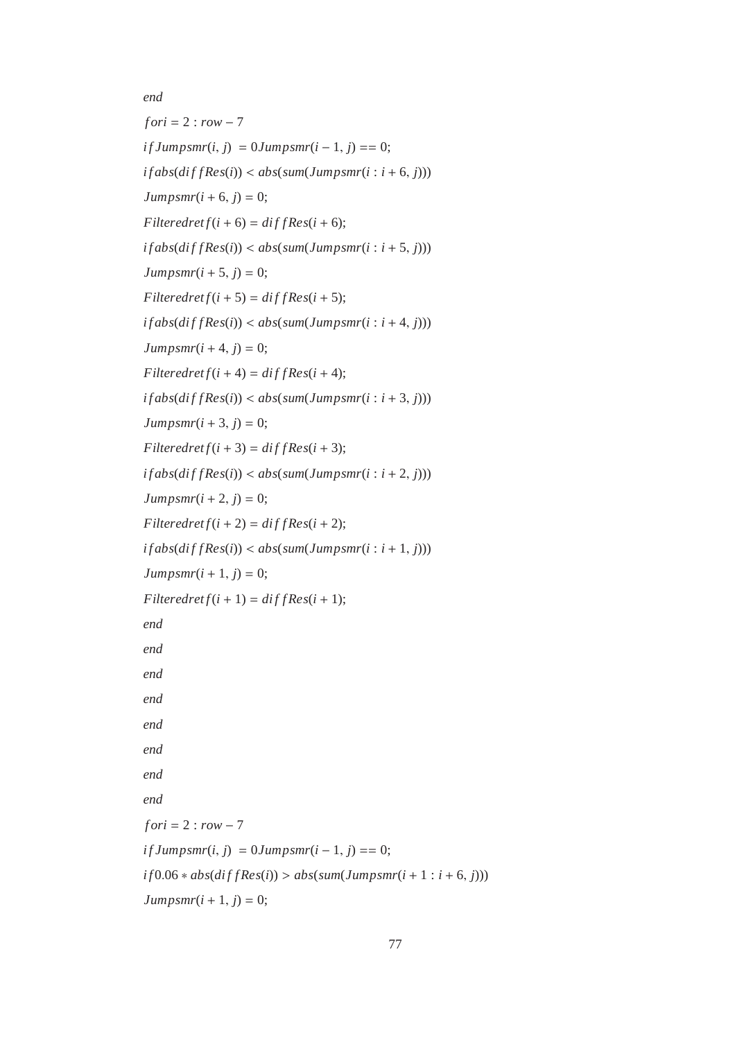```
end
for i = 2 : row − 7
if Jumpsmr(i, j)  = 0Jumpsmr(i − 1, j) == 0;
if abs(diffRes(i)) < abs(sum(Jumpsmr(i : i + 6, j)))
Jumpsmr(i + 6, j) = 0;
Filteredretf(i + 6) = diffRes(i + 6);
if abs(diffRes(i)) < abs(sum(Jumpsmr(i : i + 5, j)))
Jumpsmr(i + 5, j) = 0;
Filteredretf(i + 5) = diffRes(i + 5);
if abs(diffRes(i)) < abs(sum(Jumpsmr(i : i + 4, j)))
Jumpsmr(i + 4, j) = 0;
Filteredretf(i + 4) = diffRes(i + 4);
if abs(diffRes(i)) < abs(sum(Jumpsmr(i : i + 3, j)))
Jumpsmr(i + 3, j) = 0;
Filteredretf(i + 3) = diffRes(i + 3);
if abs(diffRes(i)) < abs(sum(Jumpsmr(i : i + 2, j)))
Jumpsmr(i + 2, j) = 0;
Filteredretf(i + 2) = diffRes(i + 2);
if abs(diffRes(i)) < abs(sum(Jumpsmr(i : i + 1, j)))
Jumpsmr(i + 1, j) = 0;
Filteredretf(i + 1) = diffRes(i + 1);
end
end
end
end
end
end
end
end
for i = 2 : row − 7
if Jumpsmr(i, j)  = 0Jumpsmr(i − 1, j) == 0;
if 0.06 ∗ abs(diffRes(i)) > abs(sum(Jumpsmr(i + 1 : i + 6, j)))
Jumpsmr(i + 1, j) = 0;
```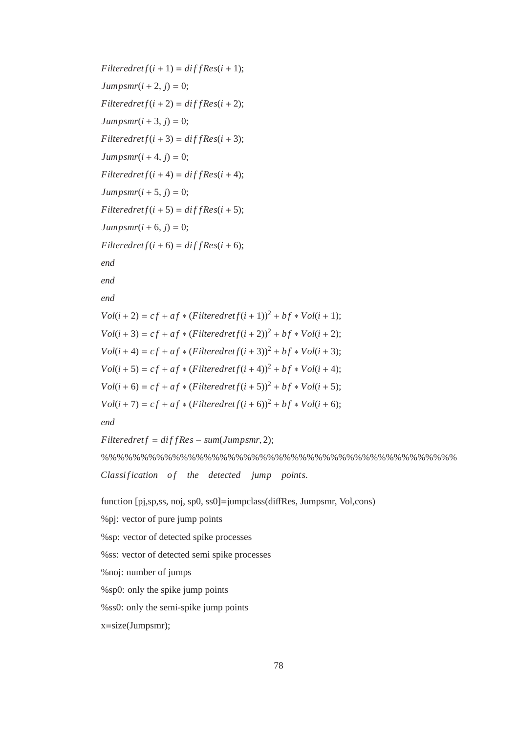```
Filteredretf(i+1) = diffRes(i+1);
Jumpsmr(i+2, j) = 0;
Filteredretf(i+2) = diffRes(i+2);
Jumpsmr(i+3, j) = 0;
Filteredretf(i+3) = diffRes(i+3);
Jumpsmr(i+4, j) = 0;
Filteredretf(i+4) = diffRes(i+4);
Jumpsmr(i+5, j) = 0;
Filteredretf(i+5) = diffRes(i+5);
Jumpsmr(i+6, j) = 0;
Filteredretf(i+6) = diffRes(i+6);
end
end
end
Vol(i+2) = cf + af * (Filteredretf(i+1))^2 + bf * Vol(i+1);
Vol(i+3) = cf + af * (Filteredretf(i+2))^2 + bf * Vol(i+2);
Vol(i+4) = cf + af * (Filteredretf(i+3))^2 + bf * Vol(i+3);
Vol(i+5) = cf + af * (Filteredretf(i+4))^2 + bf * Vol(i+4);
Vol(i+6) = cf + af * (Filteredretf(i+5))^2 + bf * Vol(i+5);
Vol(i+7) = cf + af * (Filteredretf(i+6))^2 + bf * Vol(i+6);
end
Filteredretf = diffRes - sum(Jumpsmr, 2);
%%%%%%%%%%%%%%%%%%%%%%%%%%%%%%%%%%%%%%%%%%%%%%
Classification of the detected jump points.

function [pj,sp,ss, noj, sp0, ss0]=jumpclass(diffRes, Jumpsmr, Vol,cons)
%pj: vector of pure jump points
%sp: vector of detected spike processes
%ss: vector of detected semi spike processes
%noj: number of jumps
%sp0: only the spike jump points
%ss0: only the semi-spike jump points
x=size(Jumpsmr);
```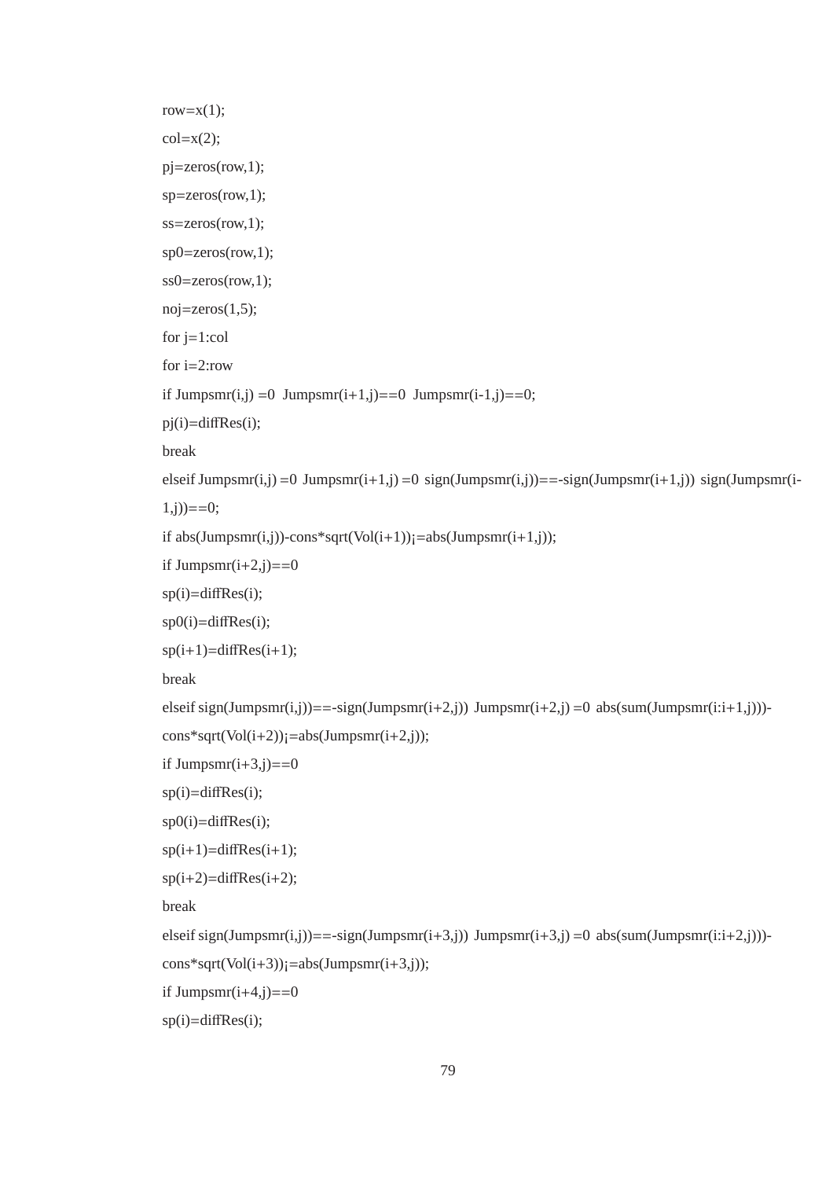```
row=x(1);
col=x(2);
pj=zeros(row,1);
sp=zeros(row,1);
ss=zeros(row,1);
sp0=zeros(row,1);
ss0=zeros(row,1);
noj=zeros(1,5);
for j=1:col
for i=2:row
if Jumpsmr(i,j) =0  Jumpsmr(i+1,j)==0  Jumpsmr(i-1,j)==0;
pj(i)=diffRes(i);
break
elseif Jumpsmr(i,j) =0  Jumpsmr(i+1,j) =0  sign(Jumpsmr(i,j))==-sign(Jumpsmr(i+1,j))  sign(Jumpsmr(i-
1,j))==0;
if abs(Jumpsmr(i,j))-cons*sqrt(Vol(i+1))¡=abs(Jumpsmr(i+1,j));
if Jumpsmr(i+2,j)==0
sp(i)=diffRes(i);
sp0(i)=diffRes(i);
sp(i+1)=diffRes(i+1);
break
elseif sign(Jumpsmr(i,j))==-sign(Jumpsmr(i+2,j))  Jumpsmr(i+2,j) =0  abs(sum(Jumpsmr(i:i+1,j)))-
cons*sqrt(Vol(i+2))¡=abs(Jumpsmr(i+2,j));
if Jumpsmr(i+3,j)==0
sp(i)=diffRes(i);
sp0(i)=diffRes(i);
sp(i+1)=diffRes(i+1);
sp(i+2)=diffRes(i+2);
break
elseif sign(Jumpsmr(i,j))==-sign(Jumpsmr(i+3,j))  Jumpsmr(i+3,j) =0  abs(sum(Jumpsmr(i:i+2,j)))-
cons*sqrt(Vol(i+3))¡=abs(Jumpsmr(i+3,j));
if Jumpsmr(i+4,j)==0
sp(i)=diffRes(i);
```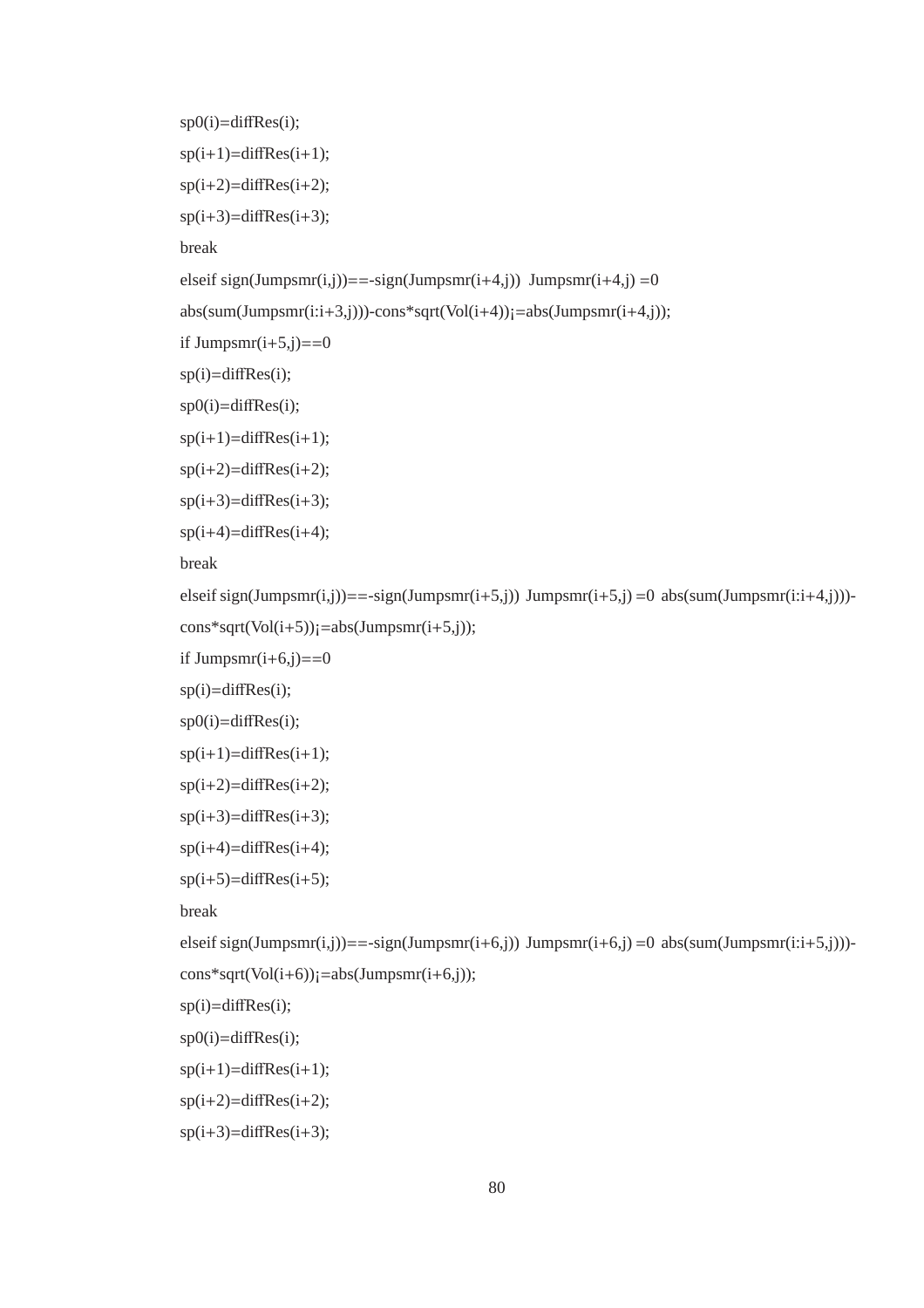```
sp0(i)=diffRes(i);
sp(i+1)=diffRes(i+1);
sp(i+2)=diffRes(i+2);
sp(i+3)=diffRes(i+3);
break
elseif sign(Jumpsmr(i,j))==-sign(Jumpsmr(i+4,j))  Jumpsmr(i+4,j) =0
abs(sum(Jumpsmr(i:i+3,j)))-cons*sqrt(Vol(i+4))¡=abs(Jumpsmr(i+4,j));
if Jumpsmr(i+5,j)==0
sp(i)=diffRes(i);
sp0(i)=diffRes(i);
sp(i+1)=diffRes(i+1);
sp(i+2)=diffRes(i+2);
sp(i+3)=diffRes(i+3);
sp(i+4)=diffRes(i+4);
break
elseif sign(Jumpsmr(i,j))==-sign(Jumpsmr(i+5,j))  Jumpsmr(i+5,j) =0  abs(sum(Jumpsmr(i:i+4,j)))-
cons*sqrt(Vol(i+5))¡=abs(Jumpsmr(i+5,j));
if Jumpsmr(i+6,j)==0
sp(i)=diffRes(i);
sp0(i)=diffRes(i);
sp(i+1)=diffRes(i+1);
sp(i+2)=diffRes(i+2);
sp(i+3)=diffRes(i+3);
sp(i+4)=diffRes(i+4);
sp(i+5)=diffRes(i+5);
break
elseif sign(Jumpsmr(i,j))==-sign(Jumpsmr(i+6,j))  Jumpsmr(i+6,j) =0  abs(sum(Jumpsmr(i:i+5,j)))-
cons*sqrt(Vol(i+6))¡=abs(Jumpsmr(i+6,j));
sp(i)=diffRes(i);
sp0(i)=diffRes(i);
sp(i+1)=diffRes(i+1);
sp(i+2)=diffRes(i+2);
sp(i+3)=diffRes(i+3);
```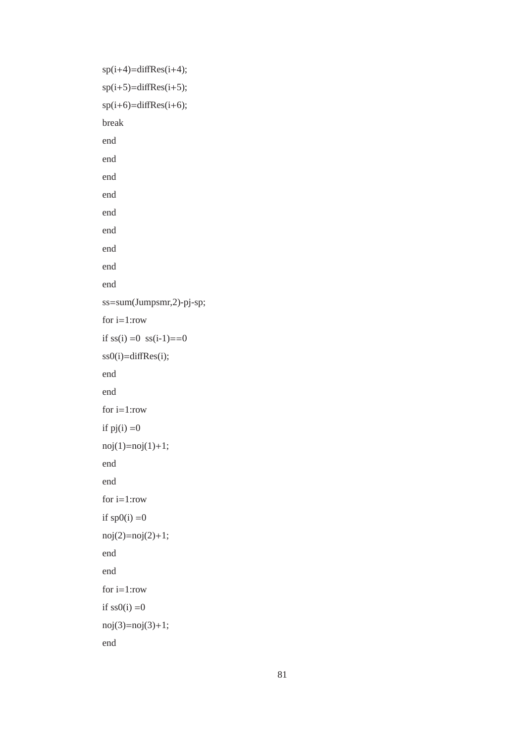```
sp(i+4)=diffRes(i+4);
sp(i+5)=diffRes(i+5);
sp(i+6)=diffRes(i+6);
break
end
end
end
end
end
end
end
end
end
ss=sum(Jumpsmr,2)-pj-sp;
for i=1:row
if ss(i) =0  ss(i-1)==0
ss0(i)=diffRes(i);
end
end
for i=1:row
if pj(i) =0
noj(1)=noj(1)+1;
end
end
for i=1:row
if sp0(i) =0
noj(2)=noj(2)+1;
end
end
for i=1:row
if ss0(i) =0
noj(3)=noj(3)+1;
end
```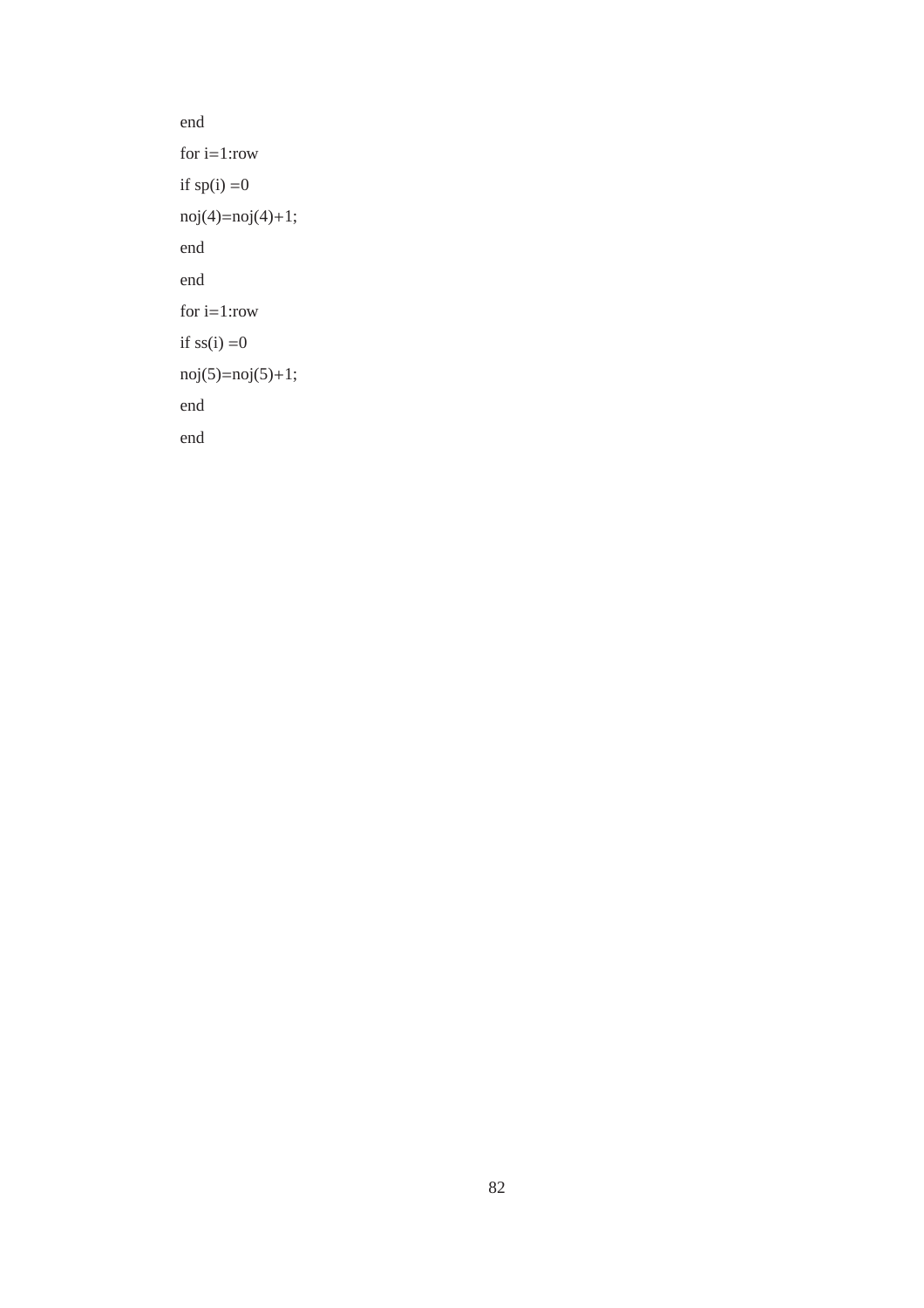```
end
for i=1:row
if sp(i) =0
noj(4)=noj(4)+1;
end
end
for i=1:row
if ss(i) =0
noj(5)=noj(5)+1;
end
end
```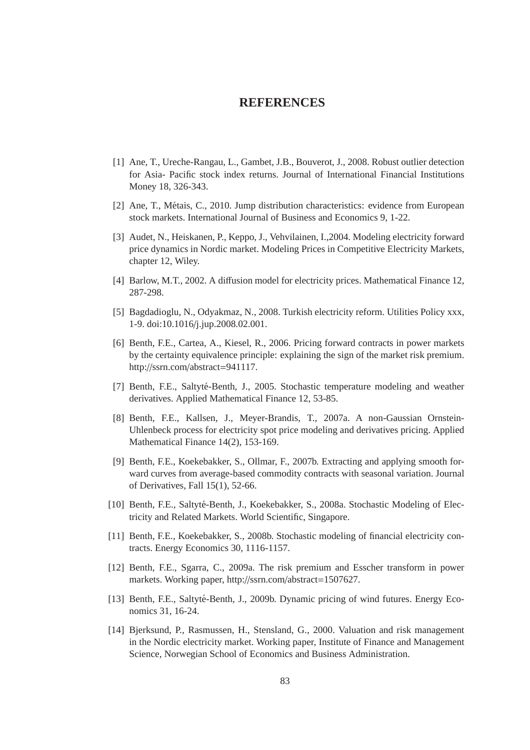# REFERENCES

[1] Ane, T., Ureche-Rangau, L., Gambet, J.B., Bouverot, J., 2008. Robust outlier detection for Asia- Pacific stock index returns. Journal of International Financial Institutions Money 18, 326-343.

[2] Ane, T., Métais, C., 2010. Jump distribution characteristics: evidence from European stock markets. International Journal of Business and Economics 9, 1-22.

[3] Audet, N., Heiskanen, P., Keppo, J., Vehvilainen, I.,2004. Modeling electricity forward price dynamics in Nordic market. Modeling Prices in Competitive Electricity Markets, chapter 12, Wiley.

[4] Barlow, M.T., 2002. A diffusion model for electricity prices. Mathematical Finance 12, 287-298.

[5] Bagdadioglu, N., Odyakmaz, N., 2008. Turkish electricity reform. Utilities Policy xxx, 1-9. doi:10.1016/j.jup.2008.02.001.

[6] Benth, F.E., Cartea, A., Kiesel, R., 2006. Pricing forward contracts in power markets by the certainty equivalence principle: explaining the sign of the market risk premium. http://ssrn.com/abstract=941117.

[7] Benth, F.E., Saltyté-Benth, J., 2005. Stochastic temperature modeling and weather derivatives. Applied Mathematical Finance 12, 53-85.

[8] Benth, F.E., Kallsen, J., Meyer-Brandis, T., 2007a. A non-Gaussian Ornstein-Uhlenbeck process for electricity spot price modeling and derivatives pricing. Applied Mathematical Finance 14(2), 153-169.

[9] Benth, F.E., Koekebakker, S., Ollmar, F., 2007b. Extracting and applying smooth forward curves from average-based commodity contracts with seasonal variation. Journal of Derivatives, Fall 15(1), 52-66.

[10] Benth, F.E., Saltyté-Benth, J., Koekebakker, S., 2008a. Stochastic Modeling of Electricity and Related Markets. World Scientific, Singapore.

[11] Benth, F.E., Koekebakker, S., 2008b. Stochastic modeling of financial electricity contracts. Energy Economics 30, 1116-1157.

[12] Benth, F.E., Sgarra, C., 2009a. The risk premium and Esscher transform in power markets. Working paper, http://ssrn.com/abstract=1507627.

[13] Benth, F.E., Saltyté-Benth, J., 2009b. Dynamic pricing of wind futures. Energy Economics 31, 16-24.

[14] Bjerksund, P., Rasmussen, H., Stensland, G., 2000. Valuation and risk management in the Nordic electricity market. Working paper, Institute of Finance and Management Science, Norwegian School of Economics and Business Administration.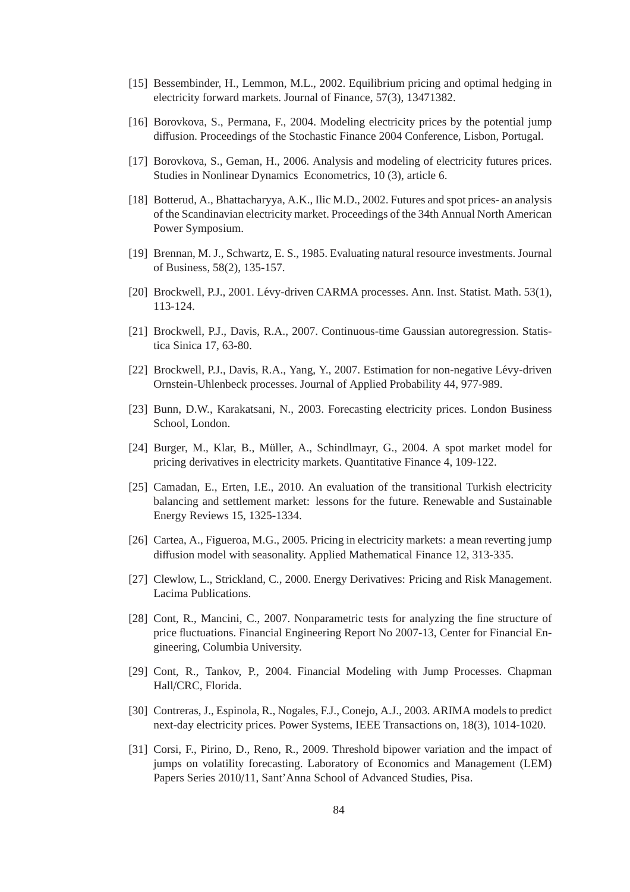[15] Bessembinder, H., Lemmon, M.L., 2002. Equilibrium pricing and optimal hedging in electricity forward markets. Journal of Finance, 57(3), 13471382.

[16] Borovkova, S., Permana, F., 2004. Modeling electricity prices by the potential jump diffusion. Proceedings of the Stochastic Finance 2004 Conference, Lisbon, Portugal.

[17] Borovkova, S., Geman, H., 2006. Analysis and modeling of electricity futures prices. Studies in Nonlinear Dynamics Econometrics, 10 (3), article 6.

[18] Botterud, A., Bhattacharyya, A.K., Ilic M.D., 2002. Futures and spot prices- an analysis of the Scandinavian electricity market. Proceedings of the 34th Annual North American Power Symposium.

[19] Brennan, M. J., Schwartz, E. S., 1985. Evaluating natural resource investments. Journal of Business, 58(2), 135-157.

[20] Brockwell, P.J., 2001. Lévy-driven CARMA processes. Ann. Inst. Statist. Math. 53(1), 113-124.

[21] Brockwell, P.J., Davis, R.A., 2007. Continuous-time Gaussian autoregression. Statistica Sinica 17, 63-80.

[22] Brockwell, P.J., Davis, R.A., Yang, Y., 2007. Estimation for non-negative Lévy-driven Ornstein-Uhlenbeck processes. Journal of Applied Probability 44, 977-989.

[23] Bunn, D.W., Karakatsani, N., 2003. Forecasting electricity prices. London Business School, London.

[24] Burger, M., Klar, B., Müller, A., Schindlmayr, G., 2004. A spot market model for pricing derivatives in electricity markets. Quantitative Finance 4, 109-122.

[25] Camadan, E., Erten, I.E., 2010. An evaluation of the transitional Turkish electricity balancing and settlement market: lessons for the future. Renewable and Sustainable Energy Reviews 15, 1325-1334.

[26] Cartea, A., Figueroa, M.G., 2005. Pricing in electricity markets: a mean reverting jump diffusion model with seasonality. Applied Mathematical Finance 12, 313-335.

[27] Clewlow, L., Strickland, C., 2000. Energy Derivatives: Pricing and Risk Management. Lacima Publications.

[28] Cont, R., Mancini, C., 2007. Nonparametric tests for analyzing the fine structure of price fluctuations. Financial Engineering Report No 2007-13, Center for Financial Engineering, Columbia University.

[29] Cont, R., Tankov, P., 2004. Financial Modeling with Jump Processes. Chapman Hall/CRC, Florida.

[30] Contreras, J., Espinola, R., Nogales, F.J., Conejo, A.J., 2003. ARIMA models to predict next-day electricity prices. Power Systems, IEEE Transactions on, 18(3), 1014-1020.

[31] Corsi, F., Pirino, D., Reno, R., 2009. Threshold bipower variation and the impact of jumps on volatility forecasting. Laboratory of Economics and Management (LEM) Papers Series 2010/11, Sant'Anna School of Advanced Studies, Pisa.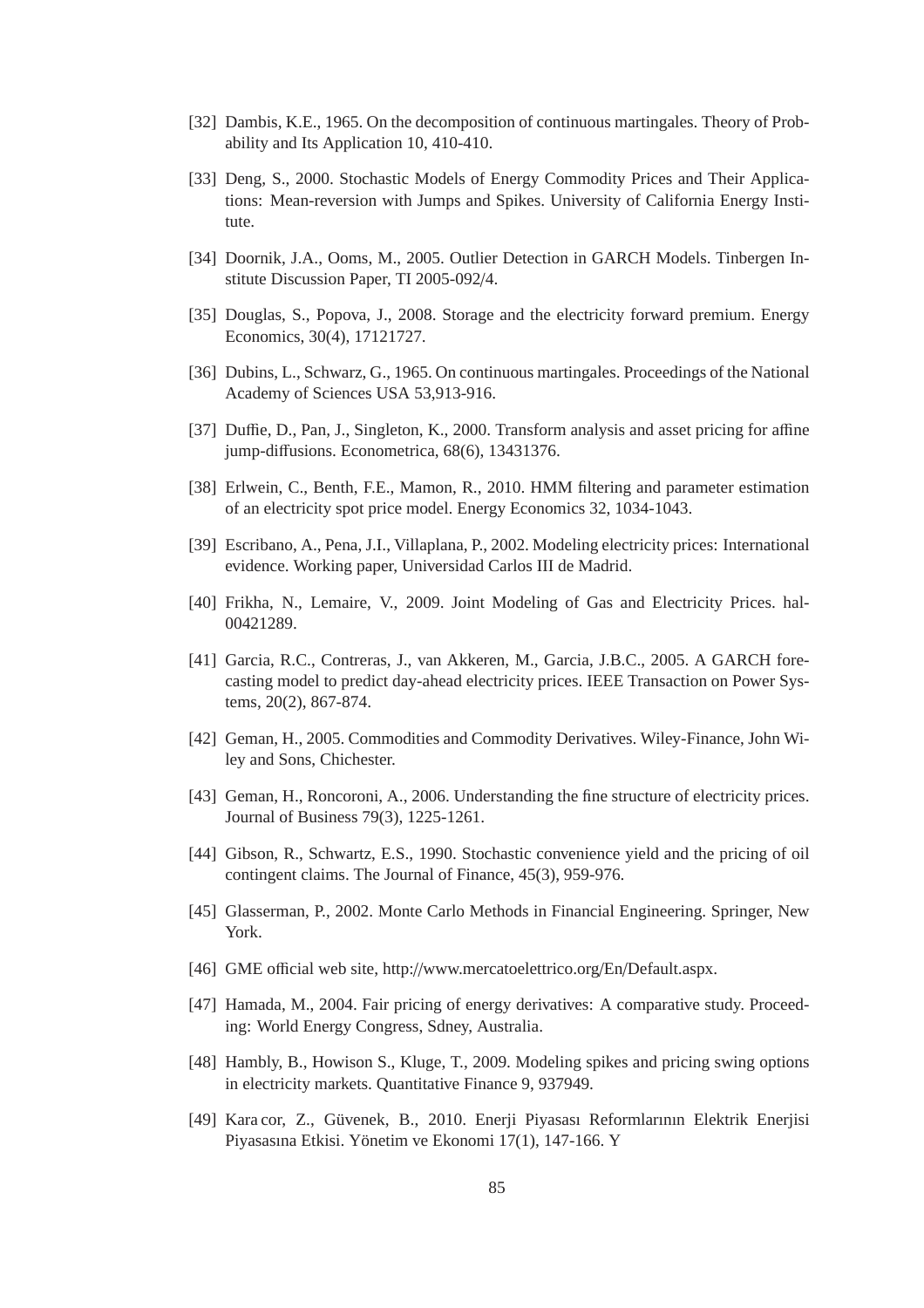[32] Dambis, K.E., 1965. On the decomposition of continuous martingales. Theory of Probability and Its Application 10, 410-410.

[33] Deng, S., 2000. Stochastic Models of Energy Commodity Prices and Their Applications: Mean-reversion with Jumps and Spikes. University of California Energy Institute.

[34] Doornik, J.A., Ooms, M., 2005. Outlier Detection in GARCH Models. Tinbergen Institute Discussion Paper, TI 2005-092/4.

[35] Douglas, S., Popova, J., 2008. Storage and the electricity forward premium. Energy Economics, 30(4), 17121727.

[36] Dubins, L., Schwarz, G., 1965. On continuous martingales. Proceedings of the National Academy of Sciences USA 53,913-916.

[37] Duffie, D., Pan, J., Singleton, K., 2000. Transform analysis and asset pricing for affine jump-diffusions. Econometrica, 68(6), 13431376.

[38] Erlwein, C., Benth, F.E., Mamon, R., 2010. HMM filtering and parameter estimation of an electricity spot price model. Energy Economics 32, 1034-1043.

[39] Escribano, A., Pena, J.I., Villaplana, P., 2002. Modeling electricity prices: International evidence. Working paper, Universidad Carlos III de Madrid.

[40] Frikha, N., Lemaire, V., 2009. Joint Modeling of Gas and Electricity Prices. hal-00421289.

[41] Garcia, R.C., Contreras, J., van Akkeren, M., Garcia, J.B.C., 2005. A GARCH forecasting model to predict day-ahead electricity prices. IEEE Transaction on Power Systems, 20(2), 867-874.

[42] Geman, H., 2005. Commodities and Commodity Derivatives. Wiley-Finance, John Wiley and Sons, Chichester.

[43] Geman, H., Roncoroni, A., 2006. Understanding the fine structure of electricity prices. Journal of Business 79(3), 1225-1261.

[44] Gibson, R., Schwartz, E.S., 1990. Stochastic convenience yield and the pricing of oil contingent claims. The Journal of Finance, 45(3), 959-976.

[45] Glasserman, P., 2002. Monte Carlo Methods in Financial Engineering. Springer, New York.

[46] GME official web site, http://www.mercatoelettrico.org/En/Default.aspx.

[47] Hamada, M., 2004. Fair pricing of energy derivatives: A comparative study. Proceeding: World Energy Congress, Sdney, Australia.

[48] Hambly, B., Howison S., Kluge, T., 2009. Modeling spikes and pricing swing options in electricity markets. Quantitative Finance 9, 937949.

[49] Kara cor, Z., Güvenek, B., 2010. Enerji Piyasası Reformlarının Elektrik Enerjisi Piyasasına Etkisi. Yönetim ve Ekonomi 17(1), 147-166. Y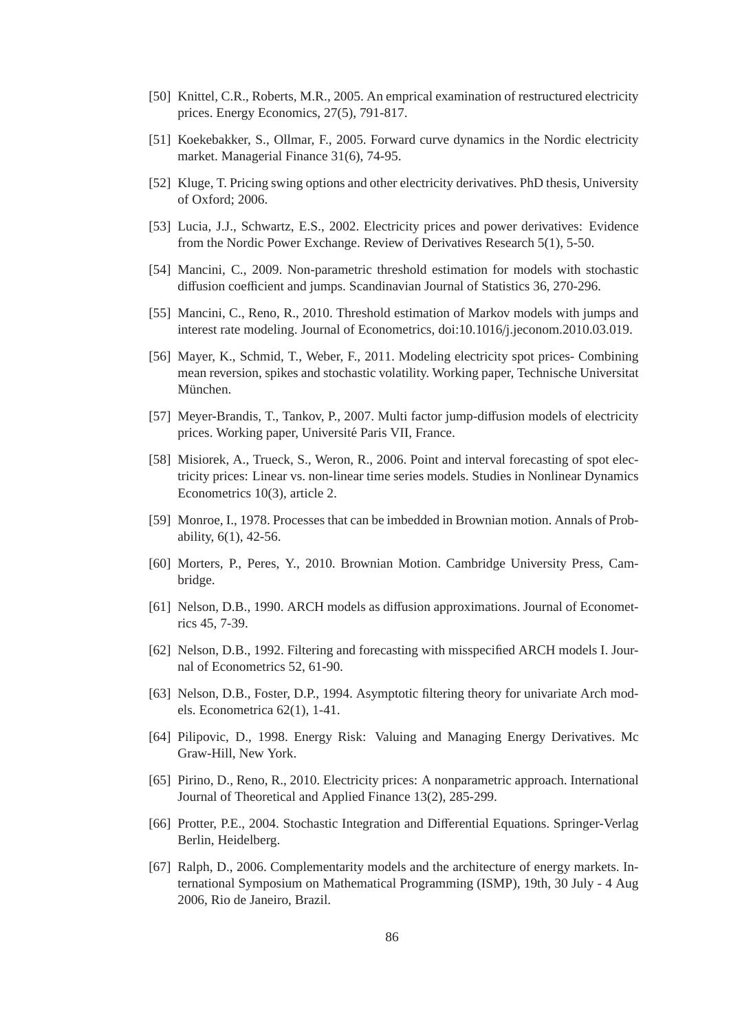[50] Knittel, C.R., Roberts, M.R., 2005. An emprical examination of restructured electricity prices. Energy Economics, 27(5), 791-817.

[51] Koekebakker, S., Ollmar, F., 2005. Forward curve dynamics in the Nordic electricity market. Managerial Finance 31(6), 74-95.

[52] Kluge, T. Pricing swing options and other electricity derivatives. PhD thesis, University of Oxford; 2006.

[53] Lucia, J.J., Schwartz, E.S., 2002. Electricity prices and power derivatives: Evidence from the Nordic Power Exchange. Review of Derivatives Research 5(1), 5-50.

[54] Mancini, C., 2009. Non-parametric threshold estimation for models with stochastic diffusion coefficient and jumps. Scandinavian Journal of Statistics 36, 270-296.

[55] Mancini, C., Reno, R., 2010. Threshold estimation of Markov models with jumps and interest rate modeling. Journal of Econometrics, doi:10.1016/j.jeconom.2010.03.019.

[56] Mayer, K., Schmid, T., Weber, F., 2011. Modeling electricity spot prices- Combining mean reversion, spikes and stochastic volatility. Working paper, Technische Universitat München.

[57] Meyer-Brandis, T., Tankov, P., 2007. Multi factor jump-diffusion models of electricity prices. Working paper, Université Paris VII, France.

[58] Misiorek, A., Trueck, S., Weron, R., 2006. Point and interval forecasting of spot electricity prices: Linear vs. non-linear time series models. Studies in Nonlinear Dynamics Econometrics 10(3), article 2.

[59] Monroe, I., 1978. Processes that can be imbedded in Brownian motion. Annals of Probability, 6(1), 42-56.

[60] Morters, P., Peres, Y., 2010. Brownian Motion. Cambridge University Press, Cambridge.

[61] Nelson, D.B., 1990. ARCH models as diffusion approximations. Journal of Econometrics 45, 7-39.

[62] Nelson, D.B., 1992. Filtering and forecasting with misspecified ARCH models I. Journal of Econometrics 52, 61-90.

[63] Nelson, D.B., Foster, D.P., 1994. Asymptotic filtering theory for univariate Arch models. Econometrica 62(1), 1-41.

[64] Pilipovic, D., 1998. Energy Risk: Valuing and Managing Energy Derivatives. Mc Graw-Hill, New York.

[65] Pirino, D., Reno, R., 2010. Electricity prices: A nonparametric approach. International Journal of Theoretical and Applied Finance 13(2), 285-299.

[66] Protter, P.E., 2004. Stochastic Integration and Differential Equations. Springer-Verlag Berlin, Heidelberg.

[67] Ralph, D., 2006. Complementarity models and the architecture of energy markets. International Symposium on Mathematical Programming (ISMP), 19th, 30 July - 4 Aug 2006, Rio de Janeiro, Brazil.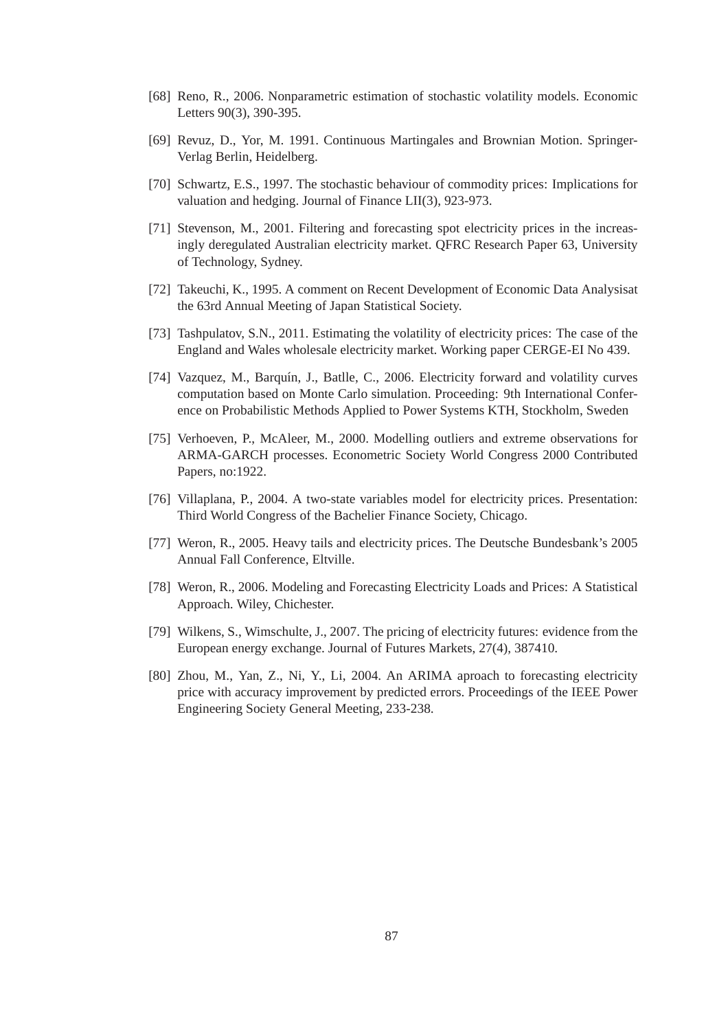[68] Reno, R., 2006. Nonparametric estimation of stochastic volatility models. Economic Letters 90(3), 390-395.

[69] Revuz, D., Yor, M. 1991. Continuous Martingales and Brownian Motion. Springer-Verlag Berlin, Heidelberg.

[70] Schwartz, E.S., 1997. The stochastic behaviour of commodity prices: Implications for valuation and hedging. Journal of Finance LII(3), 923-973.

[71] Stevenson, M., 2001. Filtering and forecasting spot electricity prices in the increasingly deregulated Australian electricity market. QFRC Research Paper 63, University of Technology, Sydney.

[72] Takeuchi, K., 1995. A comment on Recent Development of Economic Data Analysisat the 63rd Annual Meeting of Japan Statistical Society.

[73] Tashpulatov, S.N., 2011. Estimating the volatility of electricity prices: The case of the England and Wales wholesale electricity market. Working paper CERGE-EI No 439.

[74] Vazquez, M., Barquín, J., Batlle, C., 2006. Electricity forward and volatility curves computation based on Monte Carlo simulation. Proceeding: 9th International Conference on Probabilistic Methods Applied to Power Systems KTH, Stockholm, Sweden

[75] Verhoeven, P., McAleer, M., 2000. Modelling outliers and extreme observations for ARMA-GARCH processes. Econometric Society World Congress 2000 Contributed Papers, no:1922.

[76] Villaplana, P., 2004. A two-state variables model for electricity prices. Presentation: Third World Congress of the Bachelier Finance Society, Chicago.

[77] Weron, R., 2005. Heavy tails and electricity prices. The Deutsche Bundesbank's 2005 Annual Fall Conference, Eltville.

[78] Weron, R., 2006. Modeling and Forecasting Electricity Loads and Prices: A Statistical Approach. Wiley, Chichester.

[79] Wilkens, S., Wimschulte, J., 2007. The pricing of electricity futures: evidence from the European energy exchange. Journal of Futures Markets, 27(4), 387410.

[80] Zhou, M., Yan, Z., Ni, Y., Li, 2004. An ARIMA aproach to forecasting electricity price with accuracy improvement by predicted errors. Proceedings of the IEEE Power Engineering Society General Meeting, 233-238.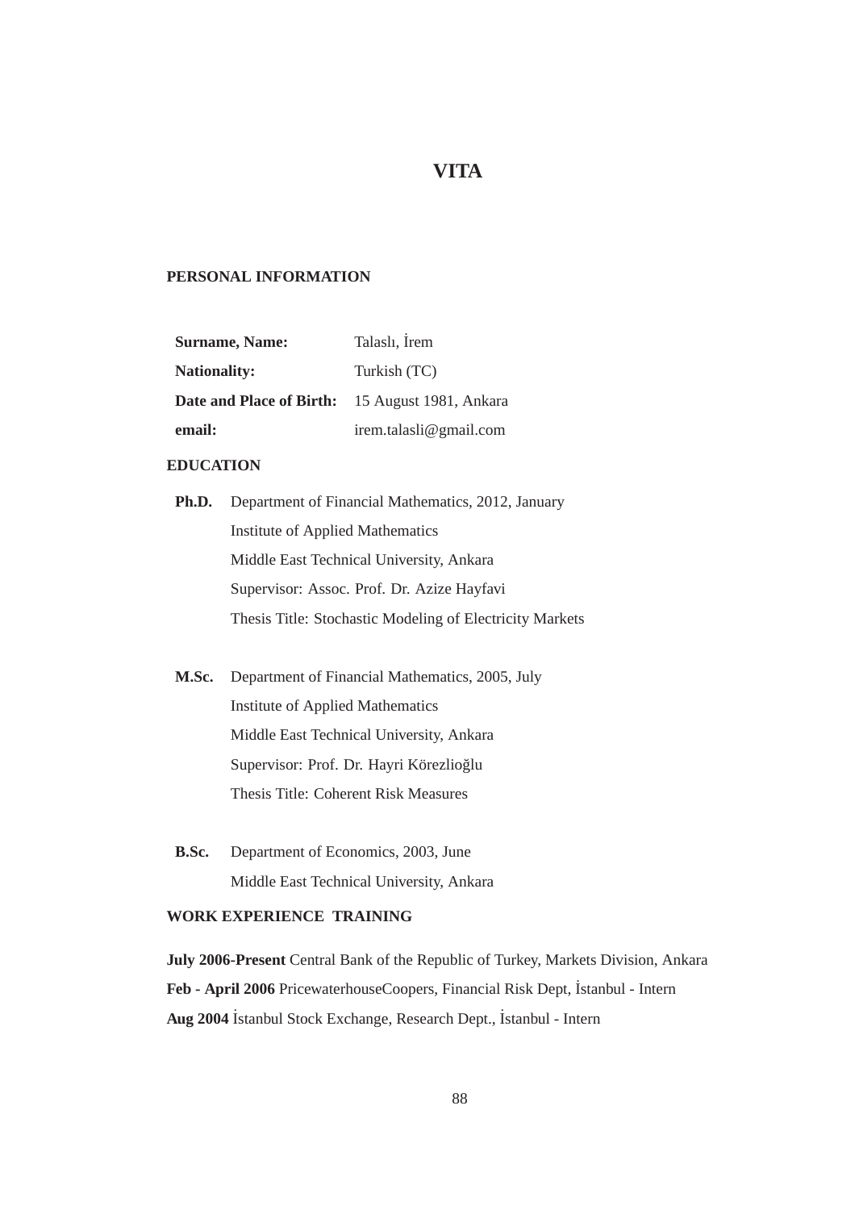# VITA

## PERSONAL INFORMATION

| | |
|---|---|
| **Surname, Name:** | Talaslı, İrem |
| **Nationality:** | Turkish (TC) |
| **Date and Place of Birth:** | 15 August 1981, Ankara |
| **email:** | irem.talasli@gmail.com |

## EDUCATION

**Ph.D.** Department of Financial Mathematics, 2012, January
Institute of Applied Mathematics
Middle East Technical University, Ankara
Supervisor: Assoc. Prof. Dr. Azize Hayfavi
Thesis Title: Stochastic Modeling of Electricity Markets

**M.Sc.** Department of Financial Mathematics, 2005, July
Institute of Applied Mathematics
Middle East Technical University, Ankara
Supervisor: Prof. Dr. Hayri Körezlioğlu
Thesis Title: Coherent Risk Measures

**B.Sc.** Department of Economics, 2003, June
Middle East Technical University, Ankara

## WORK EXPERIENCE TRAINING

**July 2006-Present** Central Bank of the Republic of Turkey, Markets Division, Ankara
**Feb - April 2006** PricewaterhouseCoopers, Financial Risk Dept, İstanbul - Intern
**Aug 2004** İstanbul Stock Exchange, Research Dept., İstanbul - Intern